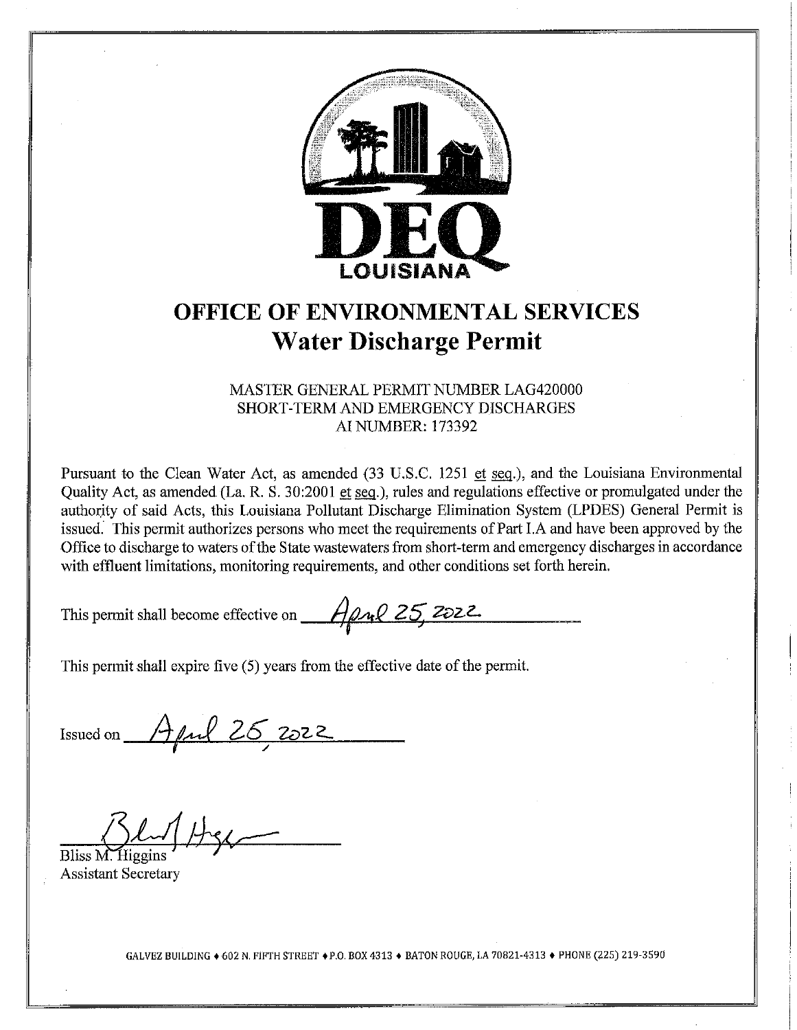DEQ LOUISIANA

# OFFICE OF ENVIRONMENTAL SERVICES

## Water Discharge Permit

MASTER GENERAL PERMIT NUMBER LAG420000
SHORT-TERM AND EMERGENCY DISCHARGES
AI NUMBER: 173392

Pursuant to the Clean Water Act, as amended (33 U.S.C. 1251 et seq.), and the Louisiana Environmental Quality Act, as amended (La. R. S. 30:2001 et seq.), rules and regulations effective or promulgated under the authority of said Acts, this Louisiana Pollutant Discharge Elimination System (LPDES) General Permit is issued. This permit authorizes persons who meet the requirements of Part I.A and have been approved by the Office to discharge to waters of the State wastewaters from short-term and emergency discharges in accordance with effluent limitations, monitoring requirements, and other conditions set forth herein.

This permit shall become effective on April 25, 2022

This permit shall expire five (5) years from the effective date of the permit.

Issued on April 25, 2022

Bliss M. Higgins
Assistant Secretary

GALVEZ BUILDING ♦ 602 N. FIFTH STREET ♦ P.O. BOX 4313 ♦ BATON ROUGE, LA 70821-4313 ♦ PHONE (225) 219-3590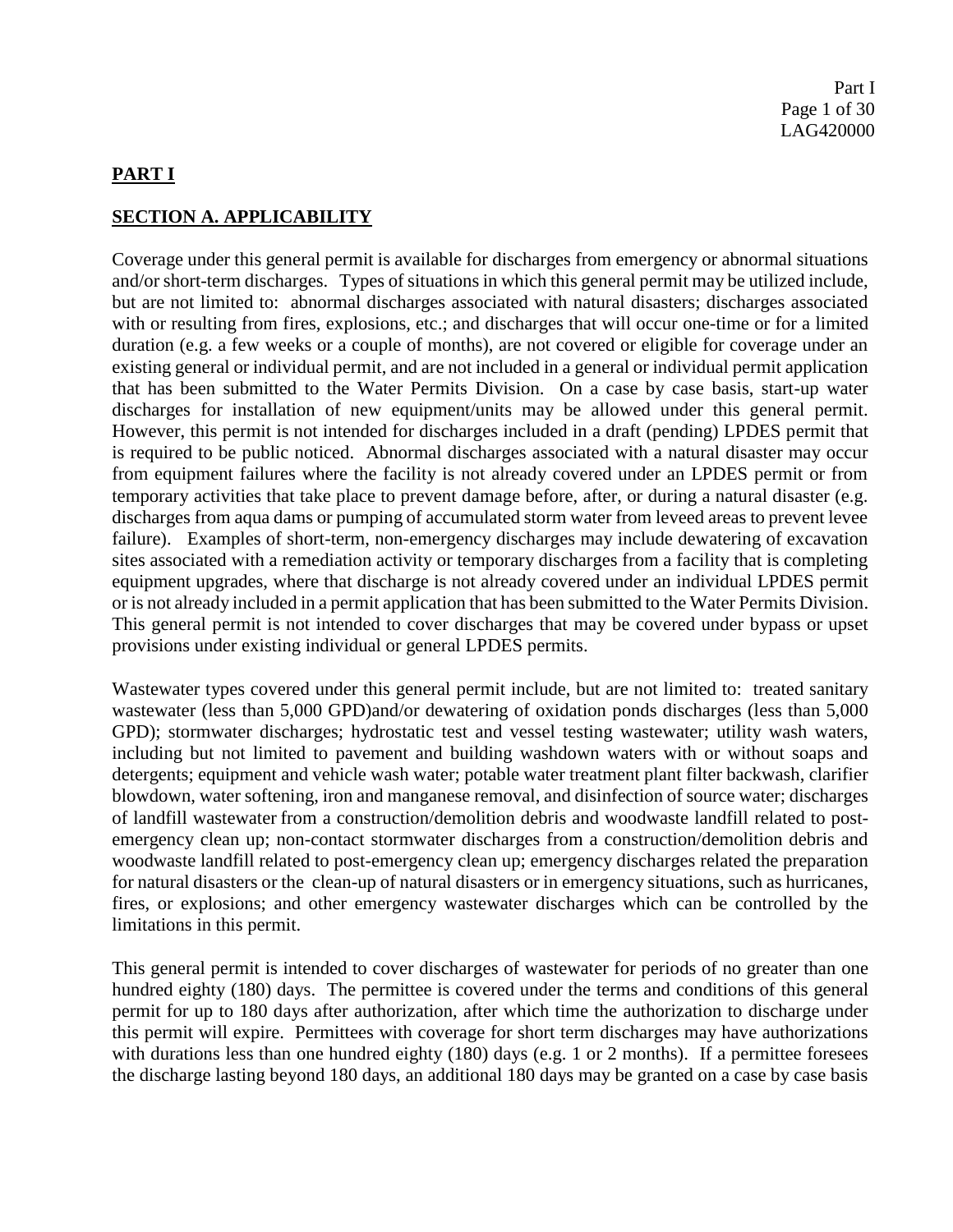**PART I**

**SECTION A. APPLICABILITY**

Coverage under this general permit is available for discharges from emergency or abnormal situations and/or short-term discharges. Types of situations in which this general permit may be utilized include, but are not limited to: abnormal discharges associated with natural disasters; discharges associated with or resulting from fires, explosions, etc.; and discharges that will occur one-time or for a limited duration (e.g. a few weeks or a couple of months), are not covered or eligible for coverage under an existing general or individual permit, and are not included in a general or individual permit application that has been submitted to the Water Permits Division. On a case by case basis, start-up water discharges for installation of new equipment/units may be allowed under this general permit. However, this permit is not intended for discharges included in a draft (pending) LPDES permit that is required to be public noticed. Abnormal discharges associated with a natural disaster may occur from equipment failures where the facility is not already covered under an LPDES permit or from temporary activities that take place to prevent damage before, after, or during a natural disaster (e.g. discharges from aqua dams or pumping of accumulated storm water from leveed areas to prevent levee failure). Examples of short-term, non-emergency discharges may include dewatering of excavation sites associated with a remediation activity or temporary discharges from a facility that is completing equipment upgrades, where that discharge is not already covered under an individual LPDES permit or is not already included in a permit application that has been submitted to the Water Permits Division. This general permit is not intended to cover discharges that may be covered under bypass or upset provisions under existing individual or general LPDES permits.

Wastewater types covered under this general permit include, but are not limited to: treated sanitary wastewater (less than 5,000 GPD)and/or dewatering of oxidation ponds discharges (less than 5,000 GPD); stormwater discharges; hydrostatic test and vessel testing wastewater; utility wash waters, including but not limited to pavement and building washdown waters with or without soaps and detergents; equipment and vehicle wash water; potable water treatment plant filter backwash, clarifier blowdown, water softening, iron and manganese removal, and disinfection of source water; discharges of landfill wastewater from a construction/demolition debris and woodwaste landfill related to post-emergency clean up; non-contact stormwater discharges from a construction/demolition debris and woodwaste landfill related to post-emergency clean up; emergency discharges related the preparation for natural disasters or the clean-up of natural disasters or in emergency situations, such as hurricanes, fires, or explosions; and other emergency wastewater discharges which can be controlled by the limitations in this permit.

This general permit is intended to cover discharges of wastewater for periods of no greater than one hundred eighty (180) days. The permittee is covered under the terms and conditions of this general permit for up to 180 days after authorization, after which time the authorization to discharge under this permit will expire. Permittees with coverage for short term discharges may have authorizations with durations less than one hundred eighty (180) days (e.g. 1 or 2 months). If a permittee foresees the discharge lasting beyond 180 days, an additional 180 days may be granted on a case by case basis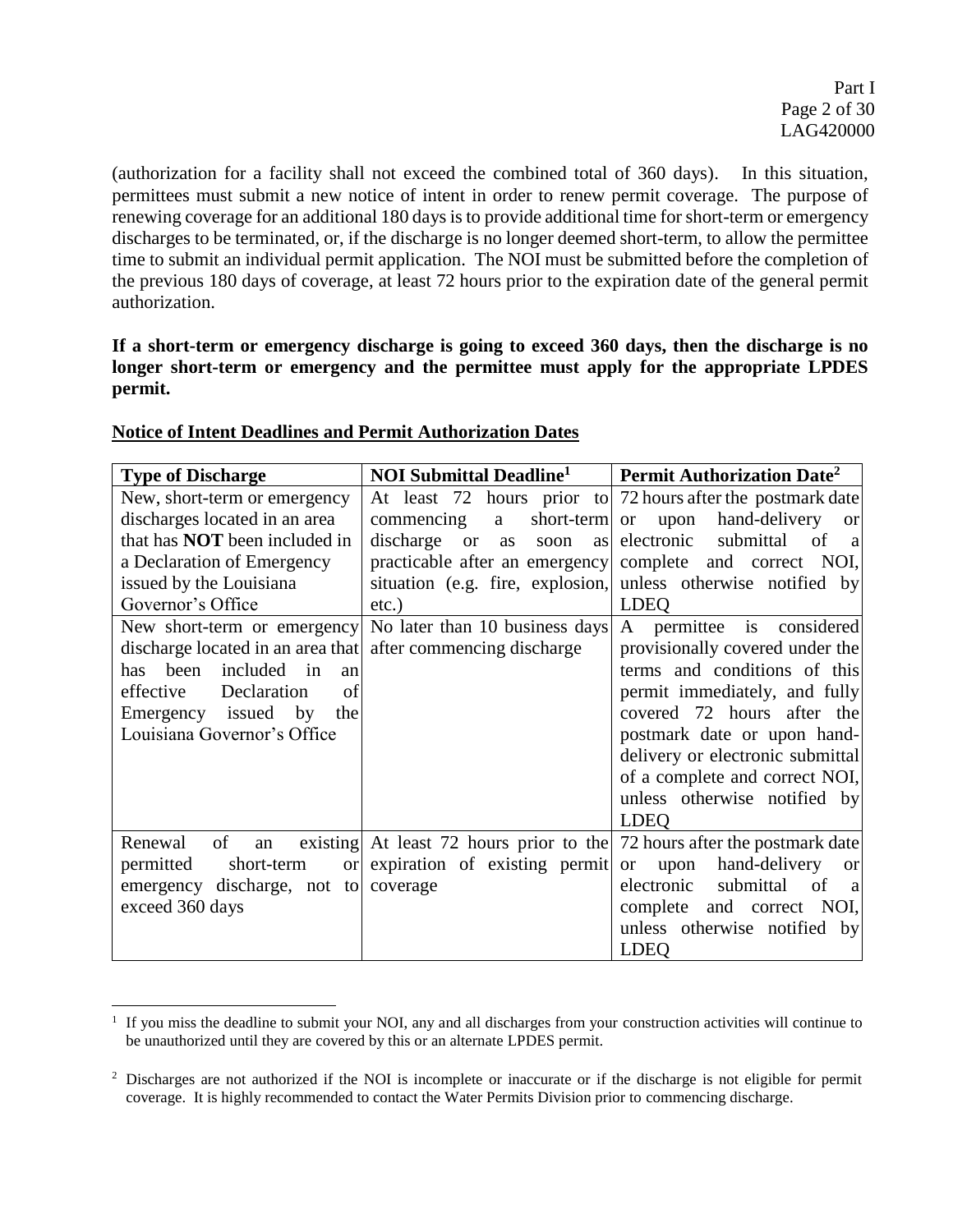(authorization for a facility shall not exceed the combined total of 360 days). In this situation, permittees must submit a new notice of intent in order to renew permit coverage. The purpose of renewing coverage for an additional 180 days is to provide additional time for short-term or emergency discharges to be terminated, or, if the discharge is no longer deemed short-term, to allow the permittee time to submit an individual permit application. The NOI must be submitted before the completion of the previous 180 days of coverage, at least 72 hours prior to the expiration date of the general permit authorization.

**If a short-term or emergency discharge is going to exceed 360 days, then the discharge is no longer short-term or emergency and the permittee must apply for the appropriate LPDES permit.**

**Notice of Intent Deadlines and Permit Authorization Dates**

| Type of Discharge | NOI Submittal Deadline[1] | Permit Authorization Date[2] |
|---|---|---|
| New, short-term or emergency discharges located in an area that has **NOT** been included in a Declaration of Emergency issued by the Louisiana Governor's Office | At least 72 hours prior to commencing a short-term discharge or as soon as practicable after an emergency situation (e.g. fire, explosion, etc.) | 72 hours after the postmark date or upon hand-delivery or electronic submittal of a complete and correct NOI, unless otherwise notified by LDEQ |
| New short-term or emergency discharge located in an area that has been included in an effective Declaration of Emergency issued by the Louisiana Governor's Office | No later than 10 business days after commencing discharge | A permittee is considered provisionally covered under the terms and conditions of this permit immediately, and fully covered 72 hours after the postmark date or upon hand-delivery or electronic submittal of a complete and correct NOI, unless otherwise notified by LDEQ |
| Renewal of an existing permitted short-term or emergency discharge, not to exceed 360 days | At least 72 hours prior to the expiration of existing permit coverage | 72 hours after the postmark date or upon hand-delivery or electronic submittal of a complete and correct NOI, unless otherwise notified by LDEQ |

[1] If you miss the deadline to submit your NOI, any and all discharges from your construction activities will continue to be unauthorized until they are covered by this or an alternate LPDES permit.

[2] Discharges are not authorized if the NOI is incomplete or inaccurate or if the discharge is not eligible for permit coverage. It is highly recommended to contact the Water Permits Division prior to commencing discharge.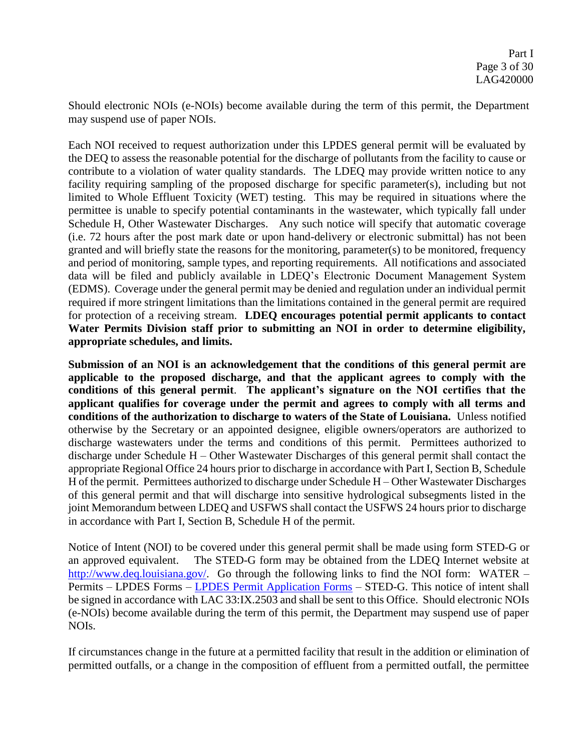Should electronic NOIs (e-NOIs) become available during the term of this permit, the Department may suspend use of paper NOIs.

Each NOI received to request authorization under this LPDES general permit will be evaluated by the DEQ to assess the reasonable potential for the discharge of pollutants from the facility to cause or contribute to a violation of water quality standards. The LDEQ may provide written notice to any facility requiring sampling of the proposed discharge for specific parameter(s), including but not limited to Whole Effluent Toxicity (WET) testing. This may be required in situations where the permittee is unable to specify potential contaminants in the wastewater, which typically fall under Schedule H, Other Wastewater Discharges. Any such notice will specify that automatic coverage (i.e. 72 hours after the post mark date or upon hand-delivery or electronic submittal) has not been granted and will briefly state the reasons for the monitoring, parameter(s) to be monitored, frequency and period of monitoring, sample types, and reporting requirements. All notifications and associated data will be filed and publicly available in LDEQ's Electronic Document Management System (EDMS). Coverage under the general permit may be denied and regulation under an individual permit required if more stringent limitations than the limitations contained in the general permit are required for protection of a receiving stream. **LDEQ encourages potential permit applicants to contact Water Permits Division staff prior to submitting an NOI in order to determine eligibility, appropriate schedules, and limits.**

**Submission of an NOI is an acknowledgement that the conditions of this general permit are applicable to the proposed discharge, and that the applicant agrees to comply with the conditions of this general permit**. **The applicant's signature on the NOI certifies that the applicant qualifies for coverage under the permit and agrees to comply with all terms and conditions of the authorization to discharge to waters of the State of Louisiana.** Unless notified otherwise by the Secretary or an appointed designee, eligible owners/operators are authorized to discharge wastewaters under the terms and conditions of this permit. Permittees authorized to discharge under Schedule H – Other Wastewater Discharges of this general permit shall contact the appropriate Regional Office 24 hours prior to discharge in accordance with Part I, Section B, Schedule H of the permit. Permittees authorized to discharge under Schedule H – Other Wastewater Discharges of this general permit and that will discharge into sensitive hydrological subsegments listed in the joint Memorandum between LDEQ and USFWS shall contact the USFWS 24 hours prior to discharge in accordance with Part I, Section B, Schedule H of the permit.

Notice of Intent (NOI) to be covered under this general permit shall be made using form STED-G or an approved equivalent. The STED-G form may be obtained from the LDEQ Internet website at http://www.deq.louisiana.gov/. Go through the following links to find the NOI form: WATER – Permits – LPDES Forms – LPDES Permit Application Forms – STED-G. This notice of intent shall be signed in accordance with LAC 33:IX.2503 and shall be sent to this Office. Should electronic NOIs (e-NOIs) become available during the term of this permit, the Department may suspend use of paper NOIs.

If circumstances change in the future at a permitted facility that result in the addition or elimination of permitted outfalls, or a change in the composition of effluent from a permitted outfall, the permittee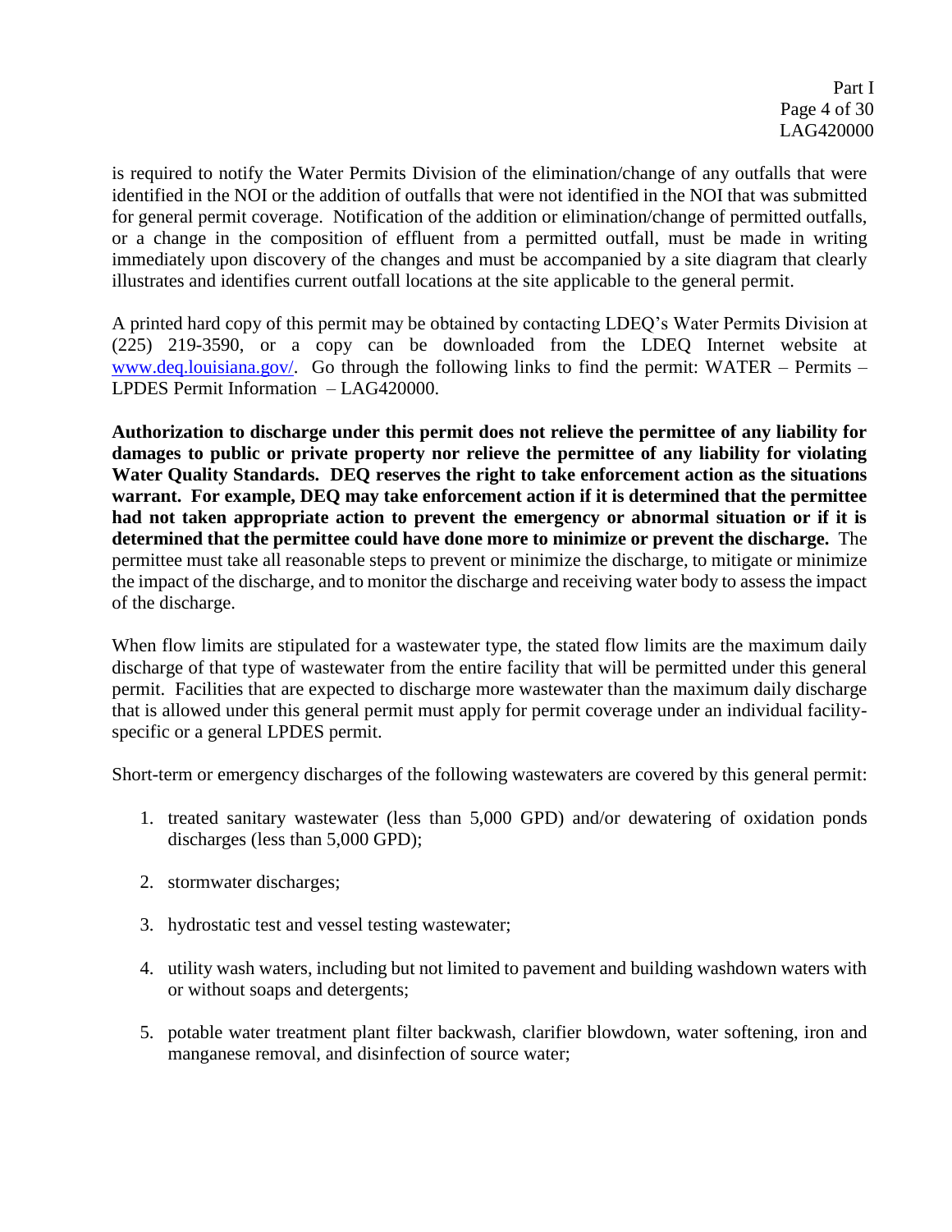is required to notify the Water Permits Division of the elimination/change of any outfalls that were identified in the NOI or the addition of outfalls that were not identified in the NOI that was submitted for general permit coverage. Notification of the addition or elimination/change of permitted outfalls, or a change in the composition of effluent from a permitted outfall, must be made in writing immediately upon discovery of the changes and must be accompanied by a site diagram that clearly illustrates and identifies current outfall locations at the site applicable to the general permit.

A printed hard copy of this permit may be obtained by contacting LDEQ's Water Permits Division at (225) 219-3590, or a copy can be downloaded from the LDEQ Internet website at www.deq.louisiana.gov/. Go through the following links to find the permit: WATER – Permits – LPDES Permit Information – LAG420000.

**Authorization to discharge under this permit does not relieve the permittee of any liability for damages to public or private property nor relieve the permittee of any liability for violating Water Quality Standards. DEQ reserves the right to take enforcement action as the situations warrant. For example, DEQ may take enforcement action if it is determined that the permittee had not taken appropriate action to prevent the emergency or abnormal situation or if it is determined that the permittee could have done more to minimize or prevent the discharge.** The permittee must take all reasonable steps to prevent or minimize the discharge, to mitigate or minimize the impact of the discharge, and to monitor the discharge and receiving water body to assess the impact of the discharge.

When flow limits are stipulated for a wastewater type, the stated flow limits are the maximum daily discharge of that type of wastewater from the entire facility that will be permitted under this general permit. Facilities that are expected to discharge more wastewater than the maximum daily discharge that is allowed under this general permit must apply for permit coverage under an individual facility-specific or a general LPDES permit.

Short-term or emergency discharges of the following wastewaters are covered by this general permit:

1. treated sanitary wastewater (less than 5,000 GPD) and/or dewatering of oxidation ponds discharges (less than 5,000 GPD);

2. stormwater discharges;

3. hydrostatic test and vessel testing wastewater;

4. utility wash waters, including but not limited to pavement and building washdown waters with or without soaps and detergents;

5. potable water treatment plant filter backwash, clarifier blowdown, water softening, iron and manganese removal, and disinfection of source water;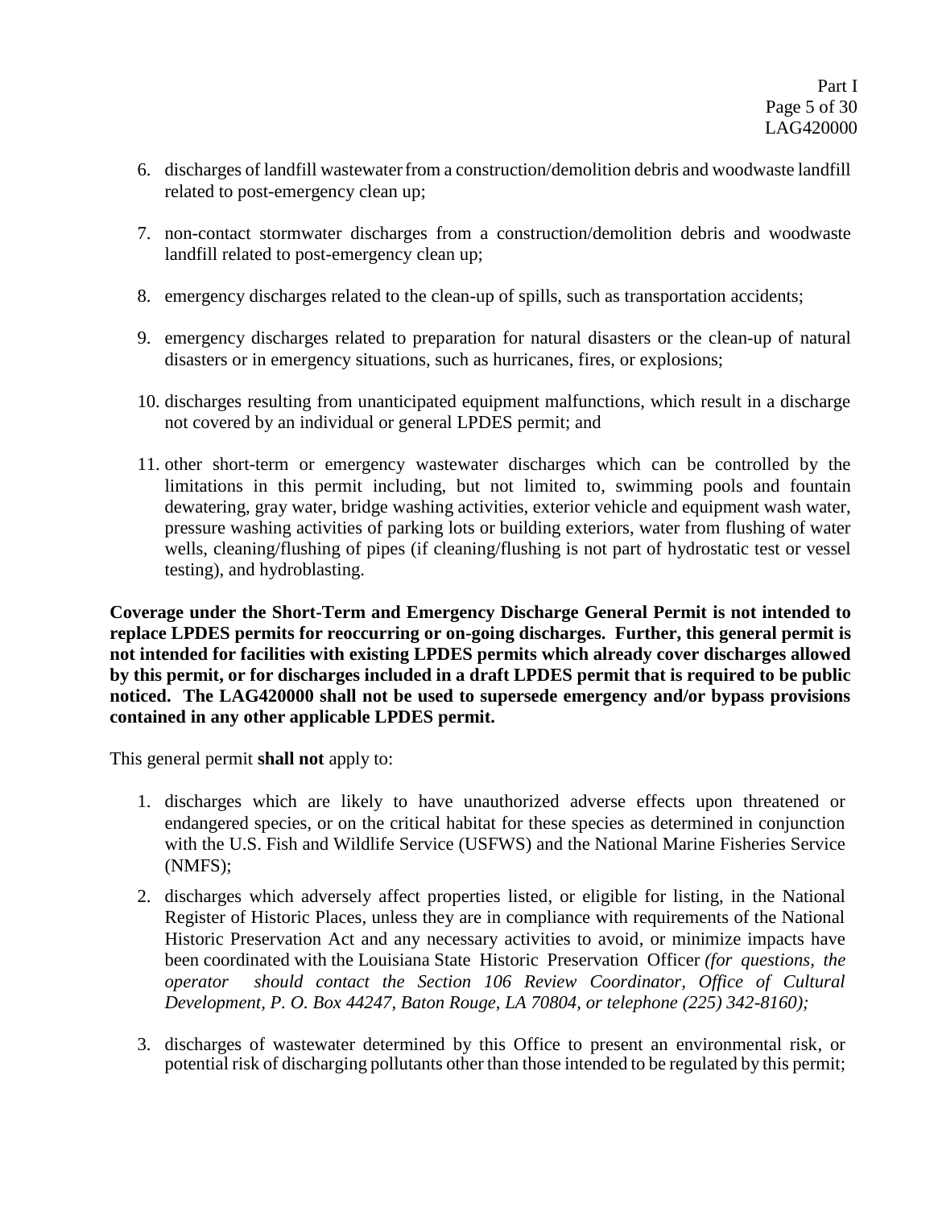6. discharges of landfill wastewater from a construction/demolition debris and woodwaste landfill related to post-emergency clean up;

7. non-contact stormwater discharges from a construction/demolition debris and woodwaste landfill related to post-emergency clean up;

8. emergency discharges related to the clean-up of spills, such as transportation accidents;

9. emergency discharges related to preparation for natural disasters or the clean-up of natural disasters or in emergency situations, such as hurricanes, fires, or explosions;

10. discharges resulting from unanticipated equipment malfunctions, which result in a discharge not covered by an individual or general LPDES permit; and

11. other short-term or emergency wastewater discharges which can be controlled by the limitations in this permit including, but not limited to, swimming pools and fountain dewatering, gray water, bridge washing activities, exterior vehicle and equipment wash water, pressure washing activities of parking lots or building exteriors, water from flushing of water wells, cleaning/flushing of pipes (if cleaning/flushing is not part of hydrostatic test or vessel testing), and hydroblasting.

**Coverage under the Short-Term and Emergency Discharge General Permit is not intended to replace LPDES permits for reoccurring or on-going discharges. Further, this general permit is not intended for facilities with existing LPDES permits which already cover discharges allowed by this permit, or for discharges included in a draft LPDES permit that is required to be public noticed. The LAG420000 shall not be used to supersede emergency and/or bypass provisions contained in any other applicable LPDES permit.**

This general permit **shall not** apply to:

1. discharges which are likely to have unauthorized adverse effects upon threatened or endangered species, or on the critical habitat for these species as determined in conjunction with the U.S. Fish and Wildlife Service (USFWS) and the National Marine Fisheries Service (NMFS);

2. discharges which adversely affect properties listed, or eligible for listing, in the National Register of Historic Places, unless they are in compliance with requirements of the National Historic Preservation Act and any necessary activities to avoid, or minimize impacts have been coordinated with the Louisiana State Historic Preservation Officer *(for questions, the operator should contact the Section 106 Review Coordinator, Office of Cultural Development, P. O. Box 44247, Baton Rouge, LA 70804, or telephone (225) 342-8160);*

3. discharges of wastewater determined by this Office to present an environmental risk, or potential risk of discharging pollutants other than those intended to be regulated by this permit;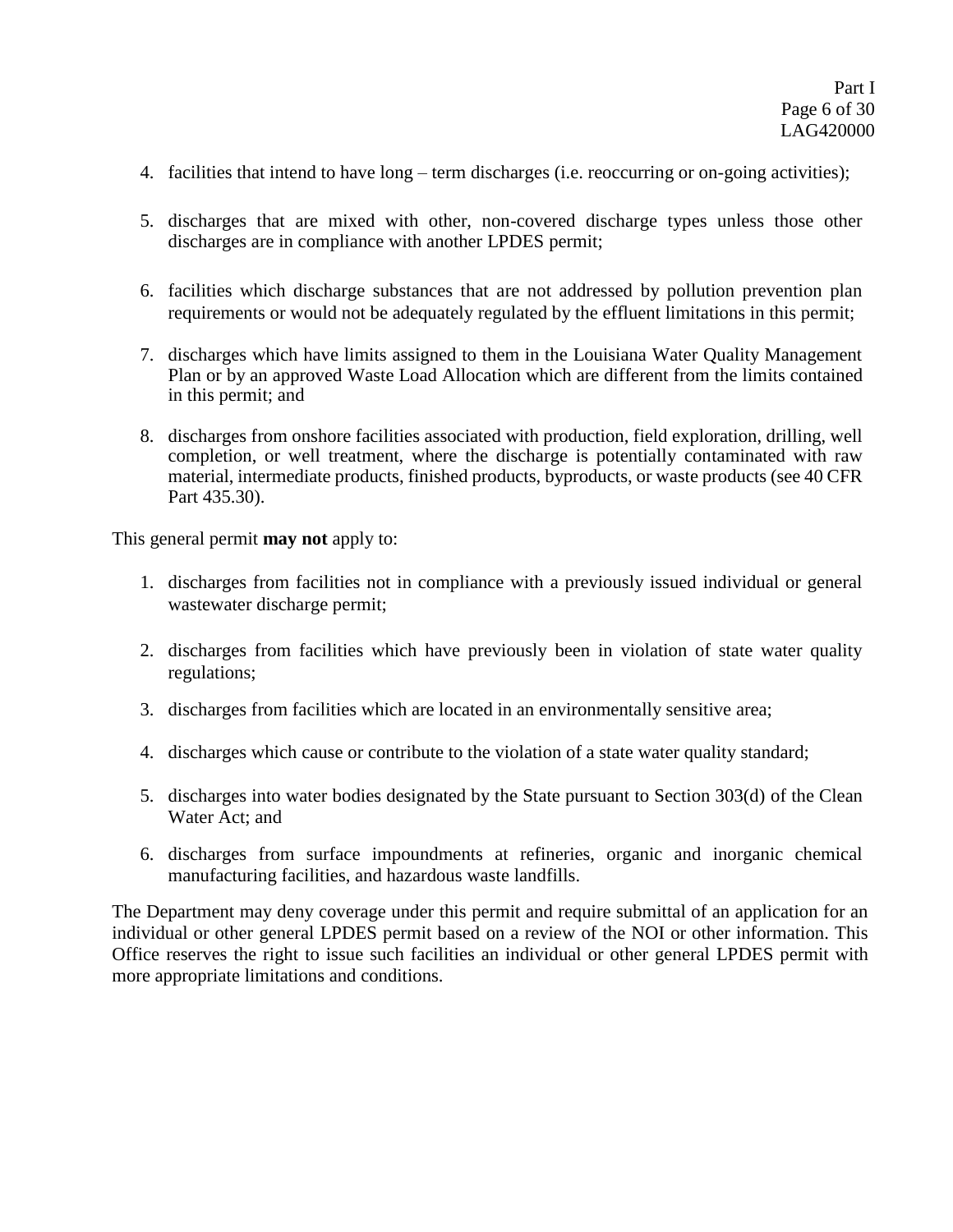4. facilities that intend to have long – term discharges (i.e. reoccurring or on-going activities);

5. discharges that are mixed with other, non-covered discharge types unless those other discharges are in compliance with another LPDES permit;

6. facilities which discharge substances that are not addressed by pollution prevention plan requirements or would not be adequately regulated by the effluent limitations in this permit;

7. discharges which have limits assigned to them in the Louisiana Water Quality Management Plan or by an approved Waste Load Allocation which are different from the limits contained in this permit; and

8. discharges from onshore facilities associated with production, field exploration, drilling, well completion, or well treatment, where the discharge is potentially contaminated with raw material, intermediate products, finished products, byproducts, or waste products (see 40 CFR Part 435.30).

This general permit **may not** apply to:

1. discharges from facilities not in compliance with a previously issued individual or general wastewater discharge permit;

2. discharges from facilities which have previously been in violation of state water quality regulations;

3. discharges from facilities which are located in an environmentally sensitive area;

4. discharges which cause or contribute to the violation of a state water quality standard;

5. discharges into water bodies designated by the State pursuant to Section 303(d) of the Clean Water Act; and

6. discharges from surface impoundments at refineries, organic and inorganic chemical manufacturing facilities, and hazardous waste landfills.

The Department may deny coverage under this permit and require submittal of an application for an individual or other general LPDES permit based on a review of the NOI or other information. This Office reserves the right to issue such facilities an individual or other general LPDES permit with more appropriate limitations and conditions.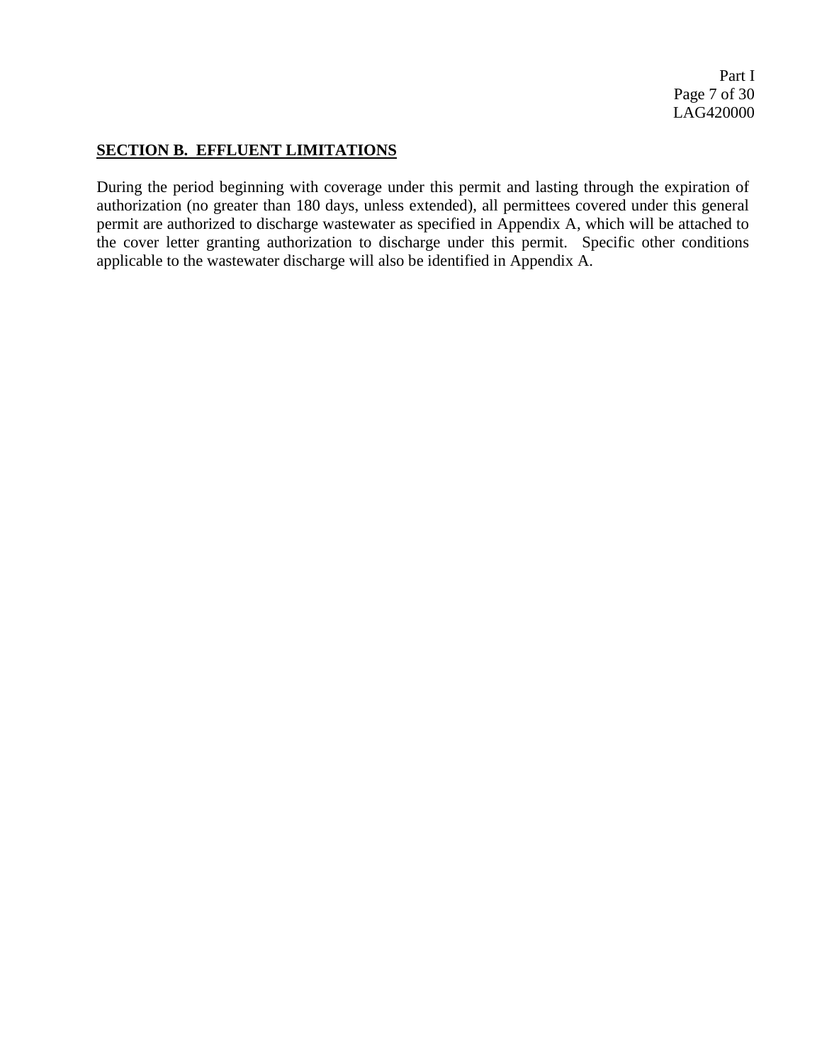## SECTION B.  EFFLUENT LIMITATIONS

During the period beginning with coverage under this permit and lasting through the expiration of authorization (no greater than 180 days, unless extended), all permittees covered under this general permit are authorized to discharge wastewater as specified in Appendix A, which will be attached to the cover letter granting authorization to discharge under this permit.  Specific other conditions applicable to the wastewater discharge will also be identified in Appendix A.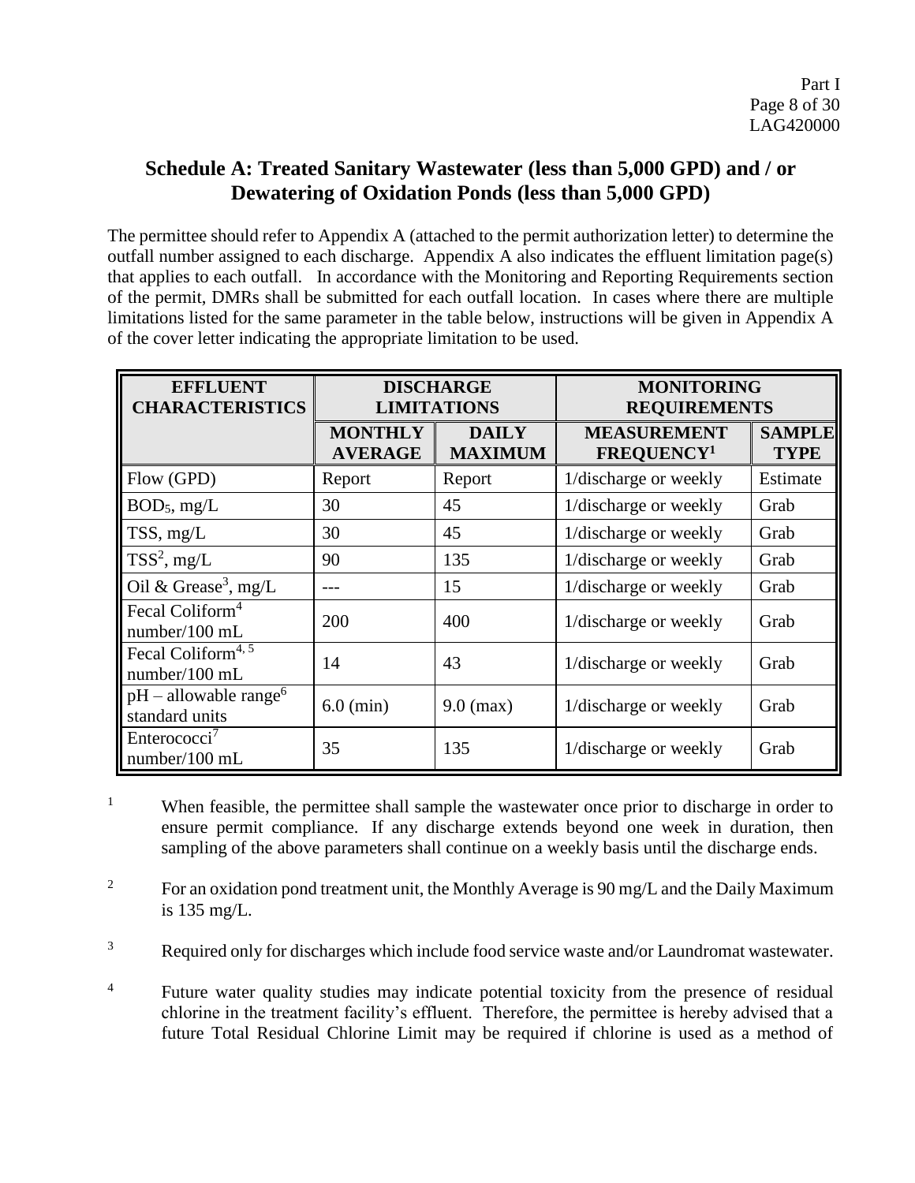## Schedule A: Treated Sanitary Wastewater (less than 5,000 GPD) and / or Dewatering of Oxidation Ponds (less than 5,000 GPD)

The permittee should refer to Appendix A (attached to the permit authorization letter) to determine the outfall number assigned to each discharge. Appendix A also indicates the effluent limitation page(s) that applies to each outfall. In accordance with the Monitoring and Reporting Requirements section of the permit, DMRs shall be submitted for each outfall location. In cases where there are multiple limitations listed for the same parameter in the table below, instructions will be given in Appendix A of the cover letter indicating the appropriate limitation to be used.

| EFFLUENT CHARACTERISTICS | DISCHARGE LIMITATIONS | | MONITORING REQUIREMENTS | |
|---|---|---|---|---|
| | MONTHLY AVERAGE | DAILY MAXIMUM | MEASUREMENT FREQUENCY[1] | SAMPLE TYPE |
| Flow (GPD) | Report | Report | 1/discharge or weekly | Estimate |
| $BOD_5$, mg/L | 30 | 45 | 1/discharge or weekly | Grab |
| TSS, mg/L | 30 | 45 | 1/discharge or weekly | Grab |
| TSS[2], mg/L | 90 | 135 | 1/discharge or weekly | Grab |
| Oil & Grease[3], mg/L | --- | 15 | 1/discharge or weekly | Grab |
| Fecal Coliform[4] number/100 mL | 200 | 400 | 1/discharge or weekly | Grab |
| Fecal Coliform[4, 5] number/100 mL | 14 | 43 | 1/discharge or weekly | Grab |
| pH – allowable range[6] standard units | 6.0 (min) | 9.0 (max) | 1/discharge or weekly | Grab |
| Enterococci[7] number/100 mL | 35 | 135 | 1/discharge or weekly | Grab |

[1] When feasible, the permittee shall sample the wastewater once prior to discharge in order to ensure permit compliance. If any discharge extends beyond one week in duration, then sampling of the above parameters shall continue on a weekly basis until the discharge ends.

[2] For an oxidation pond treatment unit, the Monthly Average is 90 mg/L and the Daily Maximum is 135 mg/L.

[3] Required only for discharges which include food service waste and/or Laundromat wastewater.

[4] Future water quality studies may indicate potential toxicity from the presence of residual chlorine in the treatment facility's effluent. Therefore, the permittee is hereby advised that a future Total Residual Chlorine Limit may be required if chlorine is used as a method of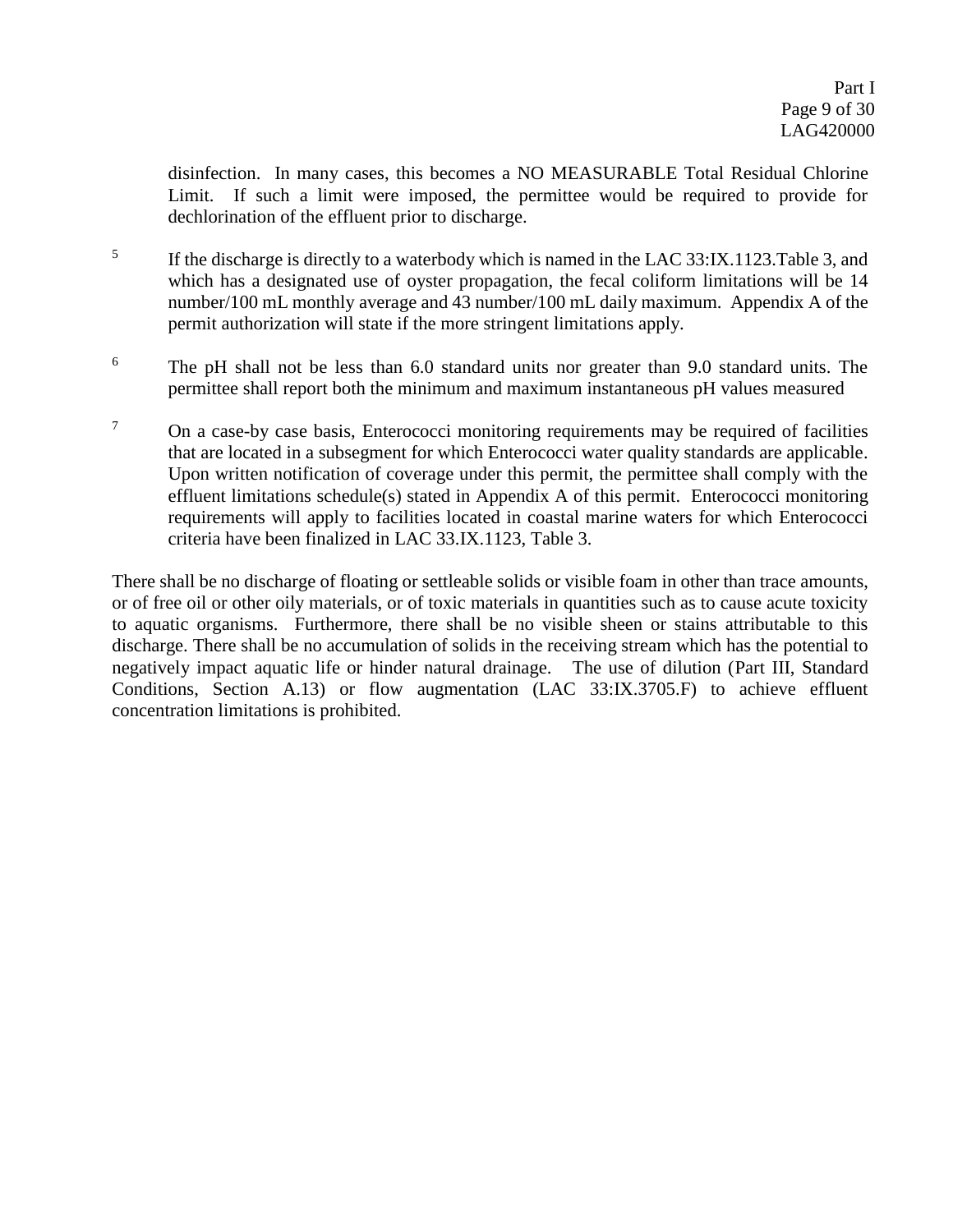disinfection. In many cases, this becomes a NO MEASURABLE Total Residual Chlorine Limit. If such a limit were imposed, the permittee would be required to provide for dechlorination of the effluent prior to discharge.

[5] If the discharge is directly to a waterbody which is named in the LAC 33:IX.1123.Table 3, and which has a designated use of oyster propagation, the fecal coliform limitations will be 14 number/100 mL monthly average and 43 number/100 mL daily maximum. Appendix A of the permit authorization will state if the more stringent limitations apply.

[6] The pH shall not be less than 6.0 standard units nor greater than 9.0 standard units. The permittee shall report both the minimum and maximum instantaneous pH values measured

[7] On a case-by case basis, Enterococci monitoring requirements may be required of facilities that are located in a subsegment for which Enterococci water quality standards are applicable. Upon written notification of coverage under this permit, the permittee shall comply with the effluent limitations schedule(s) stated in Appendix A of this permit. Enterococci monitoring requirements will apply to facilities located in coastal marine waters for which Enterococci criteria have been finalized in LAC 33.IX.1123, Table 3.

There shall be no discharge of floating or settleable solids or visible foam in other than trace amounts, or of free oil or other oily materials, or of toxic materials in quantities such as to cause acute toxicity to aquatic organisms. Furthermore, there shall be no visible sheen or stains attributable to this discharge. There shall be no accumulation of solids in the receiving stream which has the potential to negatively impact aquatic life or hinder natural drainage. The use of dilution (Part III, Standard Conditions, Section A.13) or flow augmentation (LAC 33:IX.3705.F) to achieve effluent concentration limitations is prohibited.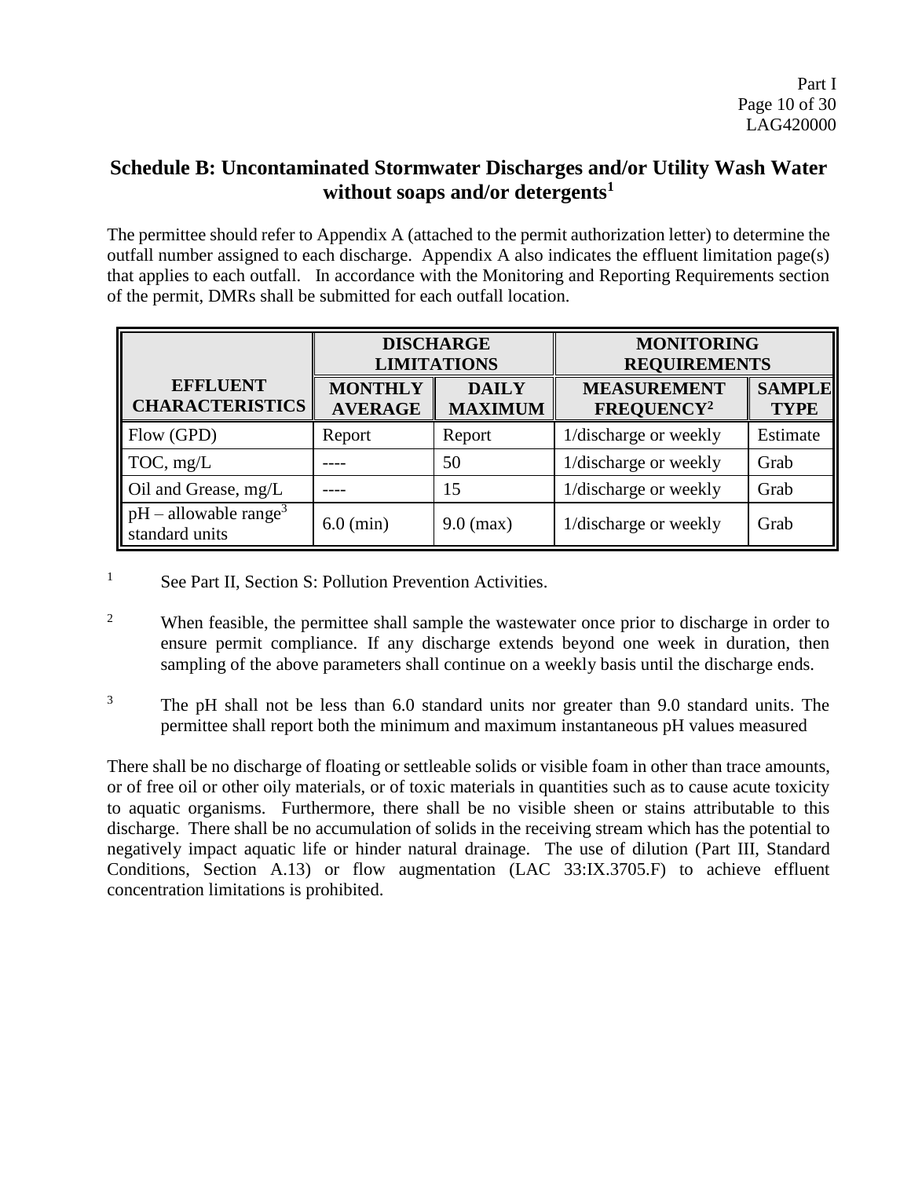## Schedule B: Uncontaminated Stormwater Discharges and/or Utility Wash Water without soaps and/or detergents[1]

The permittee should refer to Appendix A (attached to the permit authorization letter) to determine the outfall number assigned to each discharge. Appendix A also indicates the effluent limitation page(s) that applies to each outfall. In accordance with the Monitoring and Reporting Requirements section of the permit, DMRs shall be submitted for each outfall location.

| EFFLUENT CHARACTERISTICS | DISCHARGE LIMITATIONS | | MONITORING REQUIREMENTS | |
|---|---|---|---|---|
| | MONTHLY AVERAGE | DAILY MAXIMUM | MEASUREMENT FREQUENCY[2] | SAMPLE TYPE |
| Flow (GPD) | Report | Report | 1/discharge or weekly | Estimate |
| TOC, mg/L | ---- | 50 | 1/discharge or weekly | Grab |
| Oil and Grease, mg/L | ---- | 15 | 1/discharge or weekly | Grab |
| pH – allowable range[3] standard units | 6.0 (min) | 9.0 (max) | 1/discharge or weekly | Grab |

[1] See Part II, Section S: Pollution Prevention Activities.

[2] When feasible, the permittee shall sample the wastewater once prior to discharge in order to ensure permit compliance. If any discharge extends beyond one week in duration, then sampling of the above parameters shall continue on a weekly basis until the discharge ends.

[3] The pH shall not be less than 6.0 standard units nor greater than 9.0 standard units. The permittee shall report both the minimum and maximum instantaneous pH values measured

There shall be no discharge of floating or settleable solids or visible foam in other than trace amounts, or of free oil or other oily materials, or of toxic materials in quantities such as to cause acute toxicity to aquatic organisms. Furthermore, there shall be no visible sheen or stains attributable to this discharge. There shall be no accumulation of solids in the receiving stream which has the potential to negatively impact aquatic life or hinder natural drainage. The use of dilution (Part III, Standard Conditions, Section A.13) or flow augmentation (LAC 33:IX.3705.F) to achieve effluent concentration limitations is prohibited.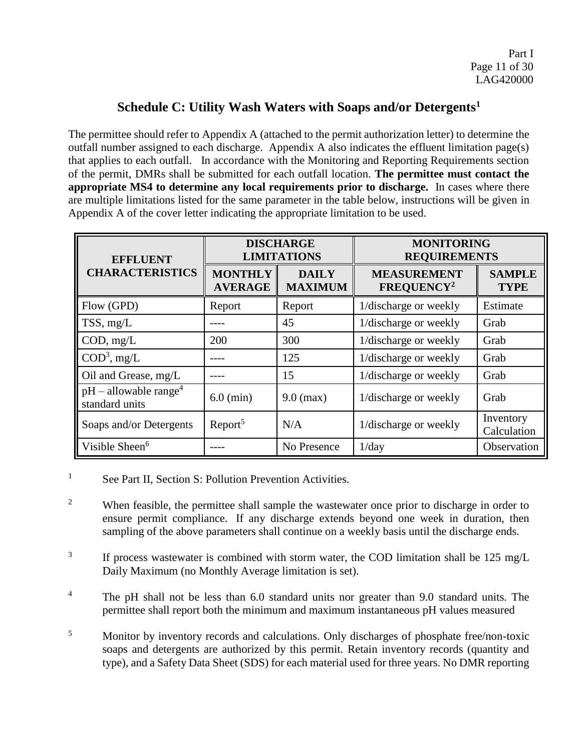## Schedule C: Utility Wash Waters with Soaps and/or Detergents[1]

The permittee should refer to Appendix A (attached to the permit authorization letter) to determine the outfall number assigned to each discharge. Appendix A also indicates the effluent limitation page(s) that applies to each outfall. In accordance with the Monitoring and Reporting Requirements section of the permit, DMRs shall be submitted for each outfall location. **The permittee must contact the appropriate MS4 to determine any local requirements prior to discharge.** In cases where there are multiple limitations listed for the same parameter in the table below, instructions will be given in Appendix A of the cover letter indicating the appropriate limitation to be used.

| EFFLUENT CHARACTERISTICS | DISCHARGE LIMITATIONS | | MONITORING REQUIREMENTS | |
|---|---|---|---|---|
| | MONTHLY AVERAGE | DAILY MAXIMUM | MEASUREMENT FREQUENCY[2] | SAMPLE TYPE |
| Flow (GPD) | Report | Report | 1/discharge or weekly | Estimate |
| TSS, mg/L | ---- | 45 | 1/discharge or weekly | Grab |
| COD, mg/L | 200 | 300 | 1/discharge or weekly | Grab |
| COD[3], mg/L | ---- | 125 | 1/discharge or weekly | Grab |
| Oil and Grease, mg/L | ---- | 15 | 1/discharge or weekly | Grab |
| pH – allowable range[4] standard units | 6.0 (min) | 9.0 (max) | 1/discharge or weekly | Grab |
| Soaps and/or Detergents | Report[5] | N/A | 1/discharge or weekly | Inventory Calculation |
| Visible Sheen[6] | ---- | No Presence | 1/day | Observation |

[1] See Part II, Section S: Pollution Prevention Activities.

[2] When feasible, the permittee shall sample the wastewater once prior to discharge in order to ensure permit compliance. If any discharge extends beyond one week in duration, then sampling of the above parameters shall continue on a weekly basis until the discharge ends.

[3] If process wastewater is combined with storm water, the COD limitation shall be 125 mg/L Daily Maximum (no Monthly Average limitation is set).

[4] The pH shall not be less than 6.0 standard units nor greater than 9.0 standard units. The permittee shall report both the minimum and maximum instantaneous pH values measured

[5] Monitor by inventory records and calculations. Only discharges of phosphate free/non-toxic soaps and detergents are authorized by this permit. Retain inventory records (quantity and type), and a Safety Data Sheet (SDS) for each material used for three years. No DMR reporting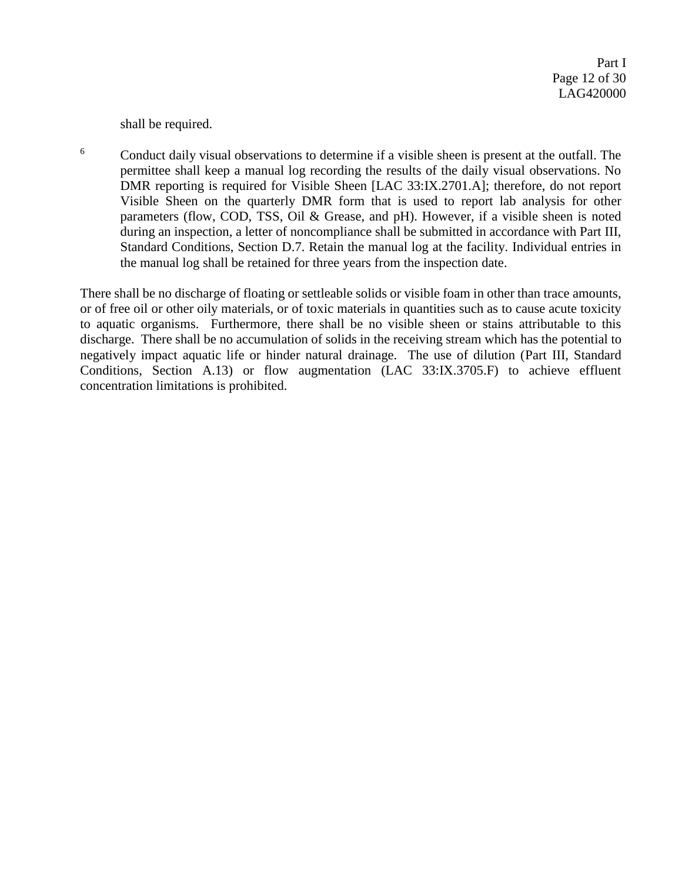shall be required.

[6] Conduct daily visual observations to determine if a visible sheen is present at the outfall. The permittee shall keep a manual log recording the results of the daily visual observations. No DMR reporting is required for Visible Sheen [LAC 33:IX.2701.A]; therefore, do not report Visible Sheen on the quarterly DMR form that is used to report lab analysis for other parameters (flow, COD, TSS, Oil & Grease, and pH). However, if a visible sheen is noted during an inspection, a letter of noncompliance shall be submitted in accordance with Part III, Standard Conditions, Section D.7. Retain the manual log at the facility. Individual entries in the manual log shall be retained for three years from the inspection date.

There shall be no discharge of floating or settleable solids or visible foam in other than trace amounts, or of free oil or other oily materials, or of toxic materials in quantities such as to cause acute toxicity to aquatic organisms. Furthermore, there shall be no visible sheen or stains attributable to this discharge. There shall be no accumulation of solids in the receiving stream which has the potential to negatively impact aquatic life or hinder natural drainage. The use of dilution (Part III, Standard Conditions, Section A.13) or flow augmentation (LAC 33:IX.3705.F) to achieve effluent concentration limitations is prohibited.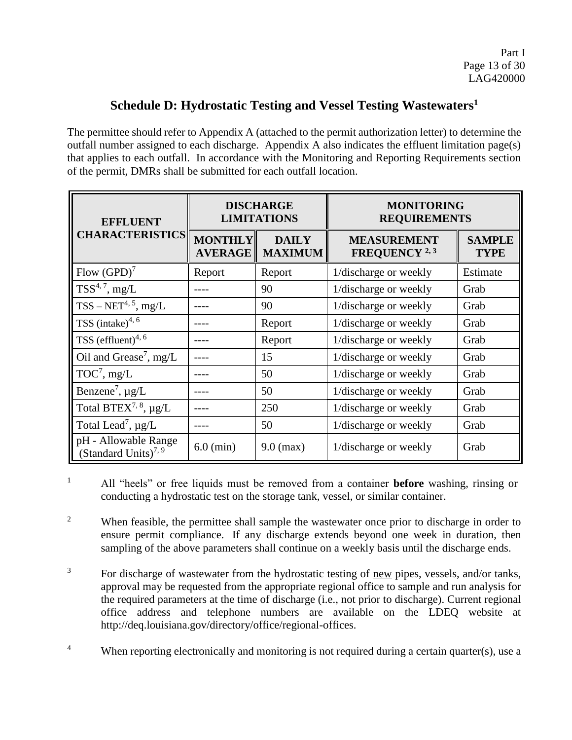## Schedule D: Hydrostatic Testing and Vessel Testing Wastewaters[1]

The permittee should refer to Appendix A (attached to the permit authorization letter) to determine the outfall number assigned to each discharge. Appendix A also indicates the effluent limitation page(s) that applies to each outfall. In accordance with the Monitoring and Reporting Requirements section of the permit, DMRs shall be submitted for each outfall location.

| EFFLUENT CHARACTERISTICS | DISCHARGE LIMITATIONS | | MONITORING REQUIREMENTS | |
|---|---|---|---|---|
| | MONTHLY AVERAGE | DAILY MAXIMUM | MEASUREMENT FREQUENCY [2, 3] | SAMPLE TYPE |
| Flow (GPD)[7] | Report | Report | 1/discharge or weekly | Estimate |
| TSS[4, 7], mg/L | ---- | 90 | 1/discharge or weekly | Grab |
| TSS – NET[4, 5], mg/L | ---- | 90 | 1/discharge or weekly | Grab |
| TSS (intake)[4, 6] | ---- | Report | 1/discharge or weekly | Grab |
| TSS (effluent)[4, 6] | ---- | Report | 1/discharge or weekly | Grab |
| Oil and Grease[7], mg/L | ---- | 15 | 1/discharge or weekly | Grab |
| TOC[7], mg/L | ---- | 50 | 1/discharge or weekly | Grab |
| Benzene[7], μg/L | ---- | 50 | 1/discharge or weekly | Grab |
| Total BTEX[7, 8], μg/L | ---- | 250 | 1/discharge or weekly | Grab |
| Total Lead[7], μg/L | ---- | 50 | 1/discharge or weekly | Grab |
| pH - Allowable Range (Standard Units)[7, 9] | 6.0 (min) | 9.0 (max) | 1/discharge or weekly | Grab |

[1] All "heels" or free liquids must be removed from a container **before** washing, rinsing or conducting a hydrostatic test on the storage tank, vessel, or similar container.

[2] When feasible, the permittee shall sample the wastewater once prior to discharge in order to ensure permit compliance. If any discharge extends beyond one week in duration, then sampling of the above parameters shall continue on a weekly basis until the discharge ends.

[3] For discharge of wastewater from the hydrostatic testing of new pipes, vessels, and/or tanks, approval may be requested from the appropriate regional office to sample and run analysis for the required parameters at the time of discharge (i.e., not prior to discharge). Current regional office address and telephone numbers are available on the LDEQ website at http://deq.louisiana.gov/directory/office/regional-offices.

[4] When reporting electronically and monitoring is not required during a certain quarter(s), use a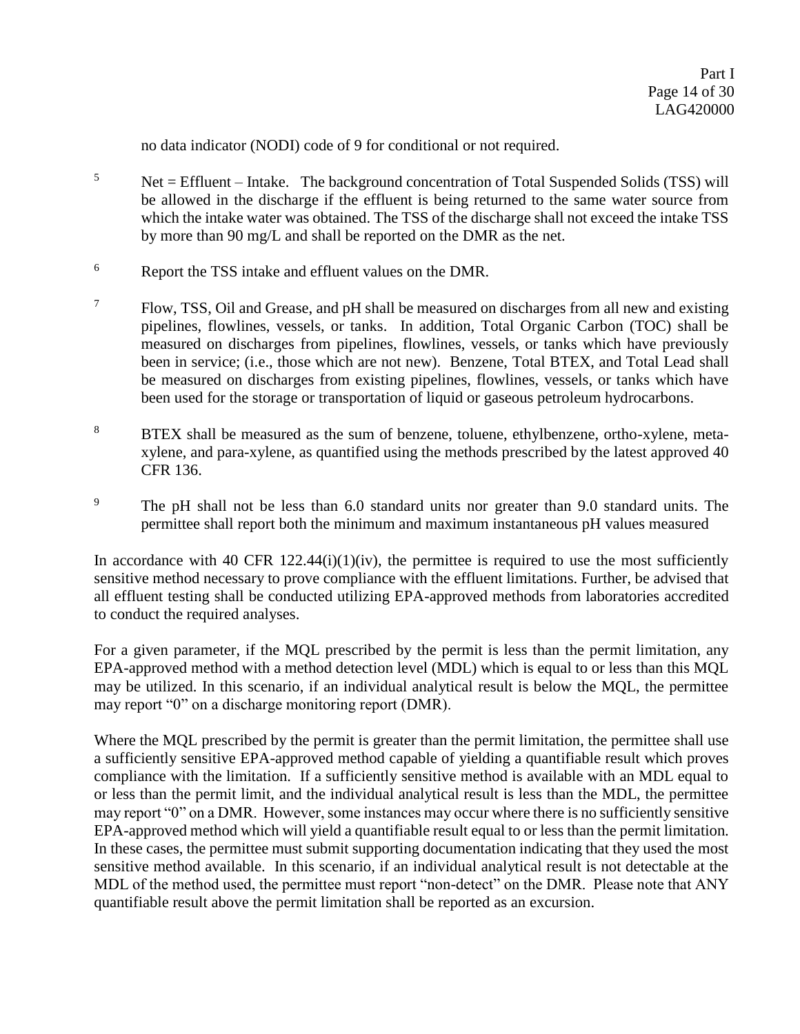no data indicator (NODI) code of 9 for conditional or not required.

[5] Net = Effluent – Intake. The background concentration of Total Suspended Solids (TSS) will be allowed in the discharge if the effluent is being returned to the same water source from which the intake water was obtained. The TSS of the discharge shall not exceed the intake TSS by more than 90 mg/L and shall be reported on the DMR as the net.

[6] Report the TSS intake and effluent values on the DMR.

[7] Flow, TSS, Oil and Grease, and pH shall be measured on discharges from all new and existing pipelines, flowlines, vessels, or tanks. In addition, Total Organic Carbon (TOC) shall be measured on discharges from pipelines, flowlines, vessels, or tanks which have previously been in service; (i.e., those which are not new). Benzene, Total BTEX, and Total Lead shall be measured on discharges from existing pipelines, flowlines, vessels, or tanks which have been used for the storage or transportation of liquid or gaseous petroleum hydrocarbons.

[8] BTEX shall be measured as the sum of benzene, toluene, ethylbenzene, ortho-xylene, meta-xylene, and para-xylene, as quantified using the methods prescribed by the latest approved 40 CFR 136.

[9] The pH shall not be less than 6.0 standard units nor greater than 9.0 standard units. The permittee shall report both the minimum and maximum instantaneous pH values measured

In accordance with 40 CFR 122.44(i)(1)(iv), the permittee is required to use the most sufficiently sensitive method necessary to prove compliance with the effluent limitations. Further, be advised that all effluent testing shall be conducted utilizing EPA-approved methods from laboratories accredited to conduct the required analyses.

For a given parameter, if the MQL prescribed by the permit is less than the permit limitation, any EPA-approved method with a method detection level (MDL) which is equal to or less than this MQL may be utilized. In this scenario, if an individual analytical result is below the MQL, the permittee may report "0" on a discharge monitoring report (DMR).

Where the MQL prescribed by the permit is greater than the permit limitation, the permittee shall use a sufficiently sensitive EPA-approved method capable of yielding a quantifiable result which proves compliance with the limitation. If a sufficiently sensitive method is available with an MDL equal to or less than the permit limit, and the individual analytical result is less than the MDL, the permittee may report "0" on a DMR. However, some instances may occur where there is no sufficiently sensitive EPA-approved method which will yield a quantifiable result equal to or less than the permit limitation. In these cases, the permittee must submit supporting documentation indicating that they used the most sensitive method available. In this scenario, if an individual analytical result is not detectable at the MDL of the method used, the permittee must report "non-detect" on the DMR. Please note that ANY quantifiable result above the permit limitation shall be reported as an excursion.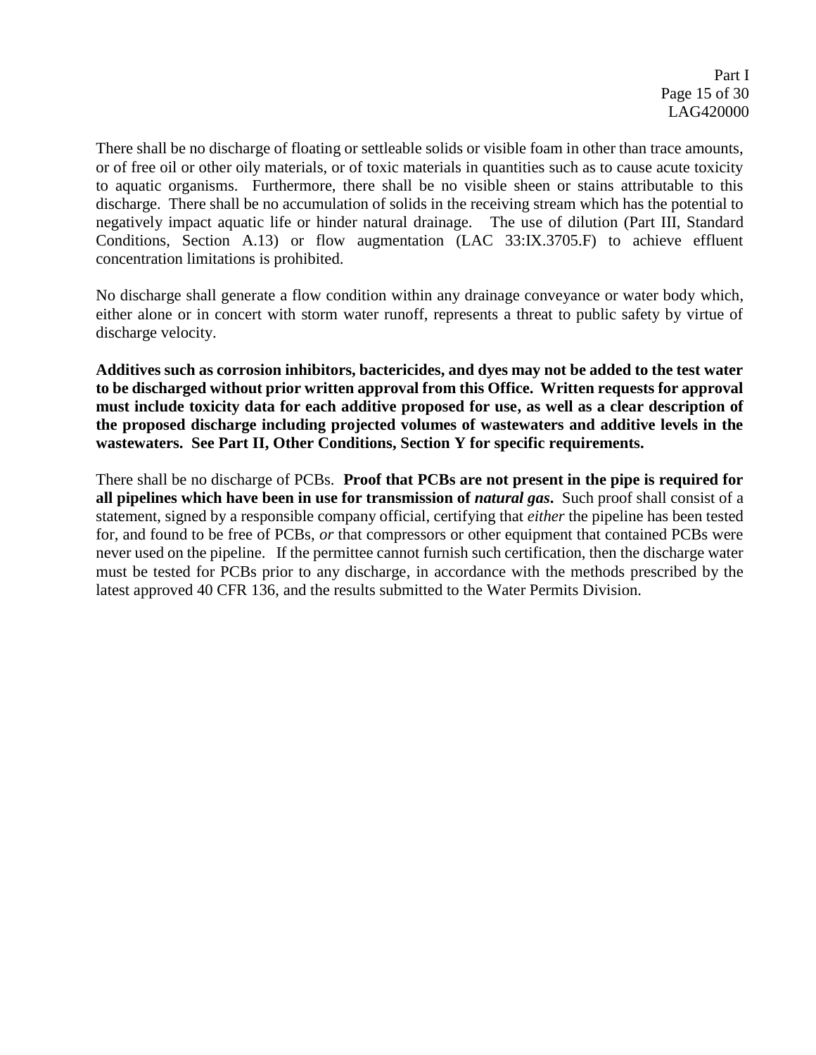There shall be no discharge of floating or settleable solids or visible foam in other than trace amounts, or of free oil or other oily materials, or of toxic materials in quantities such as to cause acute toxicity to aquatic organisms. Furthermore, there shall be no visible sheen or stains attributable to this discharge. There shall be no accumulation of solids in the receiving stream which has the potential to negatively impact aquatic life or hinder natural drainage. The use of dilution (Part III, Standard Conditions, Section A.13) or flow augmentation (LAC 33:IX.3705.F) to achieve effluent concentration limitations is prohibited.

No discharge shall generate a flow condition within any drainage conveyance or water body which, either alone or in concert with storm water runoff, represents a threat to public safety by virtue of discharge velocity.

**Additives such as corrosion inhibitors, bactericides, and dyes may not be added to the test water to be discharged without prior written approval from this Office. Written requests for approval must include toxicity data for each additive proposed for use, as well as a clear description of the proposed discharge including projected volumes of wastewaters and additive levels in the wastewaters. See Part II, Other Conditions, Section Y for specific requirements.**

There shall be no discharge of PCBs. **Proof that PCBs are not present in the pipe is required for all pipelines which have been in use for transmission of *natural gas*.** Such proof shall consist of a statement, signed by a responsible company official, certifying that *either* the pipeline has been tested for, and found to be free of PCBs, *or* that compressors or other equipment that contained PCBs were never used on the pipeline. If the permittee cannot furnish such certification, then the discharge water must be tested for PCBs prior to any discharge, in accordance with the methods prescribed by the latest approved 40 CFR 136, and the results submitted to the Water Permits Division.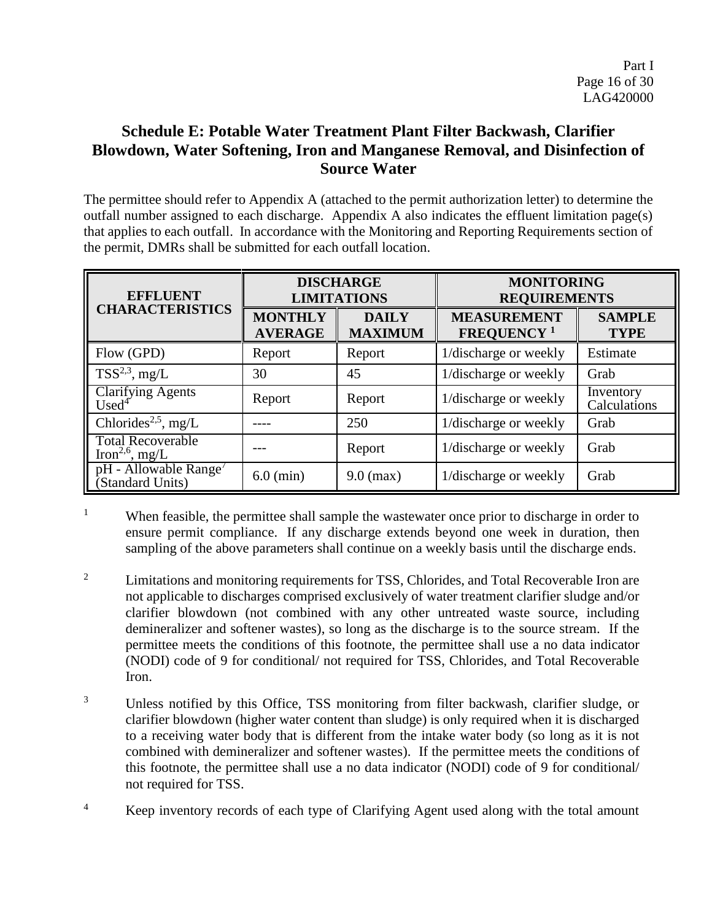## Schedule E: Potable Water Treatment Plant Filter Backwash, Clarifier Blowdown, Water Softening, Iron and Manganese Removal, and Disinfection of Source Water

The permittee should refer to Appendix A (attached to the permit authorization letter) to determine the outfall number assigned to each discharge. Appendix A also indicates the effluent limitation page(s) that applies to each outfall. In accordance with the Monitoring and Reporting Requirements section of the permit, DMRs shall be submitted for each outfall location.

| EFFLUENT CHARACTERISTICS | DISCHARGE LIMITATIONS | | MONITORING REQUIREMENTS | |
|---|---|---|---|---|
| | MONTHLY AVERAGE | DAILY MAXIMUM | MEASUREMENT FREQUENCY [1] | SAMPLE TYPE |
| Flow (GPD) | Report | Report | 1/discharge or weekly | Estimate |
| TSS[2,3], mg/L | 30 | 45 | 1/discharge or weekly | Grab |
| Clarifying Agents Used[4] | Report | Report | 1/discharge or weekly | Inventory Calculations |
| Chlorides[2,5], mg/L | ---- | 250 | 1/discharge or weekly | Grab |
| Total Recoverable Iron[2,6], mg/L | --- | Report | 1/discharge or weekly | Grab |
| pH - Allowable Range[7] (Standard Units) | 6.0 (min) | 9.0 (max) | 1/discharge or weekly | Grab |

[1] When feasible, the permittee shall sample the wastewater once prior to discharge in order to ensure permit compliance. If any discharge extends beyond one week in duration, then sampling of the above parameters shall continue on a weekly basis until the discharge ends.

[2] Limitations and monitoring requirements for TSS, Chlorides, and Total Recoverable Iron are not applicable to discharges comprised exclusively of water treatment clarifier sludge and/or clarifier blowdown (not combined with any other untreated waste source, including demineralizer and softener wastes), so long as the discharge is to the source stream. If the permittee meets the conditions of this footnote, the permittee shall use a no data indicator (NODI) code of 9 for conditional/ not required for TSS, Chlorides, and Total Recoverable Iron.

[3] Unless notified by this Office, TSS monitoring from filter backwash, clarifier sludge, or clarifier blowdown (higher water content than sludge) is only required when it is discharged to a receiving water body that is different from the intake water body (so long as it is not combined with demineralizer and softener wastes). If the permittee meets the conditions of this footnote, the permittee shall use a no data indicator (NODI) code of 9 for conditional/ not required for TSS.

[4] Keep inventory records of each type of Clarifying Agent used along with the total amount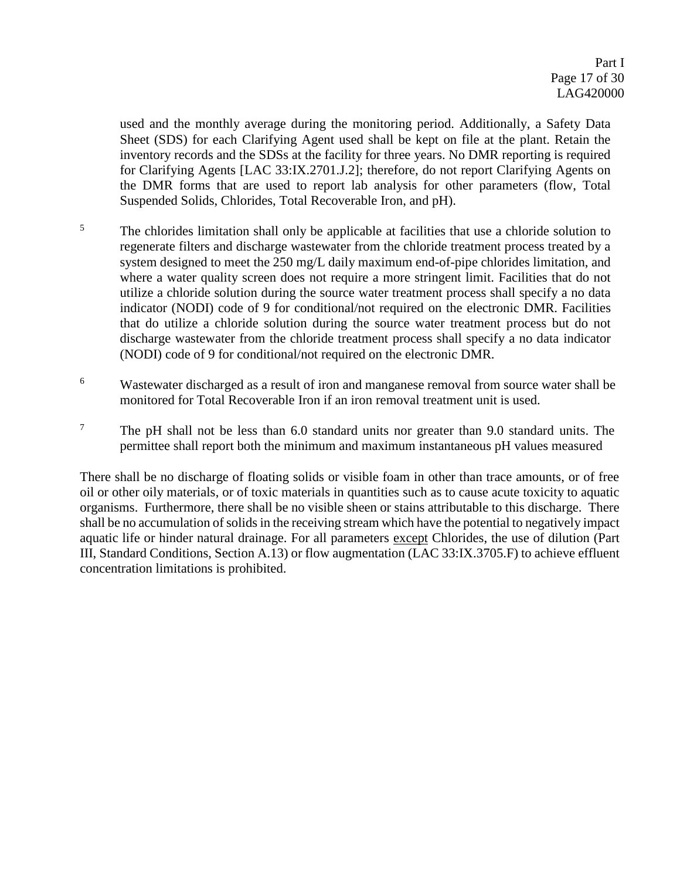used and the monthly average during the monitoring period. Additionally, a Safety Data Sheet (SDS) for each Clarifying Agent used shall be kept on file at the plant. Retain the inventory records and the SDSs at the facility for three years. No DMR reporting is required for Clarifying Agents [LAC 33:IX.2701.J.2]; therefore, do not report Clarifying Agents on the DMR forms that are used to report lab analysis for other parameters (flow, Total Suspended Solids, Chlorides, Total Recoverable Iron, and pH).

[5] The chlorides limitation shall only be applicable at facilities that use a chloride solution to regenerate filters and discharge wastewater from the chloride treatment process treated by a system designed to meet the 250 mg/L daily maximum end-of-pipe chlorides limitation, and where a water quality screen does not require a more stringent limit. Facilities that do not utilize a chloride solution during the source water treatment process shall specify a no data indicator (NODI) code of 9 for conditional/not required on the electronic DMR. Facilities that do utilize a chloride solution during the source water treatment process but do not discharge wastewater from the chloride treatment process shall specify a no data indicator (NODI) code of 9 for conditional/not required on the electronic DMR.

[6] Wastewater discharged as a result of iron and manganese removal from source water shall be monitored for Total Recoverable Iron if an iron removal treatment unit is used.

[7] The pH shall not be less than 6.0 standard units nor greater than 9.0 standard units. The permittee shall report both the minimum and maximum instantaneous pH values measured

There shall be no discharge of floating solids or visible foam in other than trace amounts, or of free oil or other oily materials, or of toxic materials in quantities such as to cause acute toxicity to aquatic organisms. Furthermore, there shall be no visible sheen or stains attributable to this discharge. There shall be no accumulation of solids in the receiving stream which have the potential to negatively impact aquatic life or hinder natural drainage. For all parameters <u>except</u> Chlorides, the use of dilution (Part III, Standard Conditions, Section A.13) or flow augmentation (LAC 33:IX.3705.F) to achieve effluent concentration limitations is prohibited.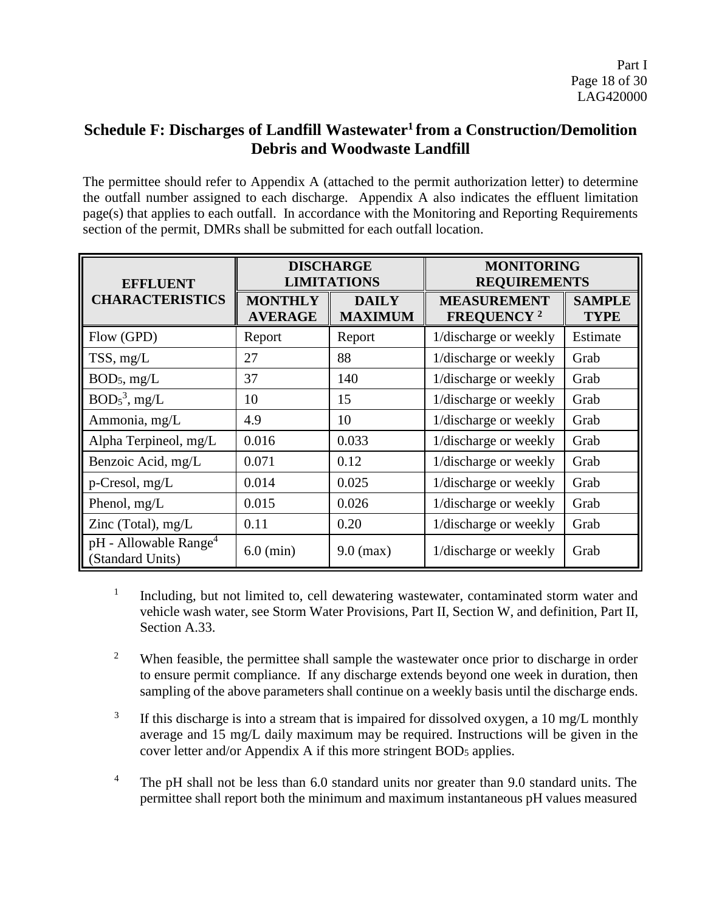## Schedule F: Discharges of Landfill Wastewater[1] from a Construction/Demolition Debris and Woodwaste Landfill

The permittee should refer to Appendix A (attached to the permit authorization letter) to determine the outfall number assigned to each discharge. Appendix A also indicates the effluent limitation page(s) that applies to each outfall. In accordance with the Monitoring and Reporting Requirements section of the permit, DMRs shall be submitted for each outfall location.

| EFFLUENT CHARACTERISTICS | DISCHARGE LIMITATIONS | | MONITORING REQUIREMENTS | |
|---|---|---|---|---|
| | MONTHLY AVERAGE | DAILY MAXIMUM | MEASUREMENT FREQUENCY [2] | SAMPLE TYPE |
| Flow (GPD) | Report | Report | 1/discharge or weekly | Estimate |
| TSS, mg/L | 27 | 88 | 1/discharge or weekly | Grab |
| $BOD_5$, mg/L | 37 | 140 | 1/discharge or weekly | Grab |
| $BOD_5$[3], mg/L | 10 | 15 | 1/discharge or weekly | Grab |
| Ammonia, mg/L | 4.9 | 10 | 1/discharge or weekly | Grab |
| Alpha Terpineol, mg/L | 0.016 | 0.033 | 1/discharge or weekly | Grab |
| Benzoic Acid, mg/L | 0.071 | 0.12 | 1/discharge or weekly | Grab |
| p-Cresol, mg/L | 0.014 | 0.025 | 1/discharge or weekly | Grab |
| Phenol, mg/L | 0.015 | 0.026 | 1/discharge or weekly | Grab |
| Zinc (Total), mg/L | 0.11 | 0.20 | 1/discharge or weekly | Grab |
| pH - Allowable Range[4] (Standard Units) | 6.0 (min) | 9.0 (max) | 1/discharge or weekly | Grab |

[1] Including, but not limited to, cell dewatering wastewater, contaminated storm water and vehicle wash water, see Storm Water Provisions, Part II, Section W, and definition, Part II, Section A.33.

[2] When feasible, the permittee shall sample the wastewater once prior to discharge in order to ensure permit compliance. If any discharge extends beyond one week in duration, then sampling of the above parameters shall continue on a weekly basis until the discharge ends.

[3] If this discharge is into a stream that is impaired for dissolved oxygen, a 10 mg/L monthly average and 15 mg/L daily maximum may be required. Instructions will be given in the cover letter and/or Appendix A if this more stringent $BOD_5$ applies.

[4] The pH shall not be less than 6.0 standard units nor greater than 9.0 standard units. The permittee shall report both the minimum and maximum instantaneous pH values measured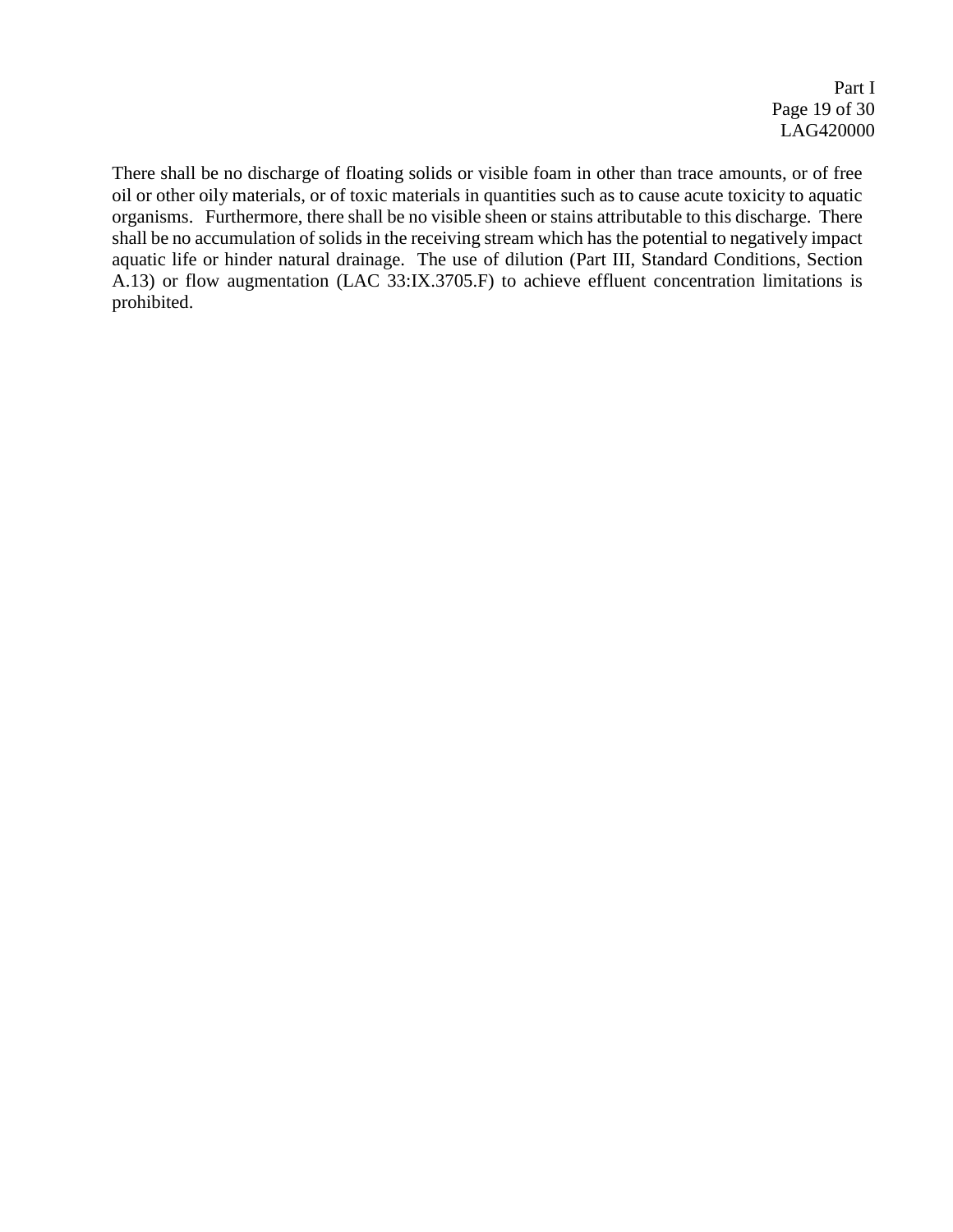There shall be no discharge of floating solids or visible foam in other than trace amounts, or of free oil or other oily materials, or of toxic materials in quantities such as to cause acute toxicity to aquatic organisms. Furthermore, there shall be no visible sheen or stains attributable to this discharge. There shall be no accumulation of solids in the receiving stream which has the potential to negatively impact aquatic life or hinder natural drainage. The use of dilution (Part III, Standard Conditions, Section A.13) or flow augmentation (LAC 33:IX.3705.F) to achieve effluent concentration limitations is prohibited.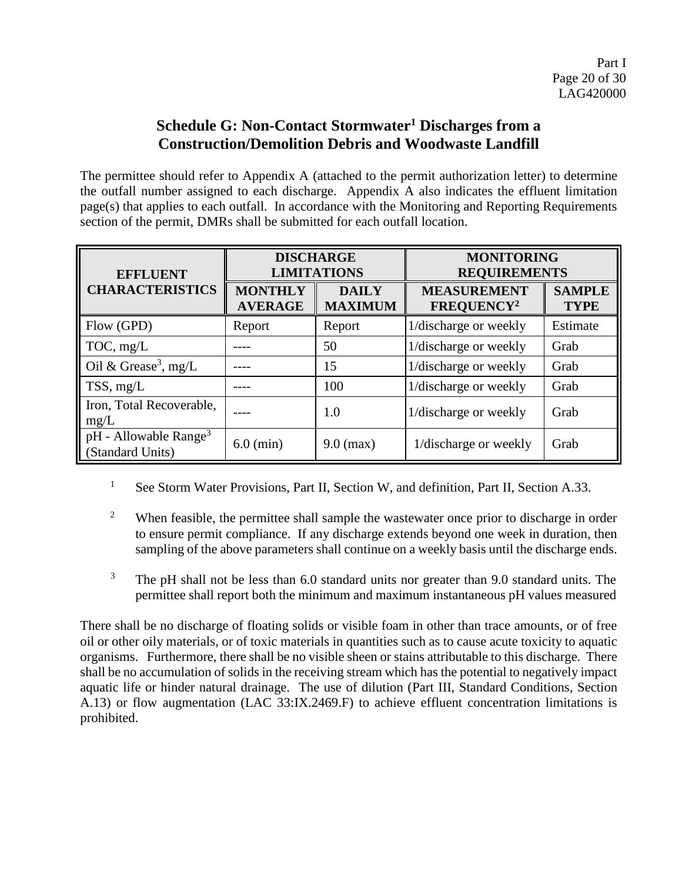## Schedule G: Non-Contact Stormwater[1] Discharges from a Construction/Demolition Debris and Woodwaste Landfill

The permittee should refer to Appendix A (attached to the permit authorization letter) to determine the outfall number assigned to each discharge. Appendix A also indicates the effluent limitation page(s) that applies to each outfall. In accordance with the Monitoring and Reporting Requirements section of the permit, DMRs shall be submitted for each outfall location.

| EFFLUENT CHARACTERISTICS | DISCHARGE LIMITATIONS | | MONITORING REQUIREMENTS | |
|---|---|---|---|---|
| | MONTHLY AVERAGE | DAILY MAXIMUM | MEASUREMENT FREQUENCY[2] | SAMPLE TYPE |
| Flow (GPD) | Report | Report | 1/discharge or weekly | Estimate |
| TOC, mg/L | ---- | 50 | 1/discharge or weekly | Grab |
| Oil & Grease[3], mg/L | ---- | 15 | 1/discharge or weekly | Grab |
| TSS, mg/L | ---- | 100 | 1/discharge or weekly | Grab |
| Iron, Total Recoverable, mg/L | ---- | 1.0 | 1/discharge or weekly | Grab |
| pH - Allowable Range[3] (Standard Units) | 6.0 (min) | 9.0 (max) | 1/discharge or weekly | Grab |

[1] See Storm Water Provisions, Part II, Section W, and definition, Part II, Section A.33.

[2] When feasible, the permittee shall sample the wastewater once prior to discharge in order to ensure permit compliance. If any discharge extends beyond one week in duration, then sampling of the above parameters shall continue on a weekly basis until the discharge ends.

[3] The pH shall not be less than 6.0 standard units nor greater than 9.0 standard units. The permittee shall report both the minimum and maximum instantaneous pH values measured

There shall be no discharge of floating solids or visible foam in other than trace amounts, or of free oil or other oily materials, or of toxic materials in quantities such as to cause acute toxicity to aquatic organisms. Furthermore, there shall be no visible sheen or stains attributable to this discharge. There shall be no accumulation of solids in the receiving stream which has the potential to negatively impact aquatic life or hinder natural drainage. The use of dilution (Part III, Standard Conditions, Section A.13) or flow augmentation (LAC 33:IX.2469.F) to achieve effluent concentration limitations is prohibited.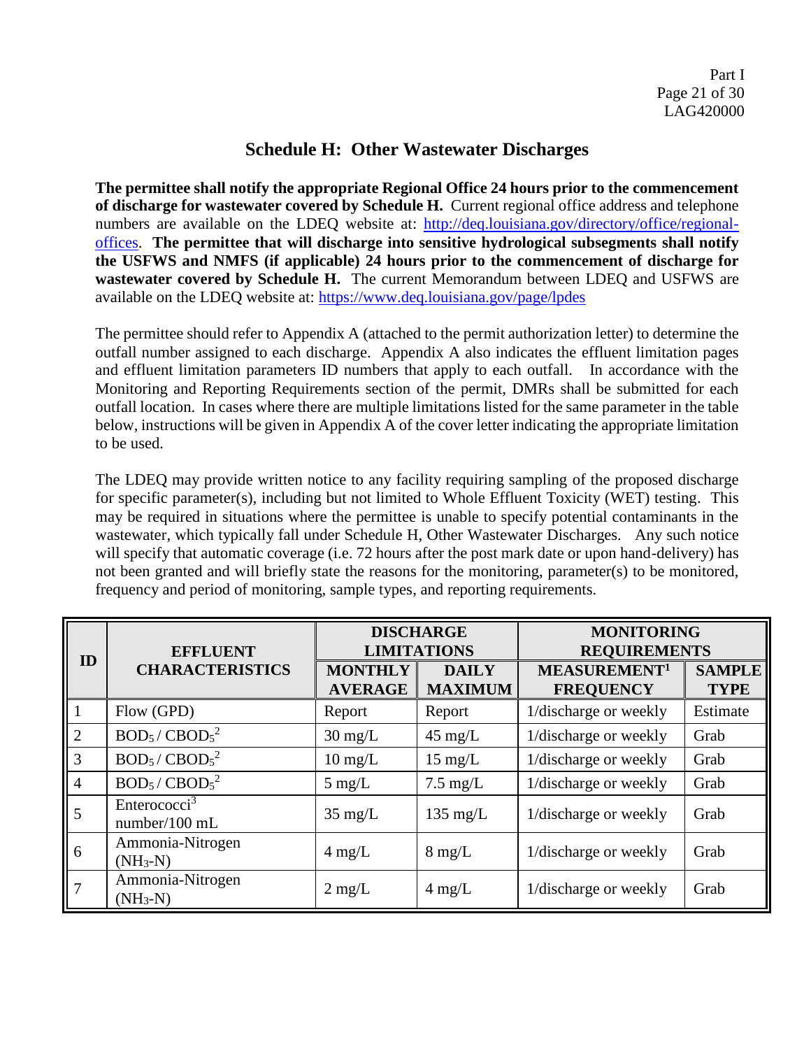## Schedule H: Other Wastewater Discharges

**The permittee shall notify the appropriate Regional Office 24 hours prior to the commencement of discharge for wastewater covered by Schedule H.** Current regional office address and telephone numbers are available on the LDEQ website at: http://deq.louisiana.gov/directory/office/regional-offices. **The permittee that will discharge into sensitive hydrological subsegments shall notify the USFWS and NMFS (if applicable) 24 hours prior to the commencement of discharge for wastewater covered by Schedule H.** The current Memorandum between LDEQ and USFWS are available on the LDEQ website at: https://www.deq.louisiana.gov/page/lpdes

The permittee should refer to Appendix A (attached to the permit authorization letter) to determine the outfall number assigned to each discharge. Appendix A also indicates the effluent limitation pages and effluent limitation parameters ID numbers that apply to each outfall. In accordance with the Monitoring and Reporting Requirements section of the permit, DMRs shall be submitted for each outfall location. In cases where there are multiple limitations listed for the same parameter in the table below, instructions will be given in Appendix A of the cover letter indicating the appropriate limitation to be used.

The LDEQ may provide written notice to any facility requiring sampling of the proposed discharge for specific parameter(s), including but not limited to Whole Effluent Toxicity (WET) testing. This may be required in situations where the permittee is unable to specify potential contaminants in the wastewater, which typically fall under Schedule H, Other Wastewater Discharges. Any such notice will specify that automatic coverage (i.e. 72 hours after the post mark date or upon hand-delivery) has not been granted and will briefly state the reasons for the monitoring, parameter(s) to be monitored, frequency and period of monitoring, sample types, and reporting requirements.

| ID | EFFLUENT CHARACTERISTICS | DISCHARGE LIMITATIONS | | MONITORING REQUIREMENTS | |
|---|---|---|---|---|---|
| | | MONTHLY AVERAGE | DAILY MAXIMUM | MEASUREMENT[1] FREQUENCY | SAMPLE TYPE |
| 1 | Flow (GPD) | Report | Report | 1/discharge or weekly | Estimate |
| 2 | $BOD_5$ / $CBOD_5$[2] | 30 mg/L | 45 mg/L | 1/discharge or weekly | Grab |
| 3 | $BOD_5$ / $CBOD_5$[2] | 10 mg/L | 15 mg/L | 1/discharge or weekly | Grab |
| 4 | $BOD_5$ / $CBOD_5$[2] | 5 mg/L | 7.5 mg/L | 1/discharge or weekly | Grab |
| 5 | Enterococci[3] number/100 mL | 35 mg/L | 135 mg/L | 1/discharge or weekly | Grab |
| 6 | Ammonia-Nitrogen ($NH_3$-N) | 4 mg/L | 8 mg/L | 1/discharge or weekly | Grab |
| 7 | Ammonia-Nitrogen ($NH_3$-N) | 2 mg/L | 4 mg/L | 1/discharge or weekly | Grab |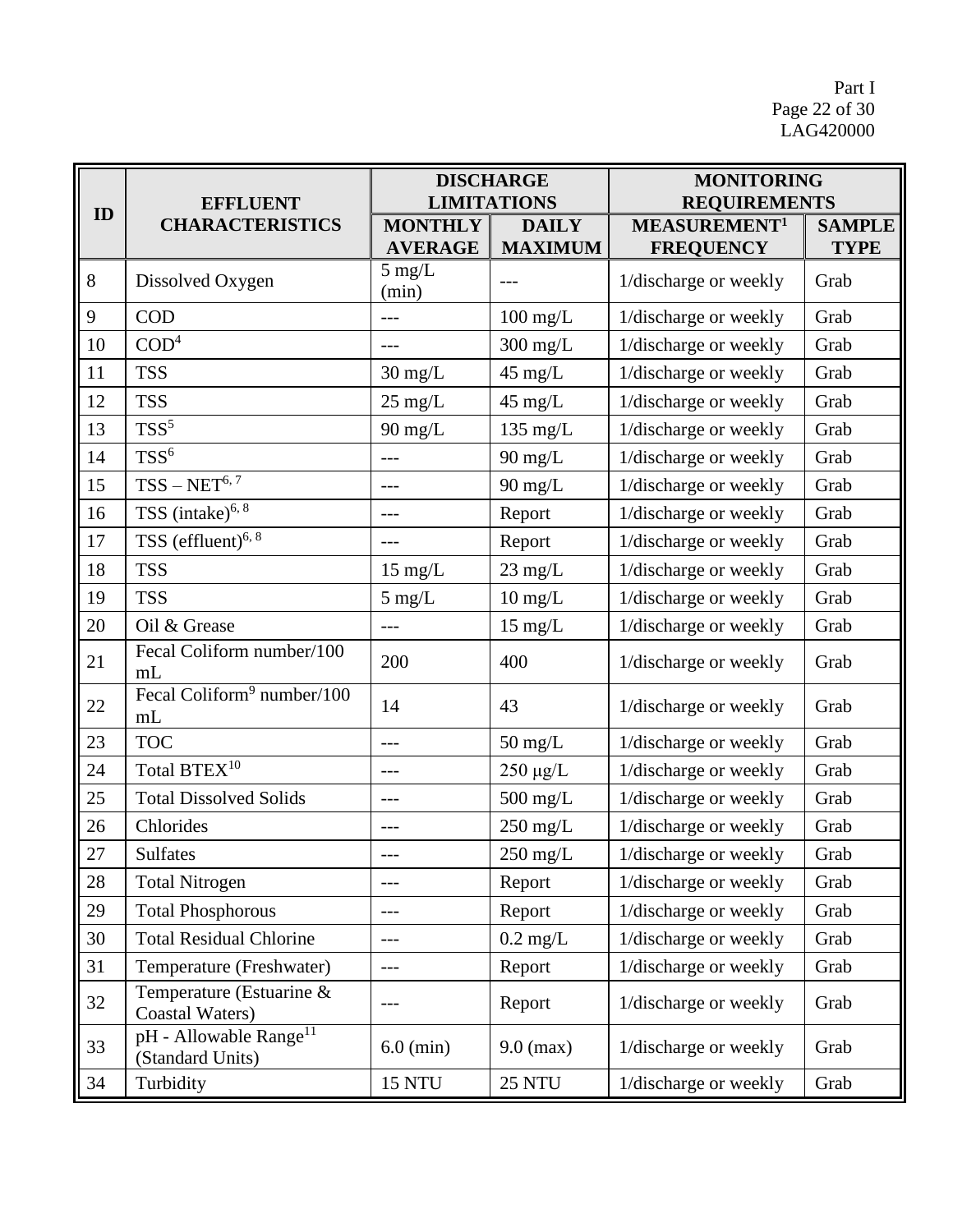| ID | EFFLUENT CHARACTERISTICS | DISCHARGE LIMITATIONS | | MONITORING REQUIREMENTS | |
|---|---|---|---|---|---|
| | | MONTHLY AVERAGE | DAILY MAXIMUM | MEASUREMENT[1] FREQUENCY | SAMPLE TYPE |
| 8 | Dissolved Oxygen | 5 mg/L (min) | --- | 1/discharge or weekly | Grab |
| 9 | COD | --- | 100 mg/L | 1/discharge or weekly | Grab |
| 10 | COD[4] | --- | 300 mg/L | 1/discharge or weekly | Grab |
| 11 | TSS | 30 mg/L | 45 mg/L | 1/discharge or weekly | Grab |
| 12 | TSS | 25 mg/L | 45 mg/L | 1/discharge or weekly | Grab |
| 13 | TSS[5] | 90 mg/L | 135 mg/L | 1/discharge or weekly | Grab |
| 14 | TSS[6] | --- | 90 mg/L | 1/discharge or weekly | Grab |
| 15 | TSS – NET[6, 7] | --- | 90 mg/L | 1/discharge or weekly | Grab |
| 16 | TSS (intake)[6, 8] | --- | Report | 1/discharge or weekly | Grab |
| 17 | TSS (effluent)[6, 8] | --- | Report | 1/discharge or weekly | Grab |
| 18 | TSS | 15 mg/L | 23 mg/L | 1/discharge or weekly | Grab |
| 19 | TSS | 5 mg/L | 10 mg/L | 1/discharge or weekly | Grab |
| 20 | Oil & Grease | --- | 15 mg/L | 1/discharge or weekly | Grab |
| 21 | Fecal Coliform number/100 mL | 200 | 400 | 1/discharge or weekly | Grab |
| 22 | Fecal Coliform[9] number/100 mL | 14 | 43 | 1/discharge or weekly | Grab |
| 23 | TOC | --- | 50 mg/L | 1/discharge or weekly | Grab |
| 24 | Total BTEX[10] | --- | 250 µg/L | 1/discharge or weekly | Grab |
| 25 | Total Dissolved Solids | --- | 500 mg/L | 1/discharge or weekly | Grab |
| 26 | Chlorides | --- | 250 mg/L | 1/discharge or weekly | Grab |
| 27 | Sulfates | --- | 250 mg/L | 1/discharge or weekly | Grab |
| 28 | Total Nitrogen | --- | Report | 1/discharge or weekly | Grab |
| 29 | Total Phosphorous | --- | Report | 1/discharge or weekly | Grab |
| 30 | Total Residual Chlorine | --- | 0.2 mg/L | 1/discharge or weekly | Grab |
| 31 | Temperature (Freshwater) | --- | Report | 1/discharge or weekly | Grab |
| 32 | Temperature (Estuarine & Coastal Waters) | --- | Report | 1/discharge or weekly | Grab |
| 33 | pH - Allowable Range[11] (Standard Units) | 6.0 (min) | 9.0 (max) | 1/discharge or weekly | Grab |
| 34 | Turbidity | 15 NTU | 25 NTU | 1/discharge or weekly | Grab |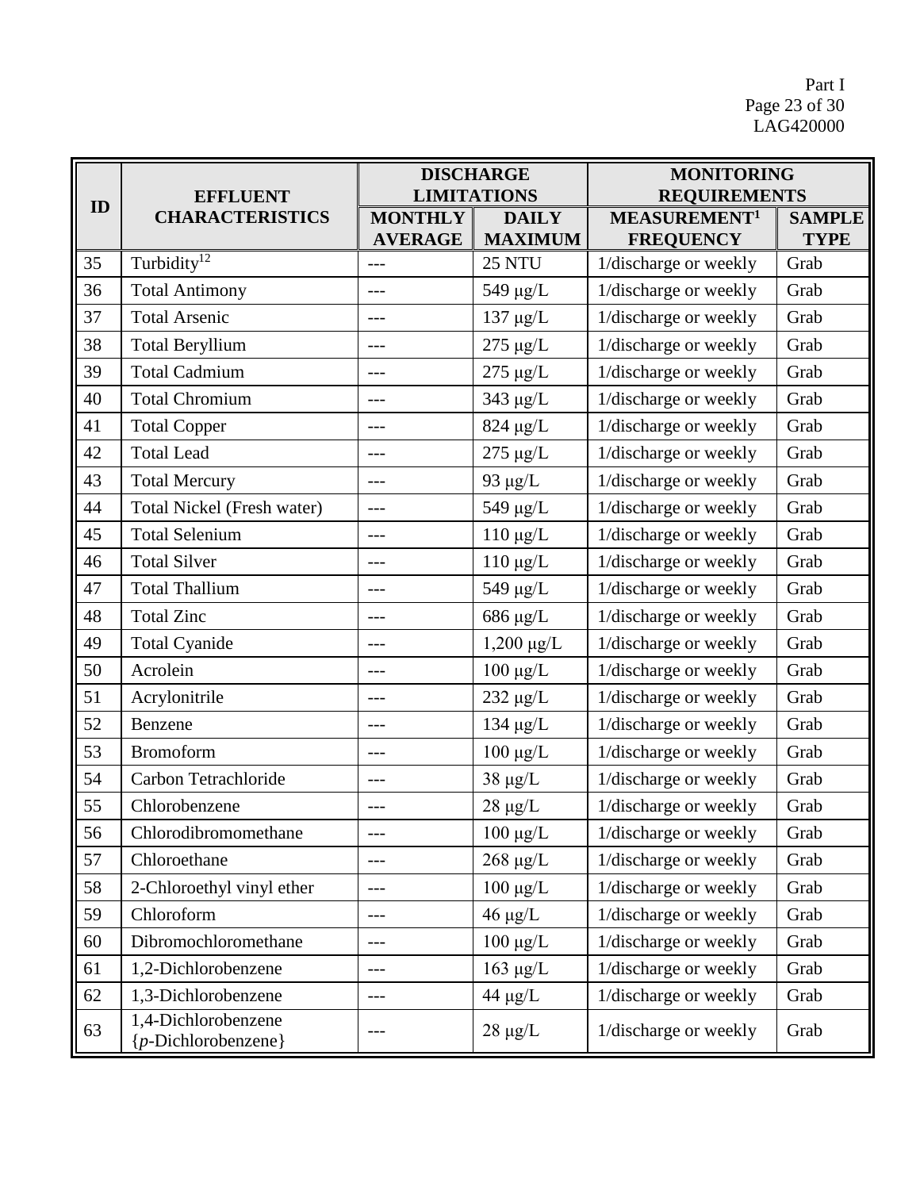| ID | EFFLUENT CHARACTERISTICS | DISCHARGE LIMITATIONS | | MONITORING REQUIREMENTS | |
|---|---|---|---|---|---|
| | | MONTHLY AVERAGE | DAILY MAXIMUM | MEASUREMENT[1] FREQUENCY | SAMPLE TYPE |
| 35 | Turbidity[12] | --- | 25 NTU | 1/discharge or weekly | Grab |
| 36 | Total Antimony | --- | 549 μg/L | 1/discharge or weekly | Grab |
| 37 | Total Arsenic | --- | 137 μg/L | 1/discharge or weekly | Grab |
| 38 | Total Beryllium | --- | 275 μg/L | 1/discharge or weekly | Grab |
| 39 | Total Cadmium | --- | 275 μg/L | 1/discharge or weekly | Grab |
| 40 | Total Chromium | --- | 343 μg/L | 1/discharge or weekly | Grab |
| 41 | Total Copper | --- | 824 μg/L | 1/discharge or weekly | Grab |
| 42 | Total Lead | --- | 275 μg/L | 1/discharge or weekly | Grab |
| 43 | Total Mercury | --- | 93 μg/L | 1/discharge or weekly | Grab |
| 44 | Total Nickel (Fresh water) | --- | 549 μg/L | 1/discharge or weekly | Grab |
| 45 | Total Selenium | --- | 110 μg/L | 1/discharge or weekly | Grab |
| 46 | Total Silver | --- | 110 μg/L | 1/discharge or weekly | Grab |
| 47 | Total Thallium | --- | 549 μg/L | 1/discharge or weekly | Grab |
| 48 | Total Zinc | --- | 686 μg/L | 1/discharge or weekly | Grab |
| 49 | Total Cyanide | --- | 1,200 μg/L | 1/discharge or weekly | Grab |
| 50 | Acrolein | --- | 100 μg/L | 1/discharge or weekly | Grab |
| 51 | Acrylonitrile | --- | 232 μg/L | 1/discharge or weekly | Grab |
| 52 | Benzene | --- | 134 μg/L | 1/discharge or weekly | Grab |
| 53 | Bromoform | --- | 100 μg/L | 1/discharge or weekly | Grab |
| 54 | Carbon Tetrachloride | --- | 38 μg/L | 1/discharge or weekly | Grab |
| 55 | Chlorobenzene | --- | 28 μg/L | 1/discharge or weekly | Grab |
| 56 | Chlorodibromomethane | --- | 100 μg/L | 1/discharge or weekly | Grab |
| 57 | Chloroethane | --- | 268 μg/L | 1/discharge or weekly | Grab |
| 58 | 2-Chloroethyl vinyl ether | --- | 100 μg/L | 1/discharge or weekly | Grab |
| 59 | Chloroform | --- | 46 μg/L | 1/discharge or weekly | Grab |
| 60 | Dibromochloromethane | --- | 100 μg/L | 1/discharge or weekly | Grab |
| 61 | 1,2-Dichlorobenzene | --- | 163 μg/L | 1/discharge or weekly | Grab |
| 62 | 1,3-Dichlorobenzene | --- | 44 μg/L | 1/discharge or weekly | Grab |
| 63 | 1,4-Dichlorobenzene {*p*-Dichlorobenzene} | --- | 28 μg/L | 1/discharge or weekly | Grab |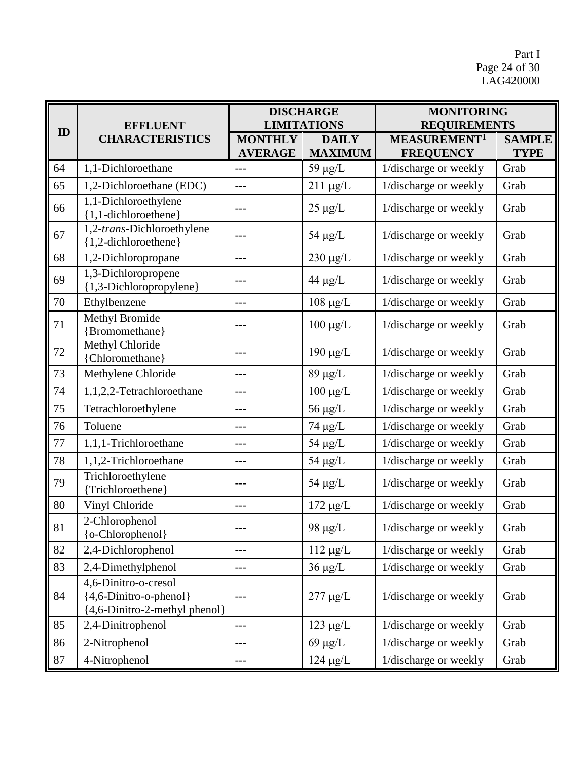| ID | EFFLUENT CHARACTERISTICS | DISCHARGE LIMITATIONS | | MONITORING REQUIREMENTS | |
|---|---|---|---|---|---|
| | | MONTHLY AVERAGE | DAILY MAXIMUM | MEASUREMENT[1] FREQUENCY | SAMPLE TYPE |
| 64 | 1,1-Dichloroethane | --- | 59 μg/L | 1/discharge or weekly | Grab |
| 65 | 1,2-Dichloroethane (EDC) | --- | 211 μg/L | 1/discharge or weekly | Grab |
| 66 | 1,1-Dichloroethylene {1,1-dichloroethene} | --- | 25 μg/L | 1/discharge or weekly | Grab |
| 67 | 1,2-*trans*-Dichloroethylene {1,2-dichloroethene} | --- | 54 μg/L | 1/discharge or weekly | Grab |
| 68 | 1,2-Dichloropropane | --- | 230 μg/L | 1/discharge or weekly | Grab |
| 69 | 1,3-Dichloropropene {1,3-Dichloropropylene} | --- | 44 μg/L | 1/discharge or weekly | Grab |
| 70 | Ethylbenzene | --- | 108 μg/L | 1/discharge or weekly | Grab |
| 71 | Methyl Bromide {Bromomethane} | --- | 100 μg/L | 1/discharge or weekly | Grab |
| 72 | Methyl Chloride {Chloromethane} | --- | 190 μg/L | 1/discharge or weekly | Grab |
| 73 | Methylene Chloride | --- | 89 μg/L | 1/discharge or weekly | Grab |
| 74 | 1,1,2,2-Tetrachloroethane | --- | 100 μg/L | 1/discharge or weekly | Grab |
| 75 | Tetrachloroethylene | --- | 56 μg/L | 1/discharge or weekly | Grab |
| 76 | Toluene | --- | 74 μg/L | 1/discharge or weekly | Grab |
| 77 | 1,1,1-Trichloroethane | --- | 54 μg/L | 1/discharge or weekly | Grab |
| 78 | 1,1,2-Trichloroethane | --- | 54 μg/L | 1/discharge or weekly | Grab |
| 79 | Trichloroethylene {Trichloroethene} | --- | 54 μg/L | 1/discharge or weekly | Grab |
| 80 | Vinyl Chloride | --- | 172 μg/L | 1/discharge or weekly | Grab |
| 81 | 2-Chlorophenol {o-Chlorophenol} | --- | 98 μg/L | 1/discharge or weekly | Grab |
| 82 | 2,4-Dichlorophenol | --- | 112 μg/L | 1/discharge or weekly | Grab |
| 83 | 2,4-Dimethylphenol | --- | 36 μg/L | 1/discharge or weekly | Grab |
| 84 | 4,6-Dinitro-o-cresol {4,6-Dinitro-o-phenol} {4,6-Dinitro-2-methyl phenol} | --- | 277 μg/L | 1/discharge or weekly | Grab |
| 85 | 2,4-Dinitrophenol | --- | 123 μg/L | 1/discharge or weekly | Grab |
| 86 | 2-Nitrophenol | --- | 69 μg/L | 1/discharge or weekly | Grab |
| 87 | 4-Nitrophenol | --- | 124 μg/L | 1/discharge or weekly | Grab |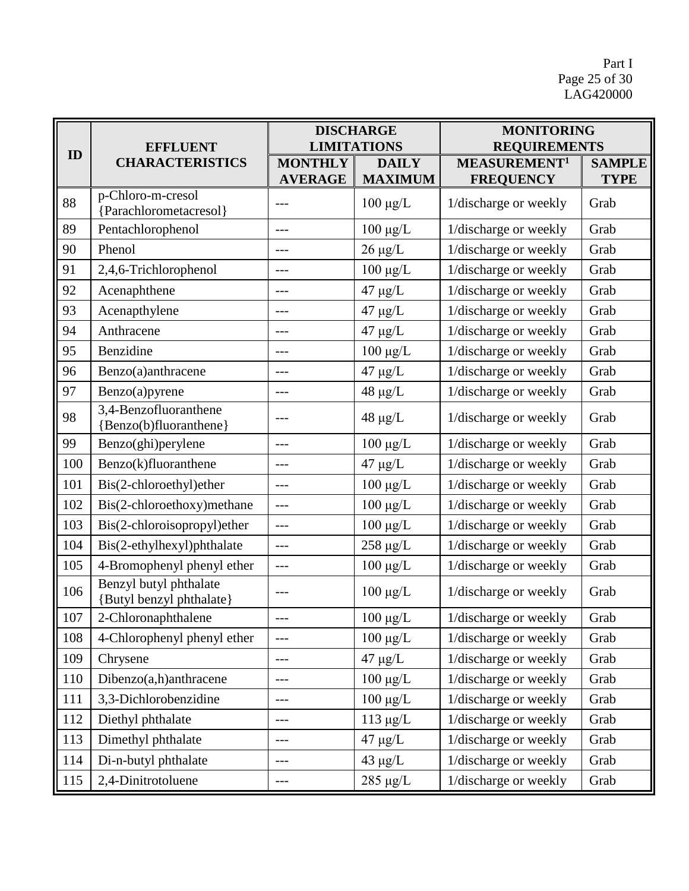| ID | EFFLUENT CHARACTERISTICS | DISCHARGE LIMITATIONS | | MONITORING REQUIREMENTS | |
|---|---|---|---|---|---|
| | | MONTHLY AVERAGE | DAILY MAXIMUM | MEASUREMENT[1] FREQUENCY | SAMPLE TYPE |
| 88 | p-Chloro-m-cresol {Parachlorometacresol} | --- | 100 μg/L | 1/discharge or weekly | Grab |
| 89 | Pentachlorophenol | --- | 100 μg/L | 1/discharge or weekly | Grab |
| 90 | Phenol | --- | 26 μg/L | 1/discharge or weekly | Grab |
| 91 | 2,4,6-Trichlorophenol | --- | 100 μg/L | 1/discharge or weekly | Grab |
| 92 | Acenaphthene | --- | 47 μg/L | 1/discharge or weekly | Grab |
| 93 | Acenapthylene | --- | 47 μg/L | 1/discharge or weekly | Grab |
| 94 | Anthracene | --- | 47 μg/L | 1/discharge or weekly | Grab |
| 95 | Benzidine | --- | 100 μg/L | 1/discharge or weekly | Grab |
| 96 | Benzo(a)anthracene | --- | 47 μg/L | 1/discharge or weekly | Grab |
| 97 | Benzo(a)pyrene | --- | 48 μg/L | 1/discharge or weekly | Grab |
| 98 | 3,4-Benzofluoranthene {Benzo(b)fluoranthene} | --- | 48 μg/L | 1/discharge or weekly | Grab |
| 99 | Benzo(ghi)perylene | --- | 100 μg/L | 1/discharge or weekly | Grab |
| 100 | Benzo(k)fluoranthene | --- | 47 μg/L | 1/discharge or weekly | Grab |
| 101 | Bis(2-chloroethyl)ether | --- | 100 μg/L | 1/discharge or weekly | Grab |
| 102 | Bis(2-chloroethoxy)methane | --- | 100 μg/L | 1/discharge or weekly | Grab |
| 103 | Bis(2-chloroisopropyl)ether | --- | 100 μg/L | 1/discharge or weekly | Grab |
| 104 | Bis(2-ethylhexyl)phthalate | --- | 258 μg/L | 1/discharge or weekly | Grab |
| 105 | 4-Bromophenyl phenyl ether | --- | 100 μg/L | 1/discharge or weekly | Grab |
| 106 | Benzyl butyl phthalate {Butyl benzyl phthalate} | --- | 100 μg/L | 1/discharge or weekly | Grab |
| 107 | 2-Chloronaphthalene | --- | 100 μg/L | 1/discharge or weekly | Grab |
| 108 | 4-Chlorophenyl phenyl ether | --- | 100 μg/L | 1/discharge or weekly | Grab |
| 109 | Chrysene | --- | 47 μg/L | 1/discharge or weekly | Grab |
| 110 | Dibenzo(a,h)anthracene | --- | 100 μg/L | 1/discharge or weekly | Grab |
| 111 | 3,3-Dichlorobenzidine | --- | 100 μg/L | 1/discharge or weekly | Grab |
| 112 | Diethyl phthalate | --- | 113 μg/L | 1/discharge or weekly | Grab |
| 113 | Dimethyl phthalate | --- | 47 μg/L | 1/discharge or weekly | Grab |
| 114 | Di-n-butyl phthalate | --- | 43 μg/L | 1/discharge or weekly | Grab |
| 115 | 2,4-Dinitrotoluene | --- | 285 μg/L | 1/discharge or weekly | Grab |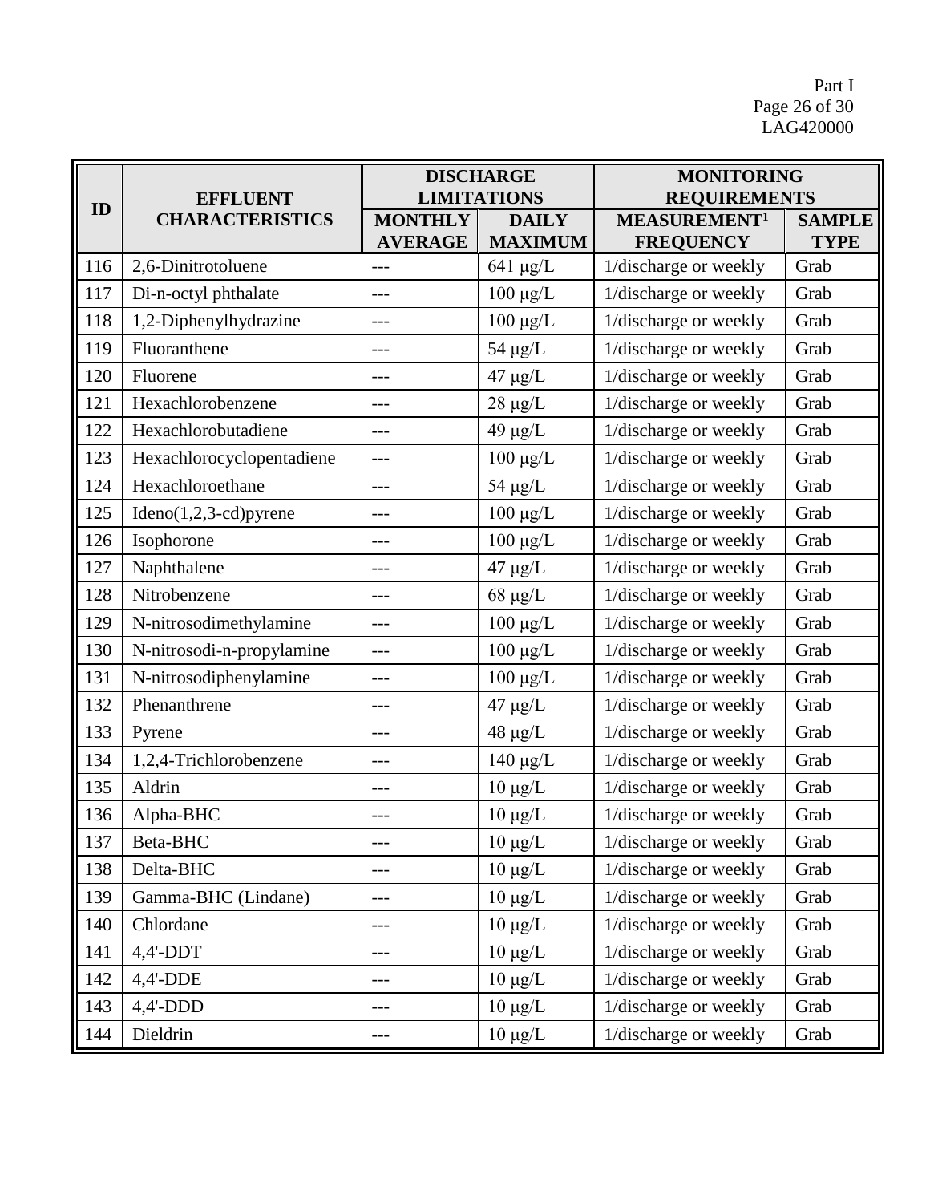| ID | EFFLUENT CHARACTERISTICS | DISCHARGE LIMITATIONS | | MONITORING REQUIREMENTS | |
|---|---|---|---|---|---|
| | | MONTHLY AVERAGE | DAILY MAXIMUM | MEASUREMENT[1] FREQUENCY | SAMPLE TYPE |
| 116 | 2,6-Dinitrotoluene | --- | 641 μg/L | 1/discharge or weekly | Grab |
| 117 | Di-n-octyl phthalate | --- | 100 μg/L | 1/discharge or weekly | Grab |
| 118 | 1,2-Diphenylhydrazine | --- | 100 μg/L | 1/discharge or weekly | Grab |
| 119 | Fluoranthene | --- | 54 μg/L | 1/discharge or weekly | Grab |
| 120 | Fluorene | --- | 47 μg/L | 1/discharge or weekly | Grab |
| 121 | Hexachlorobenzene | --- | 28 μg/L | 1/discharge or weekly | Grab |
| 122 | Hexachlorobutadiene | --- | 49 μg/L | 1/discharge or weekly | Grab |
| 123 | Hexachlorocyclopentadiene | --- | 100 μg/L | 1/discharge or weekly | Grab |
| 124 | Hexachloroethane | --- | 54 μg/L | 1/discharge or weekly | Grab |
| 125 | Ideno(1,2,3-cd)pyrene | --- | 100 μg/L | 1/discharge or weekly | Grab |
| 126 | Isophorone | --- | 100 μg/L | 1/discharge or weekly | Grab |
| 127 | Naphthalene | --- | 47 μg/L | 1/discharge or weekly | Grab |
| 128 | Nitrobenzene | --- | 68 μg/L | 1/discharge or weekly | Grab |
| 129 | N-nitrosodimethylamine | --- | 100 μg/L | 1/discharge or weekly | Grab |
| 130 | N-nitrosodi-n-propylamine | --- | 100 μg/L | 1/discharge or weekly | Grab |
| 131 | N-nitrosodiphenylamine | --- | 100 μg/L | 1/discharge or weekly | Grab |
| 132 | Phenanthrene | --- | 47 μg/L | 1/discharge or weekly | Grab |
| 133 | Pyrene | --- | 48 μg/L | 1/discharge or weekly | Grab |
| 134 | 1,2,4-Trichlorobenzene | --- | 140 μg/L | 1/discharge or weekly | Grab |
| 135 | Aldrin | --- | 10 μg/L | 1/discharge or weekly | Grab |
| 136 | Alpha-BHC | --- | 10 μg/L | 1/discharge or weekly | Grab |
| 137 | Beta-BHC | --- | 10 μg/L | 1/discharge or weekly | Grab |
| 138 | Delta-BHC | --- | 10 μg/L | 1/discharge or weekly | Grab |
| 139 | Gamma-BHC (Lindane) | --- | 10 μg/L | 1/discharge or weekly | Grab |
| 140 | Chlordane | --- | 10 μg/L | 1/discharge or weekly | Grab |
| 141 | 4,4'-DDT | --- | 10 μg/L | 1/discharge or weekly | Grab |
| 142 | 4,4'-DDE | --- | 10 μg/L | 1/discharge or weekly | Grab |
| 143 | 4,4'-DDD | --- | 10 μg/L | 1/discharge or weekly | Grab |
| 144 | Dieldrin | --- | 10 μg/L | 1/discharge or weekly | Grab |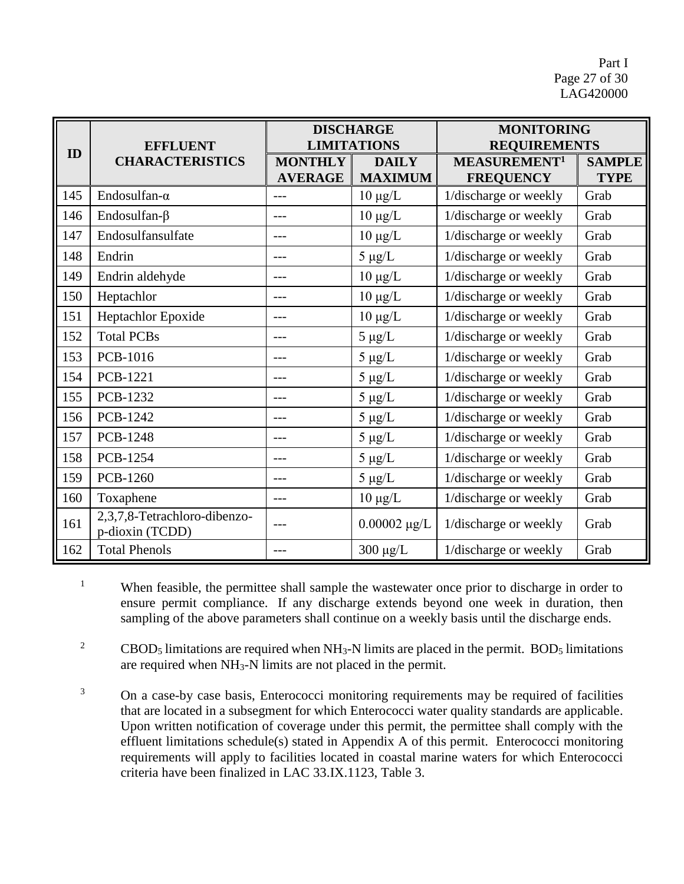| ID | EFFLUENT CHARACTERISTICS | DISCHARGE LIMITATIONS | | MONITORING REQUIREMENTS | |
|---|---|---|---|---|---|
| | | MONTHLY AVERAGE | DAILY MAXIMUM | MEASUREMENT[1] FREQUENCY | SAMPLE TYPE |
| 145 | Endosulfan-α | --- | 10 μg/L | 1/discharge or weekly | Grab |
| 146 | Endosulfan-β | --- | 10 μg/L | 1/discharge or weekly | Grab |
| 147 | Endosulfansulfate | --- | 10 μg/L | 1/discharge or weekly | Grab |
| 148 | Endrin | --- | 5 μg/L | 1/discharge or weekly | Grab |
| 149 | Endrin aldehyde | --- | 10 μg/L | 1/discharge or weekly | Grab |
| 150 | Heptachlor | --- | 10 μg/L | 1/discharge or weekly | Grab |
| 151 | Heptachlor Epoxide | --- | 10 μg/L | 1/discharge or weekly | Grab |
| 152 | Total PCBs | --- | 5 μg/L | 1/discharge or weekly | Grab |
| 153 | PCB-1016 | --- | 5 μg/L | 1/discharge or weekly | Grab |
| 154 | PCB-1221 | --- | 5 μg/L | 1/discharge or weekly | Grab |
| 155 | PCB-1232 | --- | 5 μg/L | 1/discharge or weekly | Grab |
| 156 | PCB-1242 | --- | 5 μg/L | 1/discharge or weekly | Grab |
| 157 | PCB-1248 | --- | 5 μg/L | 1/discharge or weekly | Grab |
| 158 | PCB-1254 | --- | 5 μg/L | 1/discharge or weekly | Grab |
| 159 | PCB-1260 | --- | 5 μg/L | 1/discharge or weekly | Grab |
| 160 | Toxaphene | --- | 10 μg/L | 1/discharge or weekly | Grab |
| 161 | 2,3,7,8-Tetrachloro-dibenzo-p-dioxin (TCDD) | --- | 0.00002 μg/L | 1/discharge or weekly | Grab |
| 162 | Total Phenols | --- | 300 μg/L | 1/discharge or weekly | Grab |

[1] When feasible, the permittee shall sample the wastewater once prior to discharge in order to ensure permit compliance. If any discharge extends beyond one week in duration, then sampling of the above parameters shall continue on a weekly basis until the discharge ends.

[2] $CBOD_5$ limitations are required when $NH_3$-N limits are placed in the permit. $BOD_5$ limitations are required when $NH_3$-N limits are not placed in the permit.

[3] On a case-by case basis, Enterococci monitoring requirements may be required of facilities that are located in a subsegment for which Enterococci water quality standards are applicable. Upon written notification of coverage under this permit, the permittee shall comply with the effluent limitations schedule(s) stated in Appendix A of this permit. Enterococci monitoring requirements will apply to facilities located in coastal marine waters for which Enterococci criteria have been finalized in LAC 33.IX.1123, Table 3.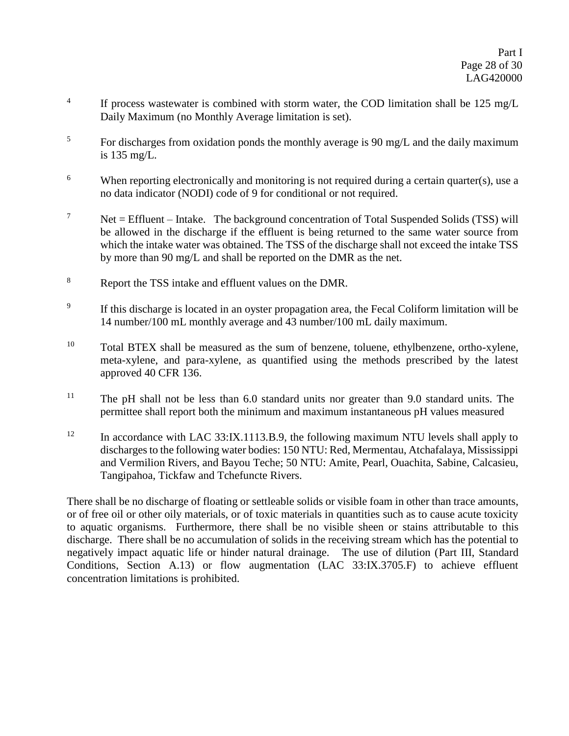[4] If process wastewater is combined with storm water, the COD limitation shall be 125 mg/L Daily Maximum (no Monthly Average limitation is set).

[5] For discharges from oxidation ponds the monthly average is 90 mg/L and the daily maximum is 135 mg/L.

[6] When reporting electronically and monitoring is not required during a certain quarter(s), use a no data indicator (NODI) code of 9 for conditional or not required.

[7] Net = Effluent – Intake. The background concentration of Total Suspended Solids (TSS) will be allowed in the discharge if the effluent is being returned to the same water source from which the intake water was obtained. The TSS of the discharge shall not exceed the intake TSS by more than 90 mg/L and shall be reported on the DMR as the net.

[8] Report the TSS intake and effluent values on the DMR.

[9] If this discharge is located in an oyster propagation area, the Fecal Coliform limitation will be 14 number/100 mL monthly average and 43 number/100 mL daily maximum.

[10] Total BTEX shall be measured as the sum of benzene, toluene, ethylbenzene, ortho-xylene, meta-xylene, and para-xylene, as quantified using the methods prescribed by the latest approved 40 CFR 136.

[11] The pH shall not be less than 6.0 standard units nor greater than 9.0 standard units. The permittee shall report both the minimum and maximum instantaneous pH values measured

[12] In accordance with LAC 33:IX.1113.B.9, the following maximum NTU levels shall apply to discharges to the following water bodies: 150 NTU: Red, Mermentau, Atchafalaya, Mississippi and Vermilion Rivers, and Bayou Teche; 50 NTU: Amite, Pearl, Ouachita, Sabine, Calcasieu, Tangipahoa, Tickfaw and Tchefuncte Rivers.

There shall be no discharge of floating or settleable solids or visible foam in other than trace amounts, or of free oil or other oily materials, or of toxic materials in quantities such as to cause acute toxicity to aquatic organisms. Furthermore, there shall be no visible sheen or stains attributable to this discharge. There shall be no accumulation of solids in the receiving stream which has the potential to negatively impact aquatic life or hinder natural drainage. The use of dilution (Part III, Standard Conditions, Section A.13) or flow augmentation (LAC 33:IX.3705.F) to achieve effluent concentration limitations is prohibited.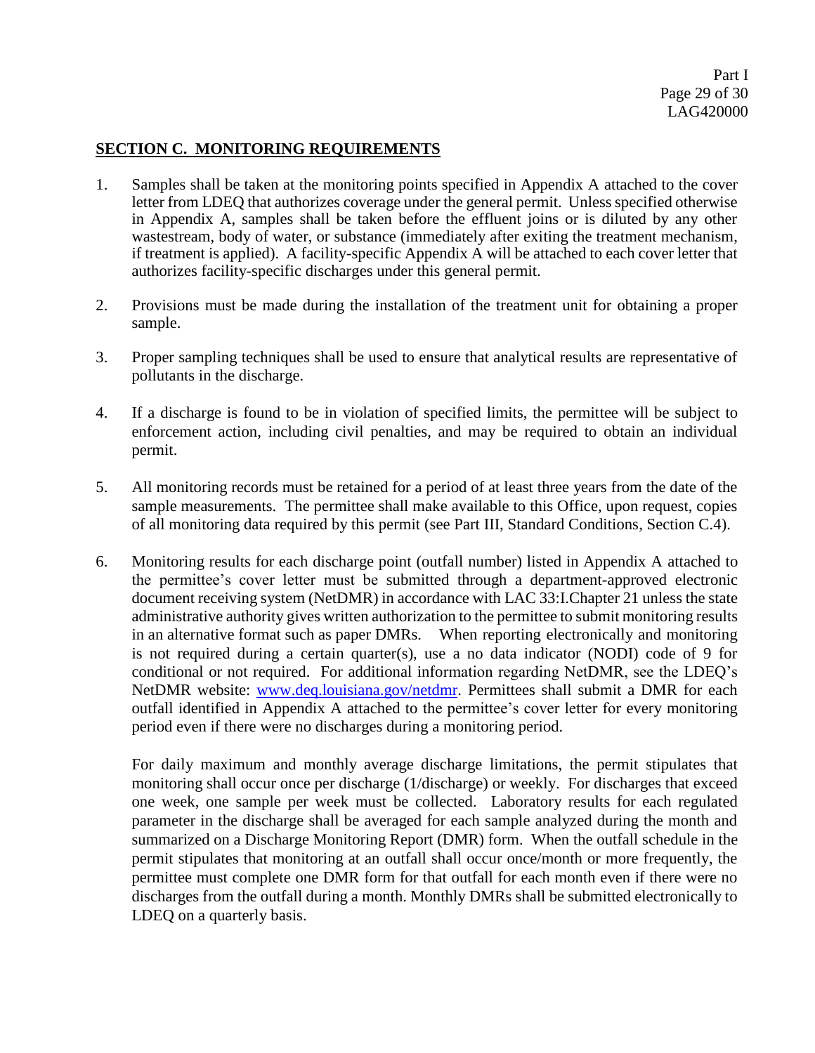## SECTION C. MONITORING REQUIREMENTS

1. Samples shall be taken at the monitoring points specified in Appendix A attached to the cover letter from LDEQ that authorizes coverage under the general permit. Unless specified otherwise in Appendix A, samples shall be taken before the effluent joins or is diluted by any other wastestream, body of water, or substance (immediately after exiting the treatment mechanism, if treatment is applied). A facility-specific Appendix A will be attached to each cover letter that authorizes facility-specific discharges under this general permit.

2. Provisions must be made during the installation of the treatment unit for obtaining a proper sample.

3. Proper sampling techniques shall be used to ensure that analytical results are representative of pollutants in the discharge.

4. If a discharge is found to be in violation of specified limits, the permittee will be subject to enforcement action, including civil penalties, and may be required to obtain an individual permit.

5. All monitoring records must be retained for a period of at least three years from the date of the sample measurements. The permittee shall make available to this Office, upon request, copies of all monitoring data required by this permit (see Part III, Standard Conditions, Section C.4).

6. Monitoring results for each discharge point (outfall number) listed in Appendix A attached to the permittee's cover letter must be submitted through a department-approved electronic document receiving system (NetDMR) in accordance with LAC 33:I.Chapter 21 unless the state administrative authority gives written authorization to the permittee to submit monitoring results in an alternative format such as paper DMRs. When reporting electronically and monitoring is not required during a certain quarter(s), use a no data indicator (NODI) code of 9 for conditional or not required. For additional information regarding NetDMR, see the LDEQ's NetDMR website: [www.deq.louisiana.gov/netdmr](http://www.deq.louisiana.gov/netdmr). Permittees shall submit a DMR for each outfall identified in Appendix A attached to the permittee's cover letter for every monitoring period even if there were no discharges during a monitoring period.

   For daily maximum and monthly average discharge limitations, the permit stipulates that monitoring shall occur once per discharge (1/discharge) or weekly. For discharges that exceed one week, one sample per week must be collected. Laboratory results for each regulated parameter in the discharge shall be averaged for each sample analyzed during the month and summarized on a Discharge Monitoring Report (DMR) form. When the outfall schedule in the permit stipulates that monitoring at an outfall shall occur once/month or more frequently, the permittee must complete one DMR form for that outfall for each month even if there were no discharges from the outfall during a month. Monthly DMRs shall be submitted electronically to LDEQ on a quarterly basis.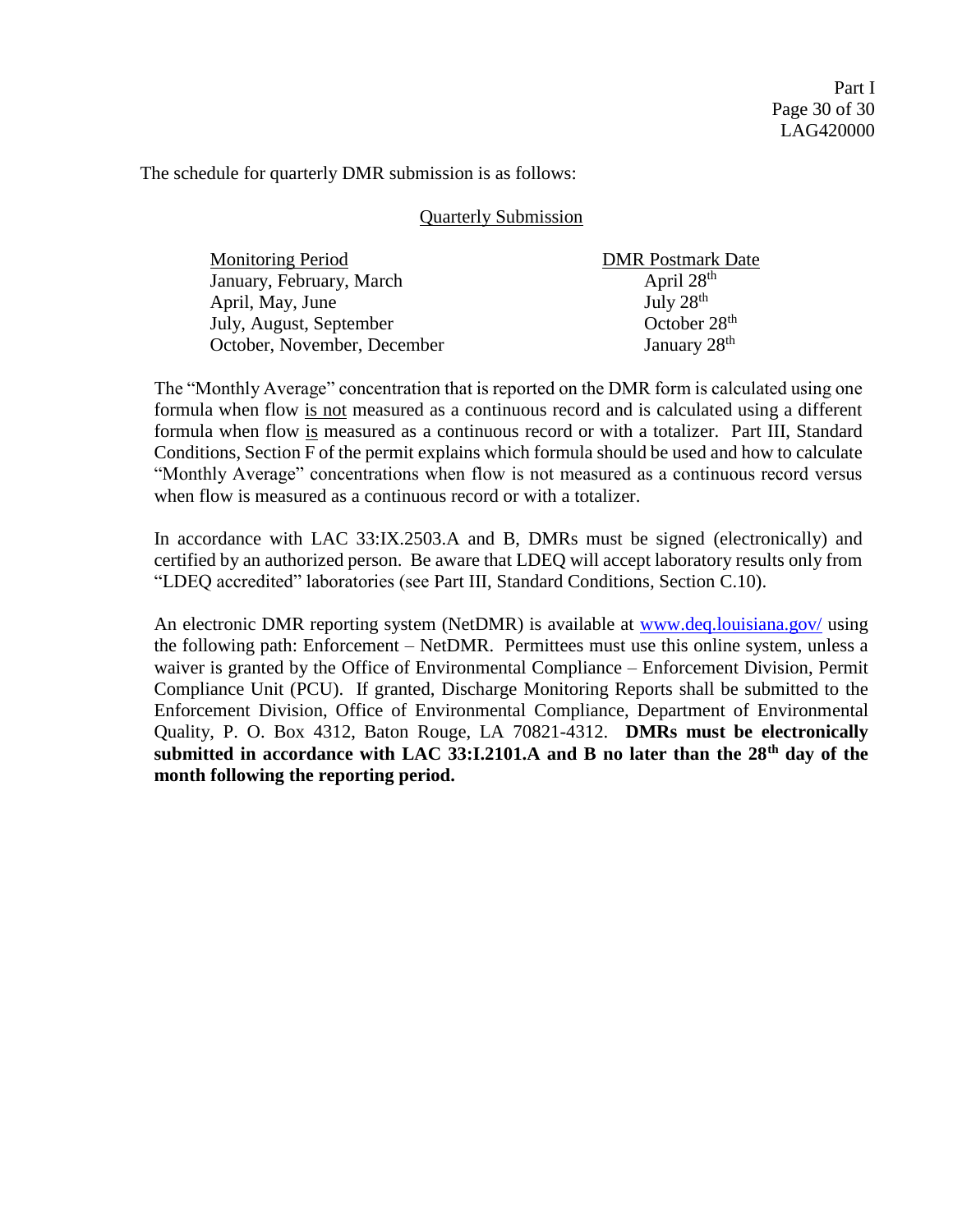The schedule for quarterly DMR submission is as follows:

Quarterly Submission

| Monitoring Period | DMR Postmark Date |
| --- | --- |
| January, February, March | April 28th |
| April, May, June | July 28th |
| July, August, September | October 28th |
| October, November, December | January 28th |

The "Monthly Average" concentration that is reported on the DMR form is calculated using one formula when flow is not measured as a continuous record and is calculated using a different formula when flow is measured as a continuous record or with a totalizer. Part III, Standard Conditions, Section F of the permit explains which formula should be used and how to calculate "Monthly Average" concentrations when flow is not measured as a continuous record versus when flow is measured as a continuous record or with a totalizer.

In accordance with LAC 33:IX.2503.A and B, DMRs must be signed (electronically) and certified by an authorized person. Be aware that LDEQ will accept laboratory results only from "LDEQ accredited" laboratories (see Part III, Standard Conditions, Section C.10).

An electronic DMR reporting system (NetDMR) is available at www.deq.louisiana.gov/ using the following path: Enforcement – NetDMR. Permittees must use this online system, unless a waiver is granted by the Office of Environmental Compliance – Enforcement Division, Permit Compliance Unit (PCU). If granted, Discharge Monitoring Reports shall be submitted to the Enforcement Division, Office of Environmental Compliance, Department of Environmental Quality, P. O. Box 4312, Baton Rouge, LA 70821-4312. **DMRs must be electronically submitted in accordance with LAC 33:I.2101.A and B no later than the 28th day of the month following the reporting period.**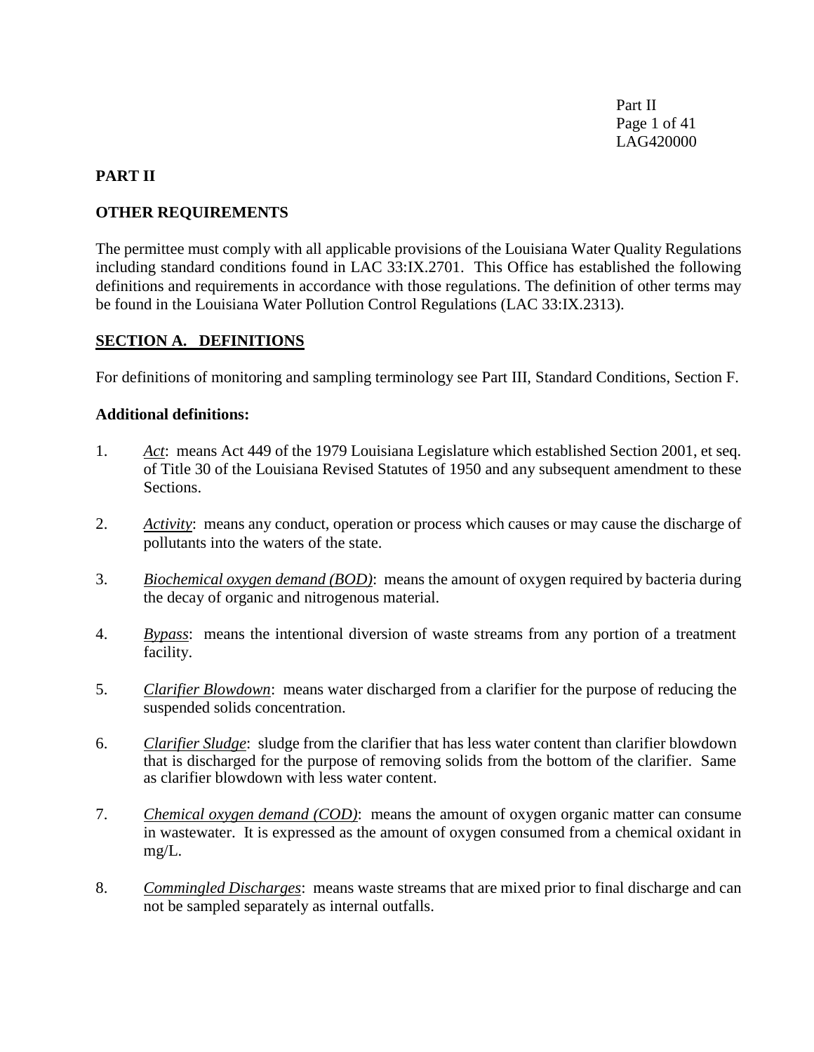## PART II

## OTHER REQUIREMENTS

The permittee must comply with all applicable provisions of the Louisiana Water Quality Regulations including standard conditions found in LAC 33:IX.2701. This Office has established the following definitions and requirements in accordance with those regulations. The definition of other terms may be found in the Louisiana Water Pollution Control Regulations (LAC 33:IX.2313).

### <u>SECTION A. DEFINITIONS</u>

For definitions of monitoring and sampling terminology see Part III, Standard Conditions, Section F.

**Additional definitions:**

1. *Act*: means Act 449 of the 1979 Louisiana Legislature which established Section 2001, et seq. of Title 30 of the Louisiana Revised Statutes of 1950 and any subsequent amendment to these Sections.

2. *Activity*: means any conduct, operation or process which causes or may cause the discharge of pollutants into the waters of the state.

3. *Biochemical oxygen demand (BOD)*: means the amount of oxygen required by bacteria during the decay of organic and nitrogenous material.

4. *Bypass*: means the intentional diversion of waste streams from any portion of a treatment facility.

5. *Clarifier Blowdown*: means water discharged from a clarifier for the purpose of reducing the suspended solids concentration.

6. *Clarifier Sludge*: sludge from the clarifier that has less water content than clarifier blowdown that is discharged for the purpose of removing solids from the bottom of the clarifier. Same as clarifier blowdown with less water content.

7. *Chemical oxygen demand (COD)*: means the amount of oxygen organic matter can consume in wastewater. It is expressed as the amount of oxygen consumed from a chemical oxidant in mg/L.

8. *Commingled Discharges*: means waste streams that are mixed prior to final discharge and can not be sampled separately as internal outfalls.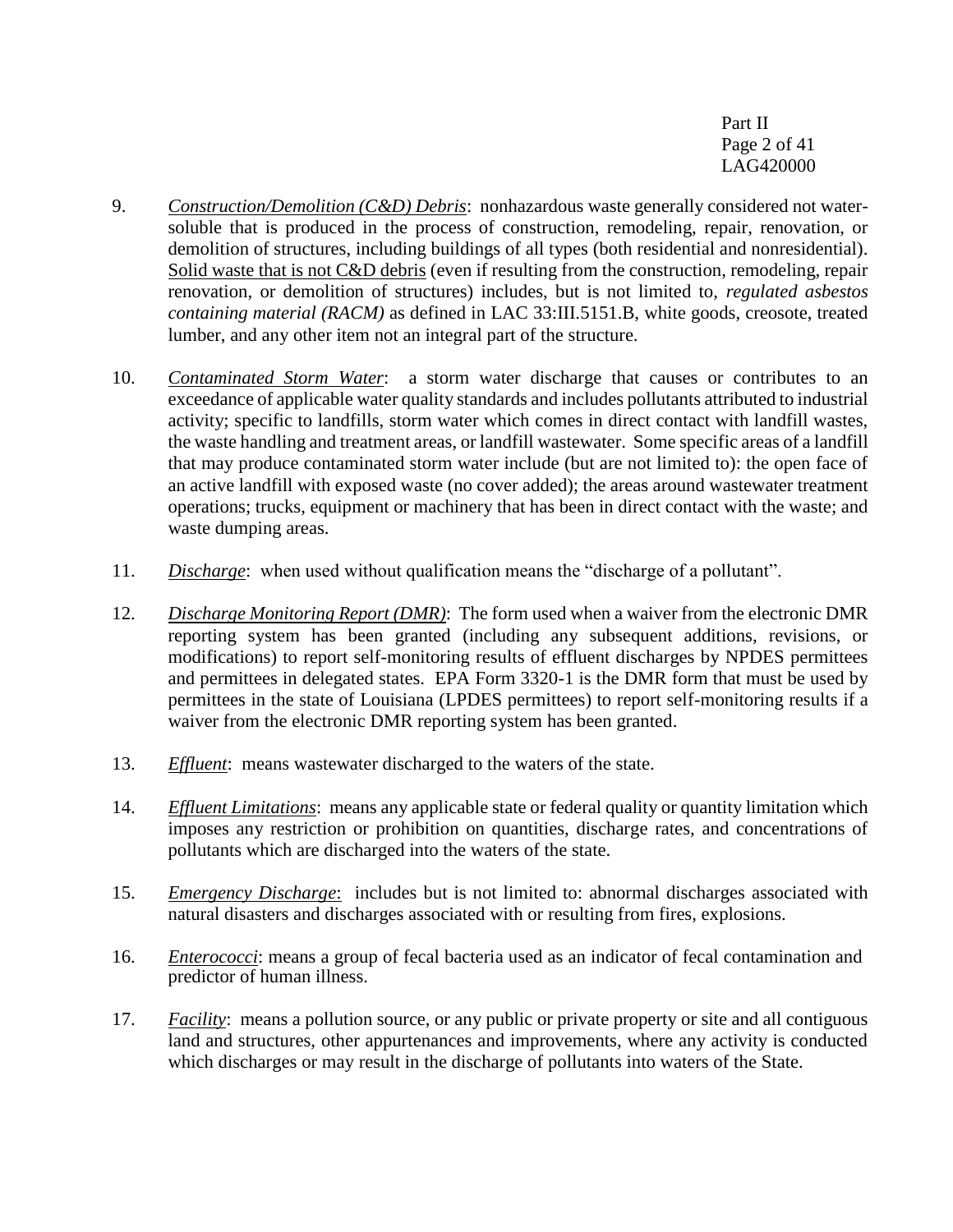9. *Construction/Demolition (C&D) Debris*: nonhazardous waste generally considered not water-soluble that is produced in the process of construction, remodeling, repair, renovation, or demolition of structures, including buildings of all types (both residential and nonresidential). Solid waste that is not C&D debris (even if resulting from the construction, remodeling, repair renovation, or demolition of structures) includes, but is not limited to, *regulated asbestos containing material (RACM)* as defined in LAC 33:III.5151.B, white goods, creosote, treated lumber, and any other item not an integral part of the structure.

10. *Contaminated Storm Water*: a storm water discharge that causes or contributes to an exceedance of applicable water quality standards and includes pollutants attributed to industrial activity; specific to landfills, storm water which comes in direct contact with landfill wastes, the waste handling and treatment areas, or landfill wastewater. Some specific areas of a landfill that may produce contaminated storm water include (but are not limited to): the open face of an active landfill with exposed waste (no cover added); the areas around wastewater treatment operations; trucks, equipment or machinery that has been in direct contact with the waste; and waste dumping areas.

11. *Discharge*: when used without qualification means the "discharge of a pollutant".

12. *Discharge Monitoring Report (DMR)*: The form used when a waiver from the electronic DMR reporting system has been granted (including any subsequent additions, revisions, or modifications) to report self-monitoring results of effluent discharges by NPDES permittees and permittees in delegated states. EPA Form 3320-1 is the DMR form that must be used by permittees in the state of Louisiana (LPDES permittees) to report self-monitoring results if a waiver from the electronic DMR reporting system has been granted.

13. *Effluent*: means wastewater discharged to the waters of the state.

14. *Effluent Limitations*: means any applicable state or federal quality or quantity limitation which imposes any restriction or prohibition on quantities, discharge rates, and concentrations of pollutants which are discharged into the waters of the state.

15. *Emergency Discharge*: includes but is not limited to: abnormal discharges associated with natural disasters and discharges associated with or resulting from fires, explosions.

16. *Enterococci*: means a group of fecal bacteria used as an indicator of fecal contamination and predictor of human illness.

17. *Facility*: means a pollution source, or any public or private property or site and all contiguous land and structures, other appurtenances and improvements, where any activity is conducted which discharges or may result in the discharge of pollutants into waters of the State.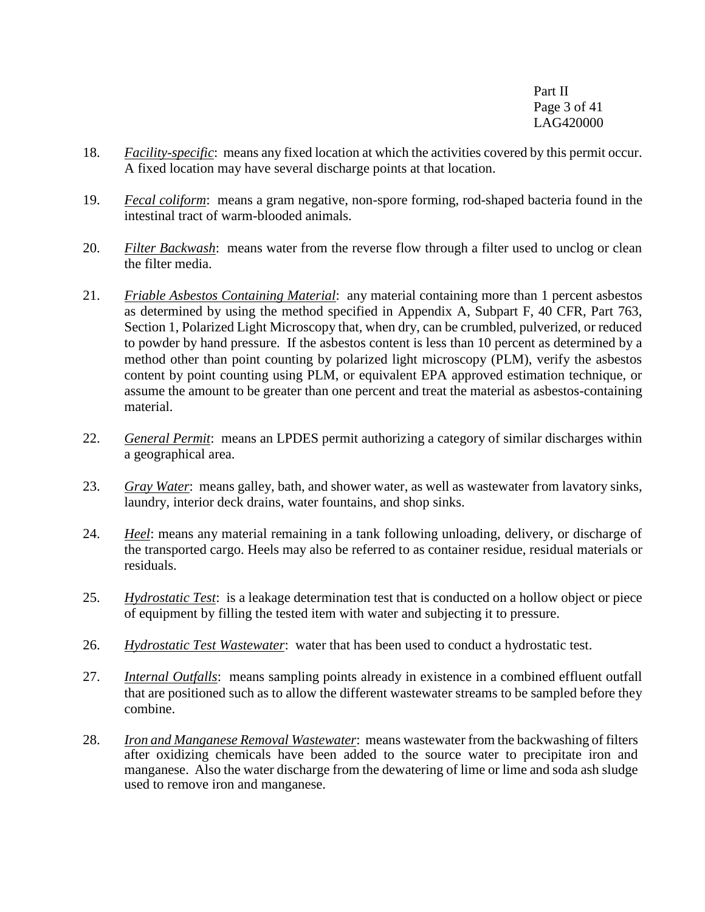18. *Facility-specific*: means any fixed location at which the activities covered by this permit occur. A fixed location may have several discharge points at that location.

19. *Fecal coliform*: means a gram negative, non-spore forming, rod-shaped bacteria found in the intestinal tract of warm-blooded animals.

20. *Filter Backwash*: means water from the reverse flow through a filter used to unclog or clean the filter media.

21. *Friable Asbestos Containing Material*: any material containing more than 1 percent asbestos as determined by using the method specified in Appendix A, Subpart F, 40 CFR, Part 763, Section 1, Polarized Light Microscopy that, when dry, can be crumbled, pulverized, or reduced to powder by hand pressure. If the asbestos content is less than 10 percent as determined by a method other than point counting by polarized light microscopy (PLM), verify the asbestos content by point counting using PLM, or equivalent EPA approved estimation technique, or assume the amount to be greater than one percent and treat the material as asbestos-containing material.

22. *General Permit*: means an LPDES permit authorizing a category of similar discharges within a geographical area.

23. *Gray Water*: means galley, bath, and shower water, as well as wastewater from lavatory sinks, laundry, interior deck drains, water fountains, and shop sinks.

24. *Heel*: means any material remaining in a tank following unloading, delivery, or discharge of the transported cargo. Heels may also be referred to as container residue, residual materials or residuals.

25. *Hydrostatic Test*: is a leakage determination test that is conducted on a hollow object or piece of equipment by filling the tested item with water and subjecting it to pressure.

26. *Hydrostatic Test Wastewater*: water that has been used to conduct a hydrostatic test.

27. *Internal Outfalls*: means sampling points already in existence in a combined effluent outfall that are positioned such as to allow the different wastewater streams to be sampled before they combine.

28. *Iron and Manganese Removal Wastewater*: means wastewater from the backwashing of filters after oxidizing chemicals have been added to the source water to precipitate iron and manganese. Also the water discharge from the dewatering of lime or lime and soda ash sludge used to remove iron and manganese.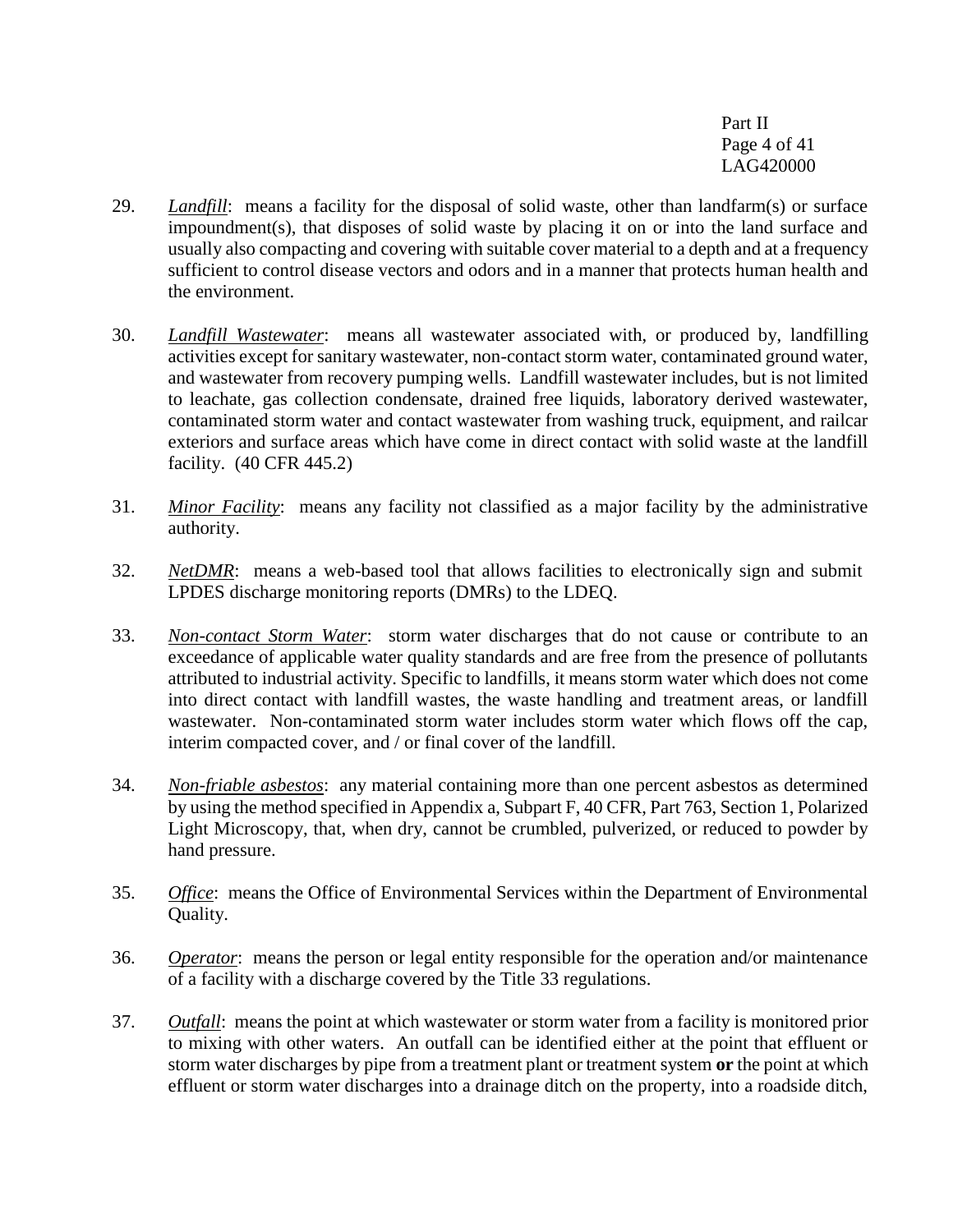29. *Landfill*: means a facility for the disposal of solid waste, other than landfarm(s) or surface impoundment(s), that disposes of solid waste by placing it on or into the land surface and usually also compacting and covering with suitable cover material to a depth and at a frequency sufficient to control disease vectors and odors and in a manner that protects human health and the environment.

30. *Landfill Wastewater*: means all wastewater associated with, or produced by, landfilling activities except for sanitary wastewater, non-contact storm water, contaminated ground water, and wastewater from recovery pumping wells. Landfill wastewater includes, but is not limited to leachate, gas collection condensate, drained free liquids, laboratory derived wastewater, contaminated storm water and contact wastewater from washing truck, equipment, and railcar exteriors and surface areas which have come in direct contact with solid waste at the landfill facility. (40 CFR 445.2)

31. *Minor Facility*: means any facility not classified as a major facility by the administrative authority.

32. *NetDMR*: means a web-based tool that allows facilities to electronically sign and submit LPDES discharge monitoring reports (DMRs) to the LDEQ.

33. *Non-contact Storm Water*: storm water discharges that do not cause or contribute to an exceedance of applicable water quality standards and are free from the presence of pollutants attributed to industrial activity. Specific to landfills, it means storm water which does not come into direct contact with landfill wastes, the waste handling and treatment areas, or landfill wastewater. Non-contaminated storm water includes storm water which flows off the cap, interim compacted cover, and / or final cover of the landfill.

34. *Non-friable asbestos*: any material containing more than one percent asbestos as determined by using the method specified in Appendix a, Subpart F, 40 CFR, Part 763, Section 1, Polarized Light Microscopy, that, when dry, cannot be crumbled, pulverized, or reduced to powder by hand pressure.

35. *Office*: means the Office of Environmental Services within the Department of Environmental Quality.

36. *Operator*: means the person or legal entity responsible for the operation and/or maintenance of a facility with a discharge covered by the Title 33 regulations.

37. *Outfall*: means the point at which wastewater or storm water from a facility is monitored prior to mixing with other waters. An outfall can be identified either at the point that effluent or storm water discharges by pipe from a treatment plant or treatment system **or** the point at which effluent or storm water discharges into a drainage ditch on the property, into a roadside ditch,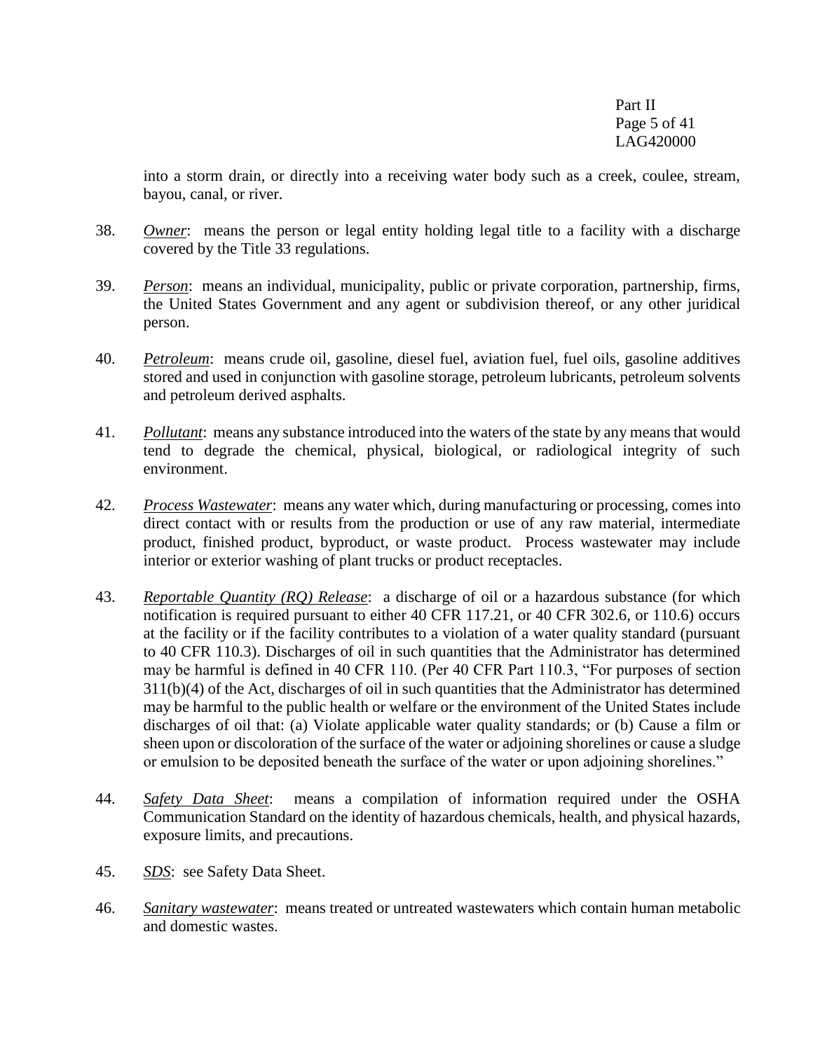into a storm drain, or directly into a receiving water body such as a creek, coulee, stream, bayou, canal, or river.

38. *Owner*: means the person or legal entity holding legal title to a facility with a discharge covered by the Title 33 regulations.

39. *Person*: means an individual, municipality, public or private corporation, partnership, firms, the United States Government and any agent or subdivision thereof, or any other juridical person.

40. *Petroleum*: means crude oil, gasoline, diesel fuel, aviation fuel, fuel oils, gasoline additives stored and used in conjunction with gasoline storage, petroleum lubricants, petroleum solvents and petroleum derived asphalts.

41. *Pollutant*: means any substance introduced into the waters of the state by any means that would tend to degrade the chemical, physical, biological, or radiological integrity of such environment.

42. *Process Wastewater*: means any water which, during manufacturing or processing, comes into direct contact with or results from the production or use of any raw material, intermediate product, finished product, byproduct, or waste product. Process wastewater may include interior or exterior washing of plant trucks or product receptacles.

43. *Reportable Quantity (RQ) Release*: a discharge of oil or a hazardous substance (for which notification is required pursuant to either 40 CFR 117.21, or 40 CFR 302.6, or 110.6) occurs at the facility or if the facility contributes to a violation of a water quality standard (pursuant to 40 CFR 110.3). Discharges of oil in such quantities that the Administrator has determined may be harmful is defined in 40 CFR 110. (Per 40 CFR Part 110.3, "For purposes of section 311(b)(4) of the Act, discharges of oil in such quantities that the Administrator has determined may be harmful to the public health or welfare or the environment of the United States include discharges of oil that: (a) Violate applicable water quality standards; or (b) Cause a film or sheen upon or discoloration of the surface of the water or adjoining shorelines or cause a sludge or emulsion to be deposited beneath the surface of the water or upon adjoining shorelines."

44. *Safety Data Sheet*: means a compilation of information required under the OSHA Communication Standard on the identity of hazardous chemicals, health, and physical hazards, exposure limits, and precautions.

45. *SDS*: see Safety Data Sheet.

46. *Sanitary wastewater*: means treated or untreated wastewaters which contain human metabolic and domestic wastes.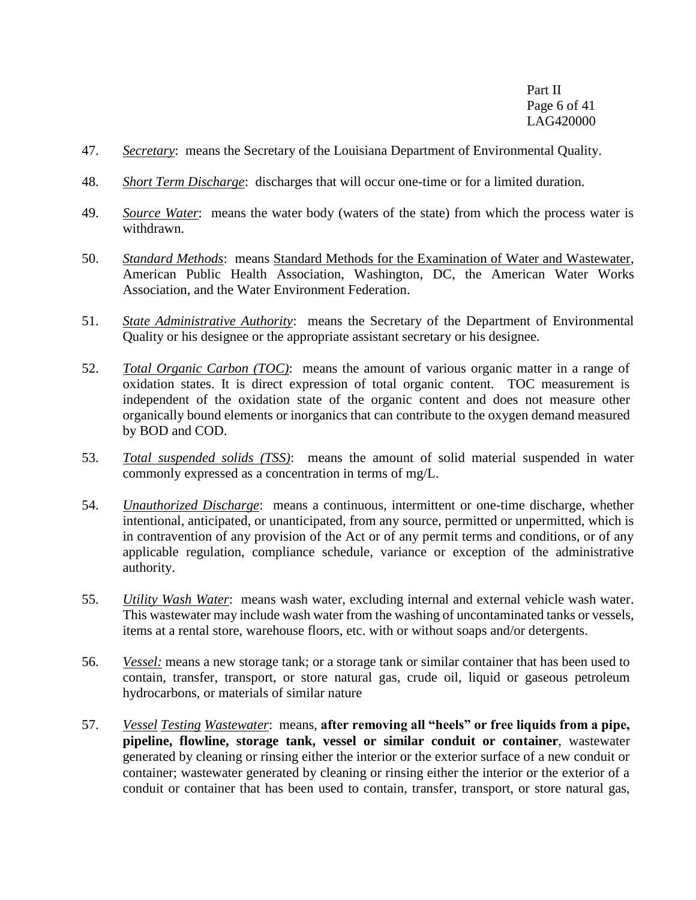47. *Secretary*: means the Secretary of the Louisiana Department of Environmental Quality.

48. *Short Term Discharge*: discharges that will occur one-time or for a limited duration.

49. *Source Water*: means the water body (waters of the state) from which the process water is withdrawn.

50. *Standard Methods*: means Standard Methods for the Examination of Water and Wastewater, American Public Health Association, Washington, DC, the American Water Works Association, and the Water Environment Federation.

51. *State Administrative Authority*: means the Secretary of the Department of Environmental Quality or his designee or the appropriate assistant secretary or his designee.

52. *Total Organic Carbon (TOC)*: means the amount of various organic matter in a range of oxidation states. It is direct expression of total organic content. TOC measurement is independent of the oxidation state of the organic content and does not measure other organically bound elements or inorganics that can contribute to the oxygen demand measured by BOD and COD.

53. *Total suspended solids (TSS)*: means the amount of solid material suspended in water commonly expressed as a concentration in terms of mg/L.

54. *Unauthorized Discharge*: means a continuous, intermittent or one-time discharge, whether intentional, anticipated, or unanticipated, from any source, permitted or unpermitted, which is in contravention of any provision of the Act or of any permit terms and conditions, or of any applicable regulation, compliance schedule, variance or exception of the administrative authority.

55. *Utility Wash Water*: means wash water, excluding internal and external vehicle wash water. This wastewater may include wash water from the washing of uncontaminated tanks or vessels, items at a rental store, warehouse floors, etc. with or without soaps and/or detergents.

56. *Vessel:* means a new storage tank; or a storage tank or similar container that has been used to contain, transfer, transport, or store natural gas, crude oil, liquid or gaseous petroleum hydrocarbons, or materials of similar nature

57. *Vessel Testing Wastewater*: means, **after removing all "heels" or free liquids from a pipe, pipeline, flowline, storage tank, vessel or similar conduit or container**, wastewater generated by cleaning or rinsing either the interior or the exterior surface of a new conduit or container; wastewater generated by cleaning or rinsing either the interior or the exterior of a conduit or container that has been used to contain, transfer, transport, or store natural gas,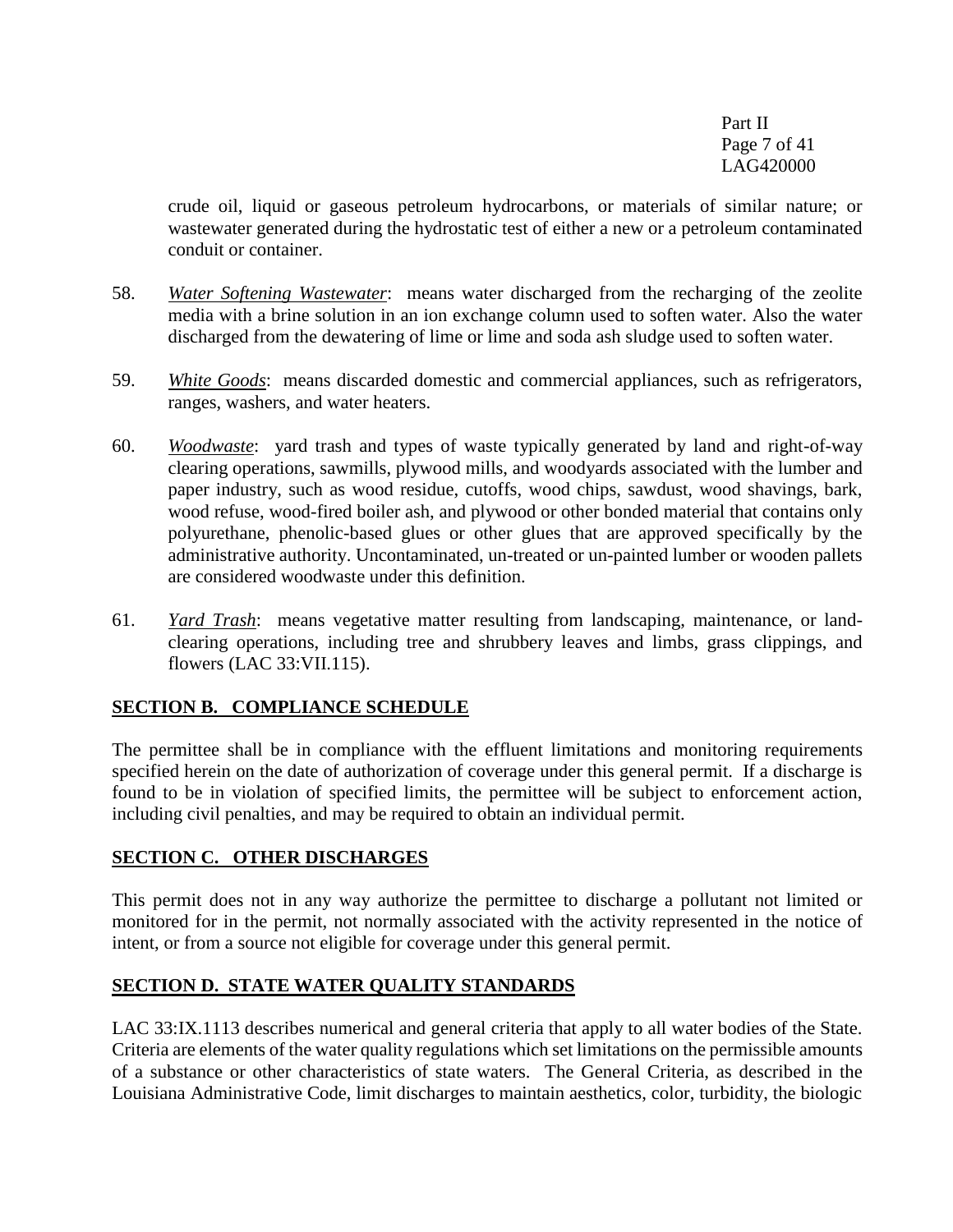crude oil, liquid or gaseous petroleum hydrocarbons, or materials of similar nature; or wastewater generated during the hydrostatic test of either a new or a petroleum contaminated conduit or container.

58. *Water Softening Wastewater*: means water discharged from the recharging of the zeolite media with a brine solution in an ion exchange column used to soften water. Also the water discharged from the dewatering of lime or lime and soda ash sludge used to soften water.

59. *White Goods*: means discarded domestic and commercial appliances, such as refrigerators, ranges, washers, and water heaters.

60. *Woodwaste*: yard trash and types of waste typically generated by land and right-of-way clearing operations, sawmills, plywood mills, and woodyards associated with the lumber and paper industry, such as wood residue, cutoffs, wood chips, sawdust, wood shavings, bark, wood refuse, wood-fired boiler ash, and plywood or other bonded material that contains only polyurethane, phenolic-based glues or other glues that are approved specifically by the administrative authority. Uncontaminated, un-treated or un-painted lumber or wooden pallets are considered woodwaste under this definition.

61. *Yard Trash*: means vegetative matter resulting from landscaping, maintenance, or land-clearing operations, including tree and shrubbery leaves and limbs, grass clippings, and flowers (LAC 33:VII.115).

## SECTION B. COMPLIANCE SCHEDULE

The permittee shall be in compliance with the effluent limitations and monitoring requirements specified herein on the date of authorization of coverage under this general permit. If a discharge is found to be in violation of specified limits, the permittee will be subject to enforcement action, including civil penalties, and may be required to obtain an individual permit.

## SECTION C. OTHER DISCHARGES

This permit does not in any way authorize the permittee to discharge a pollutant not limited or monitored for in the permit, not normally associated with the activity represented in the notice of intent, or from a source not eligible for coverage under this general permit.

## SECTION D. STATE WATER QUALITY STANDARDS

LAC 33:IX.1113 describes numerical and general criteria that apply to all water bodies of the State. Criteria are elements of the water quality regulations which set limitations on the permissible amounts of a substance or other characteristics of state waters. The General Criteria, as described in the Louisiana Administrative Code, limit discharges to maintain aesthetics, color, turbidity, the biologic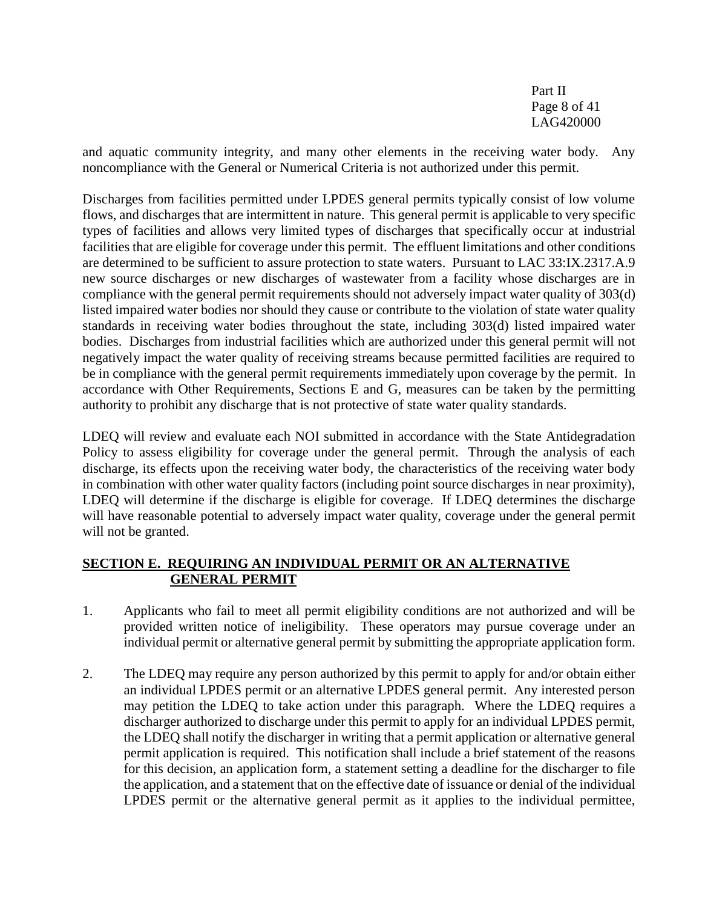and aquatic community integrity, and many other elements in the receiving water body. Any noncompliance with the General or Numerical Criteria is not authorized under this permit.

Discharges from facilities permitted under LPDES general permits typically consist of low volume flows, and discharges that are intermittent in nature. This general permit is applicable to very specific types of facilities and allows very limited types of discharges that specifically occur at industrial facilities that are eligible for coverage under this permit. The effluent limitations and other conditions are determined to be sufficient to assure protection to state waters. Pursuant to LAC 33:IX.2317.A.9 new source discharges or new discharges of wastewater from a facility whose discharges are in compliance with the general permit requirements should not adversely impact water quality of 303(d) listed impaired water bodies nor should they cause or contribute to the violation of state water quality standards in receiving water bodies throughout the state, including 303(d) listed impaired water bodies. Discharges from industrial facilities which are authorized under this general permit will not negatively impact the water quality of receiving streams because permitted facilities are required to be in compliance with the general permit requirements immediately upon coverage by the permit. In accordance with Other Requirements, Sections E and G, measures can be taken by the permitting authority to prohibit any discharge that is not protective of state water quality standards.

LDEQ will review and evaluate each NOI submitted in accordance with the State Antidegradation Policy to assess eligibility for coverage under the general permit. Through the analysis of each discharge, its effects upon the receiving water body, the characteristics of the receiving water body in combination with other water quality factors (including point source discharges in near proximity), LDEQ will determine if the discharge is eligible for coverage. If LDEQ determines the discharge will have reasonable potential to adversely impact water quality, coverage under the general permit will not be granted.

## SECTION E. REQUIRING AN INDIVIDUAL PERMIT OR AN ALTERNATIVE GENERAL PERMIT

1. Applicants who fail to meet all permit eligibility conditions are not authorized and will be provided written notice of ineligibility. These operators may pursue coverage under an individual permit or alternative general permit by submitting the appropriate application form.

2. The LDEQ may require any person authorized by this permit to apply for and/or obtain either an individual LPDES permit or an alternative LPDES general permit. Any interested person may petition the LDEQ to take action under this paragraph. Where the LDEQ requires a discharger authorized to discharge under this permit to apply for an individual LPDES permit, the LDEQ shall notify the discharger in writing that a permit application or alternative general permit application is required. This notification shall include a brief statement of the reasons for this decision, an application form, a statement setting a deadline for the discharger to file the application, and a statement that on the effective date of issuance or denial of the individual LPDES permit or the alternative general permit as it applies to the individual permittee,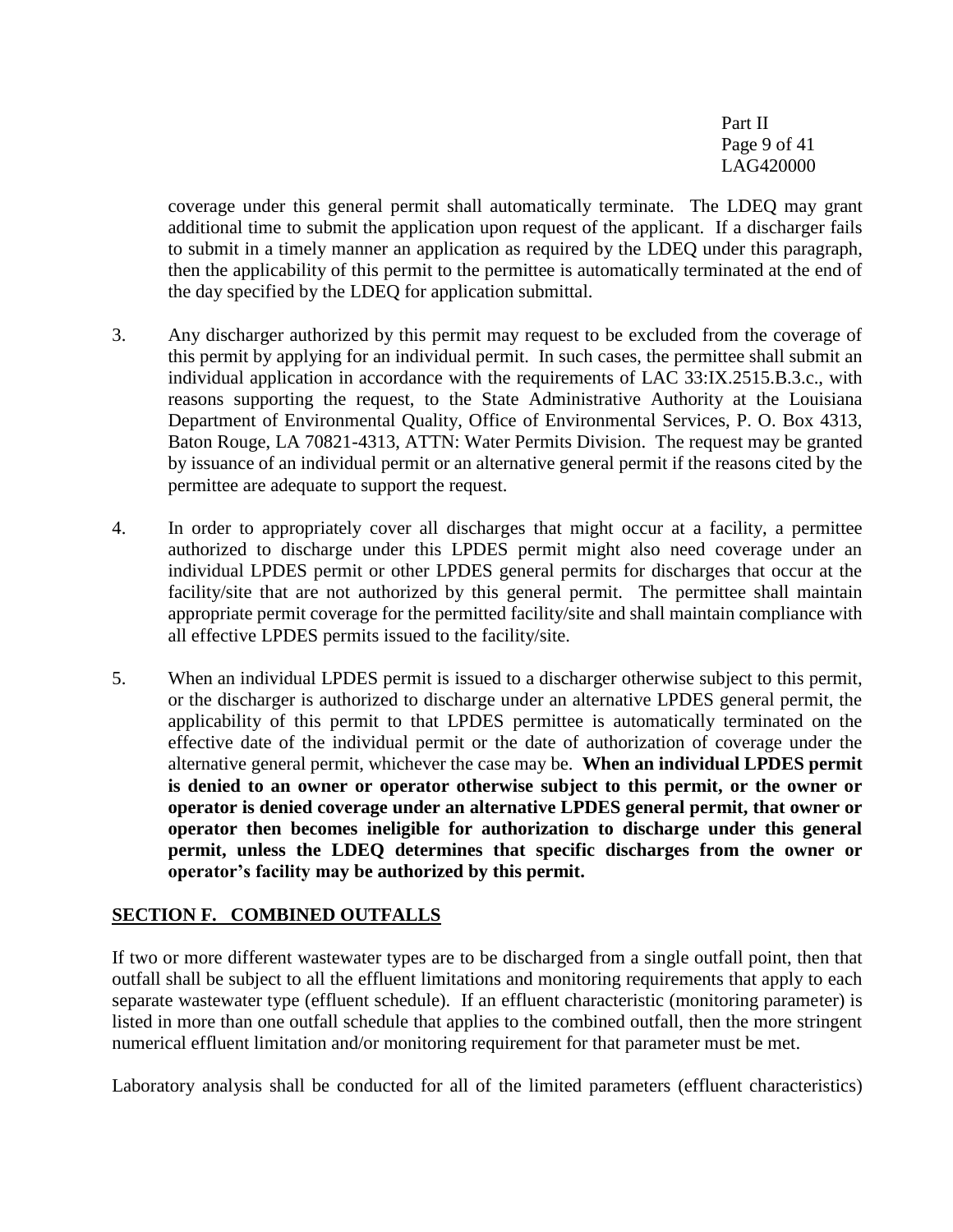coverage under this general permit shall automatically terminate. The LDEQ may grant additional time to submit the application upon request of the applicant. If a discharger fails to submit in a timely manner an application as required by the LDEQ under this paragraph, then the applicability of this permit to the permittee is automatically terminated at the end of the day specified by the LDEQ for application submittal.

3. Any discharger authorized by this permit may request to be excluded from the coverage of this permit by applying for an individual permit. In such cases, the permittee shall submit an individual application in accordance with the requirements of LAC 33:IX.2515.B.3.c., with reasons supporting the request, to the State Administrative Authority at the Louisiana Department of Environmental Quality, Office of Environmental Services, P. O. Box 4313, Baton Rouge, LA 70821-4313, ATTN: Water Permits Division. The request may be granted by issuance of an individual permit or an alternative general permit if the reasons cited by the permittee are adequate to support the request.

4. In order to appropriately cover all discharges that might occur at a facility, a permittee authorized to discharge under this LPDES permit might also need coverage under an individual LPDES permit or other LPDES general permits for discharges that occur at the facility/site that are not authorized by this general permit. The permittee shall maintain appropriate permit coverage for the permitted facility/site and shall maintain compliance with all effective LPDES permits issued to the facility/site.

5. When an individual LPDES permit is issued to a discharger otherwise subject to this permit, or the discharger is authorized to discharge under an alternative LPDES general permit, the applicability of this permit to that LPDES permittee is automatically terminated on the effective date of the individual permit or the date of authorization of coverage under the alternative general permit, whichever the case may be. **When an individual LPDES permit is denied to an owner or operator otherwise subject to this permit, or the owner or operator is denied coverage under an alternative LPDES general permit, that owner or operator then becomes ineligible for authorization to discharge under this general permit, unless the LDEQ determines that specific discharges from the owner or operator's facility may be authorized by this permit.**

## SECTION F. COMBINED OUTFALLS

If two or more different wastewater types are to be discharged from a single outfall point, then that outfall shall be subject to all the effluent limitations and monitoring requirements that apply to each separate wastewater type (effluent schedule). If an effluent characteristic (monitoring parameter) is listed in more than one outfall schedule that applies to the combined outfall, then the more stringent numerical effluent limitation and/or monitoring requirement for that parameter must be met.

Laboratory analysis shall be conducted for all of the limited parameters (effluent characteristics)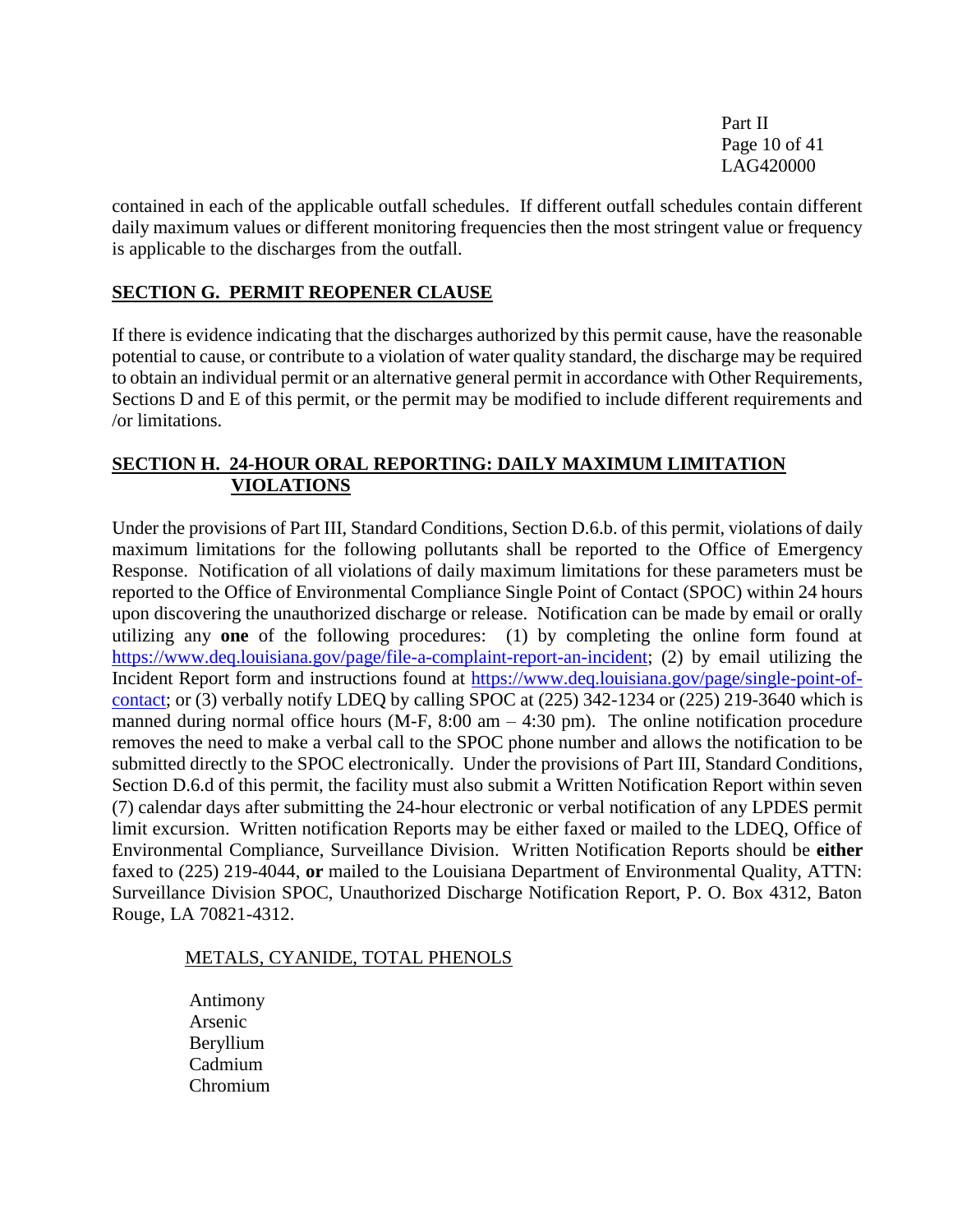contained in each of the applicable outfall schedules. If different outfall schedules contain different daily maximum values or different monitoring frequencies then the most stringent value or frequency is applicable to the discharges from the outfall.

## SECTION G. PERMIT REOPENER CLAUSE

If there is evidence indicating that the discharges authorized by this permit cause, have the reasonable potential to cause, or contribute to a violation of water quality standard, the discharge may be required to obtain an individual permit or an alternative general permit in accordance with Other Requirements, Sections D and E of this permit, or the permit may be modified to include different requirements and /or limitations.

## SECTION H. 24-HOUR ORAL REPORTING: DAILY MAXIMUM LIMITATION VIOLATIONS

Under the provisions of Part III, Standard Conditions, Section D.6.b. of this permit, violations of daily maximum limitations for the following pollutants shall be reported to the Office of Emergency Response. Notification of all violations of daily maximum limitations for these parameters must be reported to the Office of Environmental Compliance Single Point of Contact (SPOC) within 24 hours upon discovering the unauthorized discharge or release. Notification can be made by email or orally utilizing any **one** of the following procedures: (1) by completing the online form found at https://www.deq.louisiana.gov/page/file-a-complaint-report-an-incident; (2) by email utilizing the Incident Report form and instructions found at https://www.deq.louisiana.gov/page/single-point-of-contact; or (3) verbally notify LDEQ by calling SPOC at (225) 342-1234 or (225) 219-3640 which is manned during normal office hours (M-F, 8:00 am – 4:30 pm). The online notification procedure removes the need to make a verbal call to the SPOC phone number and allows the notification to be submitted directly to the SPOC electronically. Under the provisions of Part III, Standard Conditions, Section D.6.d of this permit, the facility must also submit a Written Notification Report within seven (7) calendar days after submitting the 24-hour electronic or verbal notification of any LPDES permit limit excursion. Written notification Reports may be either faxed or mailed to the LDEQ, Office of Environmental Compliance, Surveillance Division. Written Notification Reports should be **either** faxed to (225) 219-4044, **or** mailed to the Louisiana Department of Environmental Quality, ATTN: Surveillance Division SPOC, Unauthorized Discharge Notification Report, P. O. Box 4312, Baton Rouge, LA 70821-4312.

METALS, CYANIDE, TOTAL PHENOLS

Antimony
Arsenic
Beryllium
Cadmium
Chromium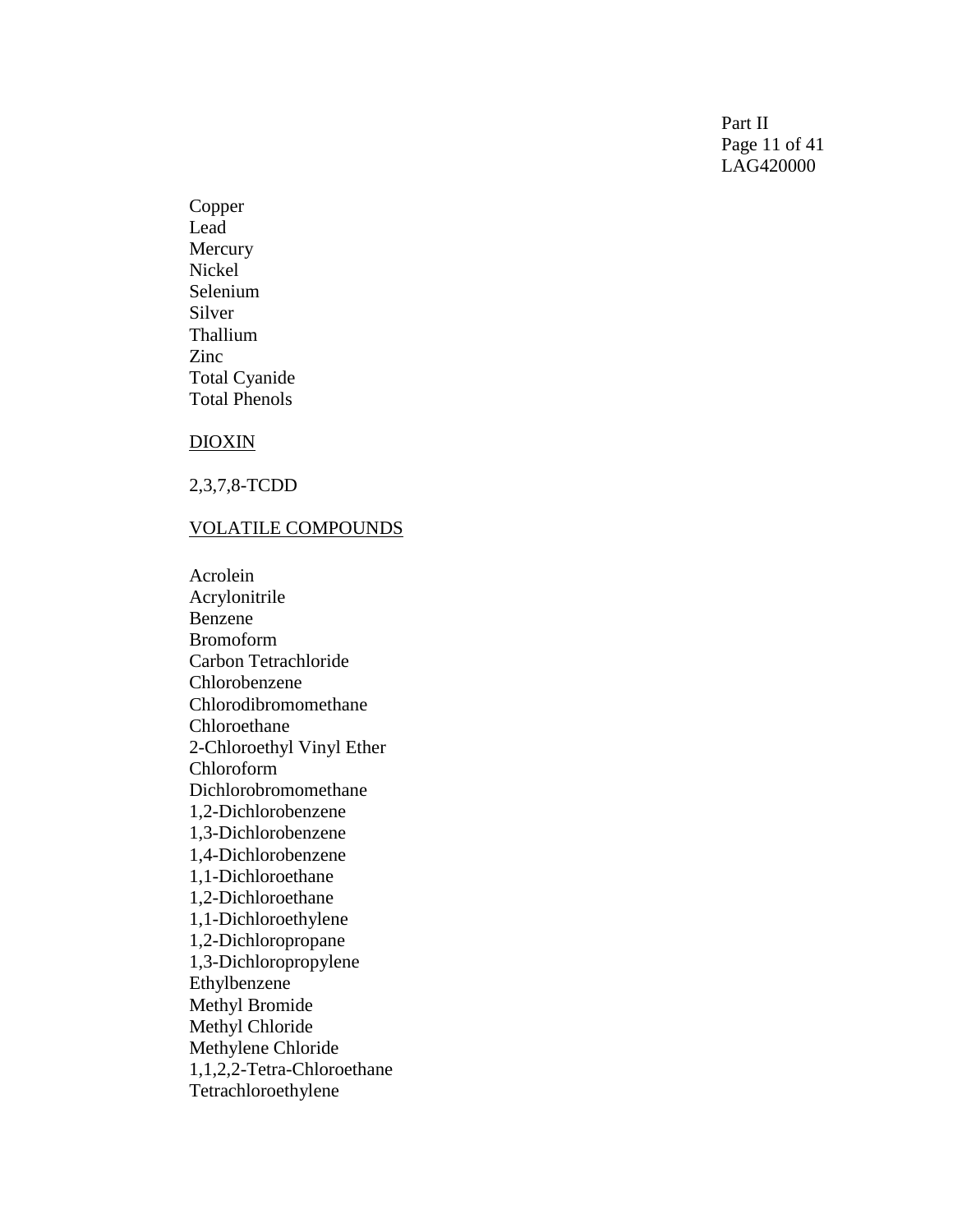Copper
Lead
Mercury
Nickel
Selenium
Silver
Thallium
Zinc
Total Cyanide
Total Phenols

DIOXIN

2,3,7,8-TCDD

VOLATILE COMPOUNDS

Acrolein
Acrylonitrile
Benzene
Bromoform
Carbon Tetrachloride
Chlorobenzene
Chlorodibromomethane
Chloroethane
2-Chloroethyl Vinyl Ether
Chloroform
Dichlorobromomethane
1,2-Dichlorobenzene
1,3-Dichlorobenzene
1,4-Dichlorobenzene
1,1-Dichloroethane
1,2-Dichloroethane
1,1-Dichloroethylene
1,2-Dichloropropane
1,3-Dichloropropylene
Ethylbenzene
Methyl Bromide
Methyl Chloride
Methylene Chloride
1,1,2,2-Tetra-Chloroethane
Tetrachloroethylene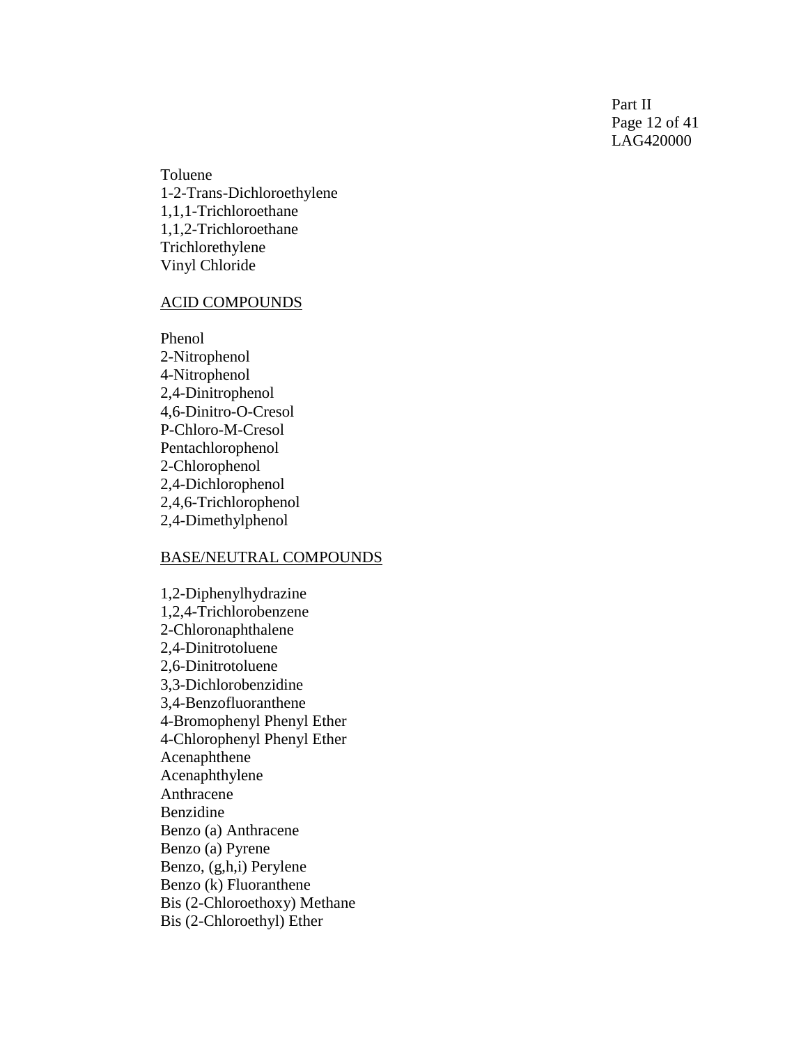Toluene
1-2-Trans-Dichloroethylene
1,1,1-Trichloroethane
1,1,2-Trichloroethane
Trichlorethylene
Vinyl Chloride

ACID COMPOUNDS

Phenol
2-Nitrophenol
4-Nitrophenol
2,4-Dinitrophenol
4,6-Dinitro-O-Cresol
P-Chloro-M-Cresol
Pentachlorophenol
2-Chlorophenol
2,4-Dichlorophenol
2,4,6-Trichlorophenol
2,4-Dimethylphenol

BASE/NEUTRAL COMPOUNDS

1,2-Diphenylhydrazine
1,2,4-Trichlorobenzene
2-Chloronaphthalene
2,4-Dinitrotoluene
2,6-Dinitrotoluene
3,3-Dichlorobenzidine
3,4-Benzofluoranthene
4-Bromophenyl Phenyl Ether
4-Chlorophenyl Phenyl Ether
Acenaphthene
Acenaphthylene
Anthracene
Benzidine
Benzo (a) Anthracene
Benzo (a) Pyrene
Benzo, (g,h,i) Perylene
Benzo (k) Fluoranthene
Bis (2-Chloroethoxy) Methane
Bis (2-Chloroethyl) Ether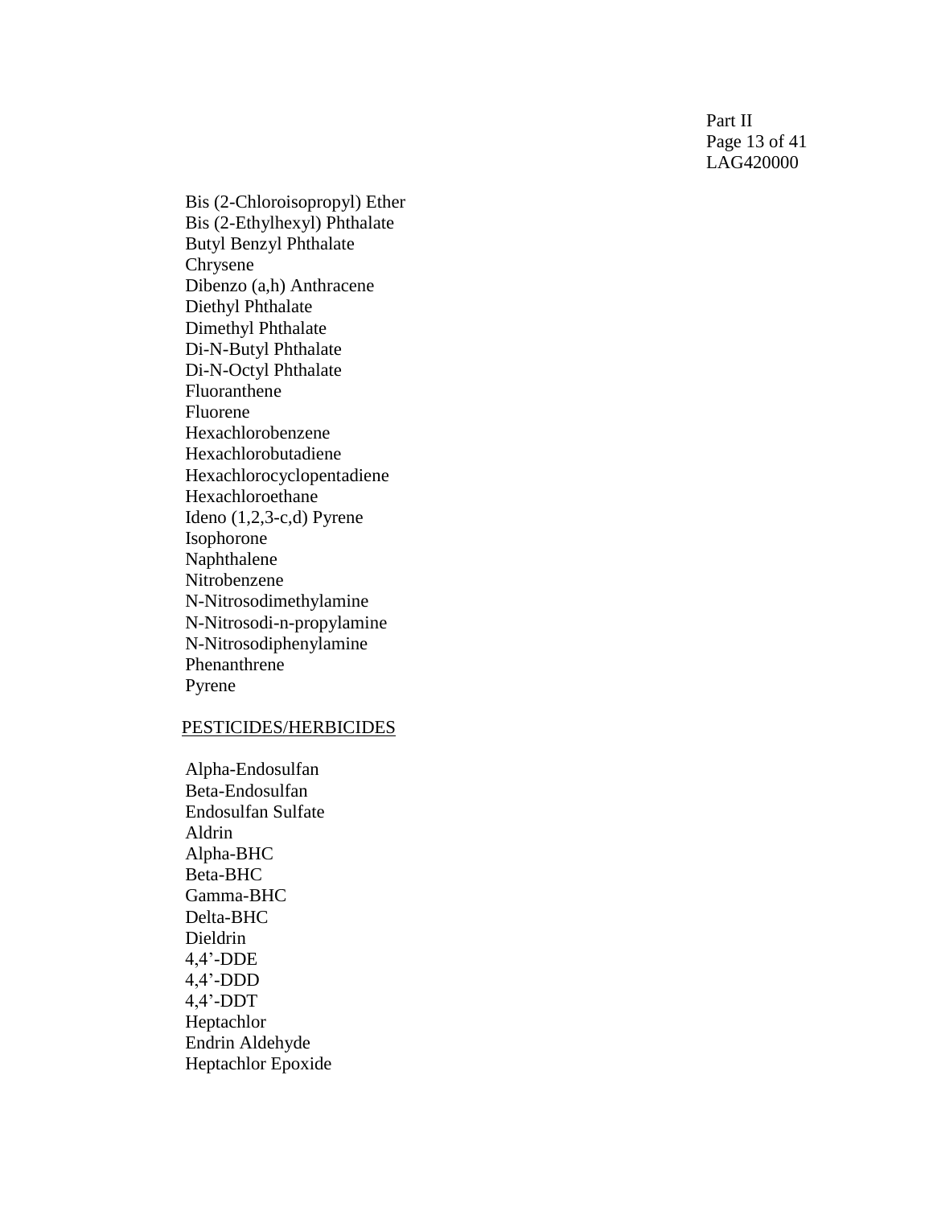Bis (2-Chloroisopropyl) Ether
Bis (2-Ethylhexyl) Phthalate
Butyl Benzyl Phthalate
Chrysene
Dibenzo (a,h) Anthracene
Diethyl Phthalate
Dimethyl Phthalate
Di-N-Butyl Phthalate
Di-N-Octyl Phthalate
Fluoranthene
Fluorene
Hexachlorobenzene
Hexachlorobutadiene
Hexachlorocyclopentadiene
Hexachloroethane
Ideno (1,2,3-c,d) Pyrene
Isophorone
Naphthalene
Nitrobenzene
N-Nitrosodimethylamine
N-Nitrosodi-n-propylamine
N-Nitrosodiphenylamine
Phenanthrene
Pyrene

PESTICIDES/HERBICIDES

Alpha-Endosulfan
Beta-Endosulfan
Endosulfan Sulfate
Aldrin
Alpha-BHC
Beta-BHC
Gamma-BHC
Delta-BHC
Dieldrin
4,4'-DDE
4,4'-DDD
4,4'-DDT
Heptachlor
Endrin Aldehyde
Heptachlor Epoxide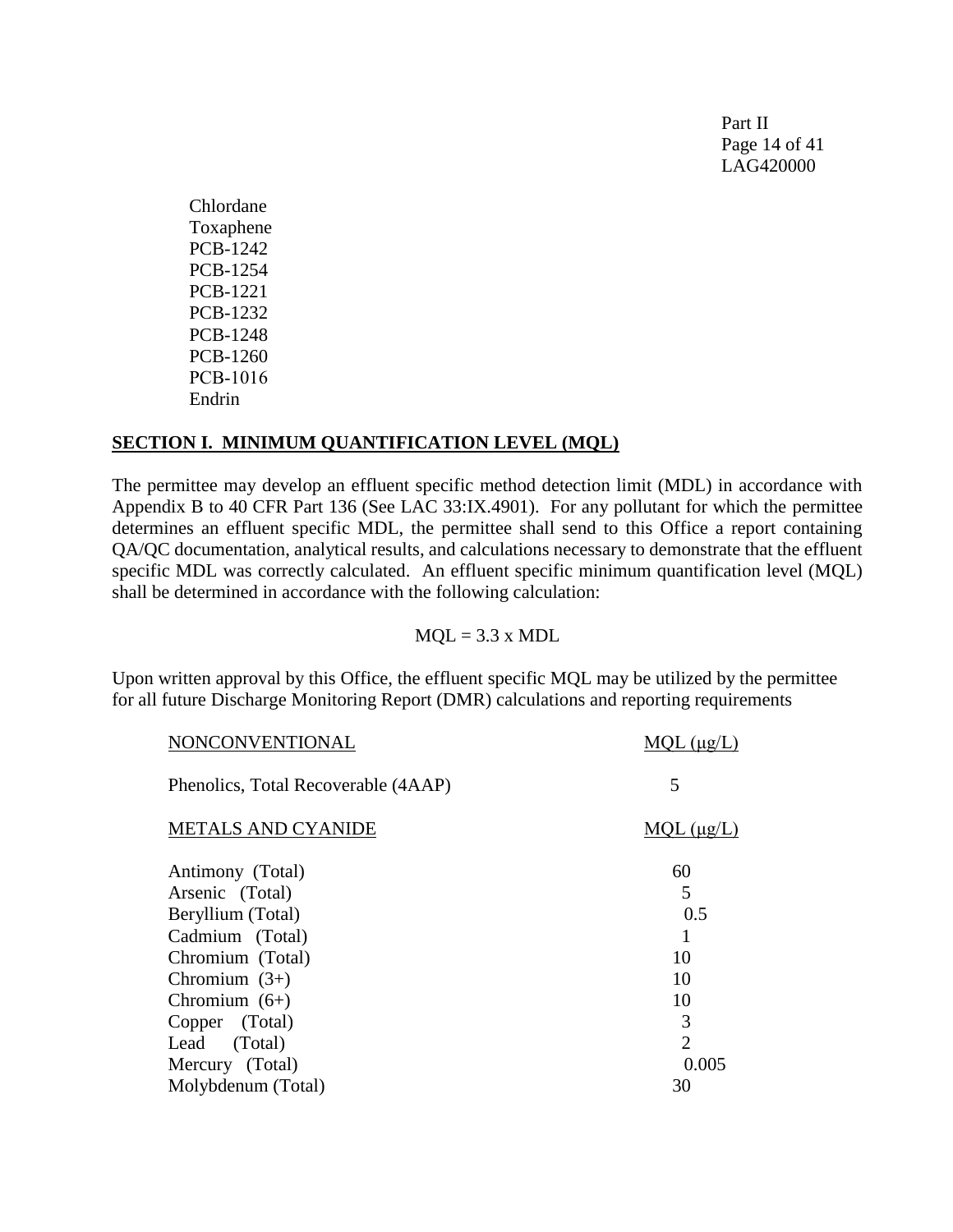Chlordane
Toxaphene
PCB-1242
PCB-1254
PCB-1221
PCB-1232
PCB-1248
PCB-1260
PCB-1016
Endrin

## SECTION I. MINIMUM QUANTIFICATION LEVEL (MQL)

The permittee may develop an effluent specific method detection limit (MDL) in accordance with Appendix B to 40 CFR Part 136 (See LAC 33:IX.4901). For any pollutant for which the permittee determines an effluent specific MDL, the permittee shall send to this Office a report containing QA/QC documentation, analytical results, and calculations necessary to demonstrate that the effluent specific MDL was correctly calculated. An effluent specific minimum quantification level (MQL) shall be determined in accordance with the following calculation:

$$MQL = 3.3 \times MDL$$

Upon written approval by this Office, the effluent specific MQL may be utilized by the permittee for all future Discharge Monitoring Report (DMR) calculations and reporting requirements

| NONCONVENTIONAL | MQL (μg/L) |
|---|---|
| Phenolics, Total Recoverable (4AAP) | 5 |

| METALS AND CYANIDE | MQL (μg/L) |
|---|---|
| Antimony (Total) | 60 |
| Arsenic (Total) | 5 |
| Beryllium (Total) | 0.5 |
| Cadmium (Total) | 1 |
| Chromium (Total) | 10 |
| Chromium (3+) | 10 |
| Chromium (6+) | 10 |
| Copper (Total) | 3 |
| Lead (Total) | 2 |
| Mercury (Total) | 0.005 |
| Molybdenum (Total) | 30 |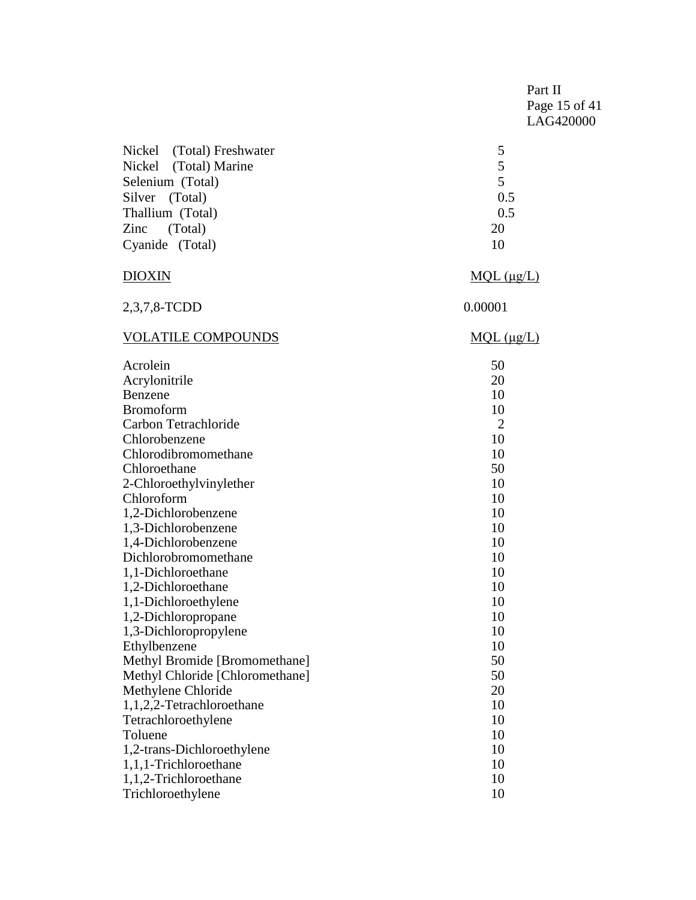| | |
|---|---|
| Nickel (Total) Freshwater | 5 |
| Nickel (Total) Marine | 5 |
| Selenium (Total) | 5 |
| Silver (Total) | 0.5 |
| Thallium (Total) | 0.5 |
| Zinc (Total) | 20 |
| Cyanide (Total) | 10 |

| DIOXIN | MQL (μg/L) |
|---|---|
| 2,3,7,8-TCDD | 0.00001 |

| VOLATILE COMPOUNDS | MQL (μg/L) |
|---|---|
| Acrolein | 50 |
| Acrylonitrile | 20 |
| Benzene | 10 |
| Bromoform | 10 |
| Carbon Tetrachloride | 2 |
| Chlorobenzene | 10 |
| Chlorodibromomethane | 10 |
| Chloroethane | 50 |
| 2-Chloroethylvinylether | 10 |
| Chloroform | 10 |
| 1,2-Dichlorobenzene | 10 |
| 1,3-Dichlorobenzene | 10 |
| 1,4-Dichlorobenzene | 10 |
| Dichlorobromomethane | 10 |
| 1,1-Dichloroethane | 10 |
| 1,2-Dichloroethane | 10 |
| 1,1-Dichloroethylene | 10 |
| 1,2-Dichloropropane | 10 |
| 1,3-Dichloropropylene | 10 |
| Ethylbenzene | 10 |
| Methyl Bromide [Bromomethane] | 50 |
| Methyl Chloride [Chloromethane] | 50 |
| Methylene Chloride | 20 |
| 1,1,2,2-Tetrachloroethane | 10 |
| Tetrachloroethylene | 10 |
| Toluene | 10 |
| 1,2-trans-Dichloroethylene | 10 |
| 1,1,1-Trichloroethane | 10 |
| 1,1,2-Trichloroethane | 10 |
| Trichloroethylene | 10 |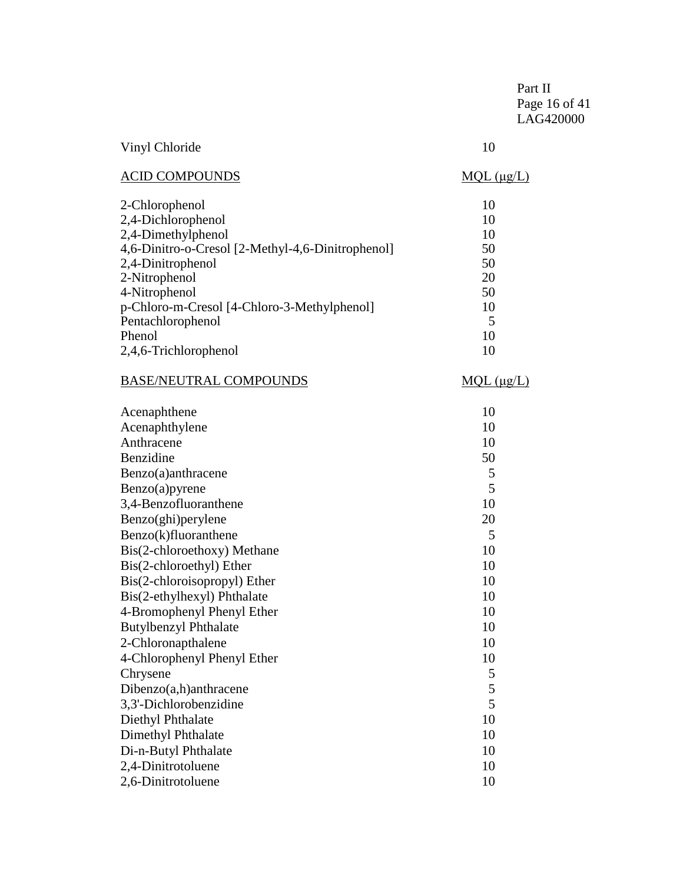| | |
|---|---|
| Vinyl Chloride | 10 |

| ACID COMPOUNDS | MQL (μg/L) |
|---|---|
| 2-Chlorophenol | 10 |
| 2,4-Dichlorophenol | 10 |
| 2,4-Dimethylphenol | 10 |
| 4,6-Dinitro-o-Cresol [2-Methyl-4,6-Dinitrophenol] | 50 |
| 2,4-Dinitrophenol | 50 |
| 2-Nitrophenol | 20 |
| 4-Nitrophenol | 50 |
| p-Chloro-m-Cresol [4-Chloro-3-Methylphenol] | 10 |
| Pentachlorophenol | 5 |
| Phenol | 10 |
| 2,4,6-Trichlorophenol | 10 |

| BASE/NEUTRAL COMPOUNDS | MQL (μg/L) |
|---|---|
| Acenaphthene | 10 |
| Acenaphthylene | 10 |
| Anthracene | 10 |
| Benzidine | 50 |
| Benzo(a)anthracene | 5 |
| Benzo(a)pyrene | 5 |
| 3,4-Benzofluoranthene | 10 |
| Benzo(ghi)perylene | 20 |
| Benzo(k)fluoranthene | 5 |
| Bis(2-chloroethoxy) Methane | 10 |
| Bis(2-chloroethyl) Ether | 10 |
| Bis(2-chloroisopropyl) Ether | 10 |
| Bis(2-ethylhexyl) Phthalate | 10 |
| 4-Bromophenyl Phenyl Ether | 10 |
| Butylbenzyl Phthalate | 10 |
| 2-Chloronapthalene | 10 |
| 4-Chlorophenyl Phenyl Ether | 10 |
| Chrysene | 5 |
| Dibenzo(a,h)anthracene | 5 |
| 3,3'-Dichlorobenzidine | 5 |
| Diethyl Phthalate | 10 |
| Dimethyl Phthalate | 10 |
| Di-n-Butyl Phthalate | 10 |
| 2,4-Dinitrotoluene | 10 |
| 2,6-Dinitrotoluene | 10 |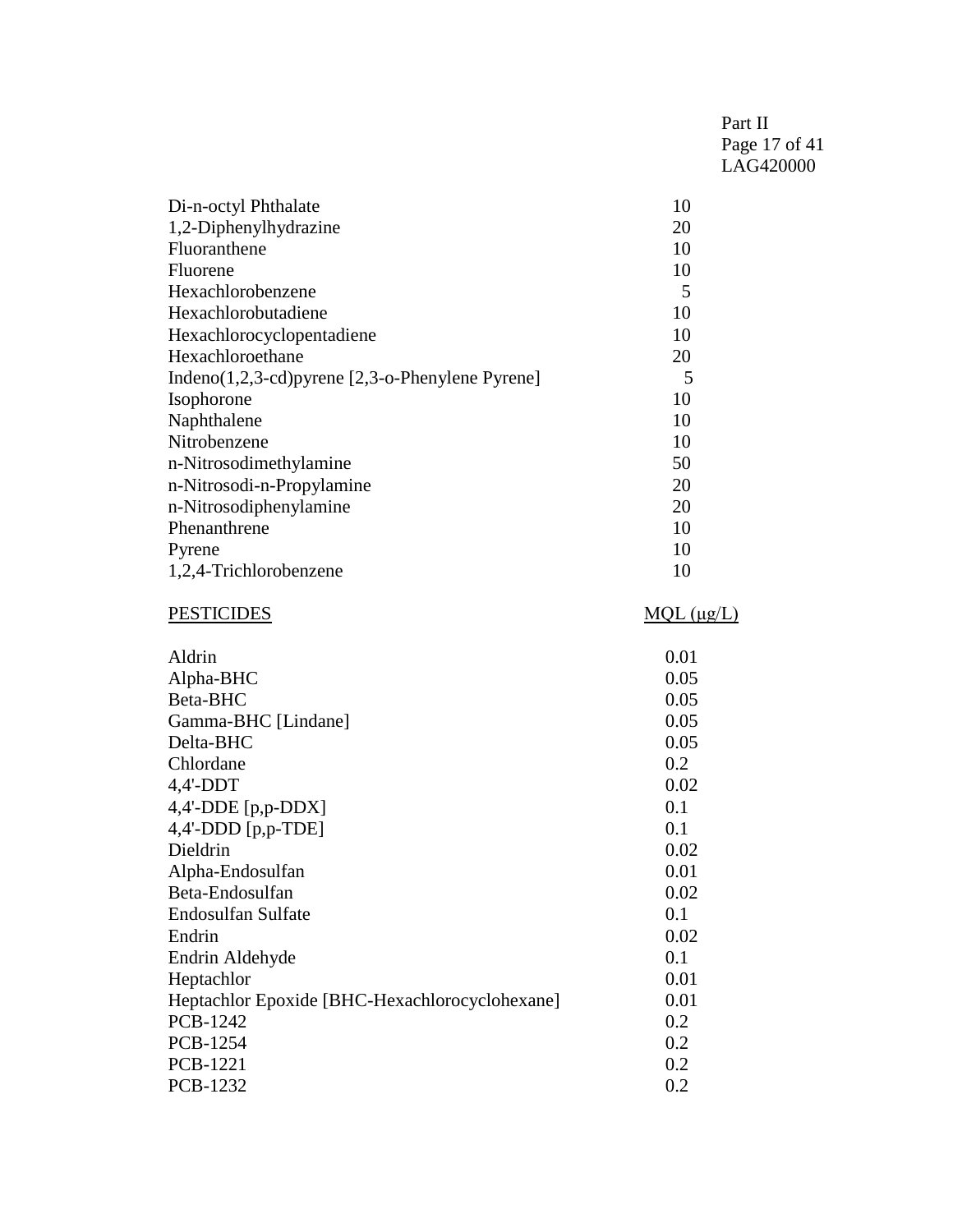| | |
|---|---|
| Di-n-octyl Phthalate | 10 |
| 1,2-Diphenylhydrazine | 20 |
| Fluoranthene | 10 |
| Fluorene | 10 |
| Hexachlorobenzene | 5 |
| Hexachlorobutadiene | 10 |
| Hexachlorocyclopentadiene | 10 |
| Hexachloroethane | 20 |
| Indeno(1,2,3-cd)pyrene [2,3-o-Phenylene Pyrene] | 5 |
| Isophorone | 10 |
| Naphthalene | 10 |
| Nitrobenzene | 10 |
| n-Nitrosodimethylamine | 50 |
| n-Nitrosodi-n-Propylamine | 20 |
| n-Nitrosodiphenylamine | 20 |
| Phenanthrene | 10 |
| Pyrene | 10 |
| 1,2,4-Trichlorobenzene | 10 |

| PESTICIDES | MQL (μg/L) |
|---|---|
| Aldrin | 0.01 |
| Alpha-BHC | 0.05 |
| Beta-BHC | 0.05 |
| Gamma-BHC [Lindane] | 0.05 |
| Delta-BHC | 0.05 |
| Chlordane | 0.2 |
| 4,4'-DDT | 0.02 |
| 4,4'-DDE [p,p-DDX] | 0.1 |
| 4,4'-DDD [p,p-TDE] | 0.1 |
| Dieldrin | 0.02 |
| Alpha-Endosulfan | 0.01 |
| Beta-Endosulfan | 0.02 |
| Endosulfan Sulfate | 0.1 |
| Endrin | 0.02 |
| Endrin Aldehyde | 0.1 |
| Heptachlor | 0.01 |
| Heptachlor Epoxide [BHC-Hexachlorocyclohexane] | 0.01 |
| PCB-1242 | 0.2 |
| PCB-1254 | 0.2 |
| PCB-1221 | 0.2 |
| PCB-1232 | 0.2 |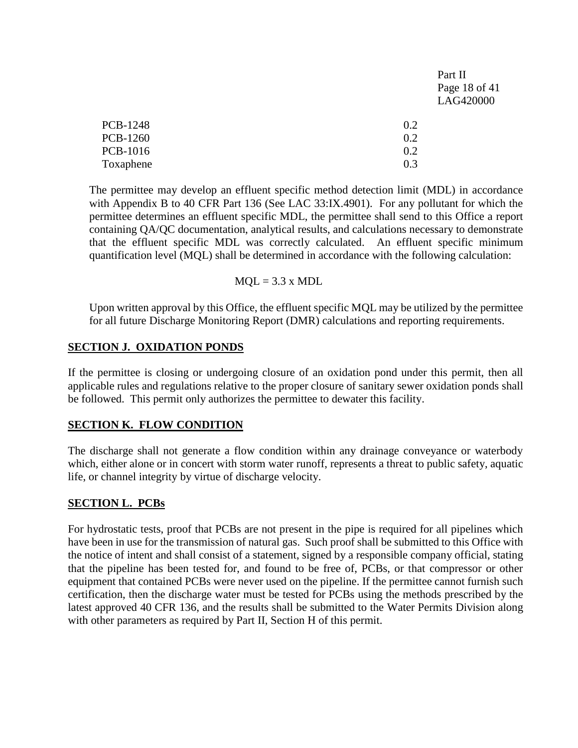| | |
|---|---|
| PCB-1248 | 0.2 |
| PCB-1260 | 0.2 |
| PCB-1016 | 0.2 |
| Toxaphene | 0.3 |

The permittee may develop an effluent specific method detection limit (MDL) in accordance with Appendix B to 40 CFR Part 136 (See LAC 33:IX.4901). For any pollutant for which the permittee determines an effluent specific MDL, the permittee shall send to this Office a report containing QA/QC documentation, analytical results, and calculations necessary to demonstrate that the effluent specific MDL was correctly calculated. An effluent specific minimum quantification level (MQL) shall be determined in accordance with the following calculation:

$$MQL = 3.3 \times MDL$$

Upon written approval by this Office, the effluent specific MQL may be utilized by the permittee for all future Discharge Monitoring Report (DMR) calculations and reporting requirements.

## SECTION J. OXIDATION PONDS

If the permittee is closing or undergoing closure of an oxidation pond under this permit, then all applicable rules and regulations relative to the proper closure of sanitary sewer oxidation ponds shall be followed. This permit only authorizes the permittee to dewater this facility.

## SECTION K. FLOW CONDITION

The discharge shall not generate a flow condition within any drainage conveyance or waterbody which, either alone or in concert with storm water runoff, represents a threat to public safety, aquatic life, or channel integrity by virtue of discharge velocity.

## SECTION L. PCBs

For hydrostatic tests, proof that PCBs are not present in the pipe is required for all pipelines which have been in use for the transmission of natural gas. Such proof shall be submitted to this Office with the notice of intent and shall consist of a statement, signed by a responsible company official, stating that the pipeline has been tested for, and found to be free of, PCBs, or that compressor or other equipment that contained PCBs were never used on the pipeline. If the permittee cannot furnish such certification, then the discharge water must be tested for PCBs using the methods prescribed by the latest approved 40 CFR 136, and the results shall be submitted to the Water Permits Division along with other parameters as required by Part II, Section H of this permit.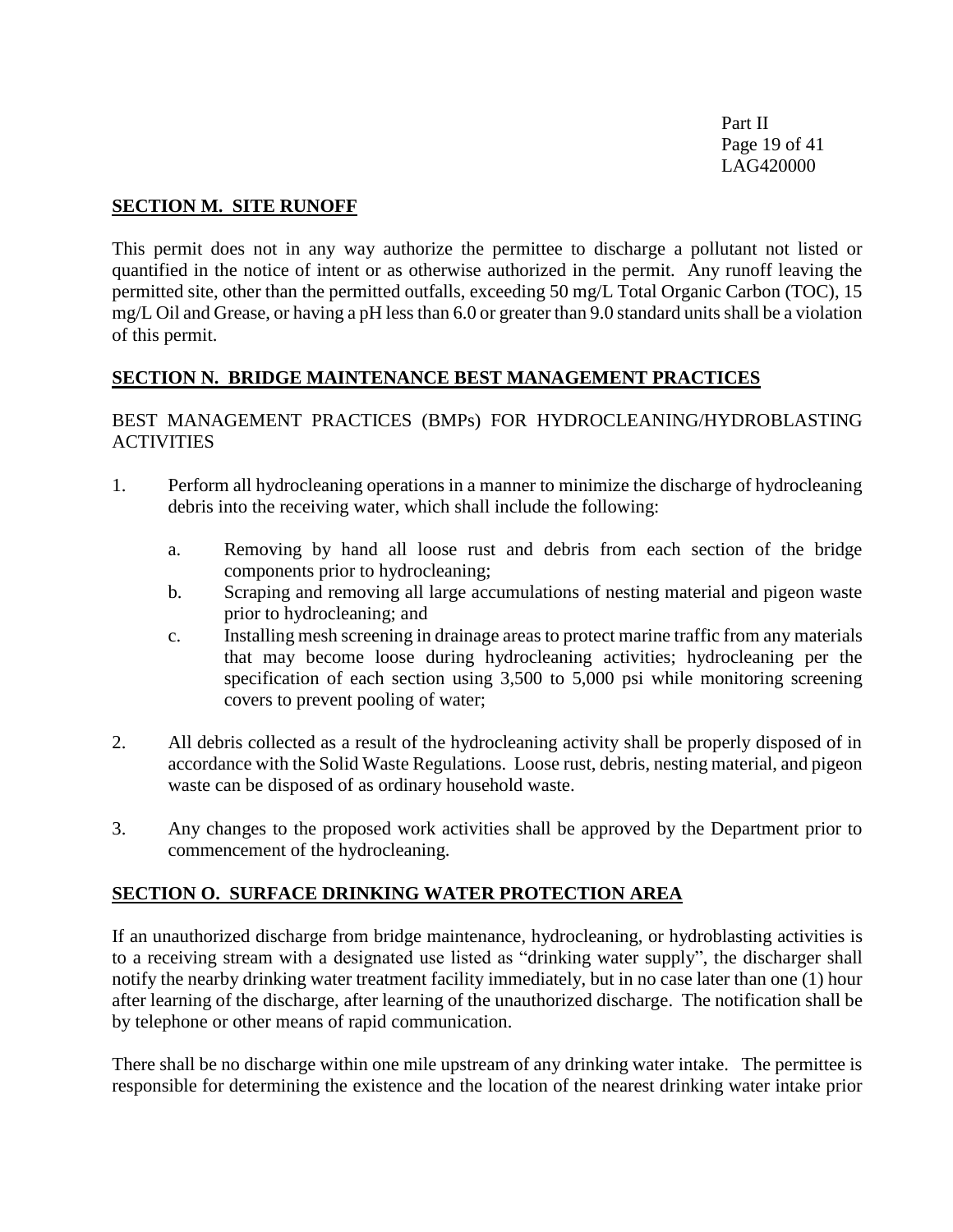## SECTION M. SITE RUNOFF

This permit does not in any way authorize the permittee to discharge a pollutant not listed or quantified in the notice of intent or as otherwise authorized in the permit. Any runoff leaving the permitted site, other than the permitted outfalls, exceeding 50 mg/L Total Organic Carbon (TOC), 15 mg/L Oil and Grease, or having a pH less than 6.0 or greater than 9.0 standard units shall be a violation of this permit.

## SECTION N. BRIDGE MAINTENANCE BEST MANAGEMENT PRACTICES

BEST MANAGEMENT PRACTICES (BMPs) FOR HYDROCLEANING/HYDROBLASTING ACTIVITIES

1. Perform all hydrocleaning operations in a manner to minimize the discharge of hydrocleaning debris into the receiving water, which shall include the following:

   a. Removing by hand all loose rust and debris from each section of the bridge components prior to hydrocleaning;
   
   b. Scraping and removing all large accumulations of nesting material and pigeon waste prior to hydrocleaning; and
   
   c. Installing mesh screening in drainage areas to protect marine traffic from any materials that may become loose during hydrocleaning activities; hydrocleaning per the specification of each section using 3,500 to 5,000 psi while monitoring screening covers to prevent pooling of water;

2. All debris collected as a result of the hydrocleaning activity shall be properly disposed of in accordance with the Solid Waste Regulations. Loose rust, debris, nesting material, and pigeon waste can be disposed of as ordinary household waste.

3. Any changes to the proposed work activities shall be approved by the Department prior to commencement of the hydrocleaning.

## SECTION O. SURFACE DRINKING WATER PROTECTION AREA

If an unauthorized discharge from bridge maintenance, hydrocleaning, or hydroblasting activities is to a receiving stream with a designated use listed as "drinking water supply", the discharger shall notify the nearby drinking water treatment facility immediately, but in no case later than one (1) hour after learning of the discharge, after learning of the unauthorized discharge. The notification shall be by telephone or other means of rapid communication.

There shall be no discharge within one mile upstream of any drinking water intake. The permittee is responsible for determining the existence and the location of the nearest drinking water intake prior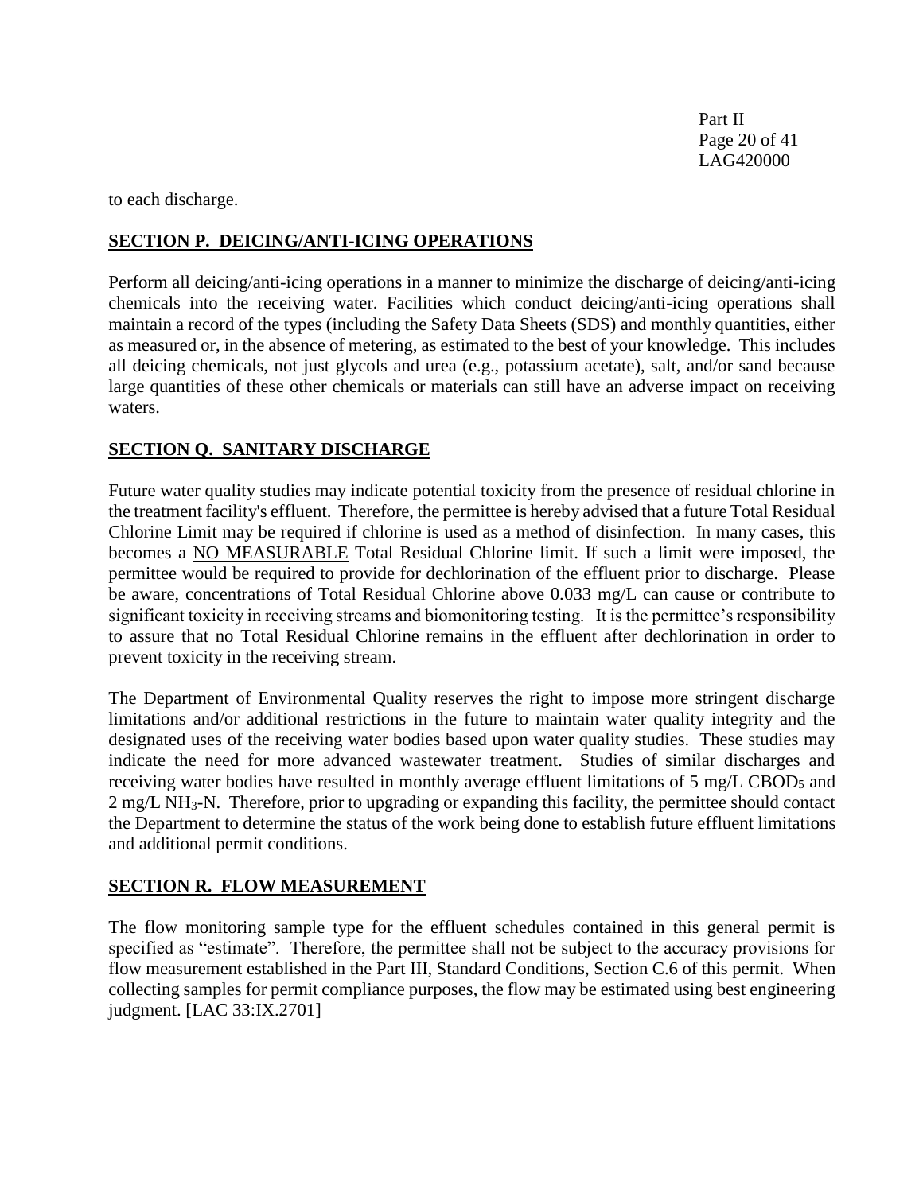to each discharge.

## SECTION P. DEICING/ANTI-ICING OPERATIONS

Perform all deicing/anti-icing operations in a manner to minimize the discharge of deicing/anti-icing chemicals into the receiving water. Facilities which conduct deicing/anti-icing operations shall maintain a record of the types (including the Safety Data Sheets (SDS) and monthly quantities, either as measured or, in the absence of metering, as estimated to the best of your knowledge. This includes all deicing chemicals, not just glycols and urea (e.g., potassium acetate), salt, and/or sand because large quantities of these other chemicals or materials can still have an adverse impact on receiving waters.

## SECTION Q. SANITARY DISCHARGE

Future water quality studies may indicate potential toxicity from the presence of residual chlorine in the treatment facility's effluent. Therefore, the permittee is hereby advised that a future Total Residual Chlorine Limit may be required if chlorine is used as a method of disinfection. In many cases, this becomes a NO MEASURABLE Total Residual Chlorine limit. If such a limit were imposed, the permittee would be required to provide for dechlorination of the effluent prior to discharge. Please be aware, concentrations of Total Residual Chlorine above 0.033 mg/L can cause or contribute to significant toxicity in receiving streams and biomonitoring testing. It is the permittee's responsibility to assure that no Total Residual Chlorine remains in the effluent after dechlorination in order to prevent toxicity in the receiving stream.

The Department of Environmental Quality reserves the right to impose more stringent discharge limitations and/or additional restrictions in the future to maintain water quality integrity and the designated uses of the receiving water bodies based upon water quality studies. These studies may indicate the need for more advanced wastewater treatment. Studies of similar discharges and receiving water bodies have resulted in monthly average effluent limitations of 5 mg/L $CBOD_5$ and 2 mg/L $NH_3$-N. Therefore, prior to upgrading or expanding this facility, the permittee should contact the Department to determine the status of the work being done to establish future effluent limitations and additional permit conditions.

## SECTION R. FLOW MEASUREMENT

The flow monitoring sample type for the effluent schedules contained in this general permit is specified as "estimate". Therefore, the permittee shall not be subject to the accuracy provisions for flow measurement established in the Part III, Standard Conditions, Section C.6 of this permit. When collecting samples for permit compliance purposes, the flow may be estimated using best engineering judgment. [LAC 33:IX.2701]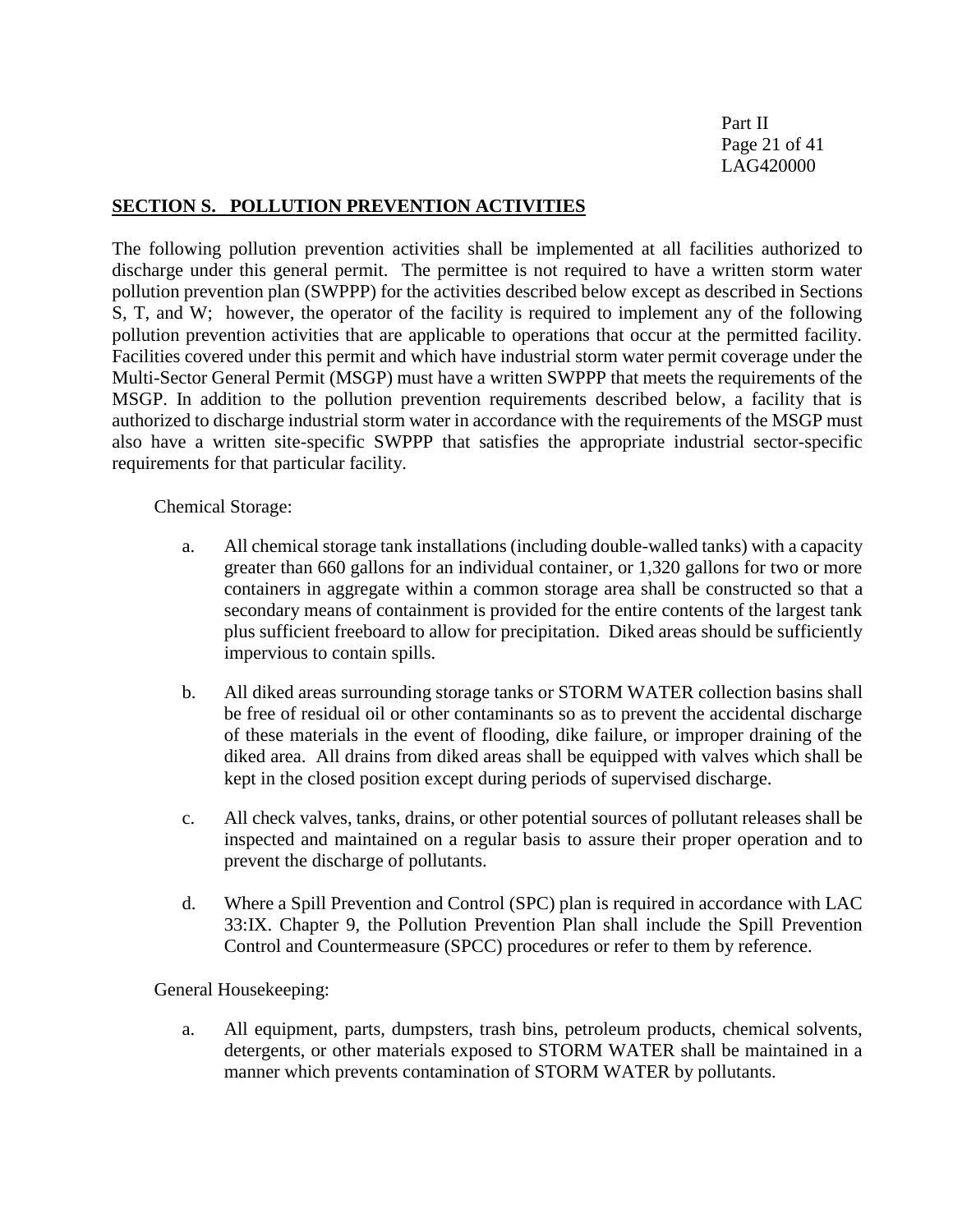## SECTION S. POLLUTION PREVENTION ACTIVITIES

The following pollution prevention activities shall be implemented at all facilities authorized to discharge under this general permit. The permittee is not required to have a written storm water pollution prevention plan (SWPPP) for the activities described below except as described in Sections S, T, and W; however, the operator of the facility is required to implement any of the following pollution prevention activities that are applicable to operations that occur at the permitted facility. Facilities covered under this permit and which have industrial storm water permit coverage under the Multi-Sector General Permit (MSGP) must have a written SWPPP that meets the requirements of the MSGP. In addition to the pollution prevention requirements described below, a facility that is authorized to discharge industrial storm water in accordance with the requirements of the MSGP must also have a written site-specific SWPPP that satisfies the appropriate industrial sector-specific requirements for that particular facility.

Chemical Storage:

a. All chemical storage tank installations (including double-walled tanks) with a capacity greater than 660 gallons for an individual container, or 1,320 gallons for two or more containers in aggregate within a common storage area shall be constructed so that a secondary means of containment is provided for the entire contents of the largest tank plus sufficient freeboard to allow for precipitation. Diked areas should be sufficiently impervious to contain spills.

b. All diked areas surrounding storage tanks or STORM WATER collection basins shall be free of residual oil or other contaminants so as to prevent the accidental discharge of these materials in the event of flooding, dike failure, or improper draining of the diked area. All drains from diked areas shall be equipped with valves which shall be kept in the closed position except during periods of supervised discharge.

c. All check valves, tanks, drains, or other potential sources of pollutant releases shall be inspected and maintained on a regular basis to assure their proper operation and to prevent the discharge of pollutants.

d. Where a Spill Prevention and Control (SPC) plan is required in accordance with LAC 33:IX. Chapter 9, the Pollution Prevention Plan shall include the Spill Prevention Control and Countermeasure (SPCC) procedures or refer to them by reference.

General Housekeeping:

a. All equipment, parts, dumpsters, trash bins, petroleum products, chemical solvents, detergents, or other materials exposed to STORM WATER shall be maintained in a manner which prevents contamination of STORM WATER by pollutants.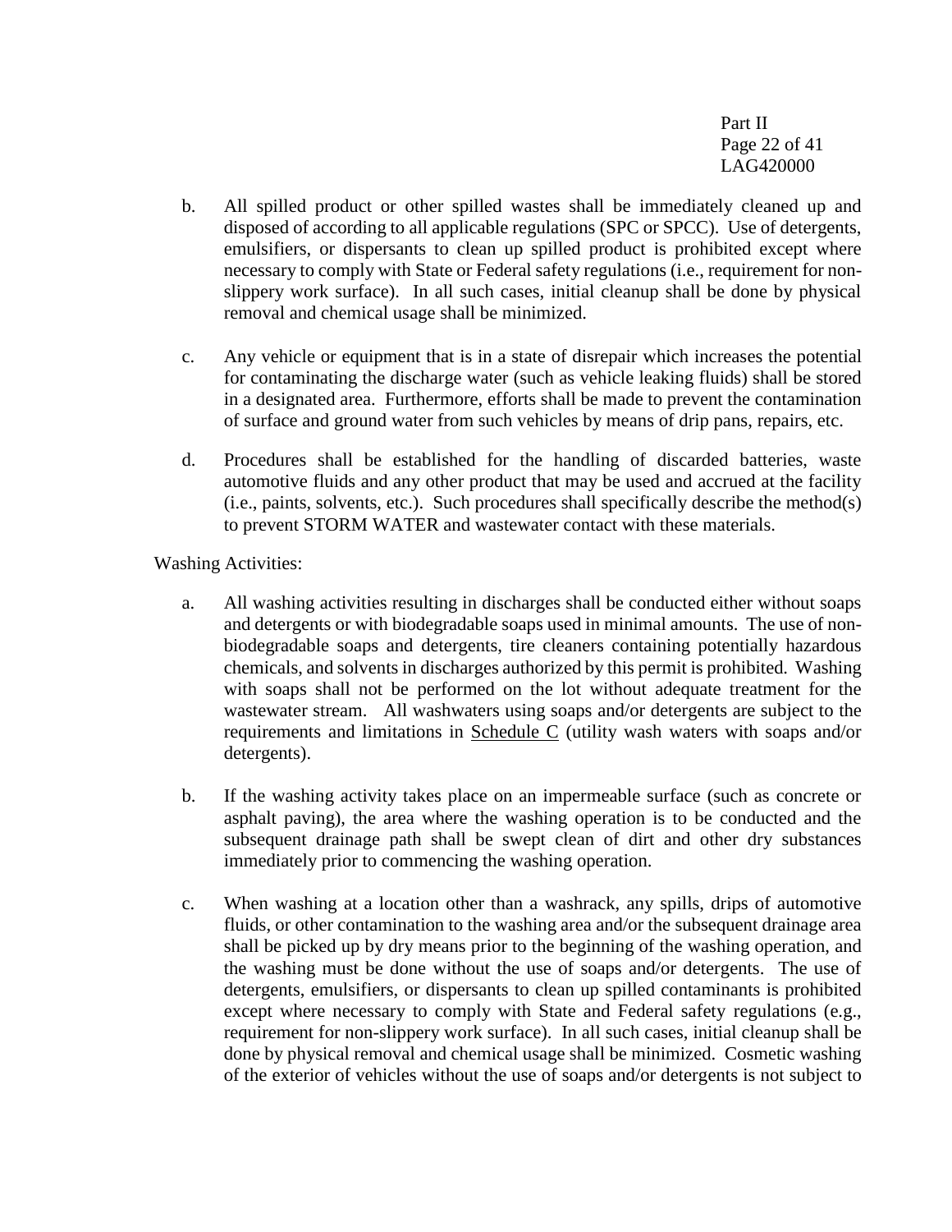b. All spilled product or other spilled wastes shall be immediately cleaned up and disposed of according to all applicable regulations (SPC or SPCC). Use of detergents, emulsifiers, or dispersants to clean up spilled product is prohibited except where necessary to comply with State or Federal safety regulations (i.e., requirement for non-slippery work surface). In all such cases, initial cleanup shall be done by physical removal and chemical usage shall be minimized.

c. Any vehicle or equipment that is in a state of disrepair which increases the potential for contaminating the discharge water (such as vehicle leaking fluids) shall be stored in a designated area. Furthermore, efforts shall be made to prevent the contamination of surface and ground water from such vehicles by means of drip pans, repairs, etc.

d. Procedures shall be established for the handling of discarded batteries, waste automotive fluids and any other product that may be used and accrued at the facility (i.e., paints, solvents, etc.). Such procedures shall specifically describe the method(s) to prevent STORM WATER and wastewater contact with these materials.

Washing Activities:

a. All washing activities resulting in discharges shall be conducted either without soaps and detergents or with biodegradable soaps used in minimal amounts. The use of non-biodegradable soaps and detergents, tire cleaners containing potentially hazardous chemicals, and solvents in discharges authorized by this permit is prohibited. Washing with soaps shall not be performed on the lot without adequate treatment for the wastewater stream. All washwaters using soaps and/or detergents are subject to the requirements and limitations in Schedule C (utility wash waters with soaps and/or detergents).

b. If the washing activity takes place on an impermeable surface (such as concrete or asphalt paving), the area where the washing operation is to be conducted and the subsequent drainage path shall be swept clean of dirt and other dry substances immediately prior to commencing the washing operation.

c. When washing at a location other than a washrack, any spills, drips of automotive fluids, or other contamination to the washing area and/or the subsequent drainage area shall be picked up by dry means prior to the beginning of the washing operation, and the washing must be done without the use of soaps and/or detergents. The use of detergents, emulsifiers, or dispersants to clean up spilled contaminants is prohibited except where necessary to comply with State and Federal safety regulations (e.g., requirement for non-slippery work surface). In all such cases, initial cleanup shall be done by physical removal and chemical usage shall be minimized. Cosmetic washing of the exterior of vehicles without the use of soaps and/or detergents is not subject to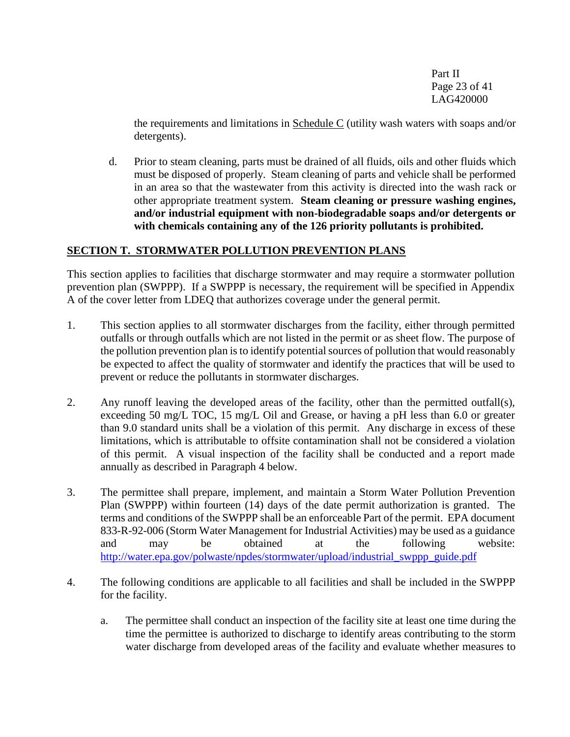the requirements and limitations in Schedule C (utility wash waters with soaps and/or detergents).

d. Prior to steam cleaning, parts must be drained of all fluids, oils and other fluids which must be disposed of properly. Steam cleaning of parts and vehicle shall be performed in an area so that the wastewater from this activity is directed into the wash rack or other appropriate treatment system. **Steam cleaning or pressure washing engines, and/or industrial equipment with non-biodegradable soaps and/or detergents or with chemicals containing any of the 126 priority pollutants is prohibited.**

## SECTION T. STORMWATER POLLUTION PREVENTION PLANS

This section applies to facilities that discharge stormwater and may require a stormwater pollution prevention plan (SWPPP). If a SWPPP is necessary, the requirement will be specified in Appendix A of the cover letter from LDEQ that authorizes coverage under the general permit.

1. This section applies to all stormwater discharges from the facility, either through permitted outfalls or through outfalls which are not listed in the permit or as sheet flow. The purpose of the pollution prevention plan is to identify potential sources of pollution that would reasonably be expected to affect the quality of stormwater and identify the practices that will be used to prevent or reduce the pollutants in stormwater discharges.

2. Any runoff leaving the developed areas of the facility, other than the permitted outfall(s), exceeding 50 mg/L TOC, 15 mg/L Oil and Grease, or having a pH less than 6.0 or greater than 9.0 standard units shall be a violation of this permit. Any discharge in excess of these limitations, which is attributable to offsite contamination shall not be considered a violation of this permit. A visual inspection of the facility shall be conducted and a report made annually as described in Paragraph 4 below.

3. The permittee shall prepare, implement, and maintain a Storm Water Pollution Prevention Plan (SWPPP) within fourteen (14) days of the date permit authorization is granted. The terms and conditions of the SWPPP shall be an enforceable Part of the permit. EPA document 833-R-92-006 (Storm Water Management for Industrial Activities) may be used as a guidance and may be obtained at the following website: http://water.epa.gov/polwaste/npdes/stormwater/upload/industrial_swppp_guide.pdf

4. The following conditions are applicable to all facilities and shall be included in the SWPPP for the facility.

   a. The permittee shall conduct an inspection of the facility site at least one time during the time the permittee is authorized to discharge to identify areas contributing to the storm water discharge from developed areas of the facility and evaluate whether measures to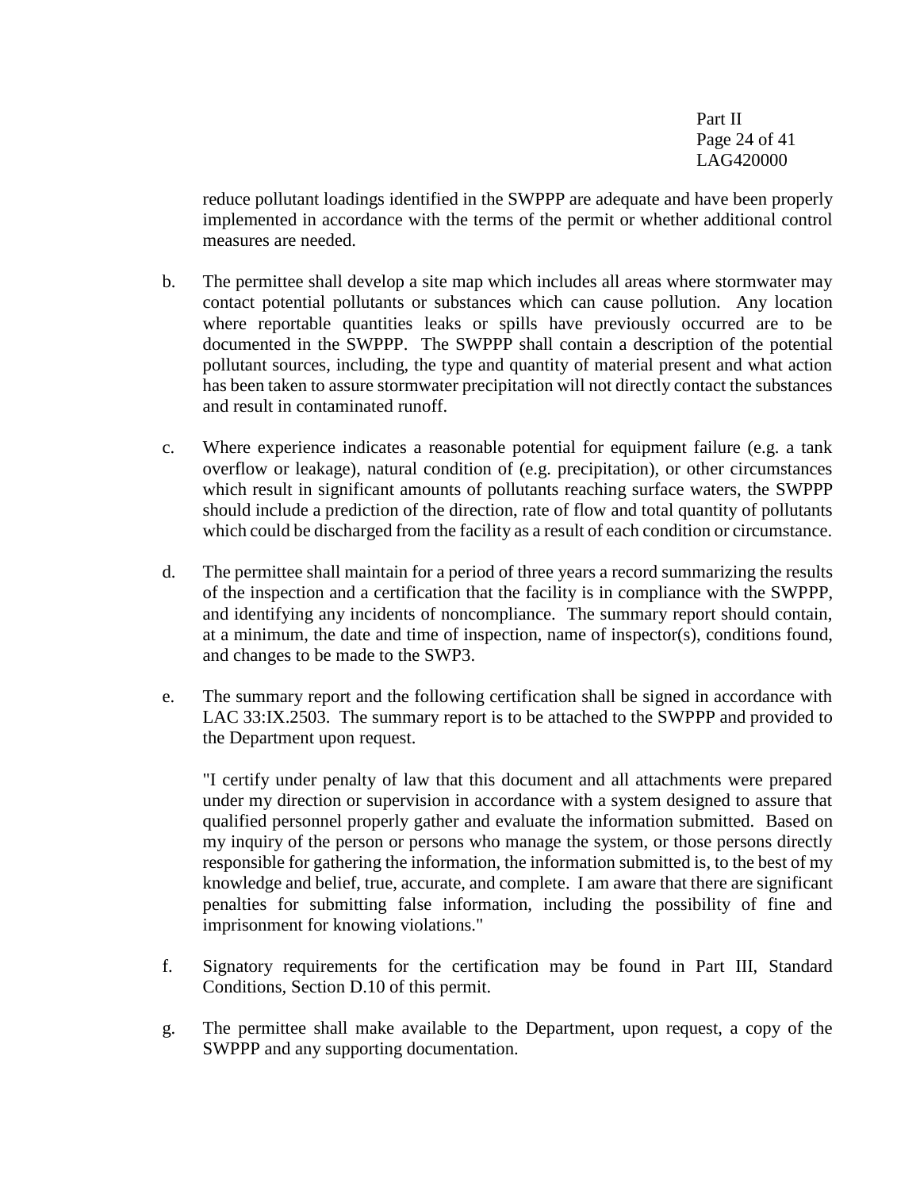reduce pollutant loadings identified in the SWPPP are adequate and have been properly implemented in accordance with the terms of the permit or whether additional control measures are needed.

b. The permittee shall develop a site map which includes all areas where stormwater may contact potential pollutants or substances which can cause pollution. Any location where reportable quantities leaks or spills have previously occurred are to be documented in the SWPPP. The SWPPP shall contain a description of the potential pollutant sources, including, the type and quantity of material present and what action has been taken to assure stormwater precipitation will not directly contact the substances and result in contaminated runoff.

c. Where experience indicates a reasonable potential for equipment failure (e.g. a tank overflow or leakage), natural condition of (e.g. precipitation), or other circumstances which result in significant amounts of pollutants reaching surface waters, the SWPPP should include a prediction of the direction, rate of flow and total quantity of pollutants which could be discharged from the facility as a result of each condition or circumstance.

d. The permittee shall maintain for a period of three years a record summarizing the results of the inspection and a certification that the facility is in compliance with the SWPPP, and identifying any incidents of noncompliance. The summary report should contain, at a minimum, the date and time of inspection, name of inspector(s), conditions found, and changes to be made to the SWP3.

e. The summary report and the following certification shall be signed in accordance with LAC 33:IX.2503. The summary report is to be attached to the SWPPP and provided to the Department upon request.

"I certify under penalty of law that this document and all attachments were prepared under my direction or supervision in accordance with a system designed to assure that qualified personnel properly gather and evaluate the information submitted. Based on my inquiry of the person or persons who manage the system, or those persons directly responsible for gathering the information, the information submitted is, to the best of my knowledge and belief, true, accurate, and complete. I am aware that there are significant penalties for submitting false information, including the possibility of fine and imprisonment for knowing violations."

f. Signatory requirements for the certification may be found in Part III, Standard Conditions, Section D.10 of this permit.

g. The permittee shall make available to the Department, upon request, a copy of the SWPPP and any supporting documentation.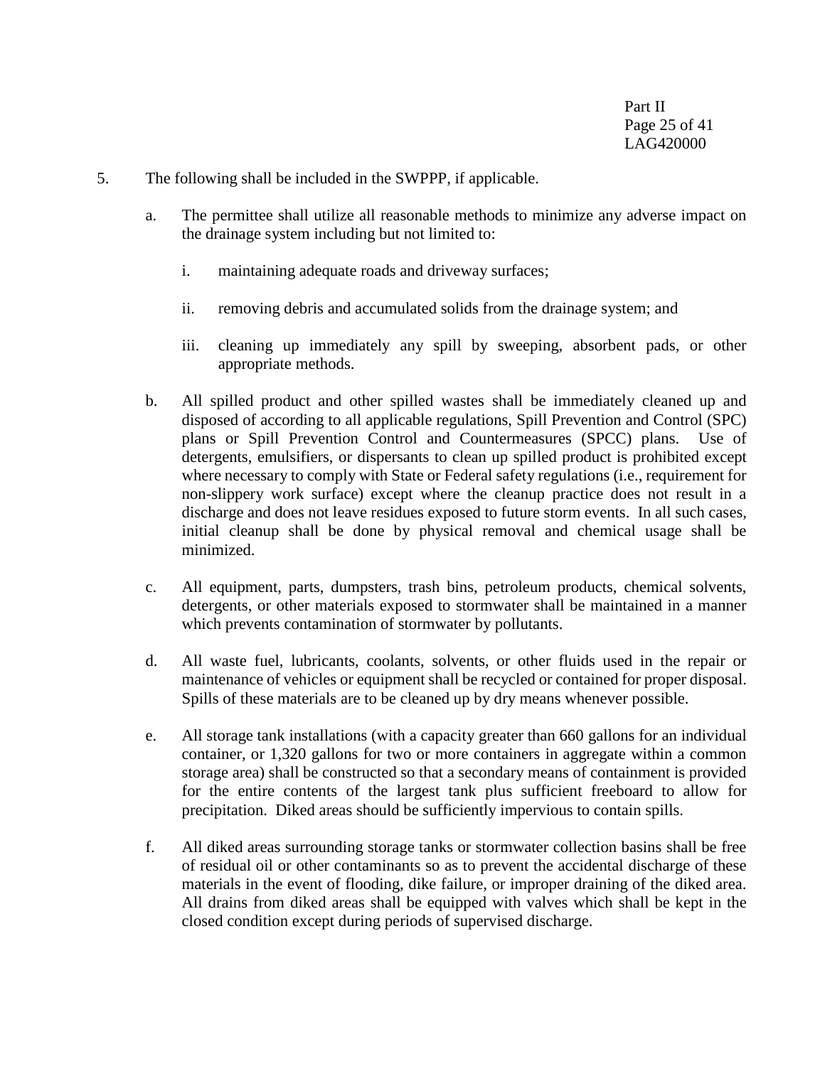5. The following shall be included in the SWPPP, if applicable.

   a. The permittee shall utilize all reasonable methods to minimize any adverse impact on the drainage system including but not limited to:

      i. maintaining adequate roads and driveway surfaces;

      ii. removing debris and accumulated solids from the drainage system; and

      iii. cleaning up immediately any spill by sweeping, absorbent pads, or other appropriate methods.

   b. All spilled product and other spilled wastes shall be immediately cleaned up and disposed of according to all applicable regulations, Spill Prevention and Control (SPC) plans or Spill Prevention Control and Countermeasures (SPCC) plans. Use of detergents, emulsifiers, or dispersants to clean up spilled product is prohibited except where necessary to comply with State or Federal safety regulations (i.e., requirement for non-slippery work surface) except where the cleanup practice does not result in a discharge and does not leave residues exposed to future storm events. In all such cases, initial cleanup shall be done by physical removal and chemical usage shall be minimized.

   c. All equipment, parts, dumpsters, trash bins, petroleum products, chemical solvents, detergents, or other materials exposed to stormwater shall be maintained in a manner which prevents contamination of stormwater by pollutants.

   d. All waste fuel, lubricants, coolants, solvents, or other fluids used in the repair or maintenance of vehicles or equipment shall be recycled or contained for proper disposal. Spills of these materials are to be cleaned up by dry means whenever possible.

   e. All storage tank installations (with a capacity greater than 660 gallons for an individual container, or 1,320 gallons for two or more containers in aggregate within a common storage area) shall be constructed so that a secondary means of containment is provided for the entire contents of the largest tank plus sufficient freeboard to allow for precipitation. Diked areas should be sufficiently impervious to contain spills.

   f. All diked areas surrounding storage tanks or stormwater collection basins shall be free of residual oil or other contaminants so as to prevent the accidental discharge of these materials in the event of flooding, dike failure, or improper draining of the diked area. All drains from diked areas shall be equipped with valves which shall be kept in the closed condition except during periods of supervised discharge.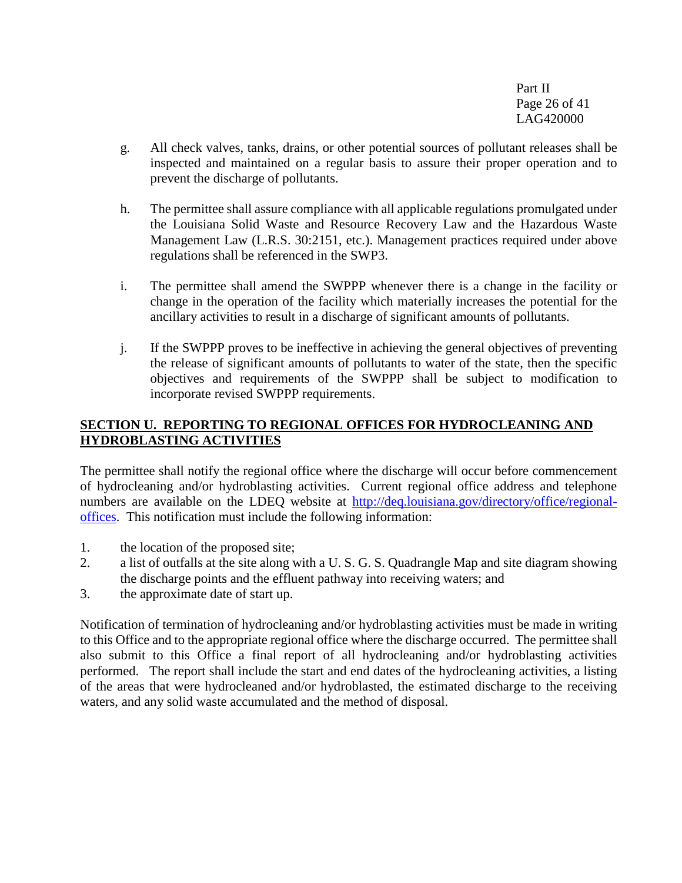g. All check valves, tanks, drains, or other potential sources of pollutant releases shall be inspected and maintained on a regular basis to assure their proper operation and to prevent the discharge of pollutants.

h. The permittee shall assure compliance with all applicable regulations promulgated under the Louisiana Solid Waste and Resource Recovery Law and the Hazardous Waste Management Law (L.R.S. 30:2151, etc.). Management practices required under above regulations shall be referenced in the SWP3.

i. The permittee shall amend the SWPPP whenever there is a change in the facility or change in the operation of the facility which materially increases the potential for the ancillary activities to result in a discharge of significant amounts of pollutants.

j. If the SWPPP proves to be ineffective in achieving the general objectives of preventing the release of significant amounts of pollutants to water of the state, then the specific objectives and requirements of the SWPPP shall be subject to modification to incorporate revised SWPPP requirements.

## SECTION U. REPORTING TO REGIONAL OFFICES FOR HYDROCLEANING AND HYDROBLASTING ACTIVITIES

The permittee shall notify the regional office where the discharge will occur before commencement of hydrocleaning and/or hydroblasting activities. Current regional office address and telephone numbers are available on the LDEQ website at [http://deq.louisiana.gov/directory/office/regional-offices](http://deq.louisiana.gov/directory/office/regional-offices). This notification must include the following information:

1. the location of the proposed site;
2. a list of outfalls at the site along with a U. S. G. S. Quadrangle Map and site diagram showing the discharge points and the effluent pathway into receiving waters; and
3. the approximate date of start up.

Notification of termination of hydrocleaning and/or hydroblasting activities must be made in writing to this Office and to the appropriate regional office where the discharge occurred. The permittee shall also submit to this Office a final report of all hydrocleaning and/or hydroblasting activities performed. The report shall include the start and end dates of the hydrocleaning activities, a listing of the areas that were hydrocleaned and/or hydroblasted, the estimated discharge to the receiving waters, and any solid waste accumulated and the method of disposal.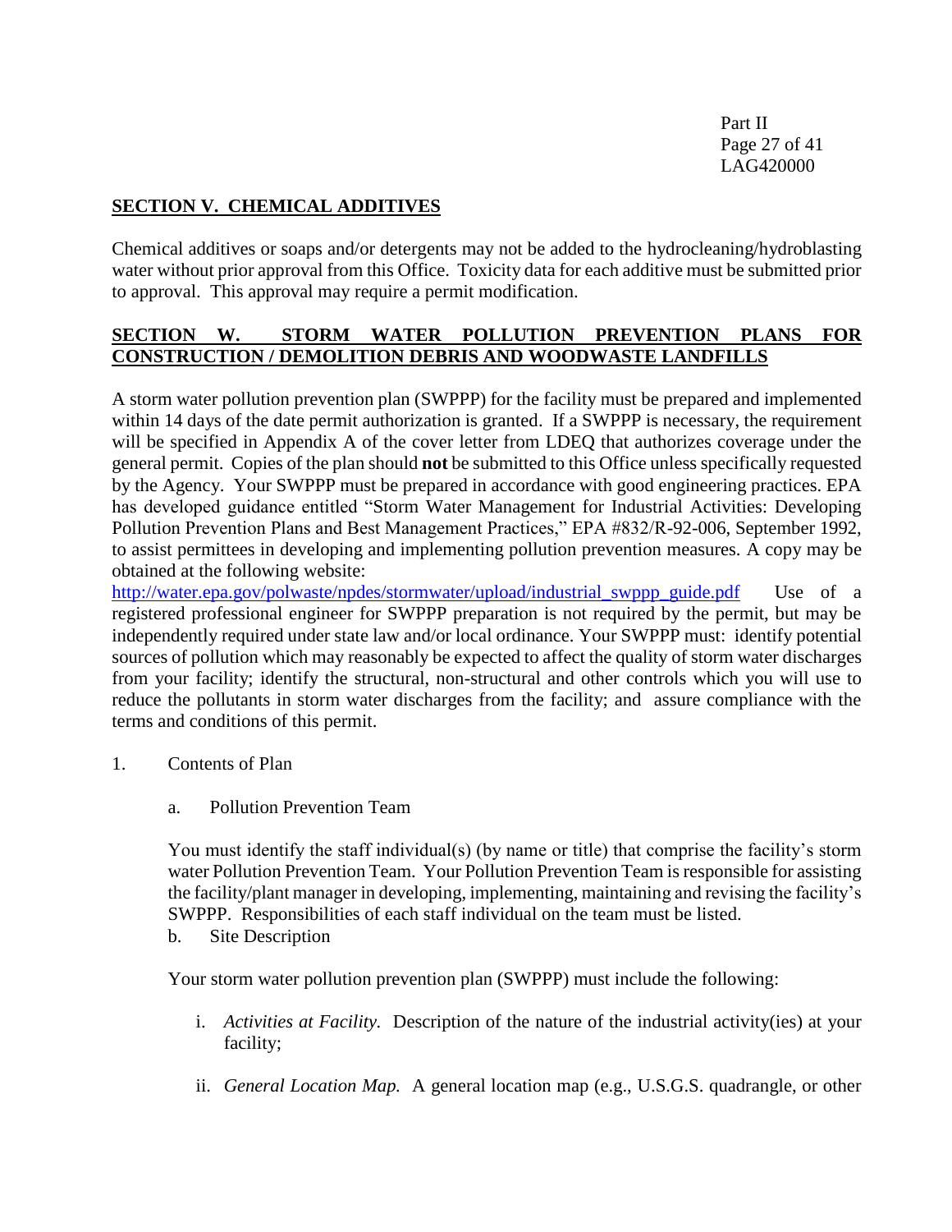## SECTION V. CHEMICAL ADDITIVES

Chemical additives or soaps and/or detergents may not be added to the hydrocleaning/hydroblasting water without prior approval from this Office. Toxicity data for each additive must be submitted prior to approval. This approval may require a permit modification.

## SECTION W. STORM WATER POLLUTION PREVENTION PLANS FOR CONSTRUCTION / DEMOLITION DEBRIS AND WOODWASTE LANDFILLS

A storm water pollution prevention plan (SWPPP) for the facility must be prepared and implemented within 14 days of the date permit authorization is granted. If a SWPPP is necessary, the requirement will be specified in Appendix A of the cover letter from LDEQ that authorizes coverage under the general permit. Copies of the plan should **not** be submitted to this Office unless specifically requested by the Agency. Your SWPPP must be prepared in accordance with good engineering practices. EPA has developed guidance entitled "Storm Water Management for Industrial Activities: Developing Pollution Prevention Plans and Best Management Practices," EPA #832/R-92-006, September 1992, to assist permittees in developing and implementing pollution prevention measures. A copy may be obtained at the following website:
http://water.epa.gov/polwaste/npdes/stormwater/upload/industrial_swppp_guide.pdf Use of a registered professional engineer for SWPPP preparation is not required by the permit, but may be independently required under state law and/or local ordinance. Your SWPPP must: identify potential sources of pollution which may reasonably be expected to affect the quality of storm water discharges from your facility; identify the structural, non-structural and other controls which you will use to reduce the pollutants in storm water discharges from the facility; and assure compliance with the terms and conditions of this permit.

1. Contents of Plan

   a. Pollution Prevention Team

   You must identify the staff individual(s) (by name or title) that comprise the facility's storm water Pollution Prevention Team. Your Pollution Prevention Team is responsible for assisting the facility/plant manager in developing, implementing, maintaining and revising the facility's SWPPP. Responsibilities of each staff individual on the team must be listed.

   b. Site Description

   Your storm water pollution prevention plan (SWPPP) must include the following:

   i. *Activities at Facility.* Description of the nature of the industrial activity(ies) at your facility;

   ii. *General Location Map.* A general location map (e.g., U.S.G.S. quadrangle, or other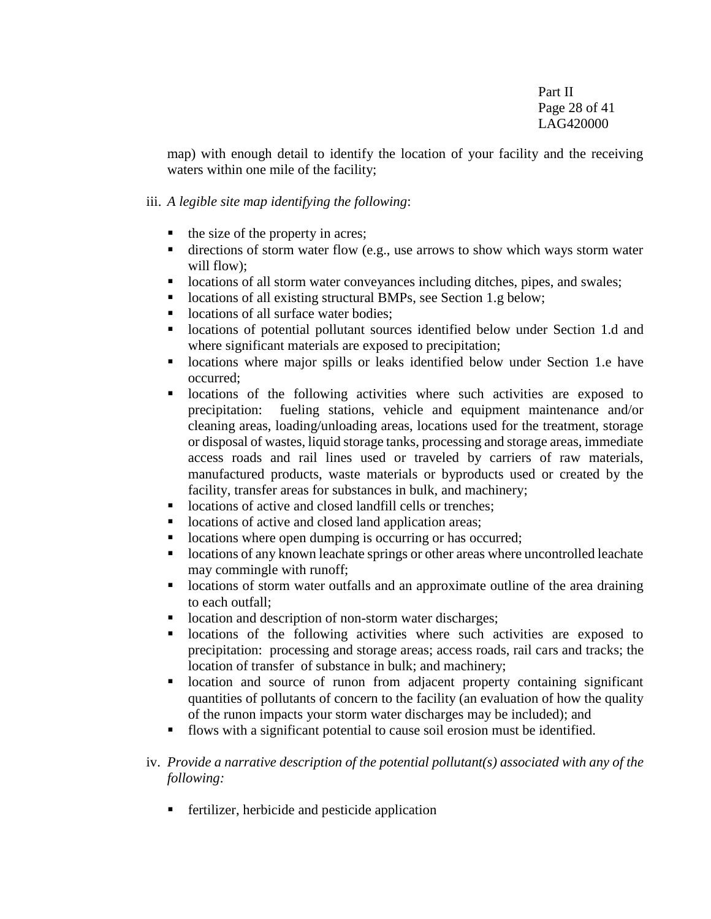map) with enough detail to identify the location of your facility and the receiving waters within one mile of the facility;

iii. *A legible site map identifying the following*:

- the size of the property in acres;
- directions of storm water flow (e.g., use arrows to show which ways storm water will flow);
- locations of all storm water conveyances including ditches, pipes, and swales;
- locations of all existing structural BMPs, see Section 1.g below;
- locations of all surface water bodies;
- locations of potential pollutant sources identified below under Section 1.d and where significant materials are exposed to precipitation;
- locations where major spills or leaks identified below under Section 1.e have occurred;
- locations of the following activities where such activities are exposed to precipitation: fueling stations, vehicle and equipment maintenance and/or cleaning areas, loading/unloading areas, locations used for the treatment, storage or disposal of wastes, liquid storage tanks, processing and storage areas, immediate access roads and rail lines used or traveled by carriers of raw materials, manufactured products, waste materials or byproducts used or created by the facility, transfer areas for substances in bulk, and machinery;
- locations of active and closed landfill cells or trenches;
- locations of active and closed land application areas;
- locations where open dumping is occurring or has occurred;
- locations of any known leachate springs or other areas where uncontrolled leachate may commingle with runoff;
- locations of storm water outfalls and an approximate outline of the area draining to each outfall;
- location and description of non-storm water discharges;
- locations of the following activities where such activities are exposed to precipitation: processing and storage areas; access roads, rail cars and tracks; the location of transfer of substance in bulk; and machinery;
- location and source of runon from adjacent property containing significant quantities of pollutants of concern to the facility (an evaluation of how the quality of the runon impacts your storm water discharges may be included); and
- flows with a significant potential to cause soil erosion must be identified.

iv. *Provide a narrative description of the potential pollutant(s) associated with any of the following:*

- fertilizer, herbicide and pesticide application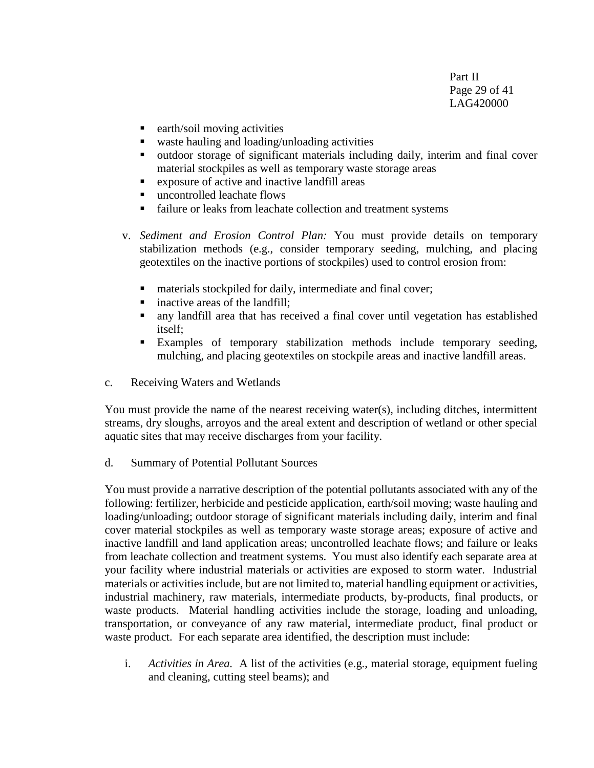- earth/soil moving activities
- waste hauling and loading/unloading activities
- outdoor storage of significant materials including daily, interim and final cover material stockpiles as well as temporary waste storage areas
- exposure of active and inactive landfill areas
- uncontrolled leachate flows
- failure or leaks from leachate collection and treatment systems

v. *Sediment and Erosion Control Plan:* You must provide details on temporary stabilization methods (e.g., consider temporary seeding, mulching, and placing geotextiles on the inactive portions of stockpiles) used to control erosion from:

- materials stockpiled for daily, intermediate and final cover;
- inactive areas of the landfill;
- any landfill area that has received a final cover until vegetation has established itself;
- Examples of temporary stabilization methods include temporary seeding, mulching, and placing geotextiles on stockpile areas and inactive landfill areas.

c. Receiving Waters and Wetlands

You must provide the name of the nearest receiving water(s), including ditches, intermittent streams, dry sloughs, arroyos and the areal extent and description of wetland or other special aquatic sites that may receive discharges from your facility.

d. Summary of Potential Pollutant Sources

You must provide a narrative description of the potential pollutants associated with any of the following: fertilizer, herbicide and pesticide application, earth/soil moving; waste hauling and loading/unloading; outdoor storage of significant materials including daily, interim and final cover material stockpiles as well as temporary waste storage areas; exposure of active and inactive landfill and land application areas; uncontrolled leachate flows; and failure or leaks from leachate collection and treatment systems. You must also identify each separate area at your facility where industrial materials or activities are exposed to storm water. Industrial materials or activities include, but are not limited to, material handling equipment or activities, industrial machinery, raw materials, intermediate products, by-products, final products, or waste products. Material handling activities include the storage, loading and unloading, transportation, or conveyance of any raw material, intermediate product, final product or waste product. For each separate area identified, the description must include:

i. *Activities in Area.* A list of the activities (e.g., material storage, equipment fueling and cleaning, cutting steel beams); and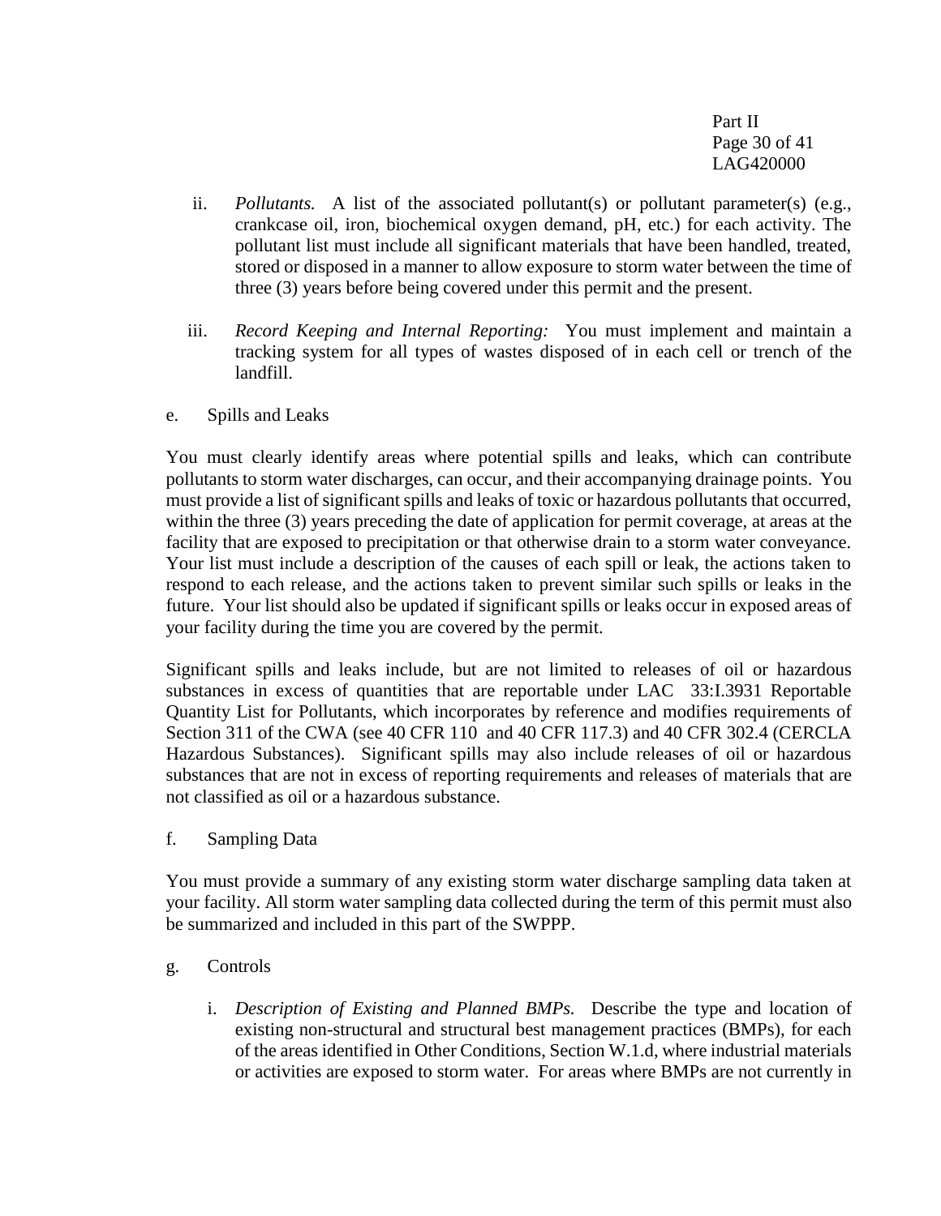ii. *Pollutants.* A list of the associated pollutant(s) or pollutant parameter(s) (e.g., crankcase oil, iron, biochemical oxygen demand, pH, etc.) for each activity. The pollutant list must include all significant materials that have been handled, treated, stored or disposed in a manner to allow exposure to storm water between the time of three (3) years before being covered under this permit and the present.

iii. *Record Keeping and Internal Reporting:* You must implement and maintain a tracking system for all types of wastes disposed of in each cell or trench of the landfill.

e. Spills and Leaks

You must clearly identify areas where potential spills and leaks, which can contribute pollutants to storm water discharges, can occur, and their accompanying drainage points. You must provide a list of significant spills and leaks of toxic or hazardous pollutants that occurred, within the three (3) years preceding the date of application for permit coverage, at areas at the facility that are exposed to precipitation or that otherwise drain to a storm water conveyance. Your list must include a description of the causes of each spill or leak, the actions taken to respond to each release, and the actions taken to prevent similar such spills or leaks in the future. Your list should also be updated if significant spills or leaks occur in exposed areas of your facility during the time you are covered by the permit.

Significant spills and leaks include, but are not limited to releases of oil or hazardous substances in excess of quantities that are reportable under LAC 33:I.3931 Reportable Quantity List for Pollutants, which incorporates by reference and modifies requirements of Section 311 of the CWA (see 40 CFR 110 and 40 CFR 117.3) and 40 CFR 302.4 (CERCLA Hazardous Substances). Significant spills may also include releases of oil or hazardous substances that are not in excess of reporting requirements and releases of materials that are not classified as oil or a hazardous substance.

f. Sampling Data

You must provide a summary of any existing storm water discharge sampling data taken at your facility. All storm water sampling data collected during the term of this permit must also be summarized and included in this part of the SWPPP.

g. Controls

i. *Description of Existing and Planned BMPs.* Describe the type and location of existing non-structural and structural best management practices (BMPs), for each of the areas identified in Other Conditions, Section W.1.d, where industrial materials or activities are exposed to storm water. For areas where BMPs are not currently in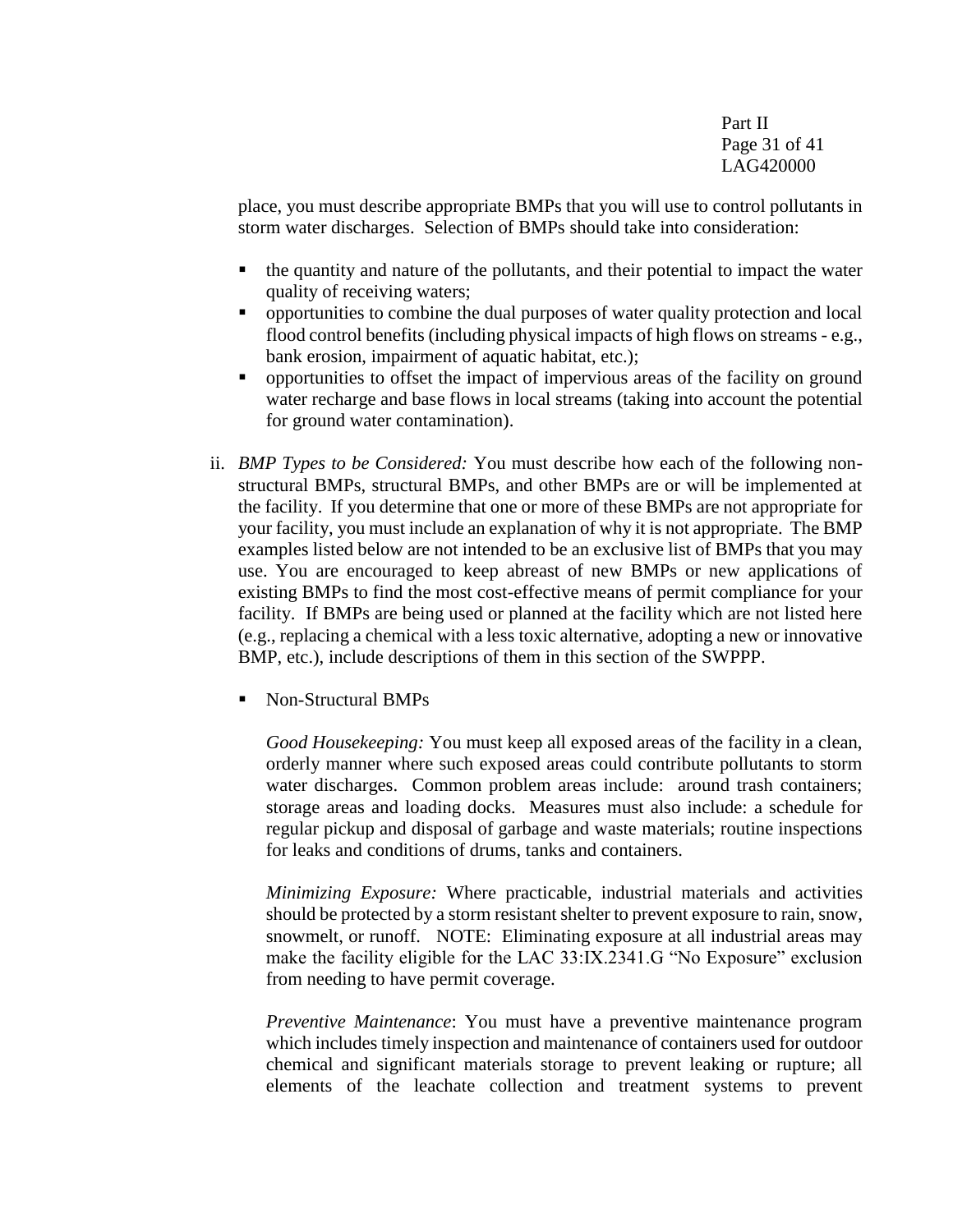place, you must describe appropriate BMPs that you will use to control pollutants in storm water discharges. Selection of BMPs should take into consideration:

- the quantity and nature of the pollutants, and their potential to impact the water quality of receiving waters;
- opportunities to combine the dual purposes of water quality protection and local flood control benefits (including physical impacts of high flows on streams - e.g., bank erosion, impairment of aquatic habitat, etc.);
- opportunities to offset the impact of impervious areas of the facility on ground water recharge and base flows in local streams (taking into account the potential for ground water contamination).

ii. *BMP Types to be Considered:* You must describe how each of the following non-structural BMPs, structural BMPs, and other BMPs are or will be implemented at the facility. If you determine that one or more of these BMPs are not appropriate for your facility, you must include an explanation of why it is not appropriate. The BMP examples listed below are not intended to be an exclusive list of BMPs that you may use. You are encouraged to keep abreast of new BMPs or new applications of existing BMPs to find the most cost-effective means of permit compliance for your facility. If BMPs are being used or planned at the facility which are not listed here (e.g., replacing a chemical with a less toxic alternative, adopting a new or innovative BMP, etc.), include descriptions of them in this section of the SWPPP.

- Non-Structural BMPs

  *Good Housekeeping:* You must keep all exposed areas of the facility in a clean, orderly manner where such exposed areas could contribute pollutants to storm water discharges. Common problem areas include: around trash containers; storage areas and loading docks. Measures must also include: a schedule for regular pickup and disposal of garbage and waste materials; routine inspections for leaks and conditions of drums, tanks and containers.

  *Minimizing Exposure:* Where practicable, industrial materials and activities should be protected by a storm resistant shelter to prevent exposure to rain, snow, snowmelt, or runoff. NOTE: Eliminating exposure at all industrial areas may make the facility eligible for the LAC 33:IX.2341.G "No Exposure" exclusion from needing to have permit coverage.

  *Preventive Maintenance*: You must have a preventive maintenance program which includes timely inspection and maintenance of containers used for outdoor chemical and significant materials storage to prevent leaking or rupture; all elements of the leachate collection and treatment systems to prevent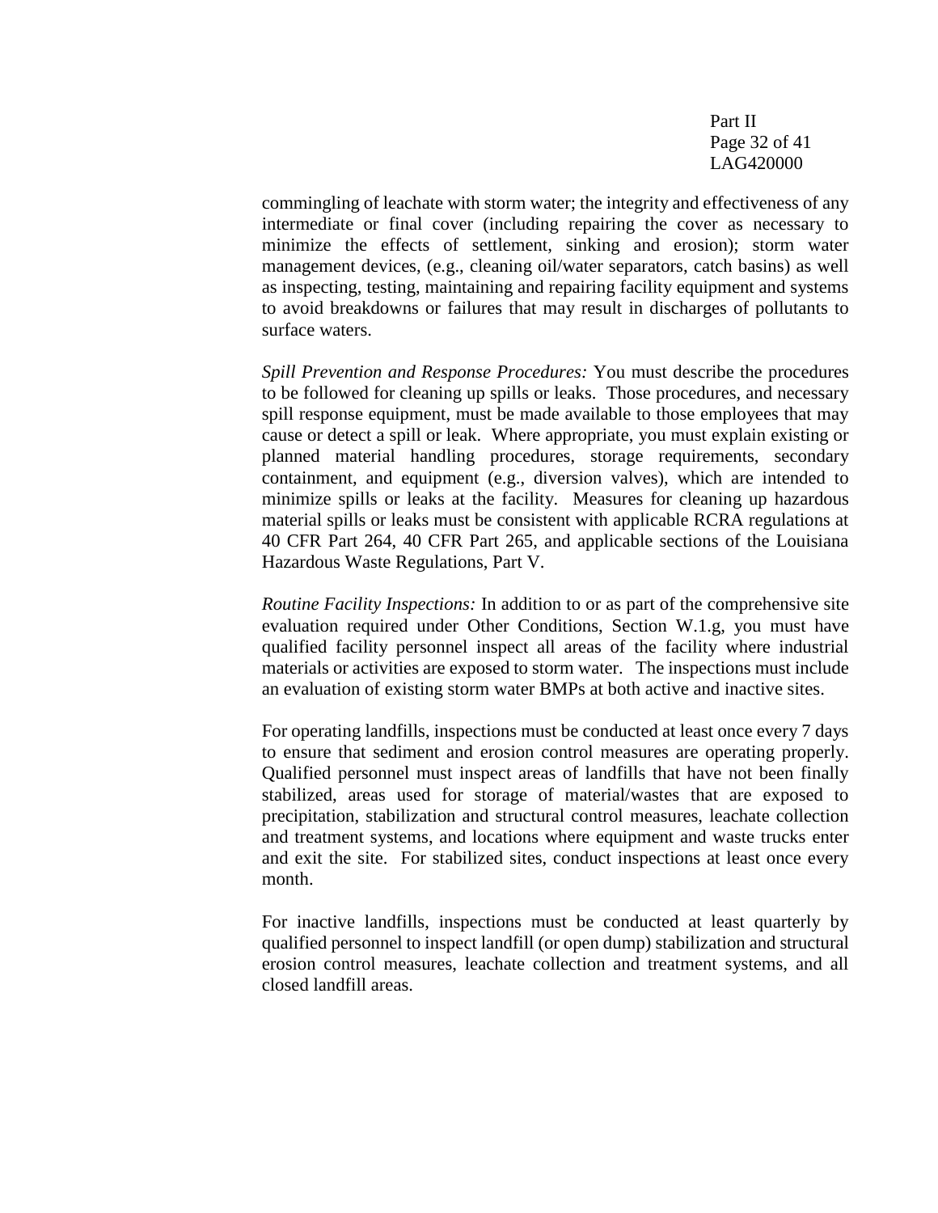commingling of leachate with storm water; the integrity and effectiveness of any intermediate or final cover (including repairing the cover as necessary to minimize the effects of settlement, sinking and erosion); storm water management devices, (e.g., cleaning oil/water separators, catch basins) as well as inspecting, testing, maintaining and repairing facility equipment and systems to avoid breakdowns or failures that may result in discharges of pollutants to surface waters.

*Spill Prevention and Response Procedures:* You must describe the procedures to be followed for cleaning up spills or leaks. Those procedures, and necessary spill response equipment, must be made available to those employees that may cause or detect a spill or leak. Where appropriate, you must explain existing or planned material handling procedures, storage requirements, secondary containment, and equipment (e.g., diversion valves), which are intended to minimize spills or leaks at the facility. Measures for cleaning up hazardous material spills or leaks must be consistent with applicable RCRA regulations at 40 CFR Part 264, 40 CFR Part 265, and applicable sections of the Louisiana Hazardous Waste Regulations, Part V.

*Routine Facility Inspections:* In addition to or as part of the comprehensive site evaluation required under Other Conditions, Section W.1.g, you must have qualified facility personnel inspect all areas of the facility where industrial materials or activities are exposed to storm water. The inspections must include an evaluation of existing storm water BMPs at both active and inactive sites.

For operating landfills, inspections must be conducted at least once every 7 days to ensure that sediment and erosion control measures are operating properly. Qualified personnel must inspect areas of landfills that have not been finally stabilized, areas used for storage of material/wastes that are exposed to precipitation, stabilization and structural control measures, leachate collection and treatment systems, and locations where equipment and waste trucks enter and exit the site. For stabilized sites, conduct inspections at least once every month.

For inactive landfills, inspections must be conducted at least quarterly by qualified personnel to inspect landfill (or open dump) stabilization and structural erosion control measures, leachate collection and treatment systems, and all closed landfill areas.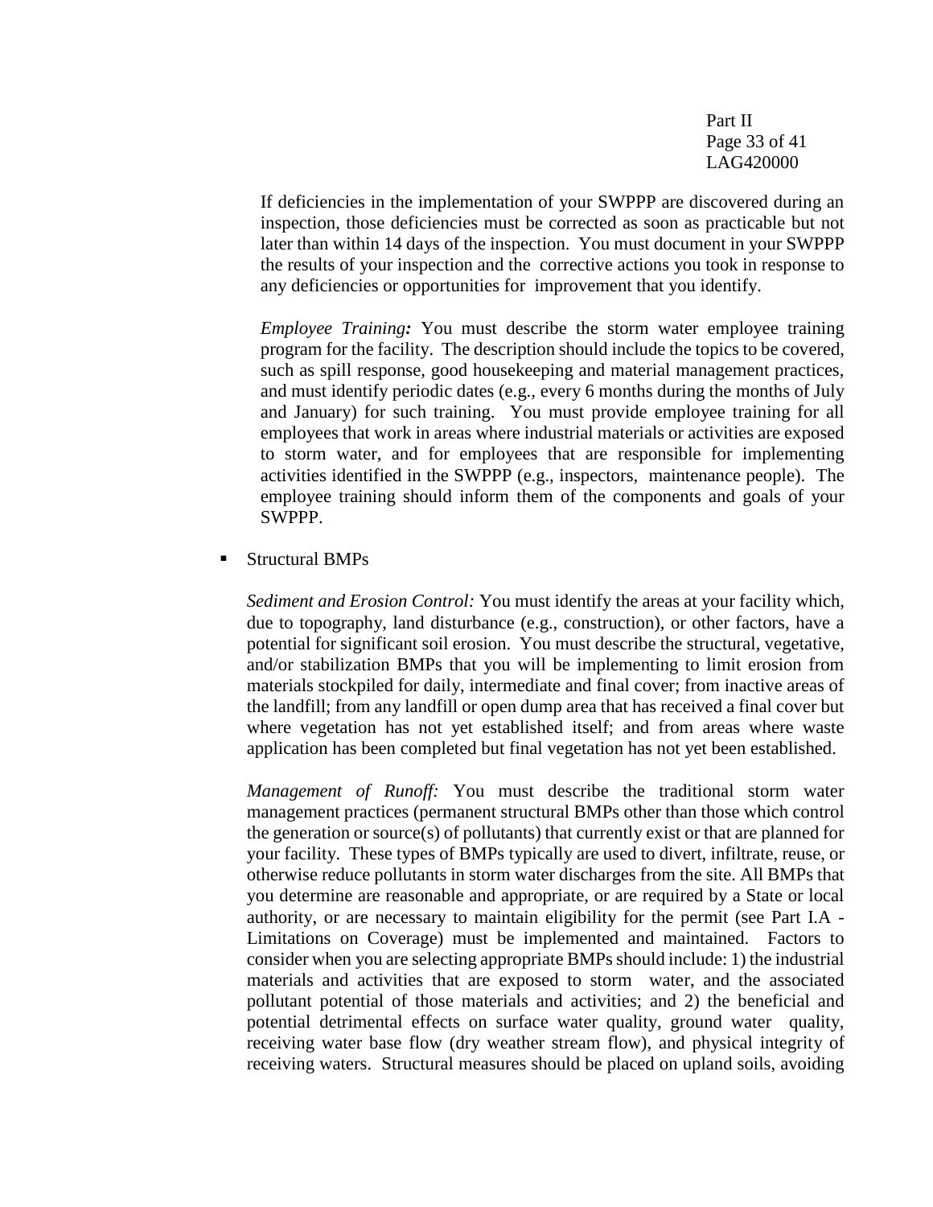If deficiencies in the implementation of your SWPPP are discovered during an inspection, those deficiencies must be corrected as soon as practicable but not later than within 14 days of the inspection. You must document in your SWPPP the results of your inspection and the corrective actions you took in response to any deficiencies or opportunities for improvement that you identify.

*Employee Training:* You must describe the storm water employee training program for the facility. The description should include the topics to be covered, such as spill response, good housekeeping and material management practices, and must identify periodic dates (e.g., every 6 months during the months of July and January) for such training. You must provide employee training for all employees that work in areas where industrial materials or activities are exposed to storm water, and for employees that are responsible for implementing activities identified in the SWPPP (e.g., inspectors, maintenance people). The employee training should inform them of the components and goals of your SWPPP.

- Structural BMPs

  *Sediment and Erosion Control:* You must identify the areas at your facility which, due to topography, land disturbance (e.g., construction), or other factors, have a potential for significant soil erosion. You must describe the structural, vegetative, and/or stabilization BMPs that you will be implementing to limit erosion from materials stockpiled for daily, intermediate and final cover; from inactive areas of the landfill; from any landfill or open dump area that has received a final cover but where vegetation has not yet established itself; and from areas where waste application has been completed but final vegetation has not yet been established.

  *Management of Runoff:* You must describe the traditional storm water management practices (permanent structural BMPs other than those which control the generation or source(s) of pollutants) that currently exist or that are planned for your facility. These types of BMPs typically are used to divert, infiltrate, reuse, or otherwise reduce pollutants in storm water discharges from the site. All BMPs that you determine are reasonable and appropriate, or are required by a State or local authority, or are necessary to maintain eligibility for the permit (see Part I.A - Limitations on Coverage) must be implemented and maintained. Factors to consider when you are selecting appropriate BMPs should include: 1) the industrial materials and activities that are exposed to storm water, and the associated pollutant potential of those materials and activities; and 2) the beneficial and potential detrimental effects on surface water quality, ground water quality, receiving water base flow (dry weather stream flow), and physical integrity of receiving waters. Structural measures should be placed on upland soils, avoiding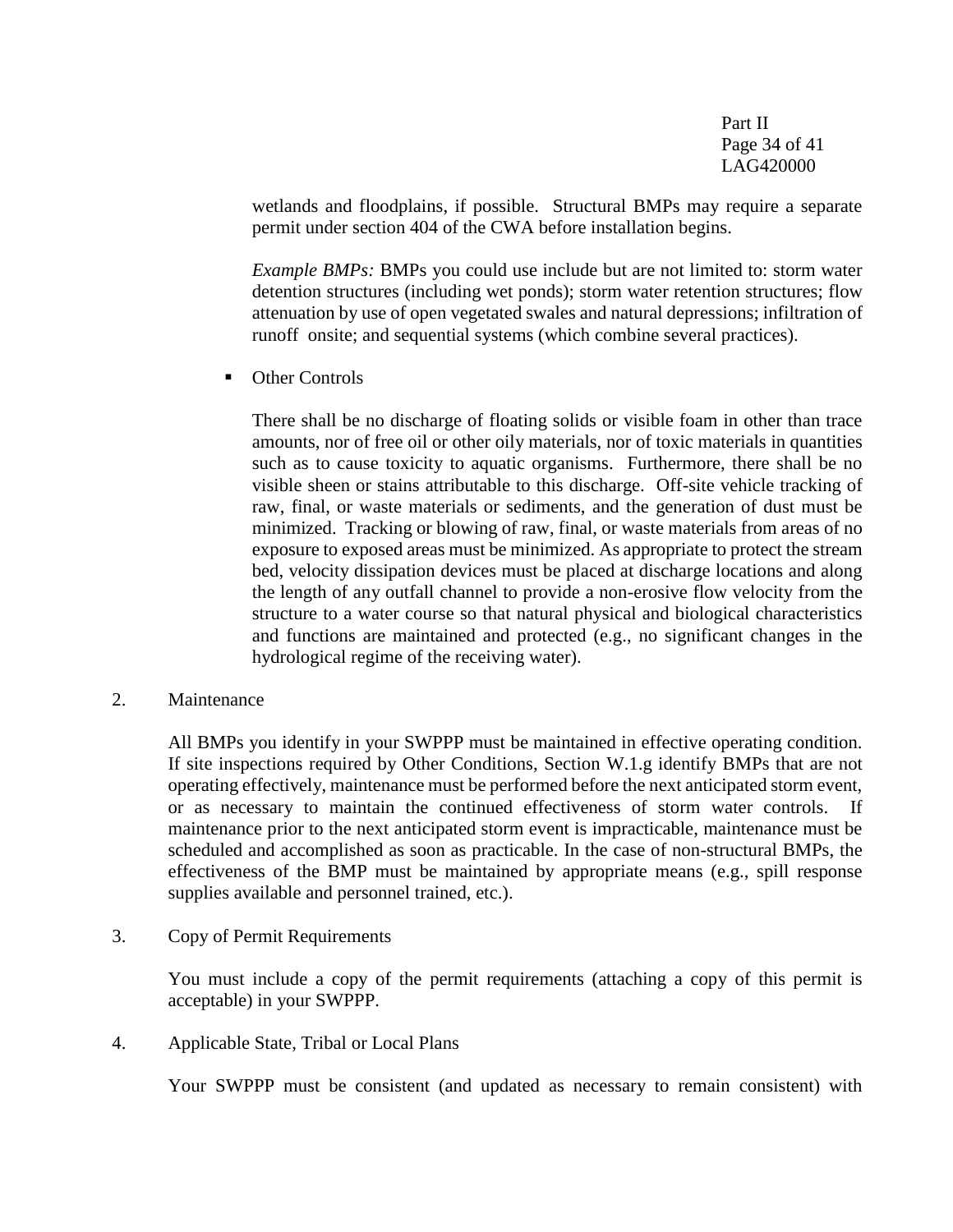wetlands and floodplains, if possible. Structural BMPs may require a separate permit under section 404 of the CWA before installation begins.

*Example BMPs:* BMPs you could use include but are not limited to: storm water detention structures (including wet ponds); storm water retention structures; flow attenuation by use of open vegetated swales and natural depressions; infiltration of runoff onsite; and sequential systems (which combine several practices).

- Other Controls

  There shall be no discharge of floating solids or visible foam in other than trace amounts, nor of free oil or other oily materials, nor of toxic materials in quantities such as to cause toxicity to aquatic organisms. Furthermore, there shall be no visible sheen or stains attributable to this discharge. Off-site vehicle tracking of raw, final, or waste materials or sediments, and the generation of dust must be minimized. Tracking or blowing of raw, final, or waste materials from areas of no exposure to exposed areas must be minimized. As appropriate to protect the stream bed, velocity dissipation devices must be placed at discharge locations and along the length of any outfall channel to provide a non-erosive flow velocity from the structure to a water course so that natural physical and biological characteristics and functions are maintained and protected (e.g., no significant changes in the hydrological regime of the receiving water).

2. Maintenance

   All BMPs you identify in your SWPPP must be maintained in effective operating condition. If site inspections required by Other Conditions, Section W.1.g identify BMPs that are not operating effectively, maintenance must be performed before the next anticipated storm event, or as necessary to maintain the continued effectiveness of storm water controls. If maintenance prior to the next anticipated storm event is impracticable, maintenance must be scheduled and accomplished as soon as practicable. In the case of non-structural BMPs, the effectiveness of the BMP must be maintained by appropriate means (e.g., spill response supplies available and personnel trained, etc.).

3. Copy of Permit Requirements

   You must include a copy of the permit requirements (attaching a copy of this permit is acceptable) in your SWPPP.

4. Applicable State, Tribal or Local Plans

   Your SWPPP must be consistent (and updated as necessary to remain consistent) with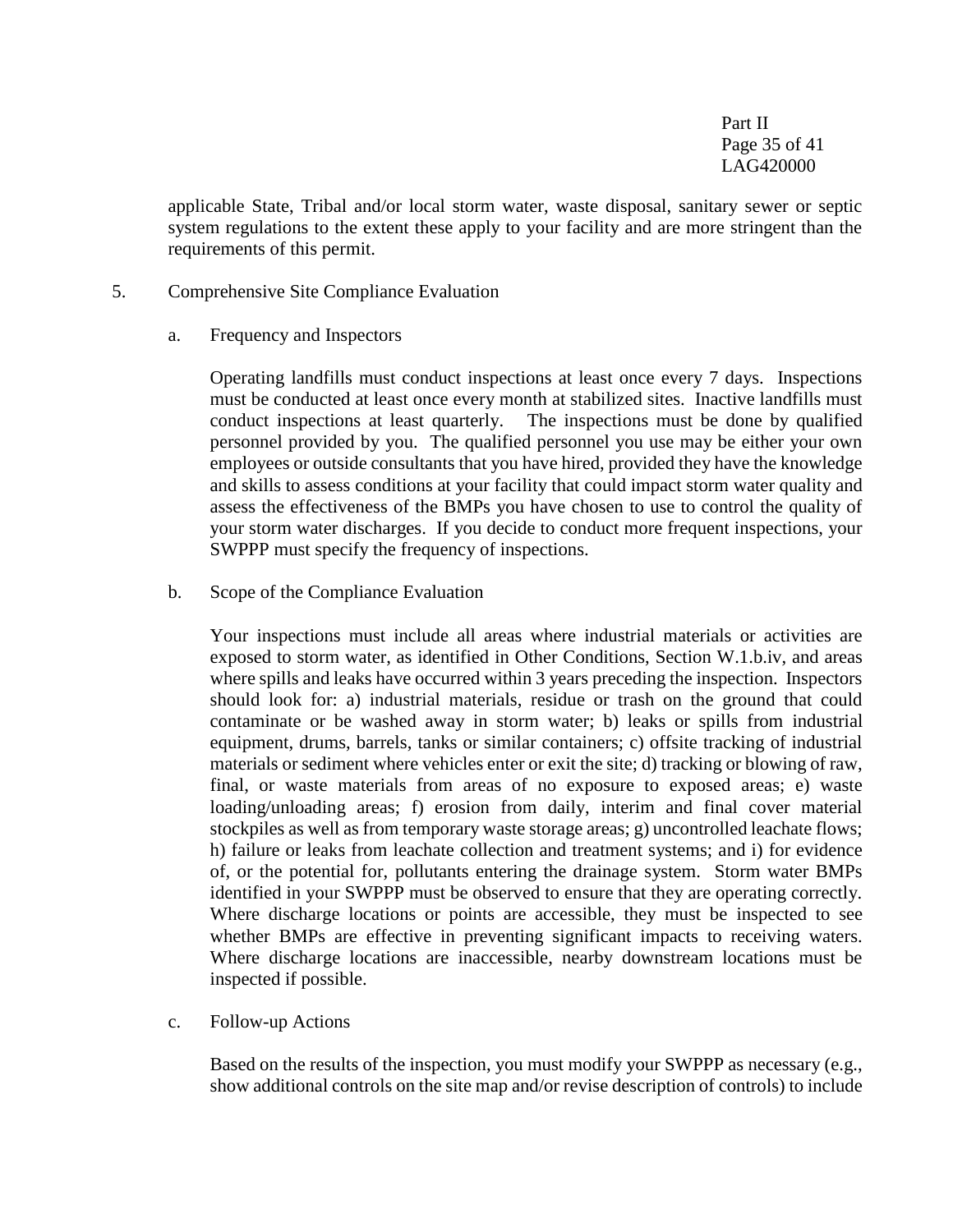applicable State, Tribal and/or local storm water, waste disposal, sanitary sewer or septic system regulations to the extent these apply to your facility and are more stringent than the requirements of this permit.

5. Comprehensive Site Compliance Evaluation

   a. Frequency and Inspectors

      Operating landfills must conduct inspections at least once every 7 days. Inspections must be conducted at least once every month at stabilized sites. Inactive landfills must conduct inspections at least quarterly. The inspections must be done by qualified personnel provided by you. The qualified personnel you use may be either your own employees or outside consultants that you have hired, provided they have the knowledge and skills to assess conditions at your facility that could impact storm water quality and assess the effectiveness of the BMPs you have chosen to use to control the quality of your storm water discharges. If you decide to conduct more frequent inspections, your SWPPP must specify the frequency of inspections.

   b. Scope of the Compliance Evaluation

      Your inspections must include all areas where industrial materials or activities are exposed to storm water, as identified in Other Conditions, Section W.1.b.iv, and areas where spills and leaks have occurred within 3 years preceding the inspection. Inspectors should look for: a) industrial materials, residue or trash on the ground that could contaminate or be washed away in storm water; b) leaks or spills from industrial equipment, drums, barrels, tanks or similar containers; c) offsite tracking of industrial materials or sediment where vehicles enter or exit the site; d) tracking or blowing of raw, final, or waste materials from areas of no exposure to exposed areas; e) waste loading/unloading areas; f) erosion from daily, interim and final cover material stockpiles as well as from temporary waste storage areas; g) uncontrolled leachate flows; h) failure or leaks from leachate collection and treatment systems; and i) for evidence of, or the potential for, pollutants entering the drainage system. Storm water BMPs identified in your SWPPP must be observed to ensure that they are operating correctly. Where discharge locations or points are accessible, they must be inspected to see whether BMPs are effective in preventing significant impacts to receiving waters. Where discharge locations are inaccessible, nearby downstream locations must be inspected if possible.

   c. Follow-up Actions

      Based on the results of the inspection, you must modify your SWPPP as necessary (e.g., show additional controls on the site map and/or revise description of controls) to include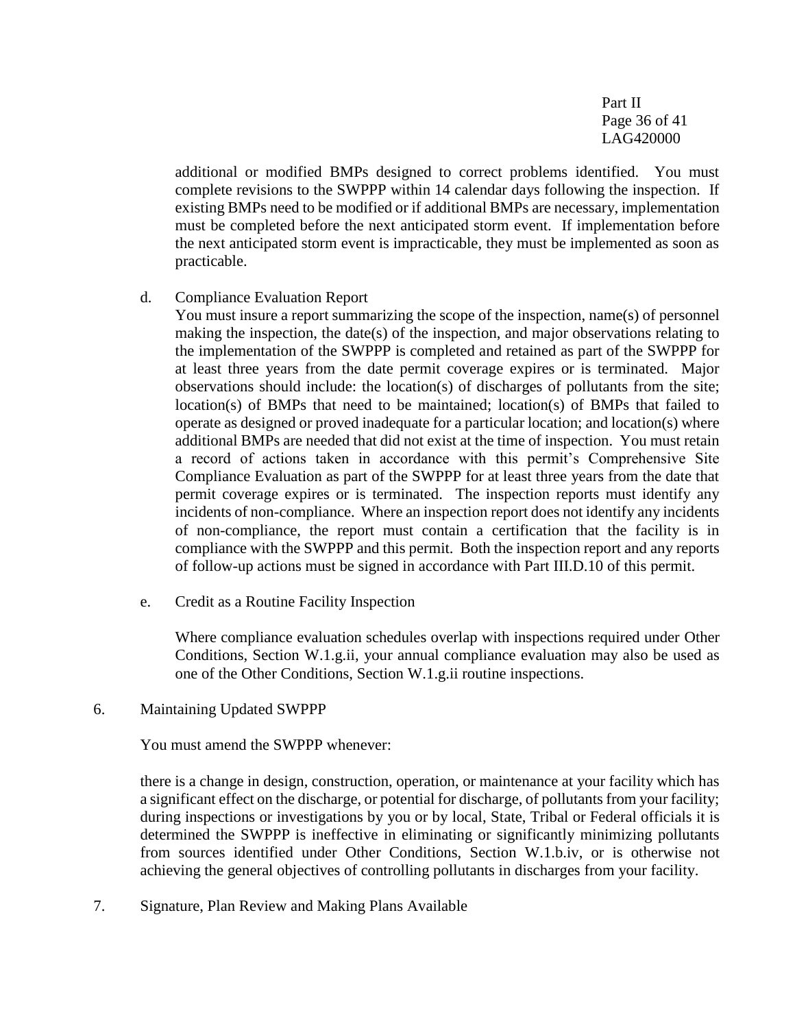additional or modified BMPs designed to correct problems identified. You must complete revisions to the SWPPP within 14 calendar days following the inspection. If existing BMPs need to be modified or if additional BMPs are necessary, implementation must be completed before the next anticipated storm event. If implementation before the next anticipated storm event is impracticable, they must be implemented as soon as practicable.

d. Compliance Evaluation Report

You must insure a report summarizing the scope of the inspection, name(s) of personnel making the inspection, the date(s) of the inspection, and major observations relating to the implementation of the SWPPP is completed and retained as part of the SWPPP for at least three years from the date permit coverage expires or is terminated. Major observations should include: the location(s) of discharges of pollutants from the site; location(s) of BMPs that need to be maintained; location(s) of BMPs that failed to operate as designed or proved inadequate for a particular location; and location(s) where additional BMPs are needed that did not exist at the time of inspection. You must retain a record of actions taken in accordance with this permit's Comprehensive Site Compliance Evaluation as part of the SWPPP for at least three years from the date that permit coverage expires or is terminated. The inspection reports must identify any incidents of non-compliance. Where an inspection report does not identify any incidents of non-compliance, the report must contain a certification that the facility is in compliance with the SWPPP and this permit. Both the inspection report and any reports of follow-up actions must be signed in accordance with Part III.D.10 of this permit.

e. Credit as a Routine Facility Inspection

Where compliance evaluation schedules overlap with inspections required under Other Conditions, Section W.1.g.ii, your annual compliance evaluation may also be used as one of the Other Conditions, Section W.1.g.ii routine inspections.

6. Maintaining Updated SWPPP

You must amend the SWPPP whenever:

there is a change in design, construction, operation, or maintenance at your facility which has a significant effect on the discharge, or potential for discharge, of pollutants from your facility; during inspections or investigations by you or by local, State, Tribal or Federal officials it is determined the SWPPP is ineffective in eliminating or significantly minimizing pollutants from sources identified under Other Conditions, Section W.1.b.iv, or is otherwise not achieving the general objectives of controlling pollutants in discharges from your facility.

7. Signature, Plan Review and Making Plans Available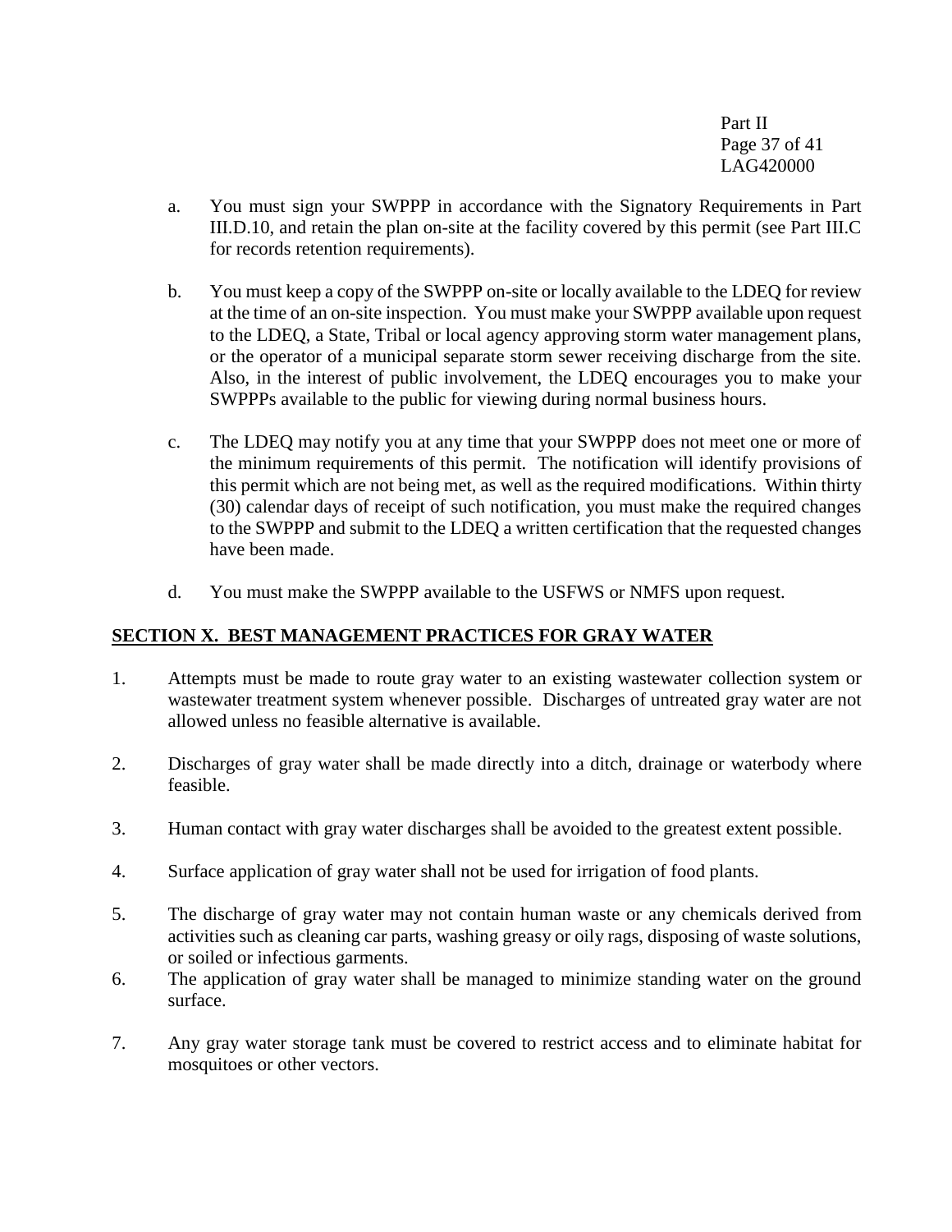a. You must sign your SWPPP in accordance with the Signatory Requirements in Part III.D.10, and retain the plan on-site at the facility covered by this permit (see Part III.C for records retention requirements).

b. You must keep a copy of the SWPPP on-site or locally available to the LDEQ for review at the time of an on-site inspection. You must make your SWPPP available upon request to the LDEQ, a State, Tribal or local agency approving storm water management plans, or the operator of a municipal separate storm sewer receiving discharge from the site. Also, in the interest of public involvement, the LDEQ encourages you to make your SWPPPs available to the public for viewing during normal business hours.

c. The LDEQ may notify you at any time that your SWPPP does not meet one or more of the minimum requirements of this permit. The notification will identify provisions of this permit which are not being met, as well as the required modifications. Within thirty (30) calendar days of receipt of such notification, you must make the required changes to the SWPPP and submit to the LDEQ a written certification that the requested changes have been made.

d. You must make the SWPPP available to the USFWS or NMFS upon request.

## SECTION X. BEST MANAGEMENT PRACTICES FOR GRAY WATER

1. Attempts must be made to route gray water to an existing wastewater collection system or wastewater treatment system whenever possible. Discharges of untreated gray water are not allowed unless no feasible alternative is available.

2. Discharges of gray water shall be made directly into a ditch, drainage or waterbody where feasible.

3. Human contact with gray water discharges shall be avoided to the greatest extent possible.

4. Surface application of gray water shall not be used for irrigation of food plants.

5. The discharge of gray water may not contain human waste or any chemicals derived from activities such as cleaning car parts, washing greasy or oily rags, disposing of waste solutions, or soiled or infectious garments.

6. The application of gray water shall be managed to minimize standing water on the ground surface.

7. Any gray water storage tank must be covered to restrict access and to eliminate habitat for mosquitoes or other vectors.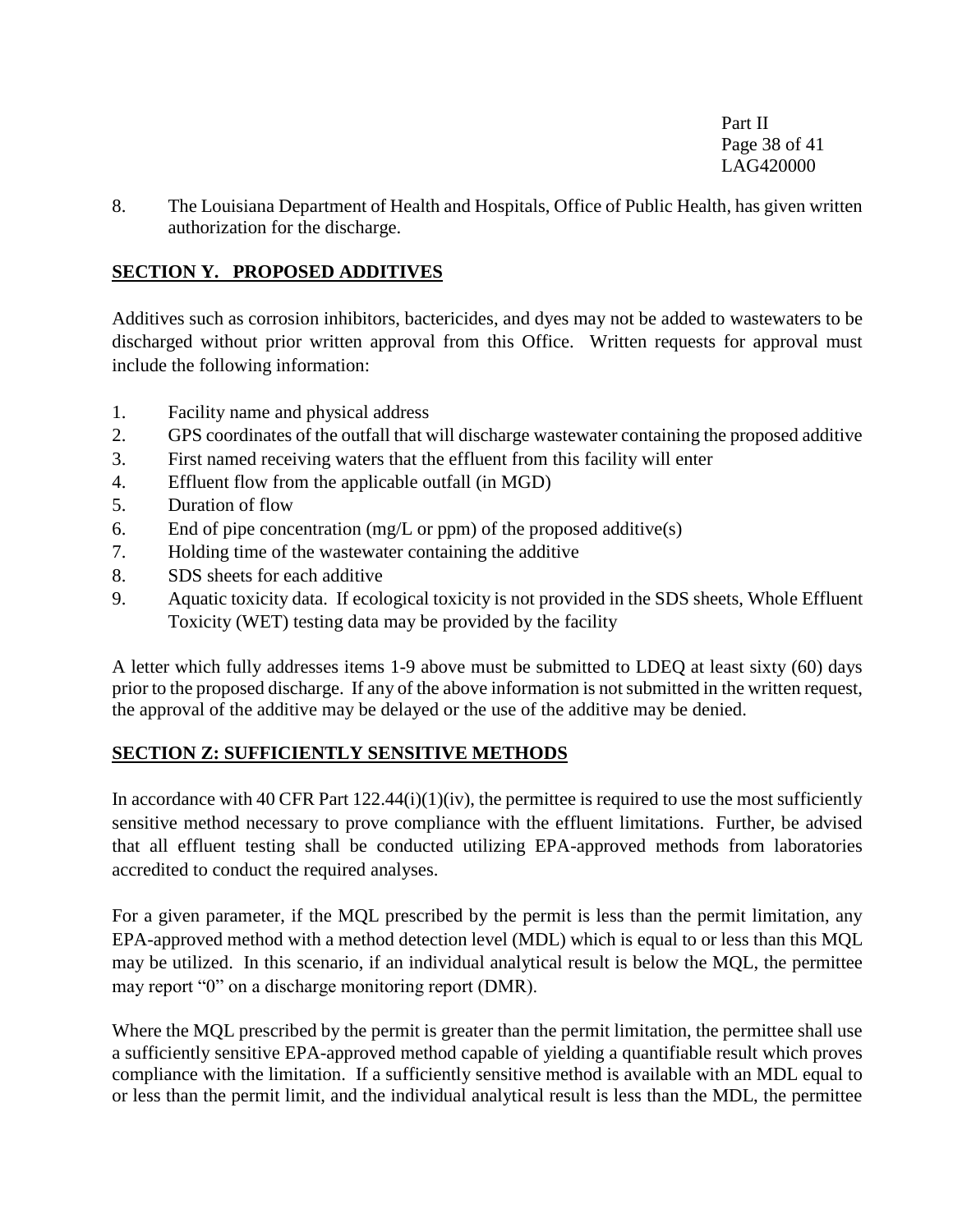8. The Louisiana Department of Health and Hospitals, Office of Public Health, has given written authorization for the discharge.

## SECTION Y. PROPOSED ADDITIVES

Additives such as corrosion inhibitors, bactericides, and dyes may not be added to wastewaters to be discharged without prior written approval from this Office. Written requests for approval must include the following information:

1. Facility name and physical address
2. GPS coordinates of the outfall that will discharge wastewater containing the proposed additive
3. First named receiving waters that the effluent from this facility will enter
4. Effluent flow from the applicable outfall (in MGD)
5. Duration of flow
6. End of pipe concentration (mg/L or ppm) of the proposed additive(s)
7. Holding time of the wastewater containing the additive
8. SDS sheets for each additive
9. Aquatic toxicity data. If ecological toxicity is not provided in the SDS sheets, Whole Effluent Toxicity (WET) testing data may be provided by the facility

A letter which fully addresses items 1-9 above must be submitted to LDEQ at least sixty (60) days prior to the proposed discharge. If any of the above information is not submitted in the written request, the approval of the additive may be delayed or the use of the additive may be denied.

## SECTION Z: SUFFICIENTLY SENSITIVE METHODS

In accordance with 40 CFR Part 122.44(i)(1)(iv), the permittee is required to use the most sufficiently sensitive method necessary to prove compliance with the effluent limitations. Further, be advised that all effluent testing shall be conducted utilizing EPA-approved methods from laboratories accredited to conduct the required analyses.

For a given parameter, if the MQL prescribed by the permit is less than the permit limitation, any EPA-approved method with a method detection level (MDL) which is equal to or less than this MQL may be utilized. In this scenario, if an individual analytical result is below the MQL, the permittee may report "0" on a discharge monitoring report (DMR).

Where the MQL prescribed by the permit is greater than the permit limitation, the permittee shall use a sufficiently sensitive EPA-approved method capable of yielding a quantifiable result which proves compliance with the limitation. If a sufficiently sensitive method is available with an MDL equal to or less than the permit limit, and the individual analytical result is less than the MDL, the permittee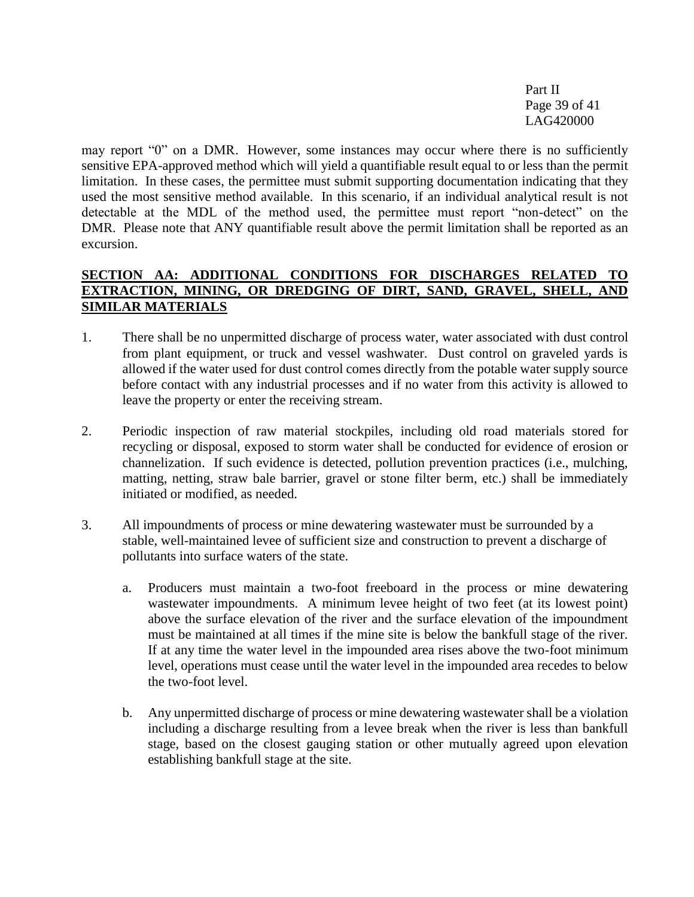may report "0" on a DMR. However, some instances may occur where there is no sufficiently sensitive EPA-approved method which will yield a quantifiable result equal to or less than the permit limitation. In these cases, the permittee must submit supporting documentation indicating that they used the most sensitive method available. In this scenario, if an individual analytical result is not detectable at the MDL of the method used, the permittee must report "non-detect" on the DMR. Please note that ANY quantifiable result above the permit limitation shall be reported as an excursion.

## SECTION AA: ADDITIONAL CONDITIONS FOR DISCHARGES RELATED TO EXTRACTION, MINING, OR DREDGING OF DIRT, SAND, GRAVEL, SHELL, AND SIMILAR MATERIALS

1. There shall be no unpermitted discharge of process water, water associated with dust control from plant equipment, or truck and vessel washwater. Dust control on graveled yards is allowed if the water used for dust control comes directly from the potable water supply source before contact with any industrial processes and if no water from this activity is allowed to leave the property or enter the receiving stream.

2. Periodic inspection of raw material stockpiles, including old road materials stored for recycling or disposal, exposed to storm water shall be conducted for evidence of erosion or channelization. If such evidence is detected, pollution prevention practices (i.e., mulching, matting, netting, straw bale barrier, gravel or stone filter berm, etc.) shall be immediately initiated or modified, as needed.

3. All impoundments of process or mine dewatering wastewater must be surrounded by a stable, well-maintained levee of sufficient size and construction to prevent a discharge of pollutants into surface waters of the state.

   a. Producers must maintain a two-foot freeboard in the process or mine dewatering wastewater impoundments. A minimum levee height of two feet (at its lowest point) above the surface elevation of the river and the surface elevation of the impoundment must be maintained at all times if the mine site is below the bankfull stage of the river. If at any time the water level in the impounded area rises above the two-foot minimum level, operations must cease until the water level in the impounded area recedes to below the two-foot level.

   b. Any unpermitted discharge of process or mine dewatering wastewater shall be a violation including a discharge resulting from a levee break when the river is less than bankfull stage, based on the closest gauging station or other mutually agreed upon elevation establishing bankfull stage at the site.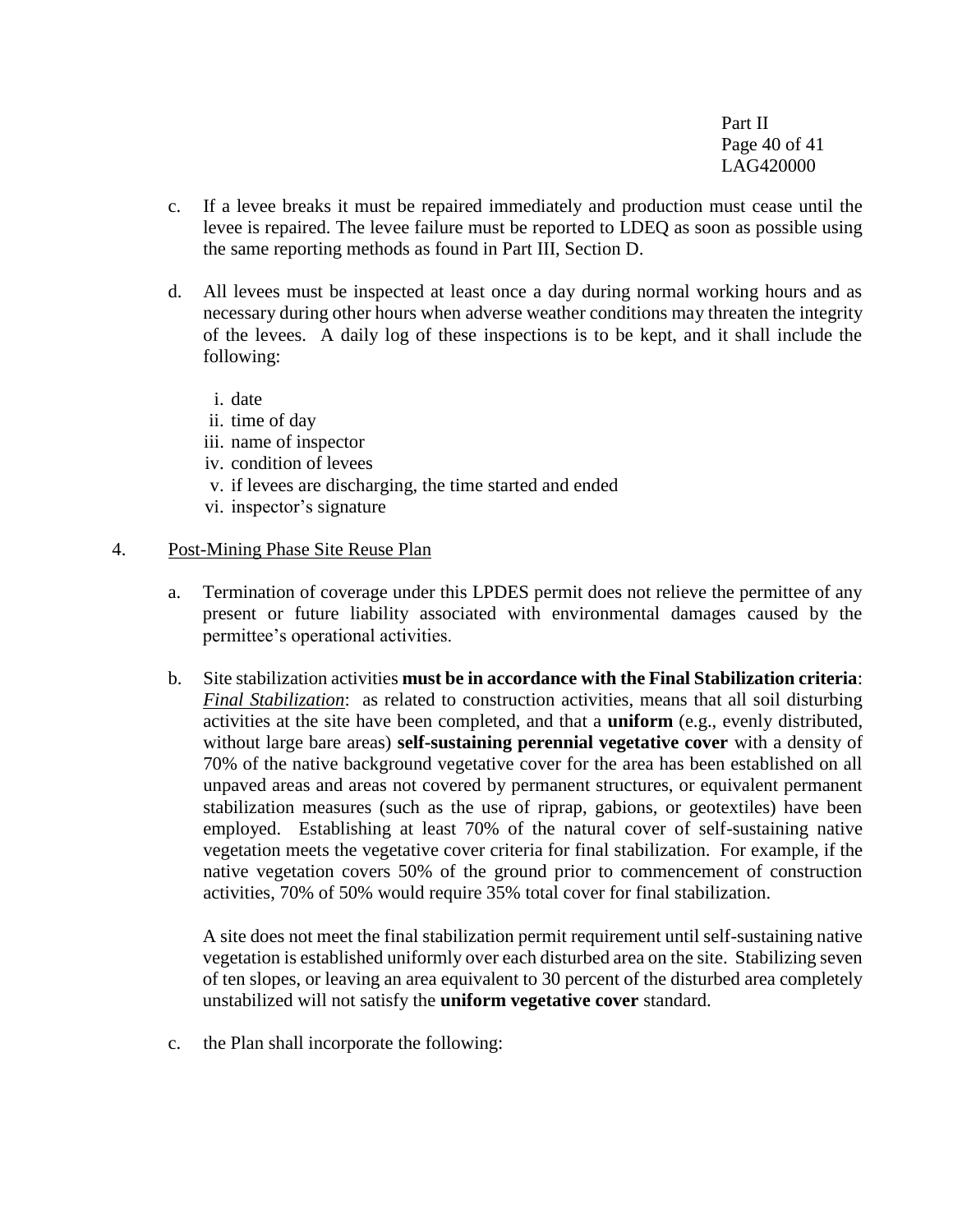c. If a levee breaks it must be repaired immediately and production must cease until the levee is repaired. The levee failure must be reported to LDEQ as soon as possible using the same reporting methods as found in Part III, Section D.

d. All levees must be inspected at least once a day during normal working hours and as necessary during other hours when adverse weather conditions may threaten the integrity of the levees. A daily log of these inspections is to be kept, and it shall include the following:

   i. date
   ii. time of day
   iii. name of inspector
   iv. condition of levees
   v. if levees are discharging, the time started and ended
   vi. inspector's signature

4. <u>Post-Mining Phase Site Reuse Plan</u>

   a. Termination of coverage under this LPDES permit does not relieve the permittee of any present or future liability associated with environmental damages caused by the permittee's operational activities.

   b. Site stabilization activities **must be in accordance with the Final Stabilization criteria**: ***<u>Final Stabilization</u>***: as related to construction activities, means that all soil disturbing activities at the site have been completed, and that a **uniform** (e.g., evenly distributed, without large bare areas) **self-sustaining perennial vegetative cover** with a density of 70% of the native background vegetative cover for the area has been established on all unpaved areas and areas not covered by permanent structures, or equivalent permanent stabilization measures (such as the use of riprap, gabions, or geotextiles) have been employed. Establishing at least 70% of the natural cover of self-sustaining native vegetation meets the vegetative cover criteria for final stabilization. For example, if the native vegetation covers 50% of the ground prior to commencement of construction activities, 70% of 50% would require 35% total cover for final stabilization.

      A site does not meet the final stabilization permit requirement until self-sustaining native vegetation is established uniformly over each disturbed area on the site. Stabilizing seven of ten slopes, or leaving an area equivalent to 30 percent of the disturbed area completely unstabilized will not satisfy the **uniform vegetative cover** standard.

   c. the Plan shall incorporate the following: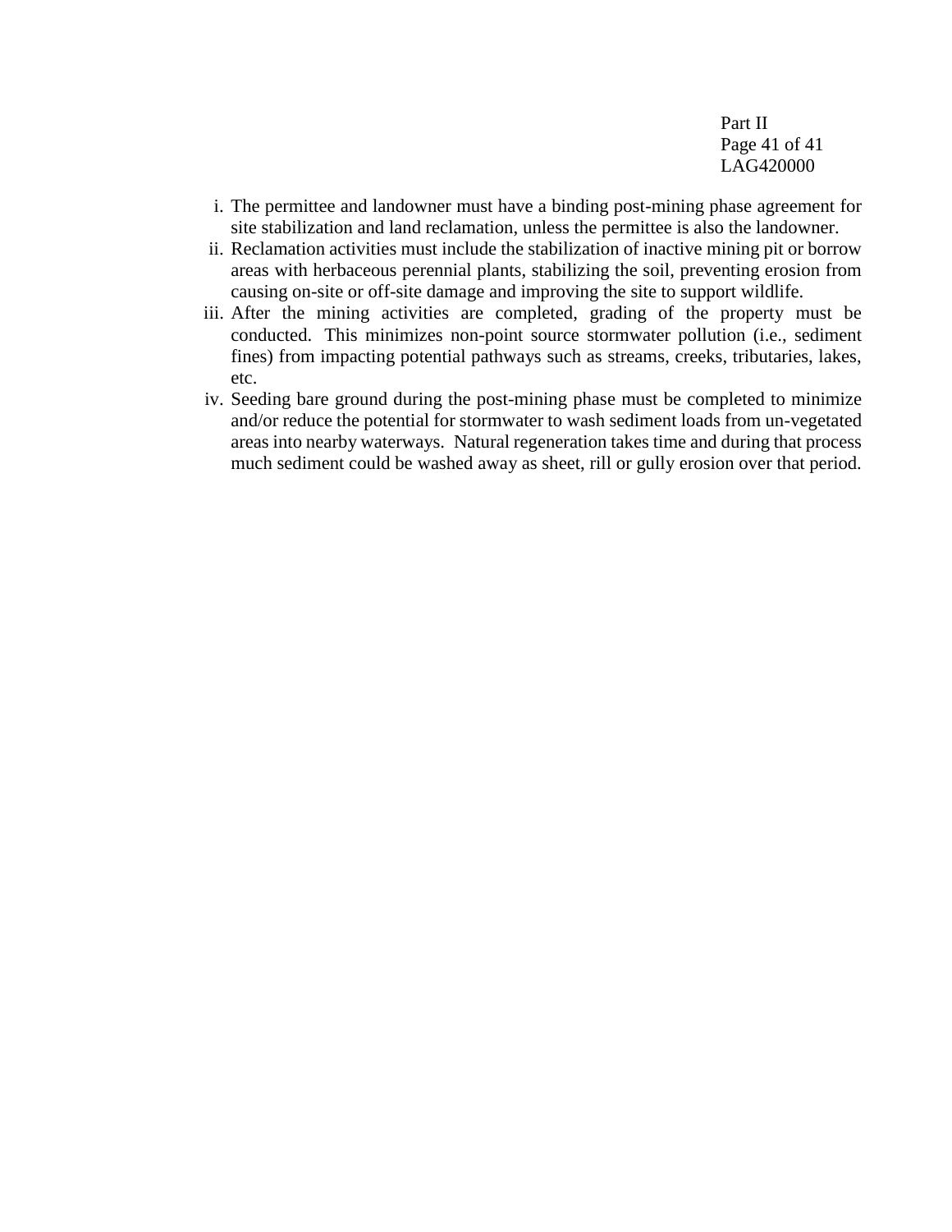i. The permittee and landowner must have a binding post-mining phase agreement for site stabilization and land reclamation, unless the permittee is also the landowner.

ii. Reclamation activities must include the stabilization of inactive mining pit or borrow areas with herbaceous perennial plants, stabilizing the soil, preventing erosion from causing on-site or off-site damage and improving the site to support wildlife.

iii. After the mining activities are completed, grading of the property must be conducted. This minimizes non-point source stormwater pollution (i.e., sediment fines) from impacting potential pathways such as streams, creeks, tributaries, lakes, etc.

iv. Seeding bare ground during the post-mining phase must be completed to minimize and/or reduce the potential for stormwater to wash sediment loads from un-vegetated areas into nearby waterways. Natural regeneration takes time and during that process much sediment could be washed away as sheet, rill or gully erosion over that period.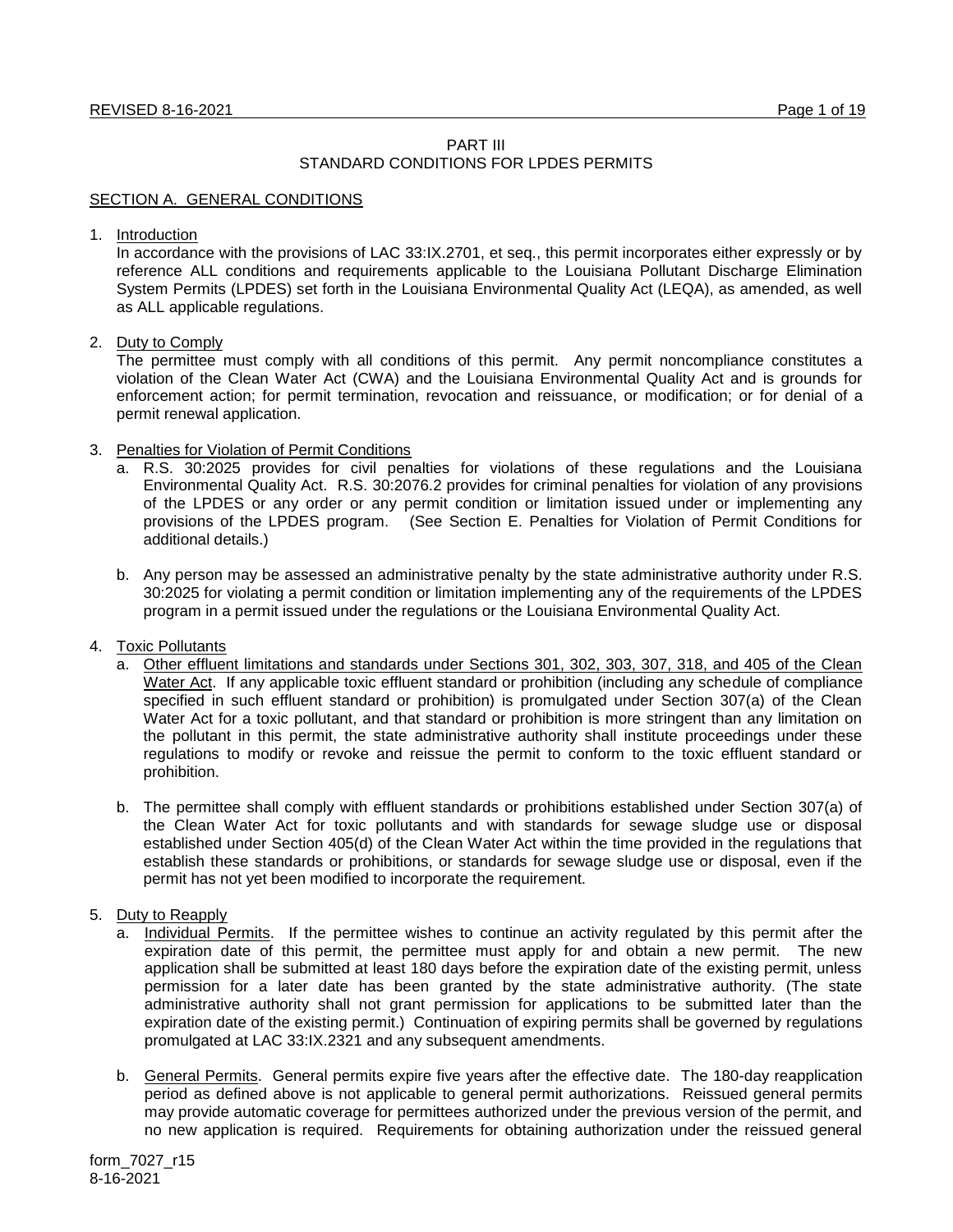# PART III
## STANDARD CONDITIONS FOR LPDES PERMITS

### SECTION A. GENERAL CONDITIONS

1. Introduction

   In accordance with the provisions of LAC 33:IX.2701, et seq., this permit incorporates either expressly or by reference ALL conditions and requirements applicable to the Louisiana Pollutant Discharge Elimination System Permits (LPDES) set forth in the Louisiana Environmental Quality Act (LEQA), as amended, as well as ALL applicable regulations.

2. Duty to Comply

   The permittee must comply with all conditions of this permit. Any permit noncompliance constitutes a violation of the Clean Water Act (CWA) and the Louisiana Environmental Quality Act and is grounds for enforcement action; for permit termination, revocation and reissuance, or modification; or for denial of a permit renewal application.

3. Penalties for Violation of Permit Conditions

   a. R.S. 30:2025 provides for civil penalties for violations of these regulations and the Louisiana Environmental Quality Act. R.S. 30:2076.2 provides for criminal penalties for violation of any provisions of the LPDES or any order or any permit condition or limitation issued under or implementing any provisions of the LPDES program. (See Section E. Penalties for Violation of Permit Conditions for additional details.)

   b. Any person may be assessed an administrative penalty by the state administrative authority under R.S. 30:2025 for violating a permit condition or limitation implementing any of the requirements of the LPDES program in a permit issued under the regulations or the Louisiana Environmental Quality Act.

4. Toxic Pollutants

   a. Other effluent limitations and standards under Sections 301, 302, 303, 307, 318, and 405 of the Clean Water Act. If any applicable toxic effluent standard or prohibition (including any schedule of compliance specified in such effluent standard or prohibition) is promulgated under Section 307(a) of the Clean Water Act for a toxic pollutant, and that standard or prohibition is more stringent than any limitation on the pollutant in this permit, the state administrative authority shall institute proceedings under these regulations to modify or revoke and reissue the permit to conform to the toxic effluent standard or prohibition.

   b. The permittee shall comply with effluent standards or prohibitions established under Section 307(a) of the Clean Water Act for toxic pollutants and with standards for sewage sludge use or disposal established under Section 405(d) of the Clean Water Act within the time provided in the regulations that establish these standards or prohibitions, or standards for sewage sludge use or disposal, even if the permit has not yet been modified to incorporate the requirement.

5. Duty to Reapply

   a. Individual Permits. If the permittee wishes to continue an activity regulated by this permit after the expiration date of this permit, the permittee must apply for and obtain a new permit. The new application shall be submitted at least 180 days before the expiration date of the existing permit, unless permission for a later date has been granted by the state administrative authority. (The state administrative authority shall not grant permission for applications to be submitted later than the expiration date of the existing permit.) Continuation of expiring permits shall be governed by regulations promulgated at LAC 33:IX.2321 and any subsequent amendments.

   b. General Permits. General permits expire five years after the effective date. The 180-day reapplication period as defined above is not applicable to general permit authorizations. Reissued general permits may provide automatic coverage for permittees authorized under the previous version of the permit, and no new application is required. Requirements for obtaining authorization under the reissued general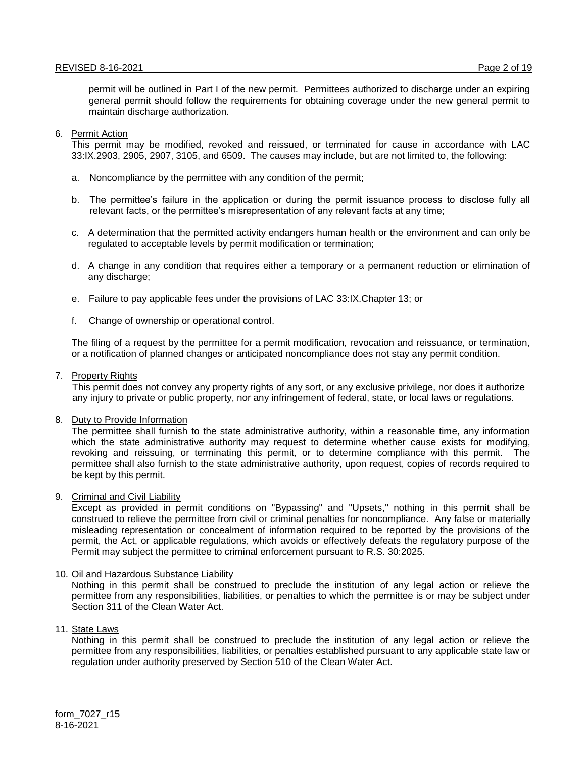permit will be outlined in Part I of the new permit. Permittees authorized to discharge under an expiring general permit should follow the requirements for obtaining coverage under the new general permit to maintain discharge authorization.

6. Permit Action

   This permit may be modified, revoked and reissued, or terminated for cause in accordance with LAC 33:IX.2903, 2905, 2907, 3105, and 6509. The causes may include, but are not limited to, the following:

   a. Noncompliance by the permittee with any condition of the permit;

   b. The permittee's failure in the application or during the permit issuance process to disclose fully all relevant facts, or the permittee's misrepresentation of any relevant facts at any time;

   c. A determination that the permitted activity endangers human health or the environment and can only be regulated to acceptable levels by permit modification or termination;

   d. A change in any condition that requires either a temporary or a permanent reduction or elimination of any discharge;

   e. Failure to pay applicable fees under the provisions of LAC 33:IX.Chapter 13; or

   f. Change of ownership or operational control.

   The filing of a request by the permittee for a permit modification, revocation and reissuance, or termination, or a notification of planned changes or anticipated noncompliance does not stay any permit condition.

7. Property Rights

   This permit does not convey any property rights of any sort, or any exclusive privilege, nor does it authorize any injury to private or public property, nor any infringement of federal, state, or local laws or regulations.

8. Duty to Provide Information

   The permittee shall furnish to the state administrative authority, within a reasonable time, any information which the state administrative authority may request to determine whether cause exists for modifying, revoking and reissuing, or terminating this permit, or to determine compliance with this permit. The permittee shall also furnish to the state administrative authority, upon request, copies of records required to be kept by this permit.

9. Criminal and Civil Liability

   Except as provided in permit conditions on "Bypassing" and "Upsets," nothing in this permit shall be construed to relieve the permittee from civil or criminal penalties for noncompliance. Any false or materially misleading representation or concealment of information required to be reported by the provisions of the permit, the Act, or applicable regulations, which avoids or effectively defeats the regulatory purpose of the Permit may subject the permittee to criminal enforcement pursuant to R.S. 30:2025.

10. Oil and Hazardous Substance Liability

    Nothing in this permit shall be construed to preclude the institution of any legal action or relieve the permittee from any responsibilities, liabilities, or penalties to which the permittee is or may be subject under Section 311 of the Clean Water Act.

11. State Laws

    Nothing in this permit shall be construed to preclude the institution of any legal action or relieve the permittee from any responsibilities, liabilities, or penalties established pursuant to any applicable state law or regulation under authority preserved by Section 510 of the Clean Water Act.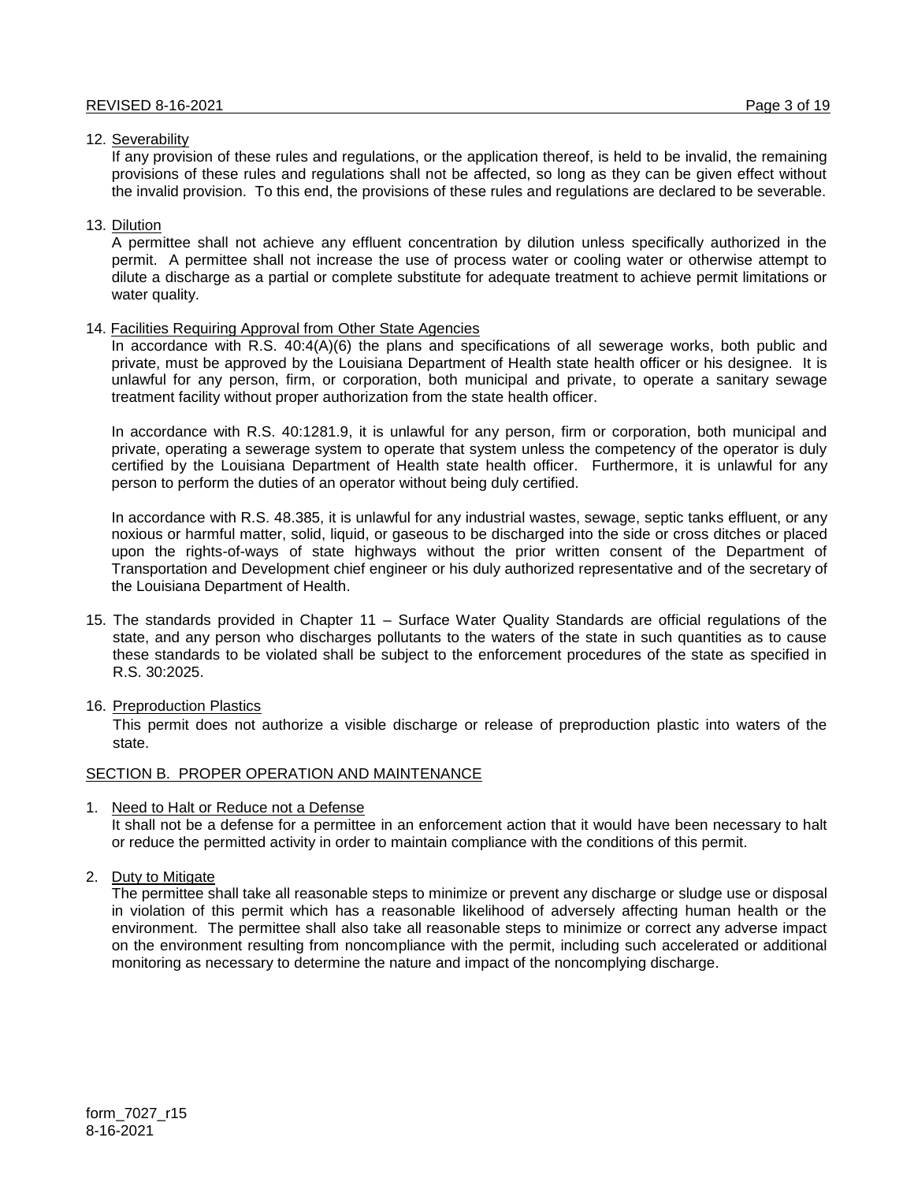12. Severability

    If any provision of these rules and regulations, or the application thereof, is held to be invalid, the remaining provisions of these rules and regulations shall not be affected, so long as they can be given effect without the invalid provision. To this end, the provisions of these rules and regulations are declared to be severable.

13. Dilution

    A permittee shall not achieve any effluent concentration by dilution unless specifically authorized in the permit. A permittee shall not increase the use of process water or cooling water or otherwise attempt to dilute a discharge as a partial or complete substitute for adequate treatment to achieve permit limitations or water quality.

14. Facilities Requiring Approval from Other State Agencies

    In accordance with R.S. 40:4(A)(6) the plans and specifications of all sewerage works, both public and private, must be approved by the Louisiana Department of Health state health officer or his designee. It is unlawful for any person, firm, or corporation, both municipal and private, to operate a sanitary sewage treatment facility without proper authorization from the state health officer.

    In accordance with R.S. 40:1281.9, it is unlawful for any person, firm or corporation, both municipal and private, operating a sewerage system to operate that system unless the competency of the operator is duly certified by the Louisiana Department of Health state health officer. Furthermore, it is unlawful for any person to perform the duties of an operator without being duly certified.

    In accordance with R.S. 48.385, it is unlawful for any industrial wastes, sewage, septic tanks effluent, or any noxious or harmful matter, solid, liquid, or gaseous to be discharged into the side or cross ditches or placed upon the rights-of-ways of state highways without the prior written consent of the Department of Transportation and Development chief engineer or his duly authorized representative and of the secretary of the Louisiana Department of Health.

15. The standards provided in Chapter 11 – Surface Water Quality Standards are official regulations of the state, and any person who discharges pollutants to the waters of the state in such quantities as to cause these standards to be violated shall be subject to the enforcement procedures of the state as specified in R.S. 30:2025.

16. Preproduction Plastics

    This permit does not authorize a visible discharge or release of preproduction plastic into waters of the state.

## SECTION B. PROPER OPERATION AND MAINTENANCE

1. Need to Halt or Reduce not a Defense

   It shall not be a defense for a permittee in an enforcement action that it would have been necessary to halt or reduce the permitted activity in order to maintain compliance with the conditions of this permit.

2. Duty to Mitigate

   The permittee shall take all reasonable steps to minimize or prevent any discharge or sludge use or disposal in violation of this permit which has a reasonable likelihood of adversely affecting human health or the environment. The permittee shall also take all reasonable steps to minimize or correct any adverse impact on the environment resulting from noncompliance with the permit, including such accelerated or additional monitoring as necessary to determine the nature and impact of the noncomplying discharge.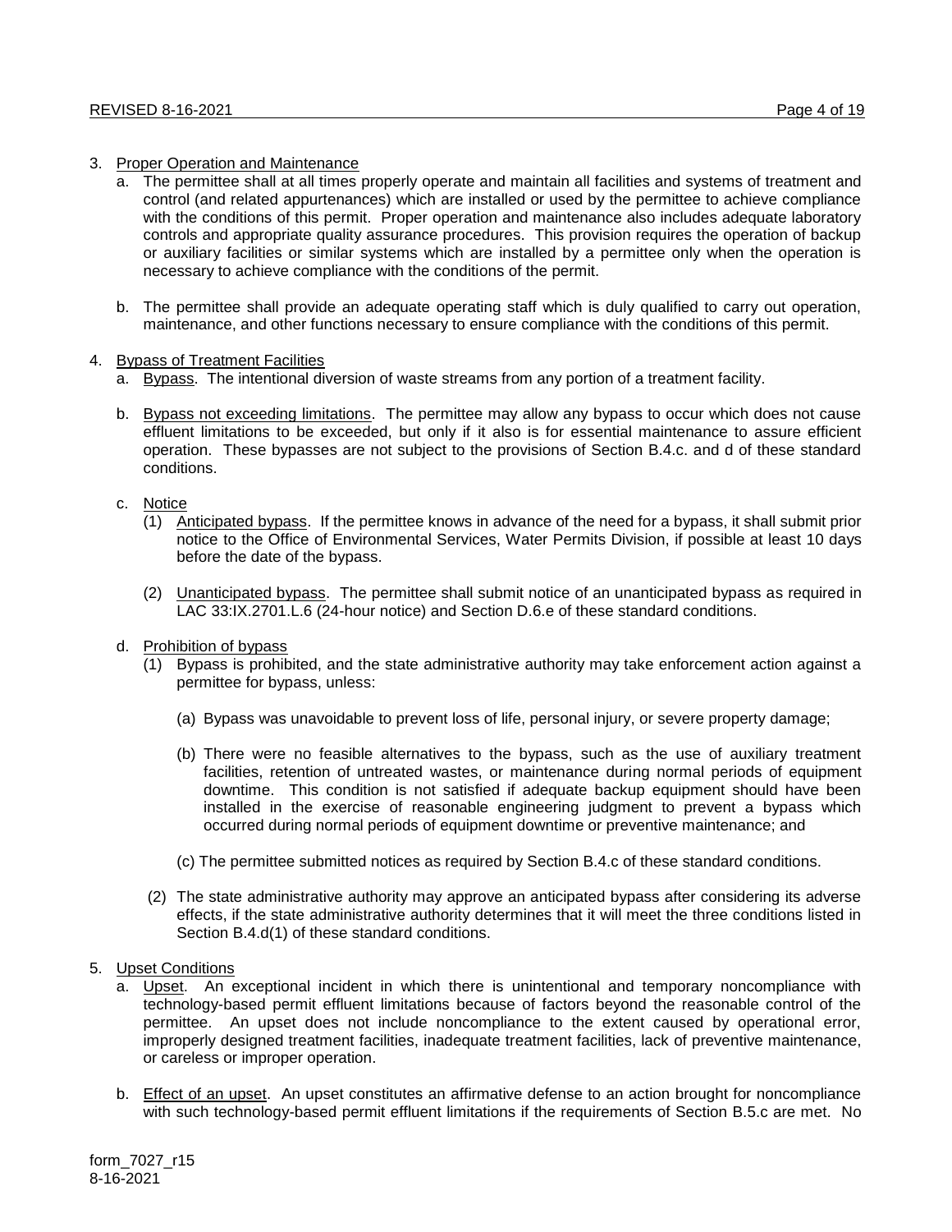3. Proper Operation and Maintenance
   a. The permittee shall at all times properly operate and maintain all facilities and systems of treatment and control (and related appurtenances) which are installed or used by the permittee to achieve compliance with the conditions of this permit. Proper operation and maintenance also includes adequate laboratory controls and appropriate quality assurance procedures. This provision requires the operation of backup or auxiliary facilities or similar systems which are installed by a permittee only when the operation is necessary to achieve compliance with the conditions of the permit.

   b. The permittee shall provide an adequate operating staff which is duly qualified to carry out operation, maintenance, and other functions necessary to ensure compliance with the conditions of this permit.

4. Bypass of Treatment Facilities
   a. Bypass. The intentional diversion of waste streams from any portion of a treatment facility.

   b. Bypass not exceeding limitations. The permittee may allow any bypass to occur which does not cause effluent limitations to be exceeded, but only if it also is for essential maintenance to assure efficient operation. These bypasses are not subject to the provisions of Section B.4.c. and d of these standard conditions.

   c. Notice
      (1) Anticipated bypass. If the permittee knows in advance of the need for a bypass, it shall submit prior notice to the Office of Environmental Services, Water Permits Division, if possible at least 10 days before the date of the bypass.

      (2) Unanticipated bypass. The permittee shall submit notice of an unanticipated bypass as required in LAC 33:IX.2701.L.6 (24-hour notice) and Section D.6.e of these standard conditions.

   d. Prohibition of bypass
      (1) Bypass is prohibited, and the state administrative authority may take enforcement action against a permittee for bypass, unless:

         (a) Bypass was unavoidable to prevent loss of life, personal injury, or severe property damage;

         (b) There were no feasible alternatives to the bypass, such as the use of auxiliary treatment facilities, retention of untreated wastes, or maintenance during normal periods of equipment downtime. This condition is not satisfied if adequate backup equipment should have been installed in the exercise of reasonable engineering judgment to prevent a bypass which occurred during normal periods of equipment downtime or preventive maintenance; and

         (c) The permittee submitted notices as required by Section B.4.c of these standard conditions.

      (2) The state administrative authority may approve an anticipated bypass after considering its adverse effects, if the state administrative authority determines that it will meet the three conditions listed in Section B.4.d(1) of these standard conditions.

5. Upset Conditions
   a. Upset. An exceptional incident in which there is unintentional and temporary noncompliance with technology-based permit effluent limitations because of factors beyond the reasonable control of the permittee. An upset does not include noncompliance to the extent caused by operational error, improperly designed treatment facilities, inadequate treatment facilities, lack of preventive maintenance, or careless or improper operation.

   b. Effect of an upset. An upset constitutes an affirmative defense to an action brought for noncompliance with such technology-based permit effluent limitations if the requirements of Section B.5.c are met. No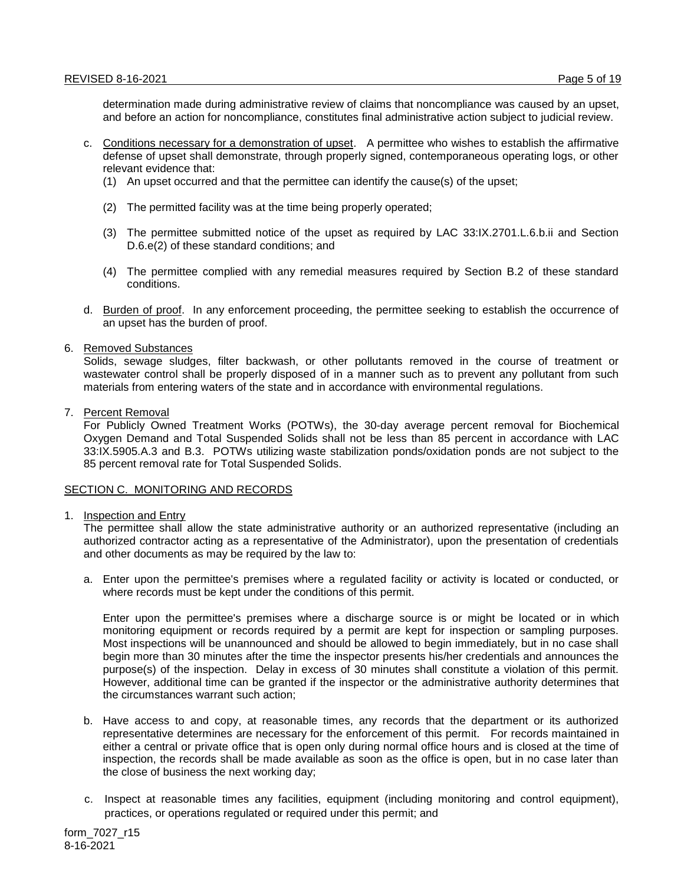determination made during administrative review of claims that noncompliance was caused by an upset, and before an action for noncompliance, constitutes final administrative action subject to judicial review.

c. Conditions necessary for a demonstration of upset. A permittee who wishes to establish the affirmative defense of upset shall demonstrate, through properly signed, contemporaneous operating logs, or other relevant evidence that:
   (1) An upset occurred and that the permittee can identify the cause(s) of the upset;

   (2) The permitted facility was at the time being properly operated;

   (3) The permittee submitted notice of the upset as required by LAC 33:IX.2701.L.6.b.ii and Section D.6.e(2) of these standard conditions; and

   (4) The permittee complied with any remedial measures required by Section B.2 of these standard conditions.

d. Burden of proof. In any enforcement proceeding, the permittee seeking to establish the occurrence of an upset has the burden of proof.

6. Removed Substances
Solids, sewage sludges, filter backwash, or other pollutants removed in the course of treatment or wastewater control shall be properly disposed of in a manner such as to prevent any pollutant from such materials from entering waters of the state and in accordance with environmental regulations.

7. Percent Removal
For Publicly Owned Treatment Works (POTWs), the 30-day average percent removal for Biochemical Oxygen Demand and Total Suspended Solids shall not be less than 85 percent in accordance with LAC 33:IX.5905.A.3 and B.3. POTWs utilizing waste stabilization ponds/oxidation ponds are not subject to the 85 percent removal rate for Total Suspended Solids.

## SECTION C. MONITORING AND RECORDS

1. Inspection and Entry
The permittee shall allow the state administrative authority or an authorized representative (including an authorized contractor acting as a representative of the Administrator), upon the presentation of credentials and other documents as may be required by the law to:

   a. Enter upon the permittee's premises where a regulated facility or activity is located or conducted, or where records must be kept under the conditions of this permit.

   Enter upon the permittee's premises where a discharge source is or might be located or in which monitoring equipment or records required by a permit are kept for inspection or sampling purposes. Most inspections will be unannounced and should be allowed to begin immediately, but in no case shall begin more than 30 minutes after the time the inspector presents his/her credentials and announces the purpose(s) of the inspection. Delay in excess of 30 minutes shall constitute a violation of this permit. However, additional time can be granted if the inspector or the administrative authority determines that the circumstances warrant such action;

   b. Have access to and copy, at reasonable times, any records that the department or its authorized representative determines are necessary for the enforcement of this permit. For records maintained in either a central or private office that is open only during normal office hours and is closed at the time of inspection, the records shall be made available as soon as the office is open, but in no case later than the close of business the next working day;

   c. Inspect at reasonable times any facilities, equipment (including monitoring and control equipment), practices, or operations regulated or required under this permit; and

form_7027_r15
8-16-2021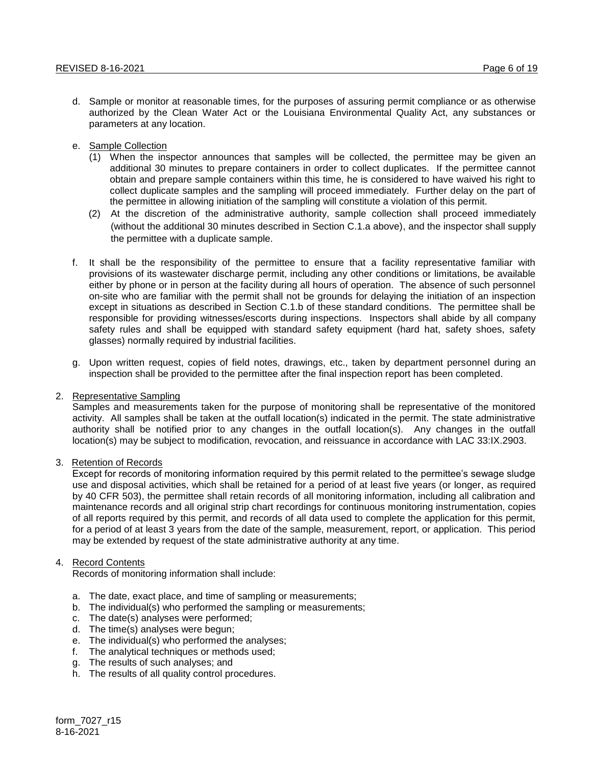d. Sample or monitor at reasonable times, for the purposes of assuring permit compliance or as otherwise authorized by the Clean Water Act or the Louisiana Environmental Quality Act, any substances or parameters at any location.

e. Sample Collection
   (1) When the inspector announces that samples will be collected, the permittee may be given an additional 30 minutes to prepare containers in order to collect duplicates. If the permittee cannot obtain and prepare sample containers within this time, he is considered to have waived his right to collect duplicate samples and the sampling will proceed immediately. Further delay on the part of the permittee in allowing initiation of the sampling will constitute a violation of this permit.
   (2) At the discretion of the administrative authority, sample collection shall proceed immediately (without the additional 30 minutes described in Section C.1.a above), and the inspector shall supply the permittee with a duplicate sample.

f. It shall be the responsibility of the permittee to ensure that a facility representative familiar with provisions of its wastewater discharge permit, including any other conditions or limitations, be available either by phone or in person at the facility during all hours of operation. The absence of such personnel on-site who are familiar with the permit shall not be grounds for delaying the initiation of an inspection except in situations as described in Section C.1.b of these standard conditions. The permittee shall be responsible for providing witnesses/escorts during inspections. Inspectors shall abide by all company safety rules and shall be equipped with standard safety equipment (hard hat, safety shoes, safety glasses) normally required by industrial facilities.

g. Upon written request, copies of field notes, drawings, etc., taken by department personnel during an inspection shall be provided to the permittee after the final inspection report has been completed.

2. Representative Sampling

Samples and measurements taken for the purpose of monitoring shall be representative of the monitored activity. All samples shall be taken at the outfall location(s) indicated in the permit. The state administrative authority shall be notified prior to any changes in the outfall location(s). Any changes in the outfall location(s) may be subject to modification, revocation, and reissuance in accordance with LAC 33:IX.2903.

3. Retention of Records

Except for records of monitoring information required by this permit related to the permittee's sewage sludge use and disposal activities, which shall be retained for a period of at least five years (or longer, as required by 40 CFR 503), the permittee shall retain records of all monitoring information, including all calibration and maintenance records and all original strip chart recordings for continuous monitoring instrumentation, copies of all reports required by this permit, and records of all data used to complete the application for this permit, for a period of at least 3 years from the date of the sample, measurement, report, or application. This period may be extended by request of the state administrative authority at any time.

4. Record Contents

Records of monitoring information shall include:

a. The date, exact place, and time of sampling or measurements;
b. The individual(s) who performed the sampling or measurements;
c. The date(s) analyses were performed;
d. The time(s) analyses were begun;
e. The individual(s) who performed the analyses;
f. The analytical techniques or methods used;
g. The results of such analyses; and
h. The results of all quality control procedures.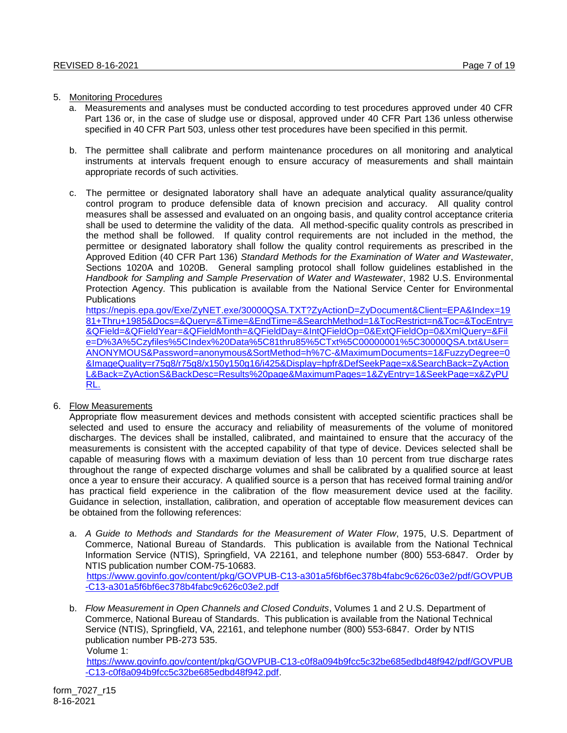5. Monitoring Procedures
   a. Measurements and analyses must be conducted according to test procedures approved under 40 CFR Part 136 or, in the case of sludge use or disposal, approved under 40 CFR Part 136 unless otherwise specified in 40 CFR Part 503, unless other test procedures have been specified in this permit.

   b. The permittee shall calibrate and perform maintenance procedures on all monitoring and analytical instruments at intervals frequent enough to ensure accuracy of measurements and shall maintain appropriate records of such activities.

   c. The permittee or designated laboratory shall have an adequate analytical quality assurance/quality control program to produce defensible data of known precision and accuracy. All quality control measures shall be assessed and evaluated on an ongoing basis, and quality control acceptance criteria shall be used to determine the validity of the data. All method-specific quality controls as prescribed in the method shall be followed. If quality control requirements are not included in the method, the permittee or designated laboratory shall follow the quality control requirements as prescribed in the Approved Edition (40 CFR Part 136) *Standard Methods for the Examination of Water and Wastewater*, Sections 1020A and 1020B. General sampling protocol shall follow guidelines established in the *Handbook for Sampling and Sample Preservation of Water and Wastewater*, 1982 U.S. Environmental Protection Agency. This publication is available from the National Service Center for Environmental Publications https://nepis.epa.gov/Exe/ZyNET.exe/30000QSA.TXT?ZyActionD=ZyDocument&Client=EPA&Index=1981+Thru+1985&Docs=&Query=&Time=&EndTime=&SearchMethod=1&TocRestrict=n&Toc=&TocEntry=&QField=&QFieldYear=&QFieldMonth=&QFieldDay=&IntQFieldOp=0&ExtQFieldOp=0&XmlQuery=&File=D%3A%5Czyfiles%5CIndex%20Data%5C81thru85%5CTxt%5C00000001%5C30000QSA.txt&User=ANONYMOUS&Password=anonymous&SortMethod=h%7C-&MaximumDocuments=1&FuzzyDegree=0&ImageQuality=r75g8/r75g8/x150y150g16/i425&Display=hpfr&DefSeekPage=x&SearchBack=ZyActionL&Back=ZyActionS&BackDesc=Results%20page&MaximumPages=1&ZyEntry=1&SeekPage=x&ZyPURL.

6. Flow Measurements

   Appropriate flow measurement devices and methods consistent with accepted scientific practices shall be selected and used to ensure the accuracy and reliability of measurements of the volume of monitored discharges. The devices shall be installed, calibrated, and maintained to ensure that the accuracy of the measurements is consistent with the accepted capability of that type of device. Devices selected shall be capable of measuring flows with a maximum deviation of less than 10 percent from true discharge rates throughout the range of expected discharge volumes and shall be calibrated by a qualified source at least once a year to ensure their accuracy. A qualified source is a person that has received formal training and/or has practical field experience in the calibration of the flow measurement device used at the facility. Guidance in selection, installation, calibration, and operation of acceptable flow measurement devices can be obtained from the following references:

   a. *A Guide to Methods and Standards for the Measurement of Water Flow*, 1975, U.S. Department of Commerce, National Bureau of Standards. This publication is available from the National Technical Information Service (NTIS), Springfield, VA 22161, and telephone number (800) 553-6847. Order by NTIS publication number COM-75-10683. https://www.govinfo.gov/content/pkg/GOVPUB-C13-a301a5f6bf6ec378b4fabc9c626c03e2/pdf/GOVPUB-C13-a301a5f6bf6ec378b4fabc9c626c03e2.pdf

   b. *Flow Measurement in Open Channels and Closed Conduits*, Volumes 1 and 2 U.S. Department of Commerce, National Bureau of Standards. This publication is available from the National Technical Information Service (NTIS), Springfield, VA, 22161, and telephone number (800) 553-6847. Order by NTIS publication number PB-273 535.
      Volume 1:
      https://www.govinfo.gov/content/pkg/GOVPUB-C13-c0f8a094b9fcc5c32be685edbd48f942/pdf/GOVPUB-C13-c0f8a094b9fcc5c32be685edbd48f942.pdf.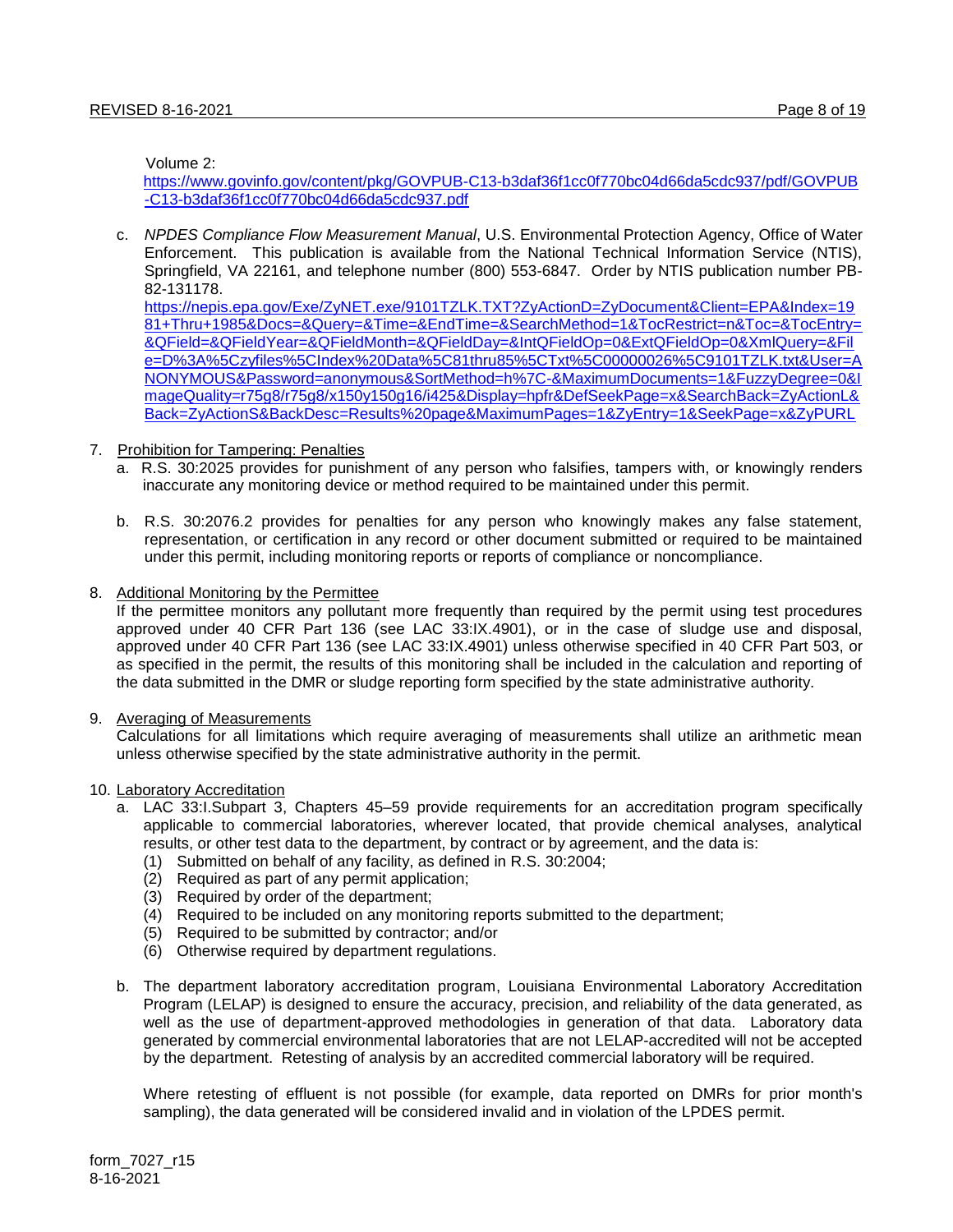Volume 2:
https://www.govinfo.gov/content/pkg/GOVPUB-C13-b3daf36f1cc0f770bc04d66da5cdc937/pdf/GOVPUB-C13-b3daf36f1cc0f770bc04d66da5cdc937.pdf

c. *NPDES Compliance Flow Measurement Manual*, U.S. Environmental Protection Agency, Office of Water Enforcement. This publication is available from the National Technical Information Service (NTIS), Springfield, VA 22161, and telephone number (800) 553-6847. Order by NTIS publication number PB-82-131178.
https://nepis.epa.gov/Exe/ZyNET.exe/9101TZLK.TXT?ZyActionD=ZyDocument&Client=EPA&Index=1981+Thru+1985&Docs=&Query=&Time=&EndTime=&SearchMethod=1&TocRestrict=n&Toc=&TocEntry=&QField=&QFieldYear=&QFieldMonth=&QFieldDay=&IntQFieldOp=0&ExtQFieldOp=0&XmlQuery=&File=D%3A%5Czyfiles%5CIndex%20Data%5C81thru85%5CTxt%5C00000026%5C9101TZLK.txt&User=ANONYMOUS&Password=anonymous&SortMethod=h%7C-&MaximumDocuments=1&FuzzyDegree=0&ImageQuality=r75g8/r75g8/x150y150g16/i425&Display=hpfr&DefSeekPage=x&SearchBack=ZyActionL&Back=ZyActionS&BackDesc=Results%20page&MaximumPages=1&ZyEntry=1&SeekPage=x&ZyPURL

7. Prohibition for Tampering: Penalties
   a. R.S. 30:2025 provides for punishment of any person who falsifies, tampers with, or knowingly renders inaccurate any monitoring device or method required to be maintained under this permit.

   b. R.S. 30:2076.2 provides for penalties for any person who knowingly makes any false statement, representation, or certification in any record or other document submitted or required to be maintained under this permit, including monitoring reports or reports of compliance or noncompliance.

8. Additional Monitoring by the Permittee
   If the permittee monitors any pollutant more frequently than required by the permit using test procedures approved under 40 CFR Part 136 (see LAC 33:IX.4901), or in the case of sludge use and disposal, approved under 40 CFR Part 136 (see LAC 33:IX.4901) unless otherwise specified in 40 CFR Part 503, or as specified in the permit, the results of this monitoring shall be included in the calculation and reporting of the data submitted in the DMR or sludge reporting form specified by the state administrative authority.

9. Averaging of Measurements
   Calculations for all limitations which require averaging of measurements shall utilize an arithmetic mean unless otherwise specified by the state administrative authority in the permit.

10. Laboratory Accreditation
   a. LAC 33:I.Subpart 3, Chapters 45–59 provide requirements for an accreditation program specifically applicable to commercial laboratories, wherever located, that provide chemical analyses, analytical results, or other test data to the department, by contract or by agreement, and the data is:
      (1) Submitted on behalf of any facility, as defined in R.S. 30:2004;
      (2) Required as part of any permit application;
      (3) Required by order of the department;
      (4) Required to be included on any monitoring reports submitted to the department;
      (5) Required to be submitted by contractor; and/or
      (6) Otherwise required by department regulations.

   b. The department laboratory accreditation program, Louisiana Environmental Laboratory Accreditation Program (LELAP) is designed to ensure the accuracy, precision, and reliability of the data generated, as well as the use of department-approved methodologies in generation of that data. Laboratory data generated by commercial environmental laboratories that are not LELAP-accredited will not be accepted by the department. Retesting of analysis by an accredited commercial laboratory will be required.

   Where retesting of effluent is not possible (for example, data reported on DMRs for prior month's sampling), the data generated will be considered invalid and in violation of the LPDES permit.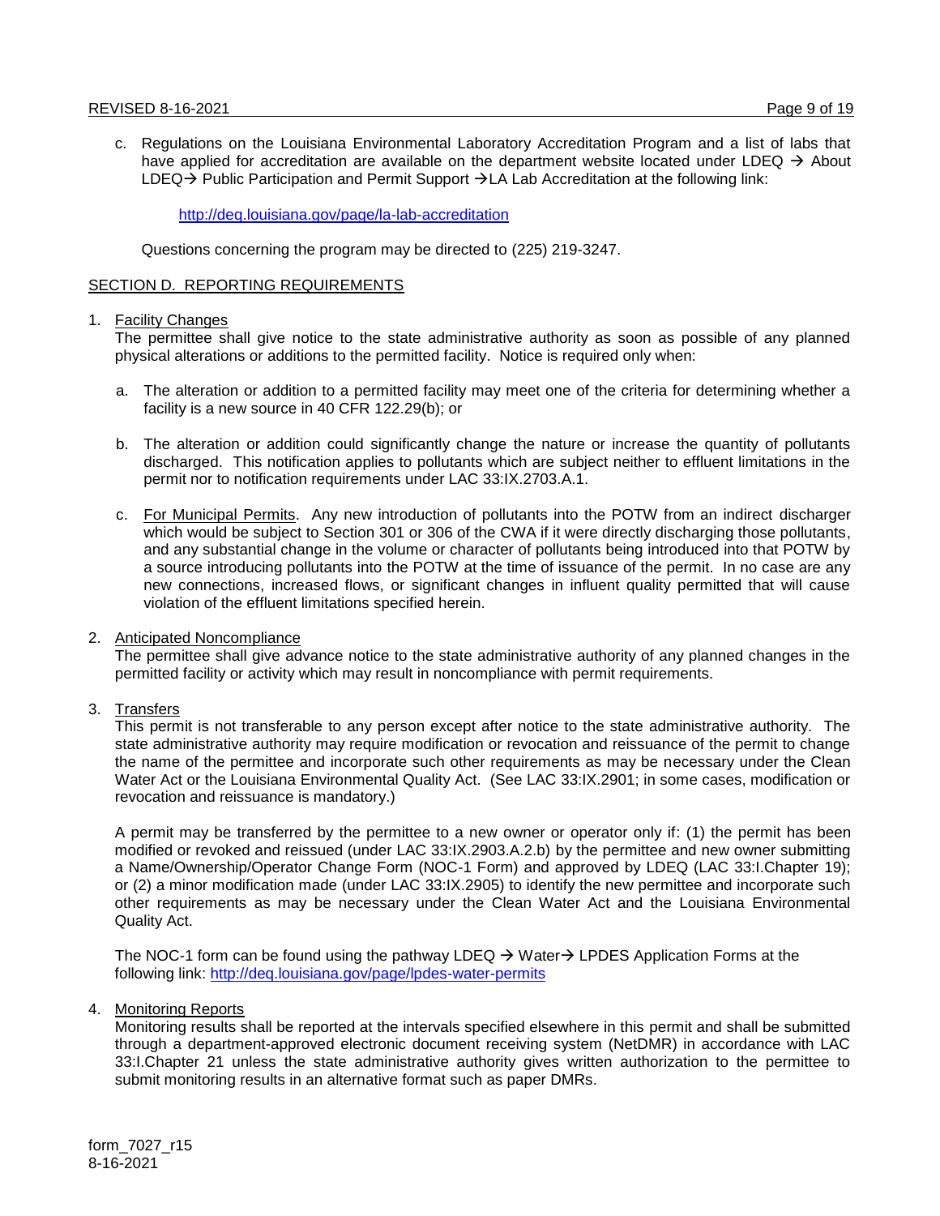c. Regulations on the Louisiana Environmental Laboratory Accreditation Program and a list of labs that have applied for accreditation are available on the department website located under LDEQ → About LDEQ→ Public Participation and Permit Support →LA Lab Accreditation at the following link:

   http://deq.louisiana.gov/page/la-lab-accreditation

   Questions concerning the program may be directed to (225) 219-3247.

## SECTION D. REPORTING REQUIREMENTS

1. Facility Changes
   The permittee shall give notice to the state administrative authority as soon as possible of any planned physical alterations or additions to the permitted facility. Notice is required only when:

   a. The alteration or addition to a permitted facility may meet one of the criteria for determining whether a facility is a new source in 40 CFR 122.29(b); or

   b. The alteration or addition could significantly change the nature or increase the quantity of pollutants discharged. This notification applies to pollutants which are subject neither to effluent limitations in the permit nor to notification requirements under LAC 33:IX.2703.A.1.

   c. For Municipal Permits. Any new introduction of pollutants into the POTW from an indirect discharger which would be subject to Section 301 or 306 of the CWA if it were directly discharging those pollutants, and any substantial change in the volume or character of pollutants being introduced into that POTW by a source introducing pollutants into the POTW at the time of issuance of the permit. In no case are any new connections, increased flows, or significant changes in influent quality permitted that will cause violation of the effluent limitations specified herein.

2. Anticipated Noncompliance
   The permittee shall give advance notice to the state administrative authority of any planned changes in the permitted facility or activity which may result in noncompliance with permit requirements.

3. Transfers
   This permit is not transferable to any person except after notice to the state administrative authority. The state administrative authority may require modification or revocation and reissuance of the permit to change the name of the permittee and incorporate such other requirements as may be necessary under the Clean Water Act or the Louisiana Environmental Quality Act. (See LAC 33:IX.2901; in some cases, modification or revocation and reissuance is mandatory.)

   A permit may be transferred by the permittee to a new owner or operator only if: (1) the permit has been modified or revoked and reissued (under LAC 33:IX.2903.A.2.b) by the permittee and new owner submitting a Name/Ownership/Operator Change Form (NOC-1 Form) and approved by LDEQ (LAC 33:I.Chapter 19); or (2) a minor modification made (under LAC 33:IX.2905) to identify the new permittee and incorporate such other requirements as may be necessary under the Clean Water Act and the Louisiana Environmental Quality Act.

   The NOC-1 form can be found using the pathway LDEQ → Water→ LPDES Application Forms at the following link: http://deq.louisiana.gov/page/lpdes-water-permits

4. Monitoring Reports
   Monitoring results shall be reported at the intervals specified elsewhere in this permit and shall be submitted through a department-approved electronic document receiving system (NetDMR) in accordance with LAC 33:I.Chapter 21 unless the state administrative authority gives written authorization to the permittee to submit monitoring results in an alternative format such as paper DMRs.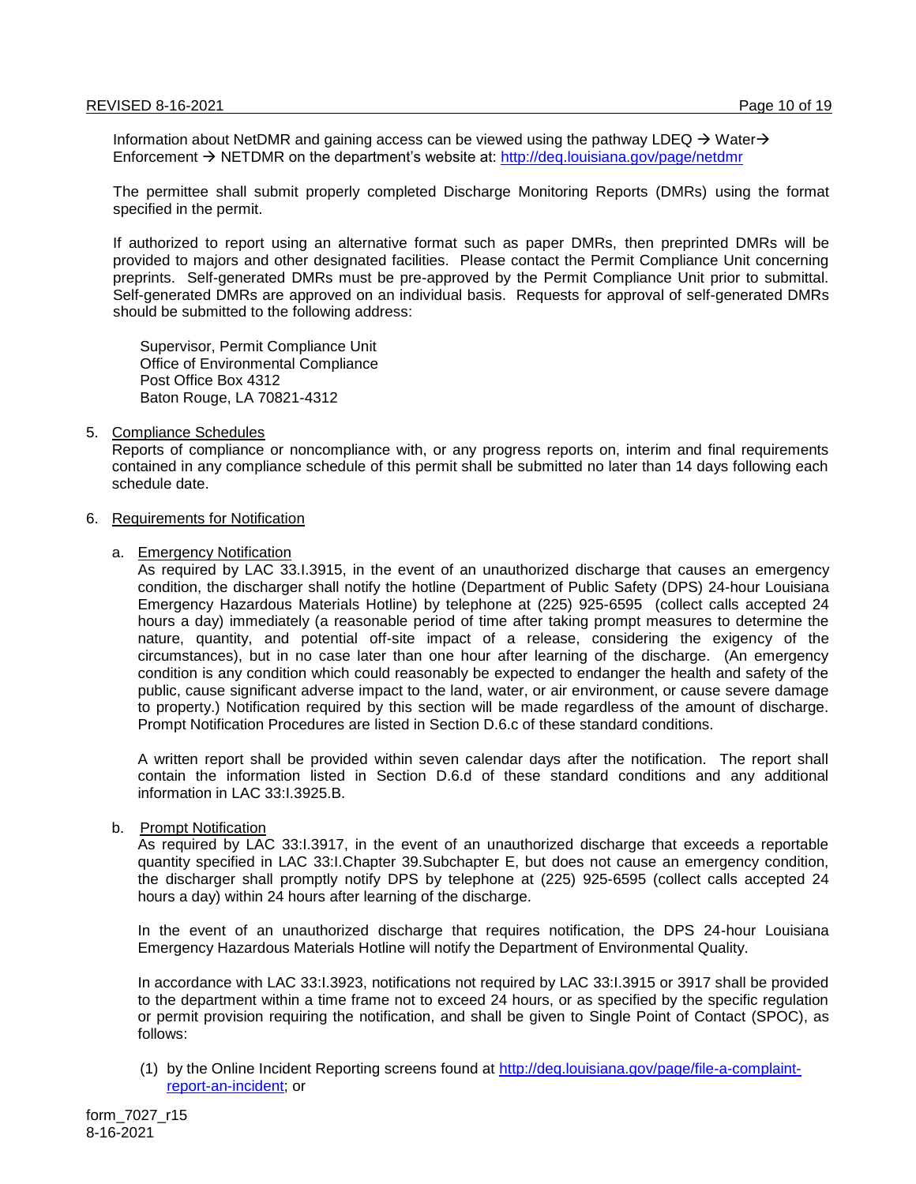Information about NetDMR and gaining access can be viewed using the pathway LDEQ → Water→ Enforcement → NETDMR on the department's website at: http://deq.louisiana.gov/page/netdmr

The permittee shall submit properly completed Discharge Monitoring Reports (DMRs) using the format specified in the permit.

If authorized to report using an alternative format such as paper DMRs, then preprinted DMRs will be provided to majors and other designated facilities. Please contact the Permit Compliance Unit concerning preprints. Self-generated DMRs must be pre-approved by the Permit Compliance Unit prior to submittal. Self-generated DMRs are approved on an individual basis. Requests for approval of self-generated DMRs should be submitted to the following address:

Supervisor, Permit Compliance Unit
Office of Environmental Compliance
Post Office Box 4312
Baton Rouge, LA 70821-4312

5. Compliance Schedules
   Reports of compliance or noncompliance with, or any progress reports on, interim and final requirements contained in any compliance schedule of this permit shall be submitted no later than 14 days following each schedule date.

6. Requirements for Notification

   a. Emergency Notification
      As required by LAC 33.I.3915, in the event of an unauthorized discharge that causes an emergency condition, the discharger shall notify the hotline (Department of Public Safety (DPS) 24-hour Louisiana Emergency Hazardous Materials Hotline) by telephone at (225) 925-6595 (collect calls accepted 24 hours a day) immediately (a reasonable period of time after taking prompt measures to determine the nature, quantity, and potential off-site impact of a release, considering the exigency of the circumstances), but in no case later than one hour after learning of the discharge. (An emergency condition is any condition which could reasonably be expected to endanger the health and safety of the public, cause significant adverse impact to the land, water, or air environment, or cause severe damage to property.) Notification required by this section will be made regardless of the amount of discharge. Prompt Notification Procedures are listed in Section D.6.c of these standard conditions.

      A written report shall be provided within seven calendar days after the notification. The report shall contain the information listed in Section D.6.d of these standard conditions and any additional information in LAC 33:I.3925.B.

   b. Prompt Notification
      As required by LAC 33:I.3917, in the event of an unauthorized discharge that exceeds a reportable quantity specified in LAC 33:I.Chapter 39.Subchapter E, but does not cause an emergency condition, the discharger shall promptly notify DPS by telephone at (225) 925-6595 (collect calls accepted 24 hours a day) within 24 hours after learning of the discharge.

      In the event of an unauthorized discharge that requires notification, the DPS 24-hour Louisiana Emergency Hazardous Materials Hotline will notify the Department of Environmental Quality.

      In accordance with LAC 33:I.3923, notifications not required by LAC 33:I.3915 or 3917 shall be provided to the department within a time frame not to exceed 24 hours, or as specified by the specific regulation or permit provision requiring the notification, and shall be given to Single Point of Contact (SPOC), as follows:

      (1) by the Online Incident Reporting screens found at http://deq.louisiana.gov/page/file-a-complaint-report-an-incident; or

form_7027_r15
8-16-2021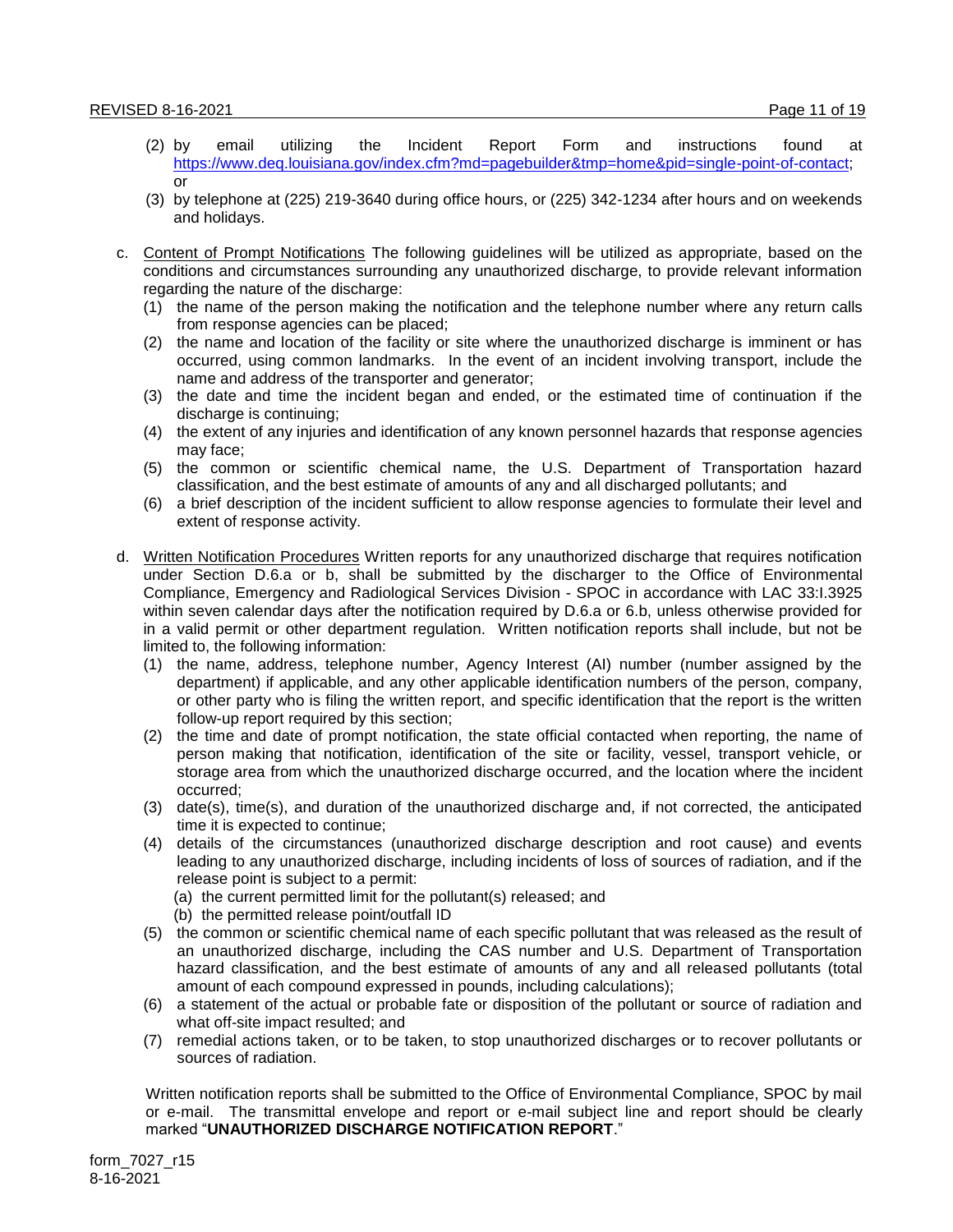(2) by email utilizing the Incident Report Form and instructions found at https://www.deq.louisiana.gov/index.cfm?md=pagebuilder&tmp=home&pid=single-point-of-contact; or

(3) by telephone at (225) 219-3640 during office hours, or (225) 342-1234 after hours and on weekends and holidays.

c. Content of Prompt Notifications The following guidelines will be utilized as appropriate, based on the conditions and circumstances surrounding any unauthorized discharge, to provide relevant information regarding the nature of the discharge:

(1) the name of the person making the notification and the telephone number where any return calls from response agencies can be placed;

(2) the name and location of the facility or site where the unauthorized discharge is imminent or has occurred, using common landmarks. In the event of an incident involving transport, include the name and address of the transporter and generator;

(3) the date and time the incident began and ended, or the estimated time of continuation if the discharge is continuing;

(4) the extent of any injuries and identification of any known personnel hazards that response agencies may face;

(5) the common or scientific chemical name, the U.S. Department of Transportation hazard classification, and the best estimate of amounts of any and all discharged pollutants; and

(6) a brief description of the incident sufficient to allow response agencies to formulate their level and extent of response activity.

d. Written Notification Procedures Written reports for any unauthorized discharge that requires notification under Section D.6.a or b, shall be submitted by the discharger to the Office of Environmental Compliance, Emergency and Radiological Services Division - SPOC in accordance with LAC 33:I.3925 within seven calendar days after the notification required by D.6.a or 6.b, unless otherwise provided for in a valid permit or other department regulation. Written notification reports shall include, but not be limited to, the following information:

(1) the name, address, telephone number, Agency Interest (AI) number (number assigned by the department) if applicable, and any other applicable identification numbers of the person, company, or other party who is filing the written report, and specific identification that the report is the written follow-up report required by this section;

(2) the time and date of prompt notification, the state official contacted when reporting, the name of person making that notification, identification of the site or facility, vessel, transport vehicle, or storage area from which the unauthorized discharge occurred, and the location where the incident occurred;

(3) date(s), time(s), and duration of the unauthorized discharge and, if not corrected, the anticipated time it is expected to continue;

(4) details of the circumstances (unauthorized discharge description and root cause) and events leading to any unauthorized discharge, including incidents of loss of sources of radiation, and if the release point is subject to a permit:
   (a) the current permitted limit for the pollutant(s) released; and
   (b) the permitted release point/outfall ID

(5) the common or scientific chemical name of each specific pollutant that was released as the result of an unauthorized discharge, including the CAS number and U.S. Department of Transportation hazard classification, and the best estimate of amounts of any and all released pollutants (total amount of each compound expressed in pounds, including calculations);

(6) a statement of the actual or probable fate or disposition of the pollutant or source of radiation and what off-site impact resulted; and

(7) remedial actions taken, or to be taken, to stop unauthorized discharges or to recover pollutants or sources of radiation.

Written notification reports shall be submitted to the Office of Environmental Compliance, SPOC by mail or e-mail. The transmittal envelope and report or e-mail subject line and report should be clearly marked "**UNAUTHORIZED DISCHARGE NOTIFICATION REPORT**."

form_7027_r15
8-16-2021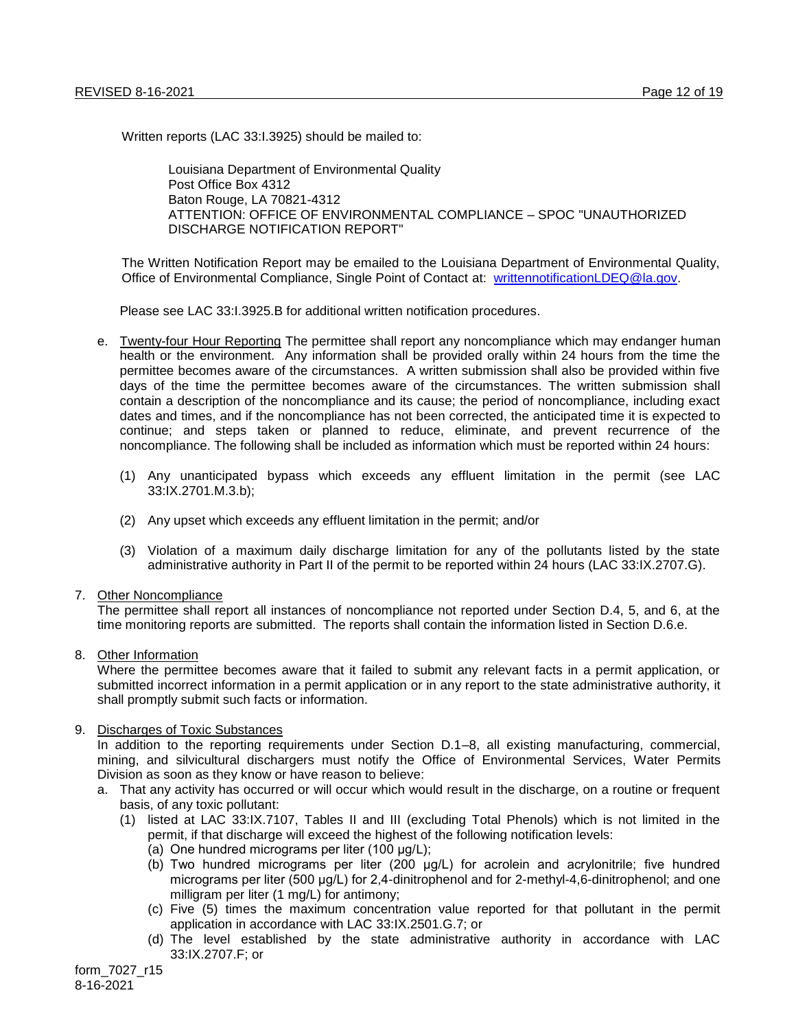Written reports (LAC 33:I.3925) should be mailed to:

> Louisiana Department of Environmental Quality
> Post Office Box 4312
> Baton Rouge, LA 70821-4312
> ATTENTION: OFFICE OF ENVIRONMENTAL COMPLIANCE – SPOC "UNAUTHORIZED DISCHARGE NOTIFICATION REPORT"

The Written Notification Report may be emailed to the Louisiana Department of Environmental Quality, Office of Environmental Compliance, Single Point of Contact at: writtennotificationLDEQ@la.gov.

Please see LAC 33:I.3925.B for additional written notification procedures.

e. Twenty-four Hour Reporting The permittee shall report any noncompliance which may endanger human health or the environment. Any information shall be provided orally within 24 hours from the time the permittee becomes aware of the circumstances. A written submission shall also be provided within five days of the time the permittee becomes aware of the circumstances. The written submission shall contain a description of the noncompliance and its cause; the period of noncompliance, including exact dates and times, and if the noncompliance has not been corrected, the anticipated time it is expected to continue; and steps taken or planned to reduce, eliminate, and prevent recurrence of the noncompliance. The following shall be included as information which must be reported within 24 hours:

   (1) Any unanticipated bypass which exceeds any effluent limitation in the permit (see LAC 33:IX.2701.M.3.b);

   (2) Any upset which exceeds any effluent limitation in the permit; and/or

   (3) Violation of a maximum daily discharge limitation for any of the pollutants listed by the state administrative authority in Part II of the permit to be reported within 24 hours (LAC 33:IX.2707.G).

7. Other Noncompliance
The permittee shall report all instances of noncompliance not reported under Section D.4, 5, and 6, at the time monitoring reports are submitted. The reports shall contain the information listed in Section D.6.e.

8. Other Information
Where the permittee becomes aware that it failed to submit any relevant facts in a permit application, or submitted incorrect information in a permit application or in any report to the state administrative authority, it shall promptly submit such facts or information.

9. Discharges of Toxic Substances
In addition to the reporting requirements under Section D.1–8, all existing manufacturing, commercial, mining, and silvicultural dischargers must notify the Office of Environmental Services, Water Permits Division as soon as they know or have reason to believe:

   a. That any activity has occurred or will occur which would result in the discharge, on a routine or frequent basis, of any toxic pollutant:
      (1) listed at LAC 33:IX.7107, Tables II and III (excluding Total Phenols) which is not limited in the permit, if that discharge will exceed the highest of the following notification levels:
         (a) One hundred micrograms per liter (100 µg/L);
         (b) Two hundred micrograms per liter (200 µg/L) for acrolein and acrylonitrile; five hundred micrograms per liter (500 µg/L) for 2,4-dinitrophenol and for 2-methyl-4,6-dinitrophenol; and one milligram per liter (1 mg/L) for antimony;
         (c) Five (5) times the maximum concentration value reported for that pollutant in the permit application in accordance with LAC 33:IX.2501.G.7; or
         (d) The level established by the state administrative authority in accordance with LAC 33:IX.2707.F; or

form_7027_r15
8-16-2021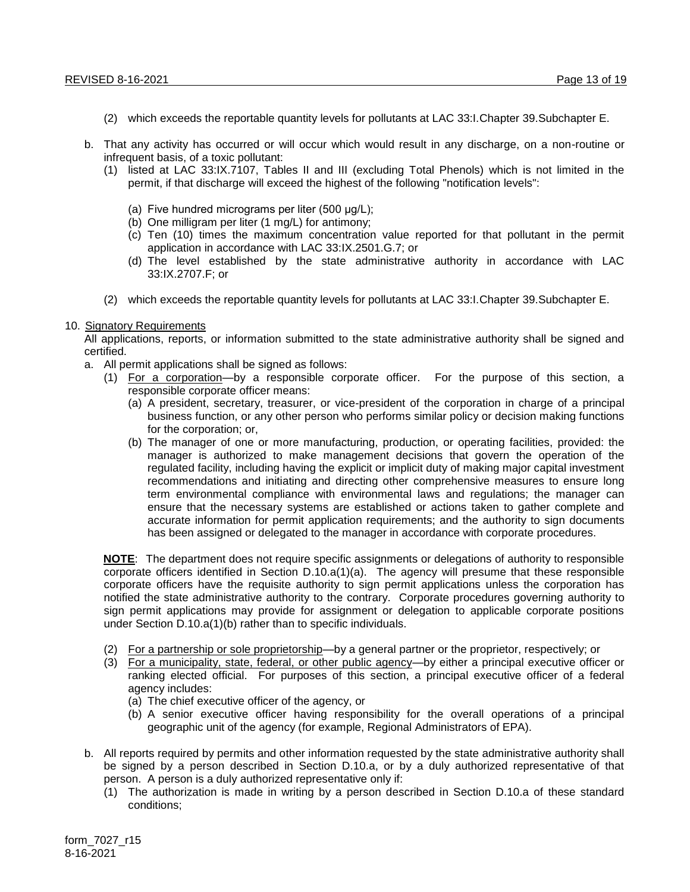(2) which exceeds the reportable quantity levels for pollutants at LAC 33:I.Chapter 39.Subchapter E.

b. That any activity has occurred or will occur which would result in any discharge, on a non-routine or infrequent basis, of a toxic pollutant:

   (1) listed at LAC 33:IX.7107, Tables II and III (excluding Total Phenols) which is not limited in the permit, if that discharge will exceed the highest of the following "notification levels":

      (a) Five hundred micrograms per liter (500 µg/L);
      (b) One milligram per liter (1 mg/L) for antimony;
      (c) Ten (10) times the maximum concentration value reported for that pollutant in the permit application in accordance with LAC 33:IX.2501.G.7; or
      (d) The level established by the state administrative authority in accordance with LAC 33:IX.2707.F; or

   (2) which exceeds the reportable quantity levels for pollutants at LAC 33:I.Chapter 39.Subchapter E.

10. Signatory Requirements

All applications, reports, or information submitted to the state administrative authority shall be signed and certified.

a. All permit applications shall be signed as follows:

   (1) For a corporation—by a responsible corporate officer. For the purpose of this section, a responsible corporate officer means:

      (a) A president, secretary, treasurer, or vice-president of the corporation in charge of a principal business function, or any other person who performs similar policy or decision making functions for the corporation; or,
      (b) The manager of one or more manufacturing, production, or operating facilities, provided: the manager is authorized to make management decisions that govern the operation of the regulated facility, including having the explicit or implicit duty of making major capital investment recommendations and initiating and directing other comprehensive measures to ensure long term environmental compliance with environmental laws and regulations; the manager can ensure that the necessary systems are established or actions taken to gather complete and accurate information for permit application requirements; and the authority to sign documents has been assigned or delegated to the manager in accordance with corporate procedures.

   **NOTE**: The department does not require specific assignments or delegations of authority to responsible corporate officers identified in Section D.10.a(1)(a). The agency will presume that these responsible corporate officers have the requisite authority to sign permit applications unless the corporation has notified the state administrative authority to the contrary. Corporate procedures governing authority to sign permit applications may provide for assignment or delegation to applicable corporate positions under Section D.10.a(1)(b) rather than to specific individuals.

   (2) For a partnership or sole proprietorship—by a general partner or the proprietor, respectively; or
   (3) For a municipality, state, federal, or other public agency—by either a principal executive officer or ranking elected official. For purposes of this section, a principal executive officer of a federal agency includes:

      (a) The chief executive officer of the agency, or
      (b) A senior executive officer having responsibility for the overall operations of a principal geographic unit of the agency (for example, Regional Administrators of EPA).

b. All reports required by permits and other information requested by the state administrative authority shall be signed by a person described in Section D.10.a, or by a duly authorized representative of that person. A person is a duly authorized representative only if:

   (1) The authorization is made in writing by a person described in Section D.10.a of these standard conditions;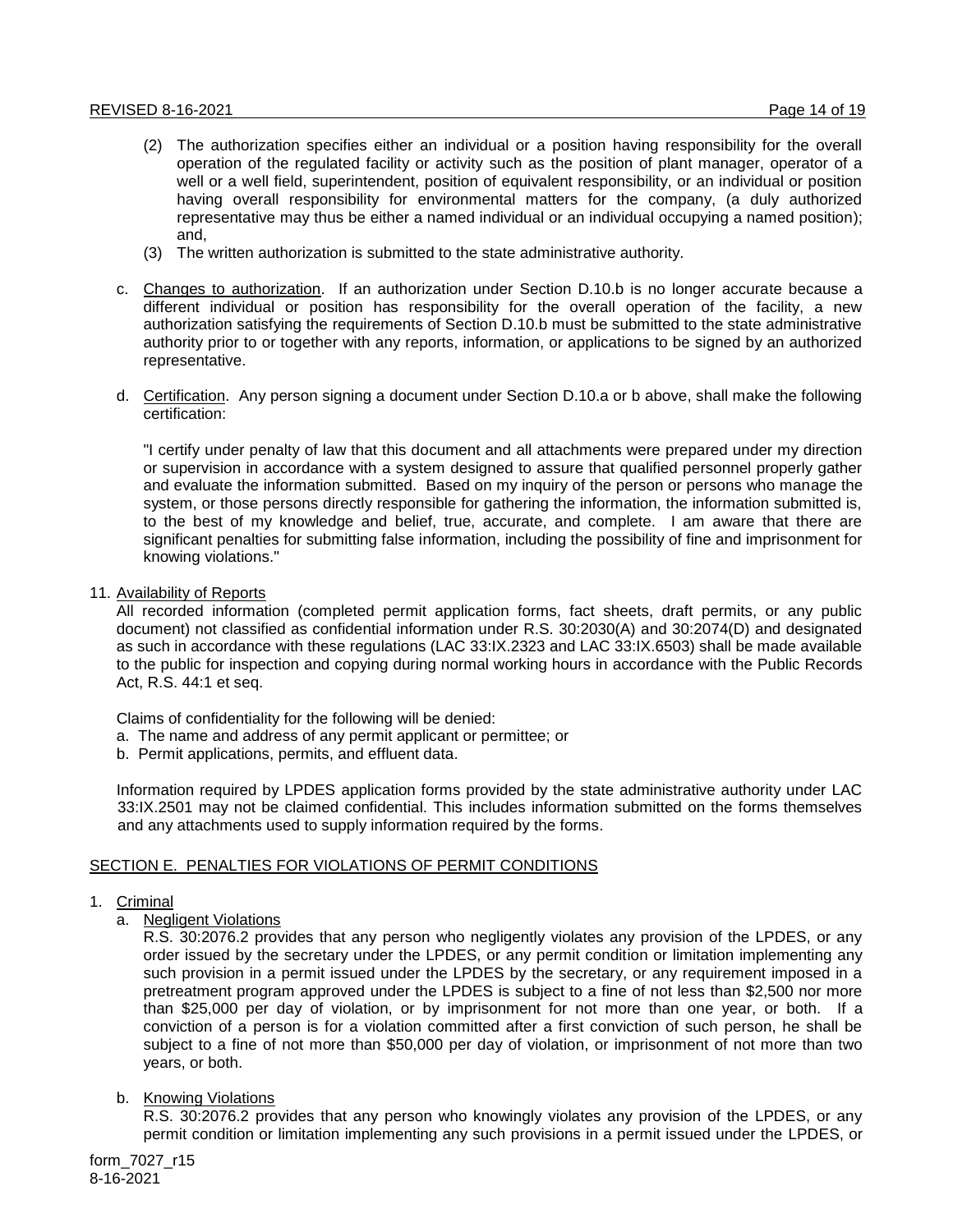(2) The authorization specifies either an individual or a position having responsibility for the overall operation of the regulated facility or activity such as the position of plant manager, operator of a well or a well field, superintendent, position of equivalent responsibility, or an individual or position having overall responsibility for environmental matters for the company, (a duly authorized representative may thus be either a named individual or an individual occupying a named position); and,

(3) The written authorization is submitted to the state administrative authority.

c. Changes to authorization. If an authorization under Section D.10.b is no longer accurate because a different individual or position has responsibility for the overall operation of the facility, a new authorization satisfying the requirements of Section D.10.b must be submitted to the state administrative authority prior to or together with any reports, information, or applications to be signed by an authorized representative.

d. Certification. Any person signing a document under Section D.10.a or b above, shall make the following certification:

"I certify under penalty of law that this document and all attachments were prepared under my direction or supervision in accordance with a system designed to assure that qualified personnel properly gather and evaluate the information submitted. Based on my inquiry of the person or persons who manage the system, or those persons directly responsible for gathering the information, the information submitted is, to the best of my knowledge and belief, true, accurate, and complete. I am aware that there are significant penalties for submitting false information, including the possibility of fine and imprisonment for knowing violations."

11. Availability of Reports

All recorded information (completed permit application forms, fact sheets, draft permits, or any public document) not classified as confidential information under R.S. 30:2030(A) and 30:2074(D) and designated as such in accordance with these regulations (LAC 33:IX.2323 and LAC 33:IX.6503) shall be made available to the public for inspection and copying during normal working hours in accordance with the Public Records Act, R.S. 44:1 et seq.

Claims of confidentiality for the following will be denied:

a. The name and address of any permit applicant or permittee; or
b. Permit applications, permits, and effluent data.

Information required by LPDES application forms provided by the state administrative authority under LAC 33:IX.2501 may not be claimed confidential. This includes information submitted on the forms themselves and any attachments used to supply information required by the forms.

## SECTION E. PENALTIES FOR VIOLATIONS OF PERMIT CONDITIONS

1. Criminal

a. Negligent Violations

R.S. 30:2076.2 provides that any person who negligently violates any provision of the LPDES, or any order issued by the secretary under the LPDES, or any permit condition or limitation implementing any such provision in a permit issued under the LPDES by the secretary, or any requirement imposed in a pretreatment program approved under the LPDES is subject to a fine of not less than $2,500 nor more than $25,000 per day of violation, or by imprisonment for not more than one year, or both. If a conviction of a person is for a violation committed after a first conviction of such person, he shall be subject to a fine of not more than $50,000 per day of violation, or imprisonment of not more than two years, or both.

b. Knowing Violations

R.S. 30:2076.2 provides that any person who knowingly violates any provision of the LPDES, or any permit condition or limitation implementing any such provisions in a permit issued under the LPDES, or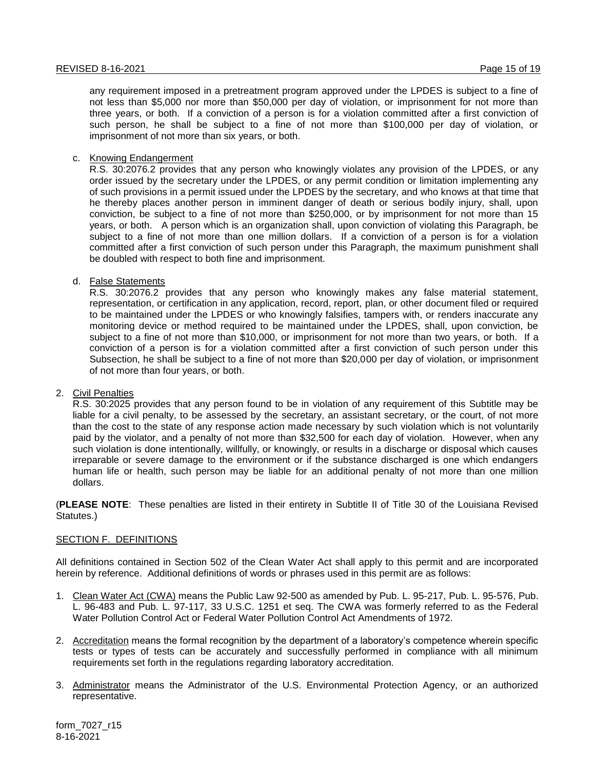any requirement imposed in a pretreatment program approved under the LPDES is subject to a fine of not less than $5,000 nor more than $50,000 per day of violation, or imprisonment for not more than three years, or both. If a conviction of a person is for a violation committed after a first conviction of such person, he shall be subject to a fine of not more than $100,000 per day of violation, or imprisonment of not more than six years, or both.

c. Knowing Endangerment

R.S. 30:2076.2 provides that any person who knowingly violates any provision of the LPDES, or any order issued by the secretary under the LPDES, or any permit condition or limitation implementing any of such provisions in a permit issued under the LPDES by the secretary, and who knows at that time that he thereby places another person in imminent danger of death or serious bodily injury, shall, upon conviction, be subject to a fine of not more than $250,000, or by imprisonment for not more than 15 years, or both. A person which is an organization shall, upon conviction of violating this Paragraph, be subject to a fine of not more than one million dollars. If a conviction of a person is for a violation committed after a first conviction of such person under this Paragraph, the maximum punishment shall be doubled with respect to both fine and imprisonment.

d. False Statements

R.S. 30:2076.2 provides that any person who knowingly makes any false material statement, representation, or certification in any application, record, report, plan, or other document filed or required to be maintained under the LPDES or who knowingly falsifies, tampers with, or renders inaccurate any monitoring device or method required to be maintained under the LPDES, shall, upon conviction, be subject to a fine of not more than $10,000, or imprisonment for not more than two years, or both. If a conviction of a person is for a violation committed after a first conviction of such person under this Subsection, he shall be subject to a fine of not more than $20,000 per day of violation, or imprisonment of not more than four years, or both.

2. Civil Penalties

R.S. 30:2025 provides that any person found to be in violation of any requirement of this Subtitle may be liable for a civil penalty, to be assessed by the secretary, an assistant secretary, or the court, of not more than the cost to the state of any response action made necessary by such violation which is not voluntarily paid by the violator, and a penalty of not more than $32,500 for each day of violation. However, when any such violation is done intentionally, willfully, or knowingly, or results in a discharge or disposal which causes irreparable or severe damage to the environment or if the substance discharged is one which endangers human life or health, such person may be liable for an additional penalty of not more than one million dollars.

(**PLEASE NOTE**: These penalties are listed in their entirety in Subtitle II of Title 30 of the Louisiana Revised Statutes.)

## SECTION F. DEFINITIONS

All definitions contained in Section 502 of the Clean Water Act shall apply to this permit and are incorporated herein by reference. Additional definitions of words or phrases used in this permit are as follows:

1. Clean Water Act (CWA) means the Public Law 92-500 as amended by Pub. L. 95-217, Pub. L. 95-576, Pub. L. 96-483 and Pub. L. 97-117, 33 U.S.C. 1251 et seq. The CWA was formerly referred to as the Federal Water Pollution Control Act or Federal Water Pollution Control Act Amendments of 1972.
2. Accreditation means the formal recognition by the department of a laboratory's competence wherein specific tests or types of tests can be accurately and successfully performed in compliance with all minimum requirements set forth in the regulations regarding laboratory accreditation.
3. Administrator means the Administrator of the U.S. Environmental Protection Agency, or an authorized representative.

form_7027_r15
8-16-2021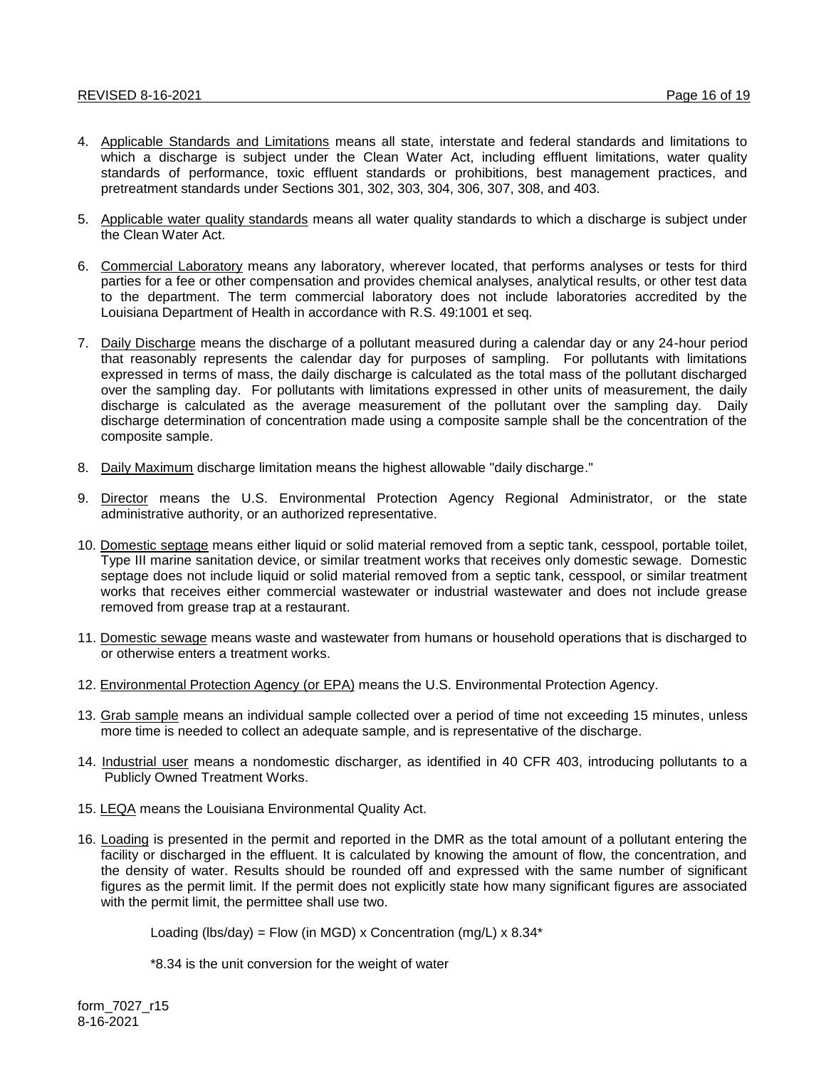4. Applicable Standards and Limitations means all state, interstate and federal standards and limitations to which a discharge is subject under the Clean Water Act, including effluent limitations, water quality standards of performance, toxic effluent standards or prohibitions, best management practices, and pretreatment standards under Sections 301, 302, 303, 304, 306, 307, 308, and 403.

5. Applicable water quality standards means all water quality standards to which a discharge is subject under the Clean Water Act.

6. Commercial Laboratory means any laboratory, wherever located, that performs analyses or tests for third parties for a fee or other compensation and provides chemical analyses, analytical results, or other test data to the department. The term commercial laboratory does not include laboratories accredited by the Louisiana Department of Health in accordance with R.S. 49:1001 et seq.

7. Daily Discharge means the discharge of a pollutant measured during a calendar day or any 24-hour period that reasonably represents the calendar day for purposes of sampling. For pollutants with limitations expressed in terms of mass, the daily discharge is calculated as the total mass of the pollutant discharged over the sampling day. For pollutants with limitations expressed in other units of measurement, the daily discharge is calculated as the average measurement of the pollutant over the sampling day. Daily discharge determination of concentration made using a composite sample shall be the concentration of the composite sample.

8. Daily Maximum discharge limitation means the highest allowable "daily discharge."

9. Director means the U.S. Environmental Protection Agency Regional Administrator, or the state administrative authority, or an authorized representative.

10. Domestic septage means either liquid or solid material removed from a septic tank, cesspool, portable toilet, Type III marine sanitation device, or similar treatment works that receives only domestic sewage. Domestic septage does not include liquid or solid material removed from a septic tank, cesspool, or similar treatment works that receives either commercial wastewater or industrial wastewater and does not include grease removed from grease trap at a restaurant.

11. Domestic sewage means waste and wastewater from humans or household operations that is discharged to or otherwise enters a treatment works.

12. Environmental Protection Agency (or EPA) means the U.S. Environmental Protection Agency.

13. Grab sample means an individual sample collected over a period of time not exceeding 15 minutes, unless more time is needed to collect an adequate sample, and is representative of the discharge.

14. Industrial user means a nondomestic discharger, as identified in 40 CFR 403, introducing pollutants to a Publicly Owned Treatment Works.

15. LEQA means the Louisiana Environmental Quality Act.

16. Loading is presented in the permit and reported in the DMR as the total amount of a pollutant entering the facility or discharged in the effluent. It is calculated by knowing the amount of flow, the concentration, and the density of water. Results should be rounded off and expressed with the same number of significant figures as the permit limit. If the permit does not explicitly state how many significant figures are associated with the permit limit, the permittee shall use two.

    Loading (lbs/day) = Flow (in MGD) x Concentration (mg/L) x 8.34*

    *8.34 is the unit conversion for the weight of water

form_7027_r15
8-16-2021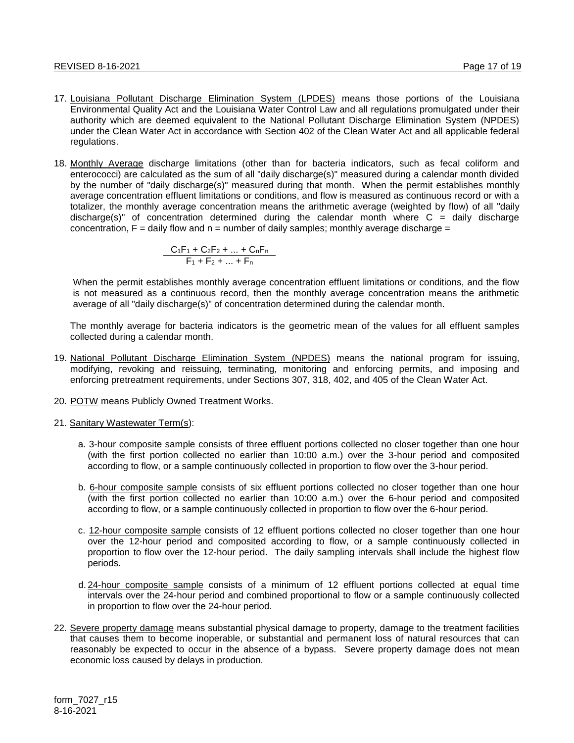17. Louisiana Pollutant Discharge Elimination System (LPDES) means those portions of the Louisiana Environmental Quality Act and the Louisiana Water Control Law and all regulations promulgated under their authority which are deemed equivalent to the National Pollutant Discharge Elimination System (NPDES) under the Clean Water Act in accordance with Section 402 of the Clean Water Act and all applicable federal regulations.

18. Monthly Average discharge limitations (other than for bacteria indicators, such as fecal coliform and enterococci) are calculated as the sum of all "daily discharge(s)" measured during a calendar month divided by the number of "daily discharge(s)" measured during that month. When the permit establishes monthly average concentration effluent limitations or conditions, and flow is measured as continuous record or with a totalizer, the monthly average concentration means the arithmetic average (weighted by flow) of all "daily discharge(s)" of concentration determined during the calendar month where C = daily discharge concentration, F = daily flow and n = number of daily samples; monthly average discharge =

$$\frac{C_1F_1 + C_2F_2 + ... + C_nF_n}{F_1 + F_2 + ... + F_n}$$

When the permit establishes monthly average concentration effluent limitations or conditions, and the flow is not measured as a continuous record, then the monthly average concentration means the arithmetic average of all "daily discharge(s)" of concentration determined during the calendar month.

The monthly average for bacteria indicators is the geometric mean of the values for all effluent samples collected during a calendar month.

19. National Pollutant Discharge Elimination System (NPDES) means the national program for issuing, modifying, revoking and reissuing, terminating, monitoring and enforcing permits, and imposing and enforcing pretreatment requirements, under Sections 307, 318, 402, and 405 of the Clean Water Act.

20. POTW means Publicly Owned Treatment Works.

21. Sanitary Wastewater Term(s):

    a. 3-hour composite sample consists of three effluent portions collected no closer together than one hour (with the first portion collected no earlier than 10:00 a.m.) over the 3-hour period and composited according to flow, or a sample continuously collected in proportion to flow over the 3-hour period.

    b. 6-hour composite sample consists of six effluent portions collected no closer together than one hour (with the first portion collected no earlier than 10:00 a.m.) over the 6-hour period and composited according to flow, or a sample continuously collected in proportion to flow over the 6-hour period.

    c. 12-hour composite sample consists of 12 effluent portions collected no closer together than one hour over the 12-hour period and composited according to flow, or a sample continuously collected in proportion to flow over the 12-hour period. The daily sampling intervals shall include the highest flow periods.

    d. 24-hour composite sample consists of a minimum of 12 effluent portions collected at equal time intervals over the 24-hour period and combined proportional to flow or a sample continuously collected in proportion to flow over the 24-hour period.

22. Severe property damage means substantial physical damage to property, damage to the treatment facilities that causes them to become inoperable, or substantial and permanent loss of natural resources that can reasonably be expected to occur in the absence of a bypass. Severe property damage does not mean economic loss caused by delays in production.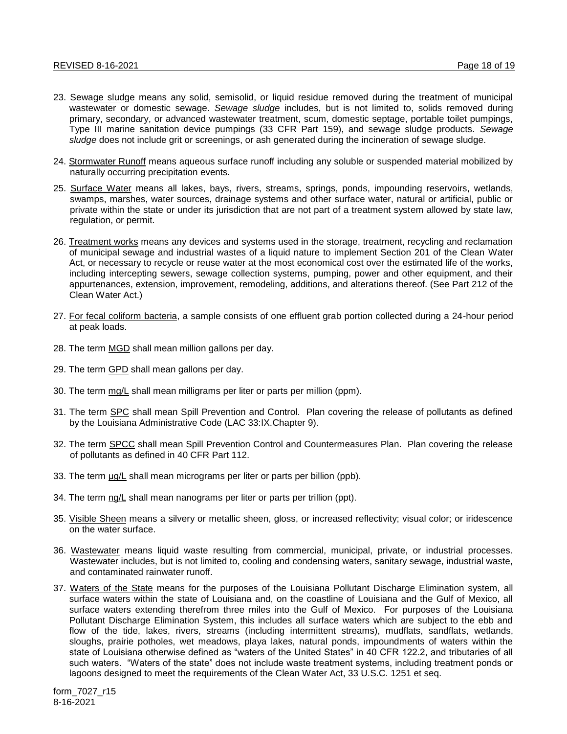23. Sewage sludge means any solid, semisolid, or liquid residue removed during the treatment of municipal wastewater or domestic sewage. *Sewage sludge* includes, but is not limited to, solids removed during primary, secondary, or advanced wastewater treatment, scum, domestic septage, portable toilet pumpings, Type III marine sanitation device pumpings (33 CFR Part 159), and sewage sludge products. *Sewage sludge* does not include grit or screenings, or ash generated during the incineration of sewage sludge.

24. Stormwater Runoff means aqueous surface runoff including any soluble or suspended material mobilized by naturally occurring precipitation events.

25. Surface Water means all lakes, bays, rivers, streams, springs, ponds, impounding reservoirs, wetlands, swamps, marshes, water sources, drainage systems and other surface water, natural or artificial, public or private within the state or under its jurisdiction that are not part of a treatment system allowed by state law, regulation, or permit.

26. Treatment works means any devices and systems used in the storage, treatment, recycling and reclamation of municipal sewage and industrial wastes of a liquid nature to implement Section 201 of the Clean Water Act, or necessary to recycle or reuse water at the most economical cost over the estimated life of the works, including intercepting sewers, sewage collection systems, pumping, power and other equipment, and their appurtenances, extension, improvement, remodeling, additions, and alterations thereof. (See Part 212 of the Clean Water Act.)

27. For fecal coliform bacteria, a sample consists of one effluent grab portion collected during a 24-hour period at peak loads.

28. The term MGD shall mean million gallons per day.

29. The term GPD shall mean gallons per day.

30. The term mg/L shall mean milligrams per liter or parts per million (ppm).

31. The term SPC shall mean Spill Prevention and Control. Plan covering the release of pollutants as defined by the Louisiana Administrative Code (LAC 33:IX.Chapter 9).

32. The term SPCC shall mean Spill Prevention Control and Countermeasures Plan. Plan covering the release of pollutants as defined in 40 CFR Part 112.

33. The term µg/L shall mean micrograms per liter or parts per billion (ppb).

34. The term ng/L shall mean nanograms per liter or parts per trillion (ppt).

35. Visible Sheen means a silvery or metallic sheen, gloss, or increased reflectivity; visual color; or iridescence on the water surface.

36. Wastewater means liquid waste resulting from commercial, municipal, private, or industrial processes. Wastewater includes, but is not limited to, cooling and condensing waters, sanitary sewage, industrial waste, and contaminated rainwater runoff.

37. Waters of the State means for the purposes of the Louisiana Pollutant Discharge Elimination system, all surface waters within the state of Louisiana and, on the coastline of Louisiana and the Gulf of Mexico, all surface waters extending therefrom three miles into the Gulf of Mexico. For purposes of the Louisiana Pollutant Discharge Elimination System, this includes all surface waters which are subject to the ebb and flow of the tide, lakes, rivers, streams (including intermittent streams), mudflats, sandflats, wetlands, sloughs, prairie potholes, wet meadows, playa lakes, natural ponds, impoundments of waters within the state of Louisiana otherwise defined as "waters of the United States" in 40 CFR 122.2, and tributaries of all such waters. "Waters of the state" does not include waste treatment systems, including treatment ponds or lagoons designed to meet the requirements of the Clean Water Act, 33 U.S.C. 1251 et seq.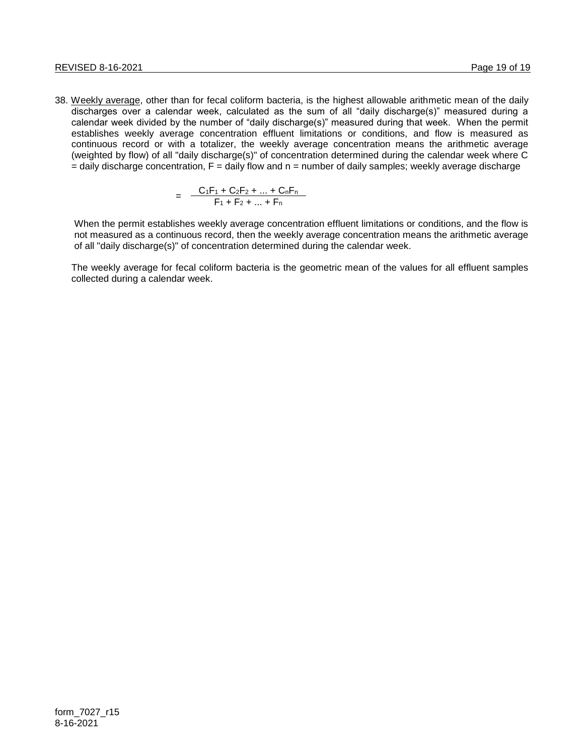38. Weekly average, other than for fecal coliform bacteria, is the highest allowable arithmetic mean of the daily discharges over a calendar week, calculated as the sum of all "daily discharge(s)" measured during a calendar week divided by the number of "daily discharge(s)" measured during that week. When the permit establishes weekly average concentration effluent limitations or conditions, and flow is measured as continuous record or with a totalizer, the weekly average concentration means the arithmetic average (weighted by flow) of all "daily discharge(s)" of concentration determined during the calendar week where C = daily discharge concentration, F = daily flow and n = number of daily samples; weekly average discharge

$$= \frac{C_1F_1 + C_2F_2 + ... + C_nF_n}{F_1 + F_2 + ... + F_n}$$

When the permit establishes weekly average concentration effluent limitations or conditions, and the flow is not measured as a continuous record, then the weekly average concentration means the arithmetic average of all "daily discharge(s)" of concentration determined during the calendar week.

The weekly average for fecal coliform bacteria is the geometric mean of the values for all effluent samples collected during a calendar week.

form_7027_r15
8-16-2021